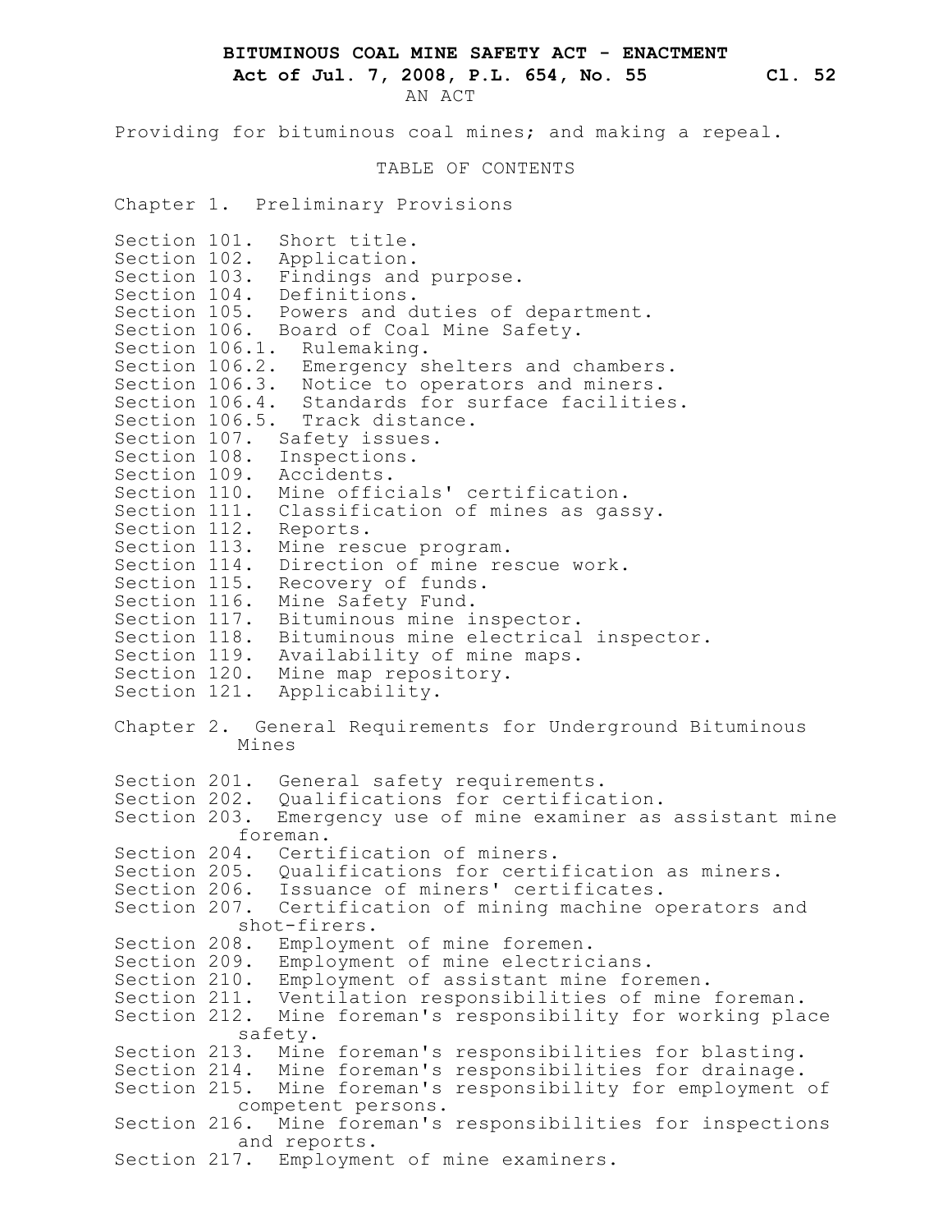# BITUMINOUS COAL MINE SAFETY ACT - ENACTMENT

**Act of Jul. 7, 2008, P.L. 654, No. 55 Cl. 52**

AN ACT

Providing for bituminous coal mines; and making a repeal.

TABLE OF CONTENTS

Chapter 1. Preliminary Provisions

Section 101. Short title.
Section 102. Application.
Section 103. Findings and purpose.
Section 104. Definitions.
Section 105. Powers and duties of department.
Section 106. Board of Coal Mine Safety.
Section 106.1. Rulemaking.
Section 106.2. Emergency shelters and chambers.
Section 106.3. Notice to operators and miners.
Section 106.4. Standards for surface facilities.
Section 106.5. Track distance.
Section 107. Safety issues.
Section 108. Inspections.
Section 109. Accidents.
Section 110. Mine officials' certification.
Section 111. Classification of mines as gassy.
Section 112. Reports.
Section 113. Mine rescue program.
Section 114. Direction of mine rescue work.
Section 115. Recovery of funds.
Section 116. Mine Safety Fund.
Section 117. Bituminous mine inspector.
Section 118. Bituminous mine electrical inspector.
Section 119. Availability of mine maps.
Section 120. Mine map repository.
Section 121. Applicability.

Chapter 2. General Requirements for Underground Bituminous Mines

Section 201. General safety requirements.
Section 202. Qualifications for certification.
Section 203. Emergency use of mine examiner as assistant mine foreman.
Section 204. Certification of miners.
Section 205. Qualifications for certification as miners.
Section 206. Issuance of miners' certificates.
Section 207. Certification of mining machine operators and shot-firers.
Section 208. Employment of mine foremen.
Section 209. Employment of mine electricians.
Section 210. Employment of assistant mine foremen.
Section 211. Ventilation responsibilities of mine foreman.
Section 212. Mine foreman's responsibility for working place safety.
Section 213. Mine foreman's responsibilities for blasting.
Section 214. Mine foreman's responsibilities for drainage.
Section 215. Mine foreman's responsibility for employment of competent persons.
Section 216. Mine foreman's responsibilities for inspections and reports.
Section 217. Employment of mine examiners.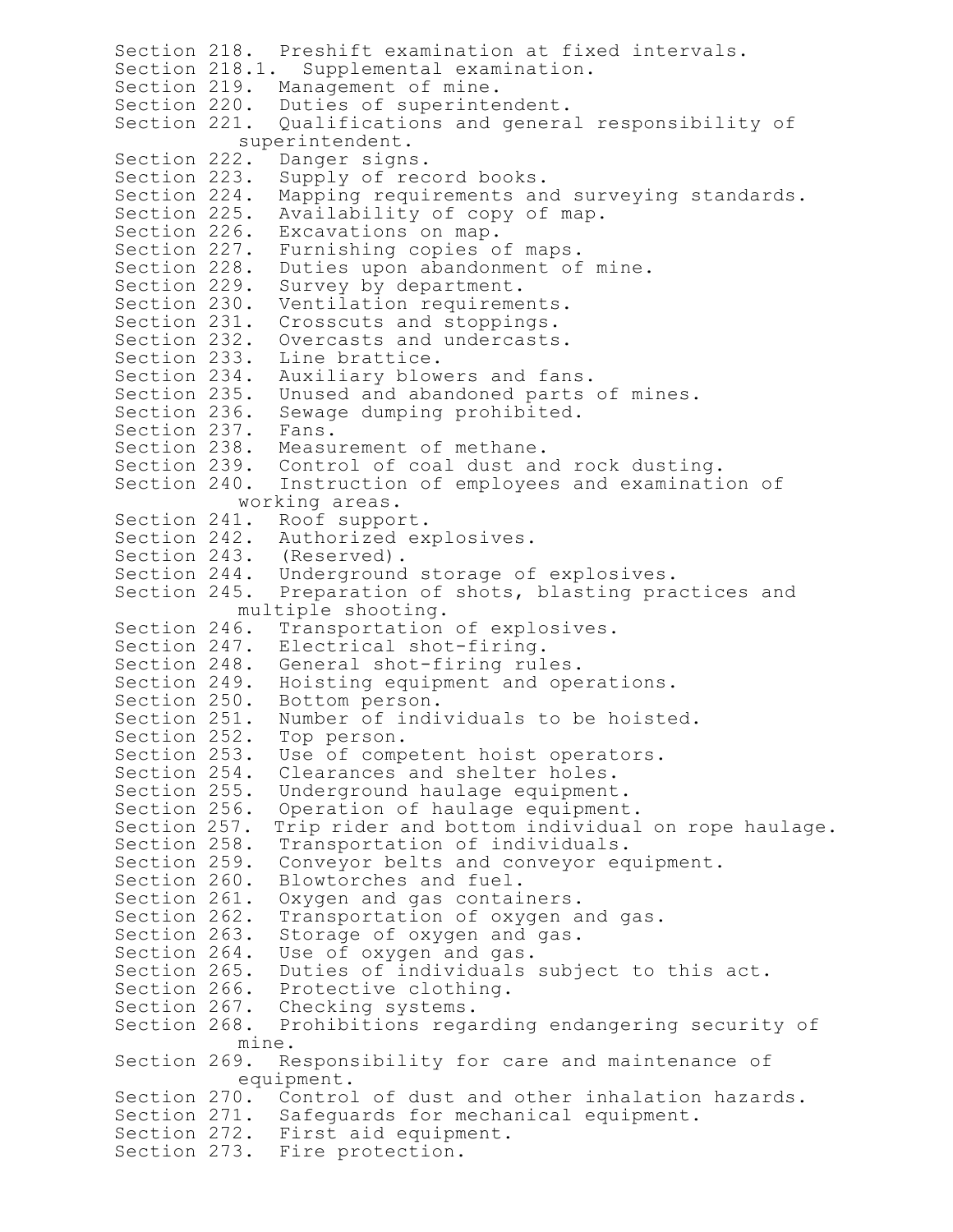Section 218. Preshift examination at fixed intervals.
Section 218.1. Supplemental examination.
Section 219. Management of mine.
Section 220. Duties of superintendent.
Section 221. Qualifications and general responsibility of superintendent.
Section 222. Danger signs.
Section 223. Supply of record books.
Section 224. Mapping requirements and surveying standards.
Section 225. Availability of copy of map.
Section 226. Excavations on map.
Section 227. Furnishing copies of maps.
Section 228. Duties upon abandonment of mine.
Section 229. Survey by department.
Section 230. Ventilation requirements.
Section 231. Crosscuts and stoppings.
Section 232. Overcasts and undercasts.
Section 233. Line brattice.
Section 234. Auxiliary blowers and fans.
Section 235. Unused and abandoned parts of mines.
Section 236. Sewage dumping prohibited.
Section 237. Fans.
Section 238. Measurement of methane.
Section 239. Control of coal dust and rock dusting.
Section 240. Instruction of employees and examination of working areas.
Section 241. Roof support.
Section 242. Authorized explosives.
Section 243. (Reserved).
Section 244. Underground storage of explosives.
Section 245. Preparation of shots, blasting practices and multiple shooting.
Section 246. Transportation of explosives.
Section 247. Electrical shot-firing.
Section 248. General shot-firing rules.
Section 249. Hoisting equipment and operations.
Section 250. Bottom person.
Section 251. Number of individuals to be hoisted.
Section 252. Top person.
Section 253. Use of competent hoist operators.
Section 254. Clearances and shelter holes.
Section 255. Underground haulage equipment.
Section 256. Operation of haulage equipment.
Section 257. Trip rider and bottom individual on rope haulage.
Section 258. Transportation of individuals.
Section 259. Conveyor belts and conveyor equipment.
Section 260. Blowtorches and fuel.
Section 261. Oxygen and gas containers.
Section 262. Transportation of oxygen and gas.
Section 263. Storage of oxygen and gas.
Section 264. Use of oxygen and gas.
Section 265. Duties of individuals subject to this act.
Section 266. Protective clothing.
Section 267. Checking systems.
Section 268. Prohibitions regarding endangering security of mine.
Section 269. Responsibility for care and maintenance of equipment.
Section 270. Control of dust and other inhalation hazards.
Section 271. Safeguards for mechanical equipment.
Section 272. First aid equipment.
Section 273. Fire protection.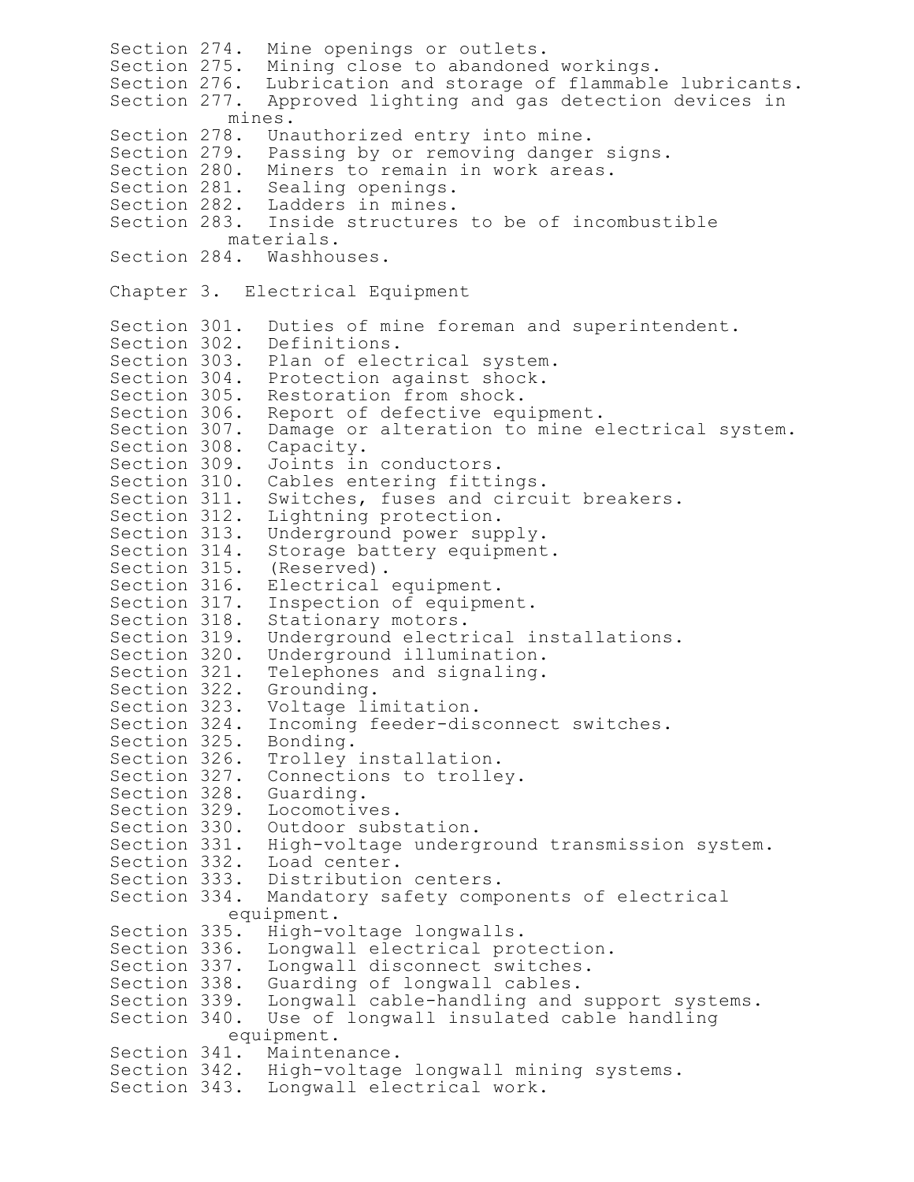Section 274. Mine openings or outlets.
Section 275. Mining close to abandoned workings.
Section 276. Lubrication and storage of flammable lubricants.
Section 277. Approved lighting and gas detection devices in mines.
Section 278. Unauthorized entry into mine.
Section 279. Passing by or removing danger signs.
Section 280. Miners to remain in work areas.
Section 281. Sealing openings.
Section 282. Ladders in mines.
Section 283. Inside structures to be of incombustible materials.
Section 284. Washhouses.

Chapter 3. Electrical Equipment

Section 301. Duties of mine foreman and superintendent.
Section 302. Definitions.
Section 303. Plan of electrical system.
Section 304. Protection against shock.
Section 305. Restoration from shock.
Section 306. Report of defective equipment.
Section 307. Damage or alteration to mine electrical system.
Section 308. Capacity.
Section 309. Joints in conductors.
Section 310. Cables entering fittings.
Section 311. Switches, fuses and circuit breakers.
Section 312. Lightning protection.
Section 313. Underground power supply.
Section 314. Storage battery equipment.
Section 315. (Reserved).
Section 316. Electrical equipment.
Section 317. Inspection of equipment.
Section 318. Stationary motors.
Section 319. Underground electrical installations.
Section 320. Underground illumination.
Section 321. Telephones and signaling.
Section 322. Grounding.
Section 323. Voltage limitation.
Section 324. Incoming feeder-disconnect switches.
Section 325. Bonding.
Section 326. Trolley installation.
Section 327. Connections to trolley.
Section 328. Guarding.
Section 329. Locomotives.
Section 330. Outdoor substation.
Section 331. High-voltage underground transmission system.
Section 332. Load center.
Section 333. Distribution centers.
Section 334. Mandatory safety components of electrical equipment.
Section 335. High-voltage longwalls.
Section 336. Longwall electrical protection.
Section 337. Longwall disconnect switches.
Section 338. Guarding of longwall cables.
Section 339. Longwall cable-handling and support systems.
Section 340. Use of longwall insulated cable handling equipment.
Section 341. Maintenance.
Section 342. High-voltage longwall mining systems.
Section 343. Longwall electrical work.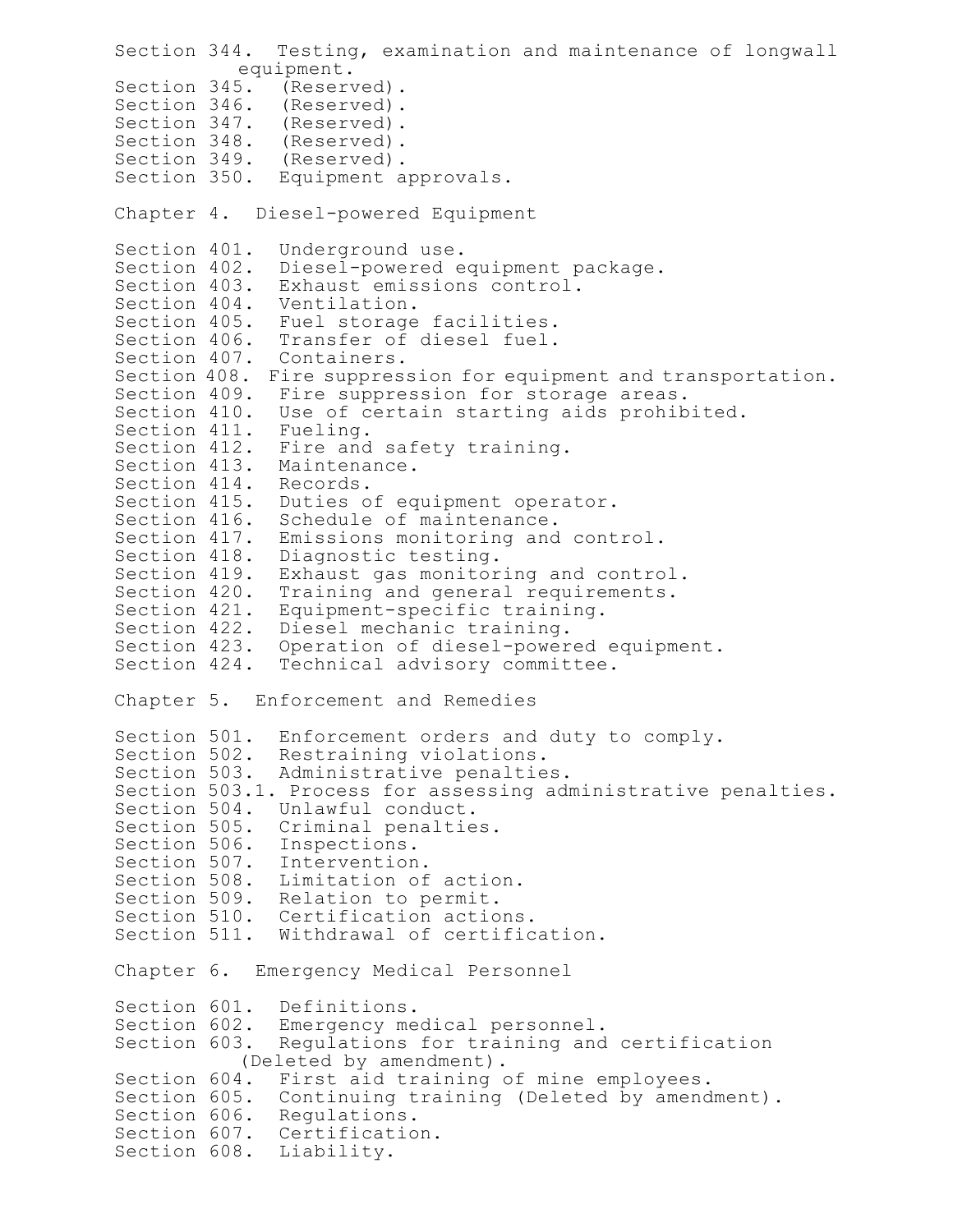Section 344. Testing, examination and maintenance of longwall equipment.
Section 345. (Reserved).
Section 346. (Reserved).
Section 347. (Reserved).
Section 348. (Reserved).
Section 349. (Reserved).
Section 350. Equipment approvals.

Chapter 4. Diesel-powered Equipment

Section 401. Underground use.
Section 402. Diesel-powered equipment package.
Section 403. Exhaust emissions control.
Section 404. Ventilation.
Section 405. Fuel storage facilities.
Section 406. Transfer of diesel fuel.
Section 407. Containers.
Section 408. Fire suppression for equipment and transportation.
Section 409. Fire suppression for storage areas.
Section 410. Use of certain starting aids prohibited.
Section 411. Fueling.
Section 412. Fire and safety training.
Section 413. Maintenance.
Section 414. Records.
Section 415. Duties of equipment operator.
Section 416. Schedule of maintenance.
Section 417. Emissions monitoring and control.
Section 418. Diagnostic testing.
Section 419. Exhaust gas monitoring and control.
Section 420. Training and general requirements.
Section 421. Equipment-specific training.
Section 422. Diesel mechanic training.
Section 423. Operation of diesel-powered equipment.
Section 424. Technical advisory committee.

Chapter 5. Enforcement and Remedies

Section 501. Enforcement orders and duty to comply.
Section 502. Restraining violations.
Section 503. Administrative penalties.
Section 503.1. Process for assessing administrative penalties.
Section 504. Unlawful conduct.
Section 505. Criminal penalties.
Section 506. Inspections.
Section 507. Intervention.
Section 508. Limitation of action.
Section 509. Relation to permit.
Section 510. Certification actions.
Section 511. Withdrawal of certification.

Chapter 6. Emergency Medical Personnel

Section 601. Definitions.
Section 602. Emergency medical personnel.
Section 603. Regulations for training and certification (Deleted by amendment).
Section 604. First aid training of mine employees.
Section 605. Continuing training (Deleted by amendment).
Section 606. Regulations.
Section 607. Certification.
Section 608. Liability.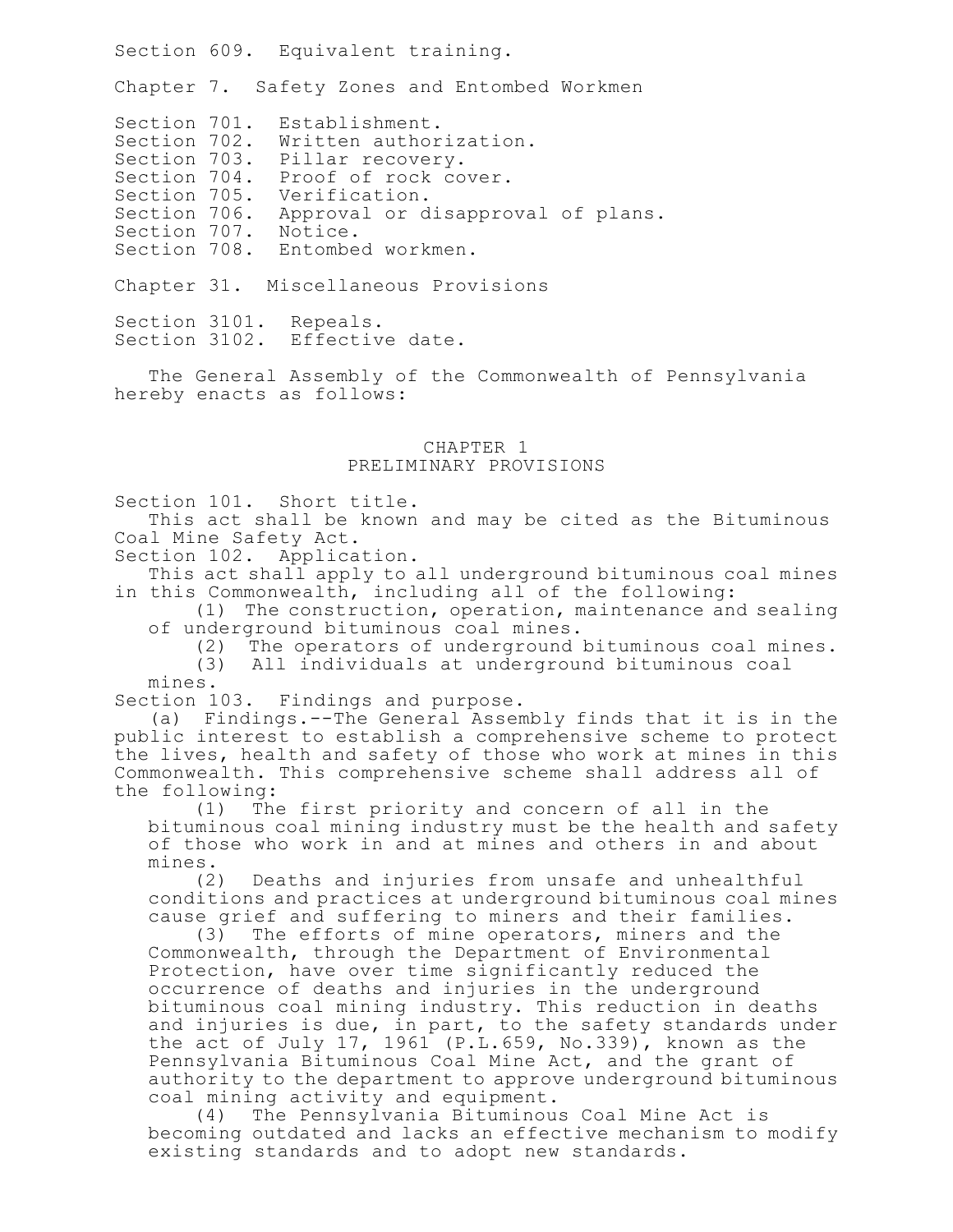Section 609. Equivalent training.

Chapter 7. Safety Zones and Entombed Workmen

Section 701. Establishment.
Section 702. Written authorization.
Section 703. Pillar recovery.
Section 704. Proof of rock cover.
Section 705. Verification.
Section 706. Approval or disapproval of plans.
Section 707. Notice.
Section 708. Entombed workmen.

Chapter 31. Miscellaneous Provisions

Section 3101. Repeals.
Section 3102. Effective date.

The General Assembly of the Commonwealth of Pennsylvania hereby enacts as follows:

## CHAPTER 1
## PRELIMINARY PROVISIONS

Section 101. Short title.

This act shall be known and may be cited as the Bituminous Coal Mine Safety Act.

Section 102. Application.

This act shall apply to all underground bituminous coal mines in this Commonwealth, including all of the following:

(1) The construction, operation, maintenance and sealing of underground bituminous coal mines.

(2) The operators of underground bituminous coal mines.

(3) All individuals at underground bituminous coal mines.

Section 103. Findings and purpose.

(a) Findings.--The General Assembly finds that it is in the public interest to establish a comprehensive scheme to protect the lives, health and safety of those who work at mines in this Commonwealth. This comprehensive scheme shall address all of the following:

(1) The first priority and concern of all in the bituminous coal mining industry must be the health and safety of those who work in and at mines and others in and about mines.

(2) Deaths and injuries from unsafe and unhealthful conditions and practices at underground bituminous coal mines cause grief and suffering to miners and their families.

(3) The efforts of mine operators, miners and the Commonwealth, through the Department of Environmental Protection, have over time significantly reduced the occurrence of deaths and injuries in the underground bituminous coal mining industry. This reduction in deaths and injuries is due, in part, to the safety standards under the act of July 17, 1961 (P.L.659, No.339), known as the Pennsylvania Bituminous Coal Mine Act, and the grant of authority to the department to approve underground bituminous coal mining activity and equipment.

(4) The Pennsylvania Bituminous Coal Mine Act is becoming outdated and lacks an effective mechanism to modify existing standards and to adopt new standards.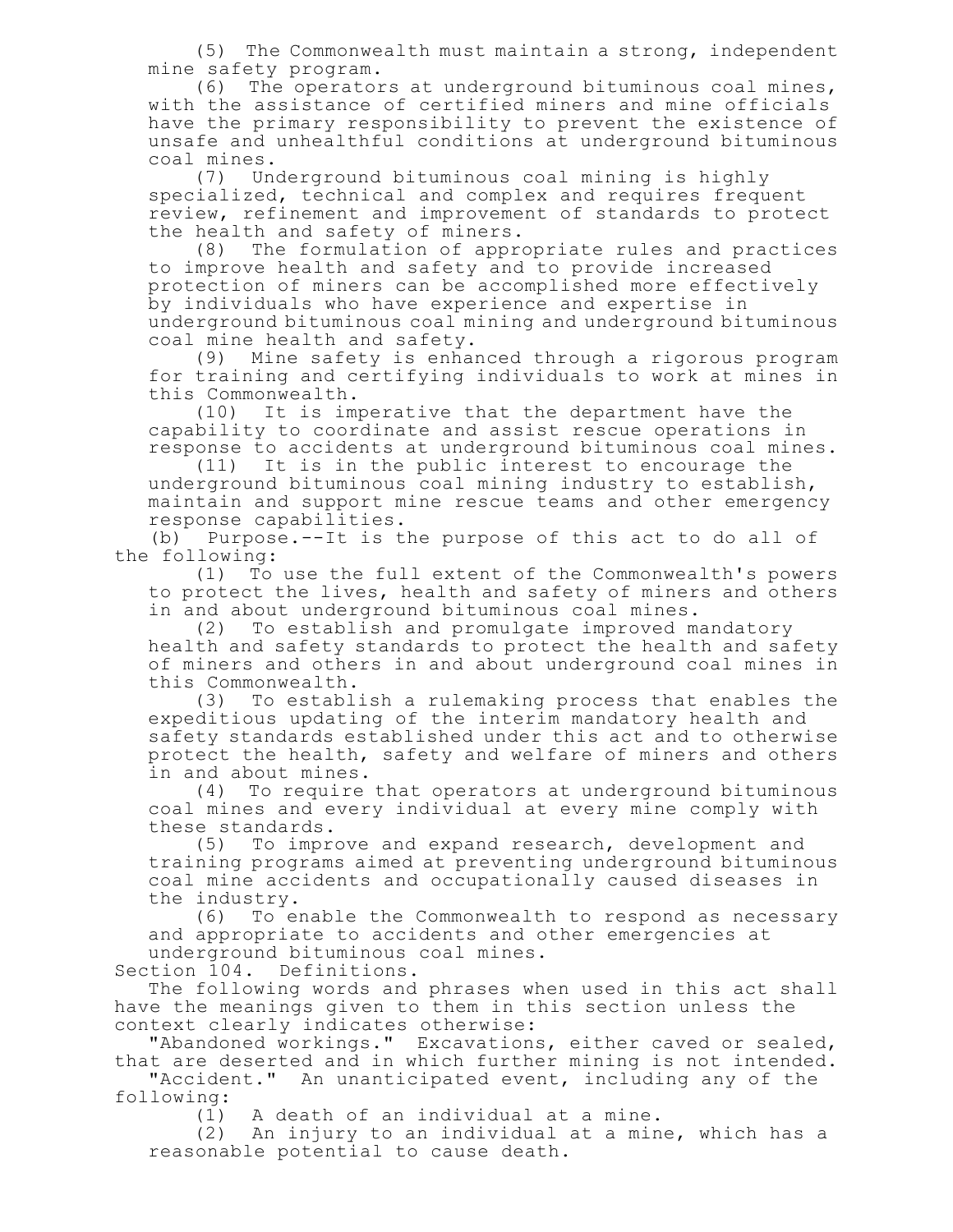(5) The Commonwealth must maintain a strong, independent mine safety program.

(6) The operators at underground bituminous coal mines, with the assistance of certified miners and mine officials have the primary responsibility to prevent the existence of unsafe and unhealthful conditions at underground bituminous coal mines.

(7) Underground bituminous coal mining is highly specialized, technical and complex and requires frequent review, refinement and improvement of standards to protect the health and safety of miners.

(8) The formulation of appropriate rules and practices to improve health and safety and to provide increased protection of miners can be accomplished more effectively by individuals who have experience and expertise in underground bituminous coal mining and underground bituminous coal mine health and safety.

(9) Mine safety is enhanced through a rigorous program for training and certifying individuals to work at mines in this Commonwealth.

(10) It is imperative that the department have the capability to coordinate and assist rescue operations in response to accidents at underground bituminous coal mines.

(11) It is in the public interest to encourage the underground bituminous coal mining industry to establish, maintain and support mine rescue teams and other emergency response capabilities.

(b) Purpose.--It is the purpose of this act to do all of the following:

(1) To use the full extent of the Commonwealth's powers to protect the lives, health and safety of miners and others in and about underground bituminous coal mines.

(2) To establish and promulgate improved mandatory health and safety standards to protect the health and safety of miners and others in and about underground coal mines in this Commonwealth.

(3) To establish a rulemaking process that enables the expeditious updating of the interim mandatory health and safety standards established under this act and to otherwise protect the health, safety and welfare of miners and others in and about mines.

(4) To require that operators at underground bituminous coal mines and every individual at every mine comply with these standards.

(5) To improve and expand research, development and training programs aimed at preventing underground bituminous coal mine accidents and occupationally caused diseases in the industry.

(6) To enable the Commonwealth to respond as necessary and appropriate to accidents and other emergencies at underground bituminous coal mines.

Section 104. Definitions.

The following words and phrases when used in this act shall have the meanings given to them in this section unless the context clearly indicates otherwise:

"Abandoned workings." Excavations, either caved or sealed, that are deserted and in which further mining is not intended.

"Accident." An unanticipated event, including any of the following:

(1) A death of an individual at a mine.

(2) An injury to an individual at a mine, which has a reasonable potential to cause death.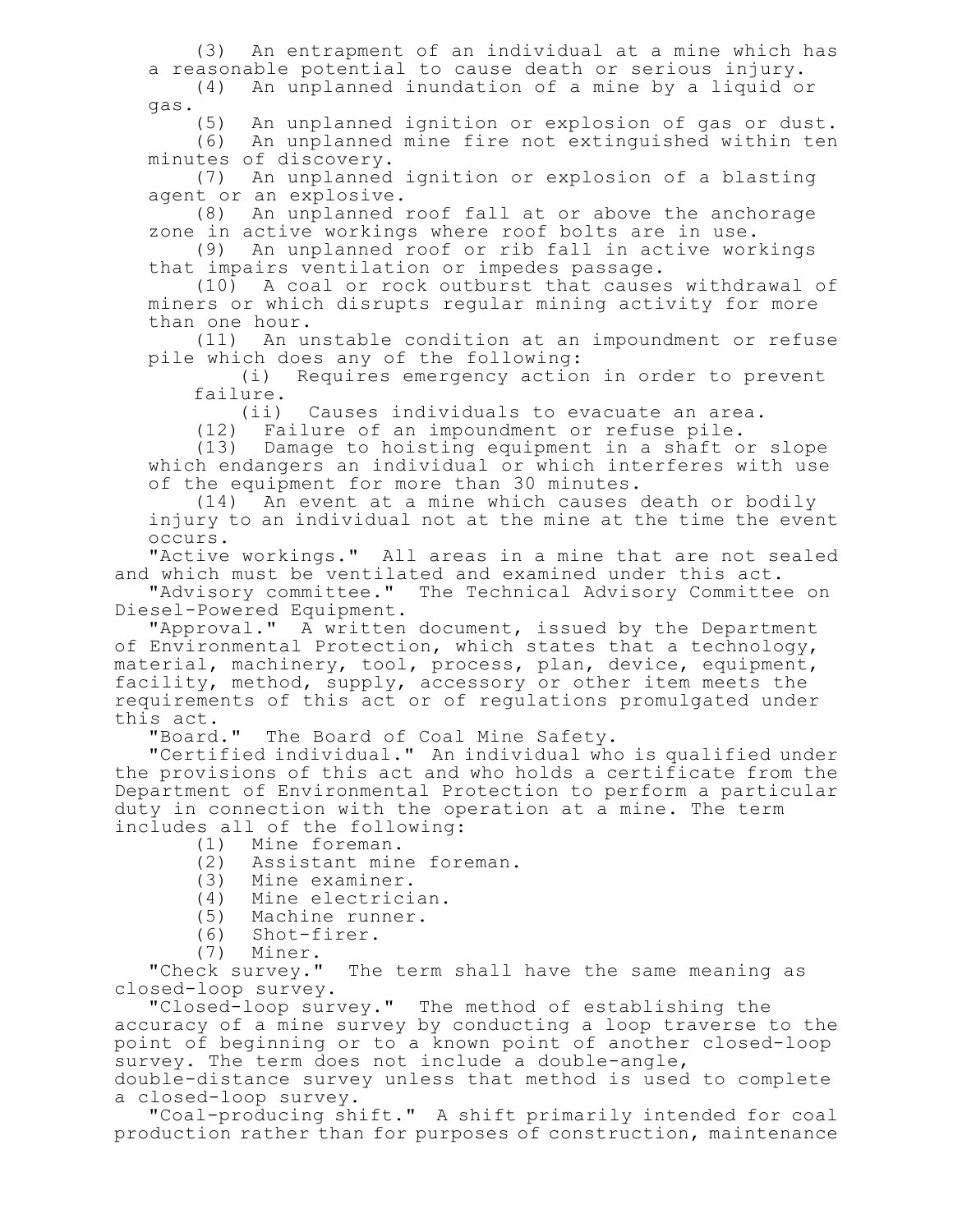(3) An entrapment of an individual at a mine which has a reasonable potential to cause death or serious injury.

(4) An unplanned inundation of a mine by a liquid or gas.

(5) An unplanned ignition or explosion of gas or dust.

(6) An unplanned mine fire not extinguished within ten minutes of discovery.

(7) An unplanned ignition or explosion of a blasting agent or an explosive.

(8) An unplanned roof fall at or above the anchorage zone in active workings where roof bolts are in use.

(9) An unplanned roof or rib fall in active workings that impairs ventilation or impedes passage.

(10) A coal or rock outburst that causes withdrawal of miners or which disrupts regular mining activity for more than one hour.

(11) An unstable condition at an impoundment or refuse pile which does any of the following:

(i) Requires emergency action in order to prevent failure.

(ii) Causes individuals to evacuate an area.

(12) Failure of an impoundment or refuse pile.

(13) Damage to hoisting equipment in a shaft or slope which endangers an individual or which interferes with use of the equipment for more than 30 minutes.

(14) An event at a mine which causes death or bodily injury to an individual not at the mine at the time the event occurs.

"Active workings." All areas in a mine that are not sealed and which must be ventilated and examined under this act.

"Advisory committee." The Technical Advisory Committee on Diesel-Powered Equipment.

"Approval." A written document, issued by the Department of Environmental Protection, which states that a technology, material, machinery, tool, process, plan, device, equipment, facility, method, supply, accessory or other item meets the requirements of this act or of regulations promulgated under this act.

"Board." The Board of Coal Mine Safety.

"Certified individual." An individual who is qualified under the provisions of this act and who holds a certificate from the Department of Environmental Protection to perform a particular duty in connection with the operation at a mine. The term includes all of the following:

(1) Mine foreman.

(2) Assistant mine foreman.

(3) Mine examiner.

(4) Mine electrician.

(5) Machine runner.

(6) Shot-firer.

(7) Miner.

"Check survey." The term shall have the same meaning as closed-loop survey.

"Closed-loop survey." The method of establishing the accuracy of a mine survey by conducting a loop traverse to the point of beginning or to a known point of another closed-loop survey. The term does not include a double-angle, double-distance survey unless that method is used to complete a closed-loop survey.

"Coal-producing shift." A shift primarily intended for coal production rather than for purposes of construction, maintenance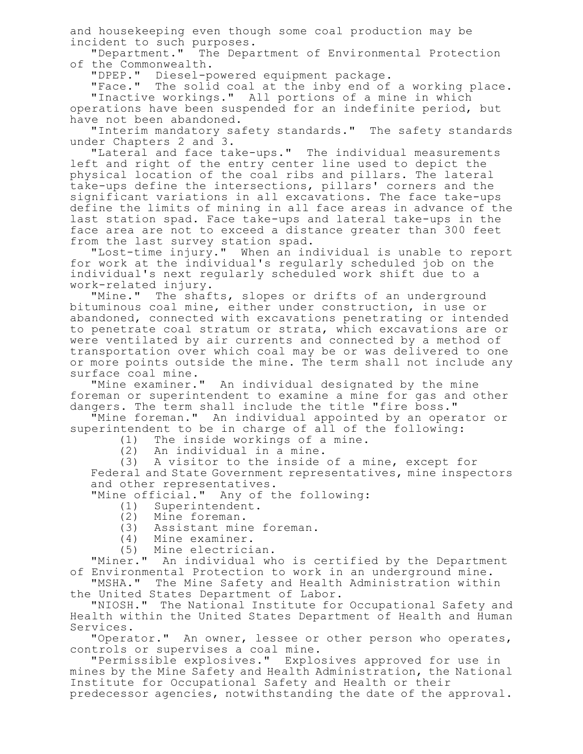and housekeeping even though some coal production may be incident to such purposes.

"Department." The Department of Environmental Protection of the Commonwealth.

"DPEP." Diesel-powered equipment package.

"Face." The solid coal at the inby end of a working place.

"Inactive workings." All portions of a mine in which operations have been suspended for an indefinite period, but have not been abandoned.

"Interim mandatory safety standards." The safety standards under Chapters 2 and 3.

"Lateral and face take-ups." The individual measurements left and right of the entry center line used to depict the physical location of the coal ribs and pillars. The lateral take-ups define the intersections, pillars' corners and the significant variations in all excavations. The face take-ups define the limits of mining in all face areas in advance of the last station spad. Face take-ups and lateral take-ups in the face area are not to exceed a distance greater than 300 feet from the last survey station spad.

"Lost-time injury." When an individual is unable to report for work at the individual's regularly scheduled job on the individual's next regularly scheduled work shift due to a work-related injury.

"Mine." The shafts, slopes or drifts of an underground bituminous coal mine, either under construction, in use or abandoned, connected with excavations penetrating or intended to penetrate coal stratum or strata, which excavations are or were ventilated by air currents and connected by a method of transportation over which coal may be or was delivered to one or more points outside the mine. The term shall not include any surface coal mine.

"Mine examiner." An individual designated by the mine foreman or superintendent to examine a mine for gas and other dangers. The term shall include the title "fire boss."

"Mine foreman." An individual appointed by an operator or superintendent to be in charge of all of the following:

(1) The inside workings of a mine.

(2) An individual in a mine.

(3) A visitor to the inside of a mine, except for Federal and State Government representatives, mine inspectors and other representatives.

"Mine official." Any of the following:

(1) Superintendent.

(2) Mine foreman.

(3) Assistant mine foreman.

(4) Mine examiner.

(5) Mine electrician.

"Miner." An individual who is certified by the Department of Environmental Protection to work in an underground mine.

"MSHA." The Mine Safety and Health Administration within the United States Department of Labor.

"NIOSH." The National Institute for Occupational Safety and Health within the United States Department of Health and Human Services.

"Operator." An owner, lessee or other person who operates, controls or supervises a coal mine.

"Permissible explosives." Explosives approved for use in mines by the Mine Safety and Health Administration, the National Institute for Occupational Safety and Health or their predecessor agencies, notwithstanding the date of the approval.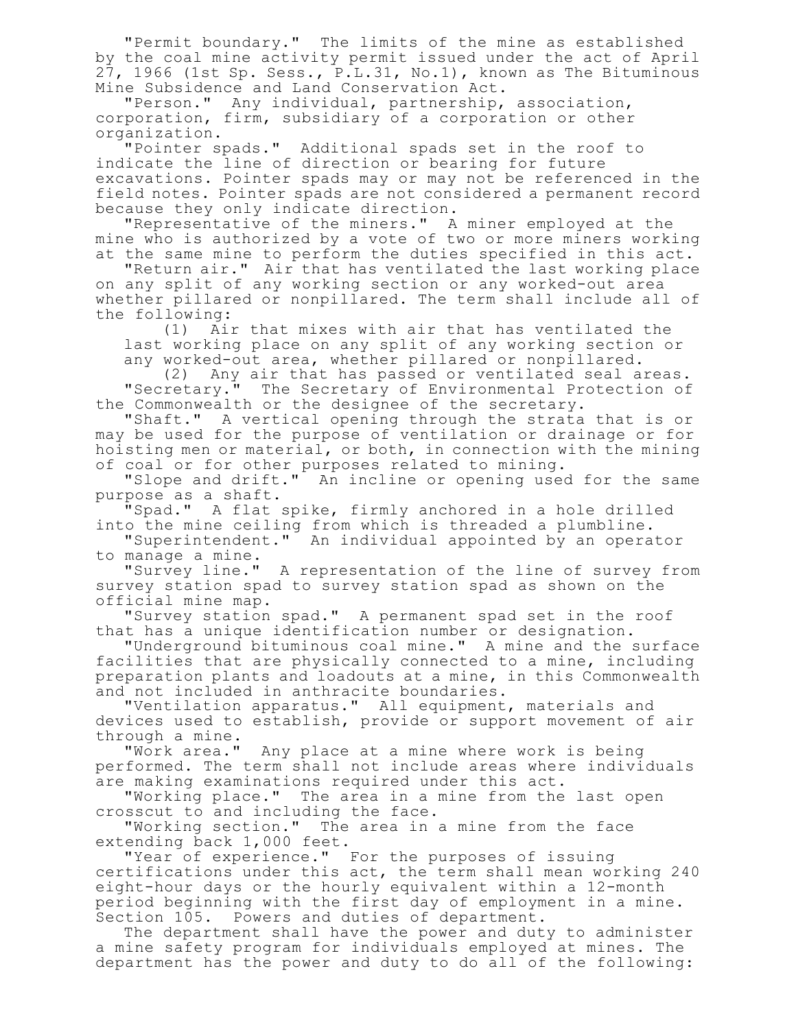"Permit boundary." The limits of the mine as established by the coal mine activity permit issued under the act of April 27, 1966 (1st Sp. Sess., P.L.31, No.1), known as The Bituminous Mine Subsidence and Land Conservation Act.

"Person." Any individual, partnership, association, corporation, firm, subsidiary of a corporation or other organization.

"Pointer spads." Additional spads set in the roof to indicate the line of direction or bearing for future excavations. Pointer spads may or may not be referenced in the field notes. Pointer spads are not considered a permanent record because they only indicate direction.

"Representative of the miners." A miner employed at the mine who is authorized by a vote of two or more miners working at the same mine to perform the duties specified in this act.

"Return air." Air that has ventilated the last working place on any split of any working section or any worked-out area whether pillared or nonpillared. The term shall include all of the following:

(1) Air that mixes with air that has ventilated the last working place on any split of any working section or any worked-out area, whether pillared or nonpillared.

(2) Any air that has passed or ventilated seal areas.

"Secretary." The Secretary of Environmental Protection of the Commonwealth or the designee of the secretary.

"Shaft." A vertical opening through the strata that is or may be used for the purpose of ventilation or drainage or for hoisting men or material, or both, in connection with the mining of coal or for other purposes related to mining.

"Slope and drift." An incline or opening used for the same purpose as a shaft.

"Spad." A flat spike, firmly anchored in a hole drilled into the mine ceiling from which is threaded a plumbline.

"Superintendent." An individual appointed by an operator to manage a mine.

"Survey line." A representation of the line of survey from survey station spad to survey station spad as shown on the official mine map.

"Survey station spad." A permanent spad set in the roof that has a unique identification number or designation.

"Underground bituminous coal mine." A mine and the surface facilities that are physically connected to a mine, including preparation plants and loadouts at a mine, in this Commonwealth and not included in anthracite boundaries.

"Ventilation apparatus." All equipment, materials and devices used to establish, provide or support movement of air through a mine.

"Work area." Any place at a mine where work is being performed. The term shall not include areas where individuals are making examinations required under this act.

"Working place." The area in a mine from the last open crosscut to and including the face.

"Working section." The area in a mine from the face extending back 1,000 feet.

"Year of experience." For the purposes of issuing certifications under this act, the term shall mean working 240 eight-hour days or the hourly equivalent within a 12-month period beginning with the first day of employment in a mine.

Section 105. Powers and duties of department.

The department shall have the power and duty to administer a mine safety program for individuals employed at mines. The department has the power and duty to do all of the following: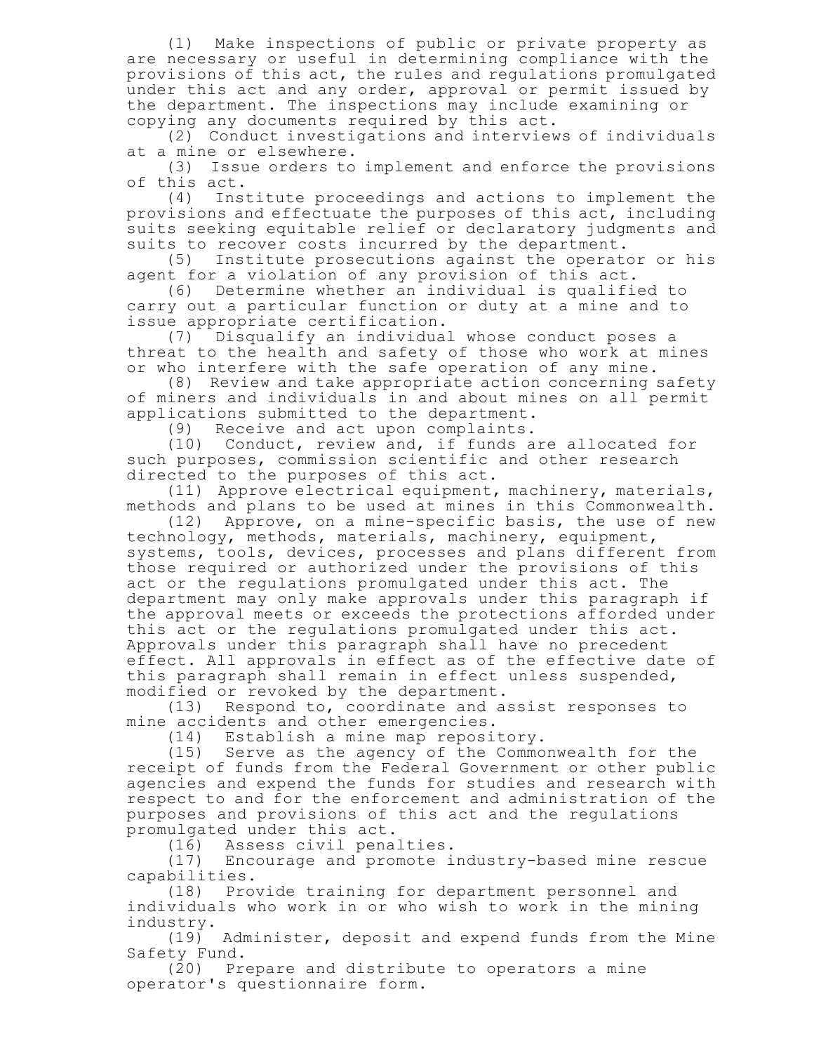(1) Make inspections of public or private property as are necessary or useful in determining compliance with the provisions of this act, the rules and regulations promulgated under this act and any order, approval or permit issued by the department. The inspections may include examining or copying any documents required by this act.

(2) Conduct investigations and interviews of individuals at a mine or elsewhere.

(3) Issue orders to implement and enforce the provisions of this act.

(4) Institute proceedings and actions to implement the provisions and effectuate the purposes of this act, including suits seeking equitable relief or declaratory judgments and suits to recover costs incurred by the department.

(5) Institute prosecutions against the operator or his agent for a violation of any provision of this act.

(6) Determine whether an individual is qualified to carry out a particular function or duty at a mine and to issue appropriate certification.

(7) Disqualify an individual whose conduct poses a threat to the health and safety of those who work at mines or who interfere with the safe operation of any mine.

(8) Review and take appropriate action concerning safety of miners and individuals in and about mines on all permit applications submitted to the department.

(9) Receive and act upon complaints.

(10) Conduct, review and, if funds are allocated for such purposes, commission scientific and other research directed to the purposes of this act.

(11) Approve electrical equipment, machinery, materials, methods and plans to be used at mines in this Commonwealth.

(12) Approve, on a mine-specific basis, the use of new technology, methods, materials, machinery, equipment, systems, tools, devices, processes and plans different from those required or authorized under the provisions of this act or the regulations promulgated under this act. The department may only make approvals under this paragraph if the approval meets or exceeds the protections afforded under this act or the regulations promulgated under this act. Approvals under this paragraph shall have no precedent effect. All approvals in effect as of the effective date of this paragraph shall remain in effect unless suspended, modified or revoked by the department.

(13) Respond to, coordinate and assist responses to mine accidents and other emergencies.

(14) Establish a mine map repository.

(15) Serve as the agency of the Commonwealth for the receipt of funds from the Federal Government or other public agencies and expend the funds for studies and research with respect to and for the enforcement and administration of the purposes and provisions of this act and the regulations promulgated under this act.

(16) Assess civil penalties.

(17) Encourage and promote industry-based mine rescue capabilities.

(18) Provide training for department personnel and individuals who work in or who wish to work in the mining industry.

(19) Administer, deposit and expend funds from the Mine Safety Fund.

(20) Prepare and distribute to operators a mine operator's questionnaire form.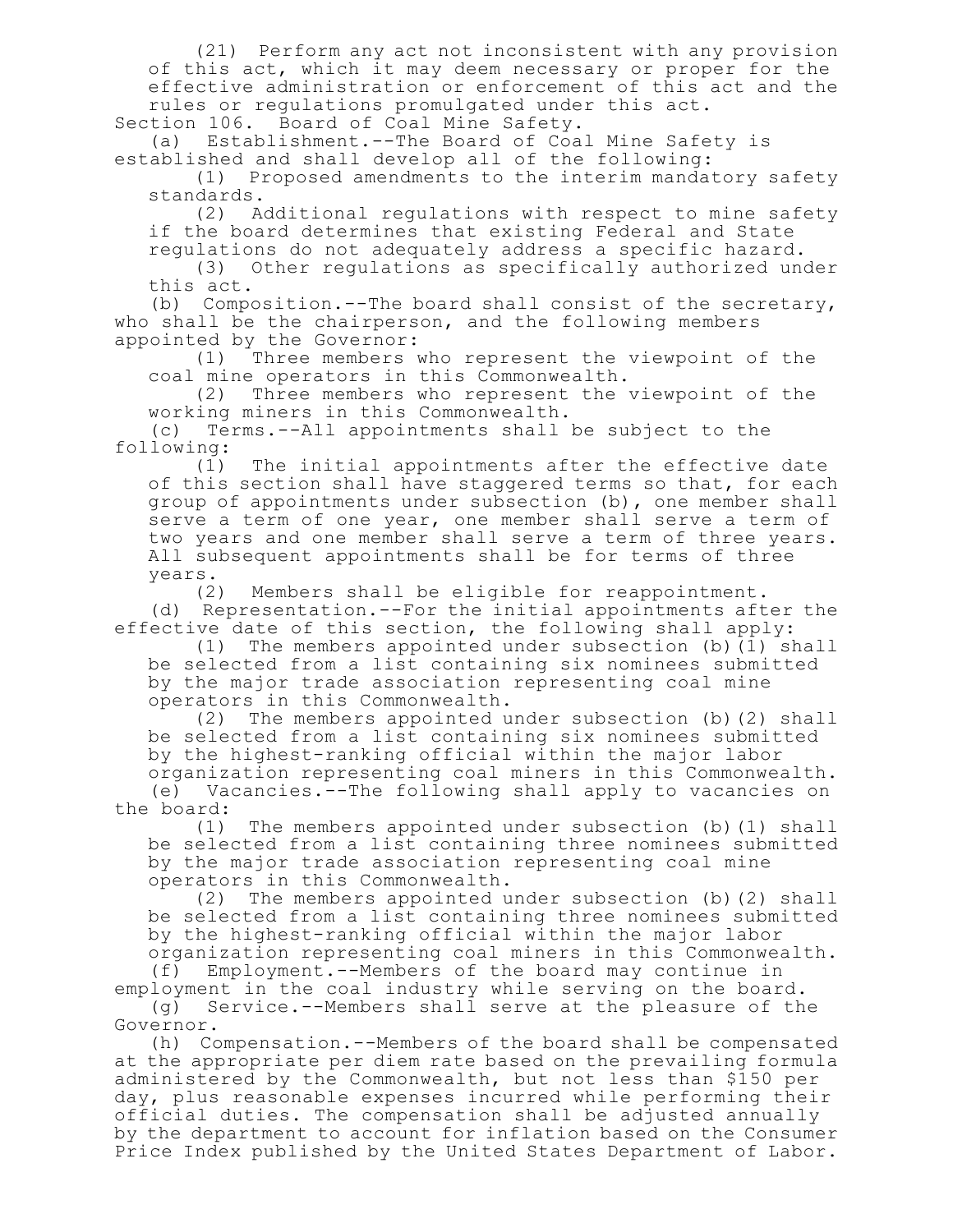(21) Perform any act not inconsistent with any provision of this act, which it may deem necessary or proper for the effective administration or enforcement of this act and the rules or regulations promulgated under this act.

Section 106. Board of Coal Mine Safety.

(a) Establishment.--The Board of Coal Mine Safety is established and shall develop all of the following:

(1) Proposed amendments to the interim mandatory safety standards.

(2) Additional regulations with respect to mine safety if the board determines that existing Federal and State regulations do not adequately address a specific hazard.

(3) Other regulations as specifically authorized under this act.

(b) Composition.--The board shall consist of the secretary, who shall be the chairperson, and the following members appointed by the Governor:

(1) Three members who represent the viewpoint of the coal mine operators in this Commonwealth.

(2) Three members who represent the viewpoint of the working miners in this Commonwealth.

(c) Terms.--All appointments shall be subject to the following:

(1) The initial appointments after the effective date of this section shall have staggered terms so that, for each group of appointments under subsection (b), one member shall serve a term of one year, one member shall serve a term of two years and one member shall serve a term of three years. All subsequent appointments shall be for terms of three years.

(2) Members shall be eligible for reappointment.

(d) Representation.--For the initial appointments after the effective date of this section, the following shall apply:

(1) The members appointed under subsection (b)(1) shall be selected from a list containing six nominees submitted by the major trade association representing coal mine operators in this Commonwealth.

(2) The members appointed under subsection (b)(2) shall be selected from a list containing six nominees submitted by the highest-ranking official within the major labor organization representing coal miners in this Commonwealth.

(e) Vacancies.--The following shall apply to vacancies on the board:

(1) The members appointed under subsection (b)(1) shall be selected from a list containing three nominees submitted by the major trade association representing coal mine operators in this Commonwealth.

(2) The members appointed under subsection (b)(2) shall be selected from a list containing three nominees submitted by the highest-ranking official within the major labor organization representing coal miners in this Commonwealth.

(f) Employment.--Members of the board may continue in employment in the coal industry while serving on the board.

(g) Service.--Members shall serve at the pleasure of the Governor.

(h) Compensation.--Members of the board shall be compensated at the appropriate per diem rate based on the prevailing formula administered by the Commonwealth, but not less than $150 per day, plus reasonable expenses incurred while performing their official duties. The compensation shall be adjusted annually by the department to account for inflation based on the Consumer Price Index published by the United States Department of Labor.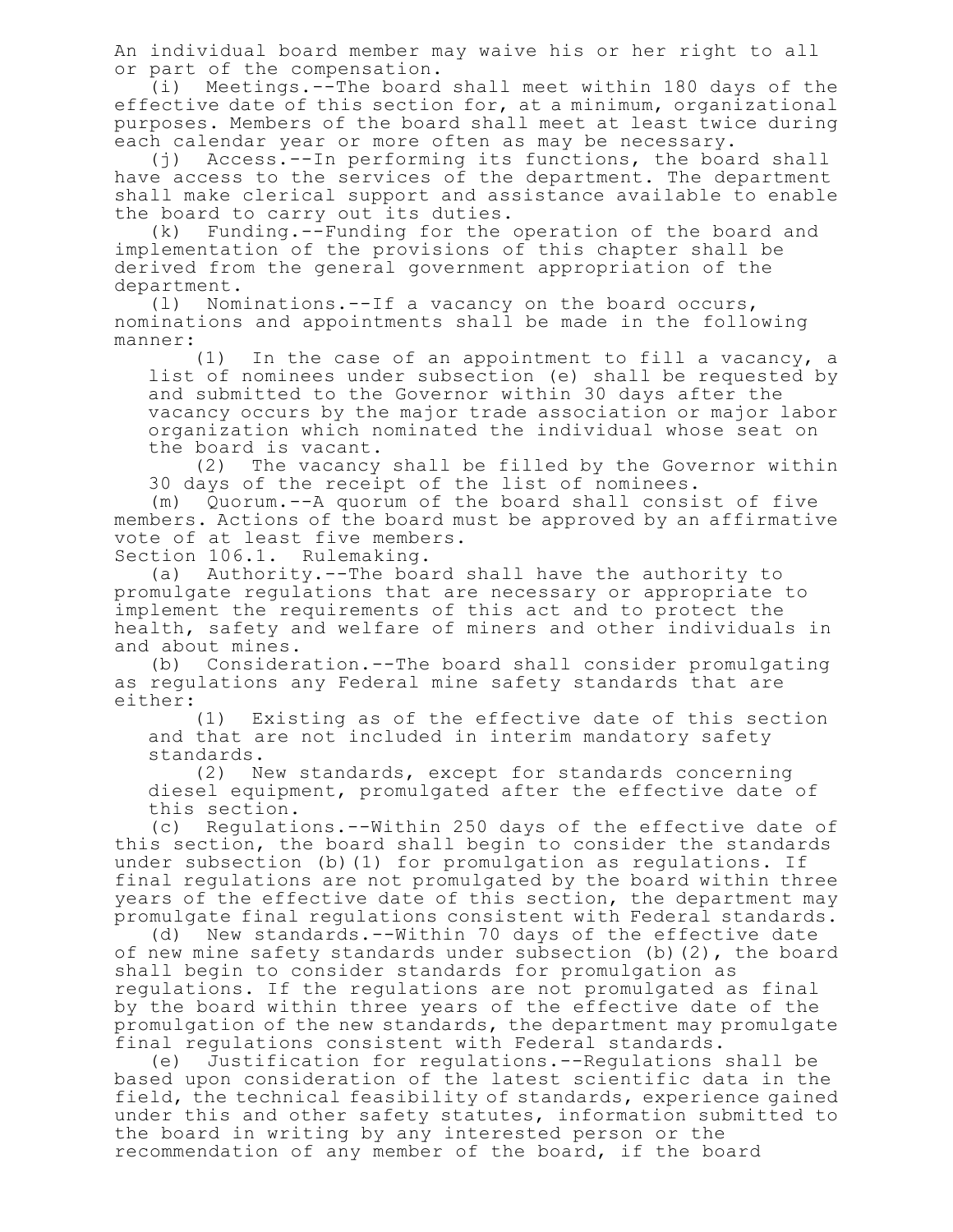An individual board member may waive his or her right to all or part of the compensation.

(i) Meetings.--The board shall meet within 180 days of the effective date of this section for, at a minimum, organizational purposes. Members of the board shall meet at least twice during each calendar year or more often as may be necessary.

(j) Access.--In performing its functions, the board shall have access to the services of the department. The department shall make clerical support and assistance available to enable the board to carry out its duties.

(k) Funding.--Funding for the operation of the board and implementation of the provisions of this chapter shall be derived from the general government appropriation of the department.

(l) Nominations.--If a vacancy on the board occurs, nominations and appointments shall be made in the following manner:

(1) In the case of an appointment to fill a vacancy, a list of nominees under subsection (e) shall be requested by and submitted to the Governor within 30 days after the vacancy occurs by the major trade association or major labor organization which nominated the individual whose seat on the board is vacant.

(2) The vacancy shall be filled by the Governor within 30 days of the receipt of the list of nominees.

(m) Quorum.--A quorum of the board shall consist of five members. Actions of the board must be approved by an affirmative vote of at least five members.

Section 106.1. Rulemaking.

(a) Authority.--The board shall have the authority to promulgate regulations that are necessary or appropriate to implement the requirements of this act and to protect the health, safety and welfare of miners and other individuals in and about mines.

(b) Consideration.--The board shall consider promulgating as regulations any Federal mine safety standards that are either:

(1) Existing as of the effective date of this section and that are not included in interim mandatory safety standards.

(2) New standards, except for standards concerning diesel equipment, promulgated after the effective date of this section.

(c) Regulations.--Within 250 days of the effective date of this section, the board shall begin to consider the standards under subsection (b)(1) for promulgation as regulations. If final regulations are not promulgated by the board within three years of the effective date of this section, the department may promulgate final regulations consistent with Federal standards.

(d) New standards.--Within 70 days of the effective date of new mine safety standards under subsection (b)(2), the board shall begin to consider standards for promulgation as regulations. If the regulations are not promulgated as final by the board within three years of the effective date of the promulgation of the new standards, the department may promulgate final regulations consistent with Federal standards.

(e) Justification for regulations.--Regulations shall be based upon consideration of the latest scientific data in the field, the technical feasibility of standards, experience gained under this and other safety statutes, information submitted to the board in writing by any interested person or the recommendation of any member of the board, if the board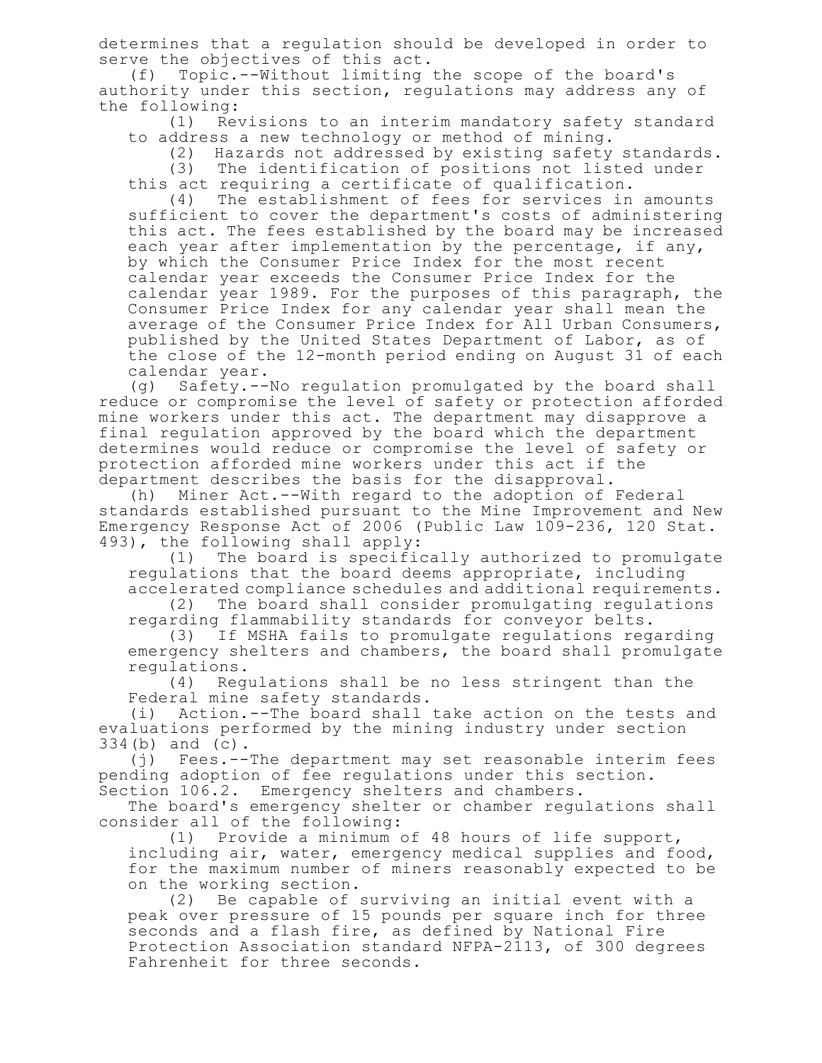determines that a regulation should be developed in order to serve the objectives of this act.

(f) Topic.--Without limiting the scope of the board's authority under this section, regulations may address any of the following:

(1) Revisions to an interim mandatory safety standard to address a new technology or method of mining.

(2) Hazards not addressed by existing safety standards.

(3) The identification of positions not listed under this act requiring a certificate of qualification.

(4) The establishment of fees for services in amounts sufficient to cover the department's costs of administering this act. The fees established by the board may be increased each year after implementation by the percentage, if any, by which the Consumer Price Index for the most recent calendar year exceeds the Consumer Price Index for the calendar year 1989. For the purposes of this paragraph, the Consumer Price Index for any calendar year shall mean the average of the Consumer Price Index for All Urban Consumers, published by the United States Department of Labor, as of the close of the 12-month period ending on August 31 of each calendar year.

(g) Safety.--No regulation promulgated by the board shall reduce or compromise the level of safety or protection afforded mine workers under this act. The department may disapprove a final regulation approved by the board which the department determines would reduce or compromise the level of safety or protection afforded mine workers under this act if the department describes the basis for the disapproval.

(h) Miner Act.--With regard to the adoption of Federal standards established pursuant to the Mine Improvement and New Emergency Response Act of 2006 (Public Law 109-236, 120 Stat. 493), the following shall apply:

(1) The board is specifically authorized to promulgate regulations that the board deems appropriate, including accelerated compliance schedules and additional requirements.

(2) The board shall consider promulgating regulations regarding flammability standards for conveyor belts.

(3) If MSHA fails to promulgate regulations regarding emergency shelters and chambers, the board shall promulgate regulations.

(4) Regulations shall be no less stringent than the Federal mine safety standards.

(i) Action.--The board shall take action on the tests and evaluations performed by the mining industry under section 334(b) and (c).

(j) Fees.--The department may set reasonable interim fees pending adoption of fee regulations under this section.

Section 106.2. Emergency shelters and chambers.

The board's emergency shelter or chamber regulations shall consider all of the following:

(1) Provide a minimum of 48 hours of life support, including air, water, emergency medical supplies and food, for the maximum number of miners reasonably expected to be on the working section.

(2) Be capable of surviving an initial event with a peak over pressure of 15 pounds per square inch for three seconds and a flash fire, as defined by National Fire Protection Association standard NFPA-2113, of 300 degrees Fahrenheit for three seconds.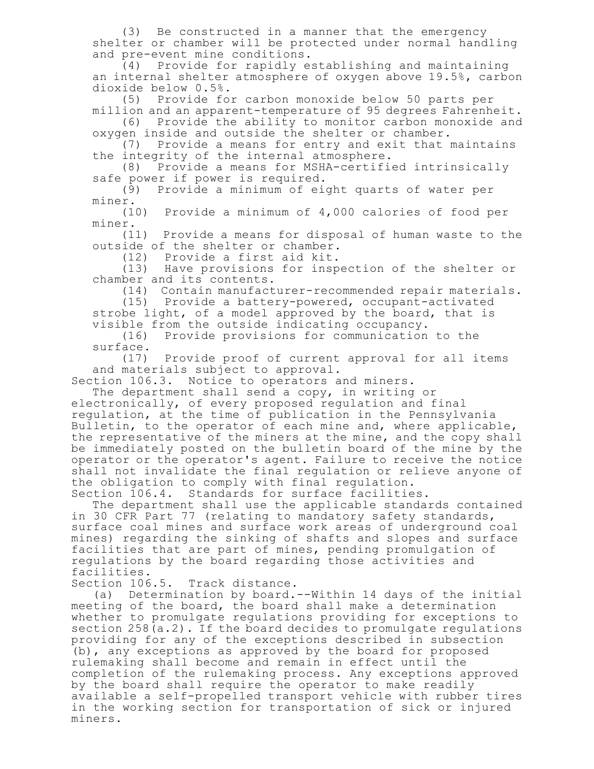(3) Be constructed in a manner that the emergency shelter or chamber will be protected under normal handling and pre-event mine conditions.

(4) Provide for rapidly establishing and maintaining an internal shelter atmosphere of oxygen above 19.5%, carbon dioxide below 0.5%.

(5) Provide for carbon monoxide below 50 parts per million and an apparent-temperature of 95 degrees Fahrenheit.

(6) Provide the ability to monitor carbon monoxide and oxygen inside and outside the shelter or chamber.

(7) Provide a means for entry and exit that maintains the integrity of the internal atmosphere.

(8) Provide a means for MSHA-certified intrinsically safe power if power is required.

(9) Provide a minimum of eight quarts of water per miner.

(10) Provide a minimum of 4,000 calories of food per miner.

(11) Provide a means for disposal of human waste to the outside of the shelter or chamber.

(12) Provide a first aid kit.

(13) Have provisions for inspection of the shelter or chamber and its contents.

(14) Contain manufacturer-recommended repair materials.

(15) Provide a battery-powered, occupant-activated strobe light, of a model approved by the board, that is visible from the outside indicating occupancy.

(16) Provide provisions for communication to the surface.

(17) Provide proof of current approval for all items and materials subject to approval.

Section 106.3. Notice to operators and miners.

The department shall send a copy, in writing or electronically, of every proposed regulation and final regulation, at the time of publication in the Pennsylvania Bulletin, to the operator of each mine and, where applicable, the representative of the miners at the mine, and the copy shall be immediately posted on the bulletin board of the mine by the operator or the operator's agent. Failure to receive the notice shall not invalidate the final regulation or relieve anyone of the obligation to comply with final regulation.

Section 106.4. Standards for surface facilities.

The department shall use the applicable standards contained in 30 CFR Part 77 (relating to mandatory safety standards, surface coal mines and surface work areas of underground coal mines) regarding the sinking of shafts and slopes and surface facilities that are part of mines, pending promulgation of regulations by the board regarding those activities and facilities.

Section 106.5. Track distance.

(a) Determination by board.--Within 14 days of the initial meeting of the board, the board shall make a determination whether to promulgate regulations providing for exceptions to section 258(a.2). If the board decides to promulgate regulations providing for any of the exceptions described in subsection (b), any exceptions as approved by the board for proposed rulemaking shall become and remain in effect until the completion of the rulemaking process. Any exceptions approved by the board shall require the operator to make readily available a self-propelled transport vehicle with rubber tires in the working section for transportation of sick or injured miners.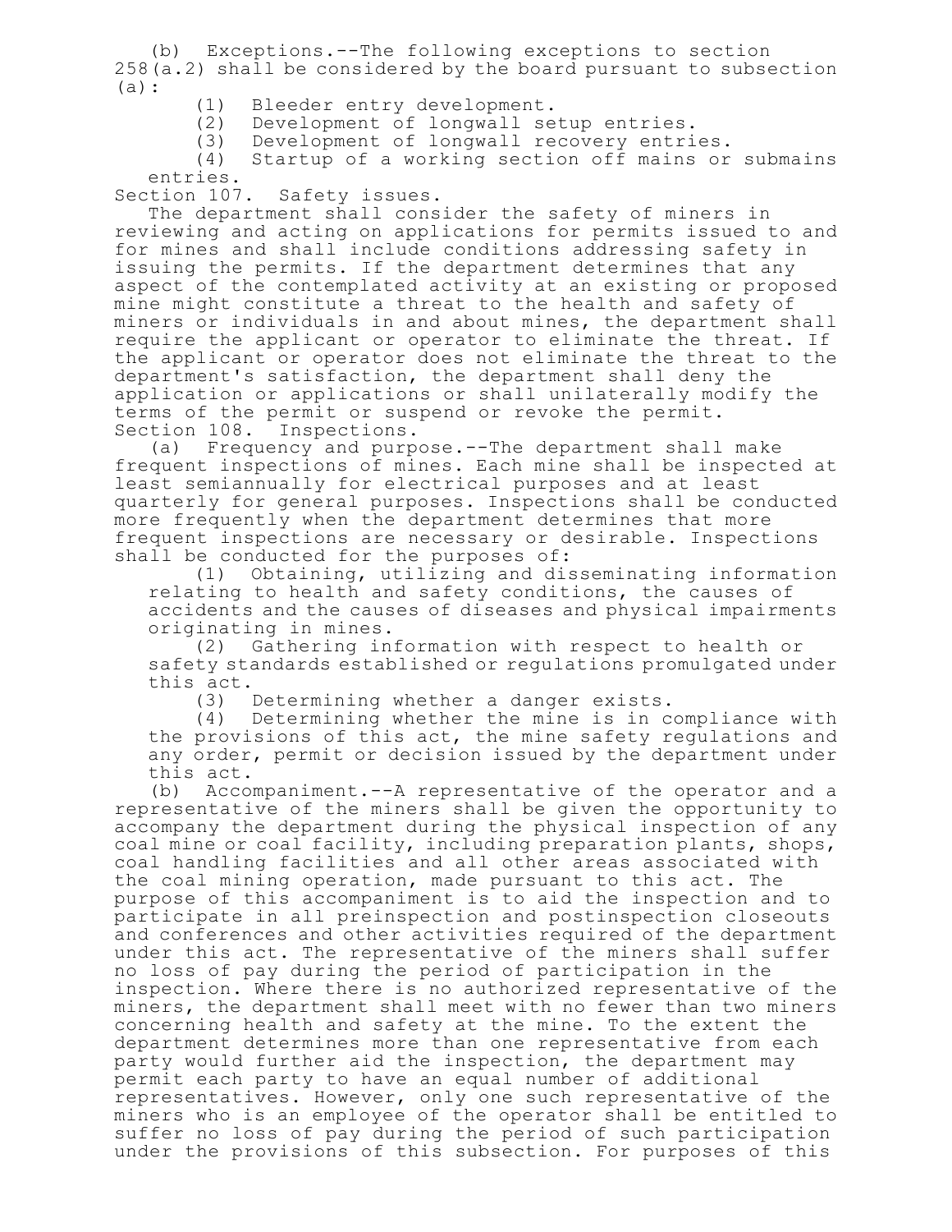(b) Exceptions.--The following exceptions to section 258(a.2) shall be considered by the board pursuant to subsection (a):

(1) Bleeder entry development.

(2) Development of longwall setup entries.

(3) Development of longwall recovery entries.

(4) Startup of a working section off mains or submains entries.

Section 107. Safety issues.

The department shall consider the safety of miners in reviewing and acting on applications for permits issued to and for mines and shall include conditions addressing safety in issuing the permits. If the department determines that any aspect of the contemplated activity at an existing or proposed mine might constitute a threat to the health and safety of miners or individuals in and about mines, the department shall require the applicant or operator to eliminate the threat. If the applicant or operator does not eliminate the threat to the department's satisfaction, the department shall deny the application or applications or shall unilaterally modify the terms of the permit or suspend or revoke the permit.

Section 108. Inspections.

(a) Frequency and purpose.--The department shall make frequent inspections of mines. Each mine shall be inspected at least semiannually for electrical purposes and at least quarterly for general purposes. Inspections shall be conducted more frequently when the department determines that more frequent inspections are necessary or desirable. Inspections shall be conducted for the purposes of:

(1) Obtaining, utilizing and disseminating information relating to health and safety conditions, the causes of accidents and the causes of diseases and physical impairments originating in mines.

(2) Gathering information with respect to health or safety standards established or regulations promulgated under this act.

(3) Determining whether a danger exists.

(4) Determining whether the mine is in compliance with the provisions of this act, the mine safety regulations and any order, permit or decision issued by the department under this act.

(b) Accompaniment.--A representative of the operator and a representative of the miners shall be given the opportunity to accompany the department during the physical inspection of any coal mine or coal facility, including preparation plants, shops, coal handling facilities and all other areas associated with the coal mining operation, made pursuant to this act. The purpose of this accompaniment is to aid the inspection and to participate in all preinspection and postinspection closeouts and conferences and other activities required of the department under this act. The representative of the miners shall suffer no loss of pay during the period of participation in the inspection. Where there is no authorized representative of the miners, the department shall meet with no fewer than two miners concerning health and safety at the mine. To the extent the department determines more than one representative from each party would further aid the inspection, the department may permit each party to have an equal number of additional representatives. However, only one such representative of the miners who is an employee of the operator shall be entitled to suffer no loss of pay during the period of such participation under the provisions of this subsection. For purposes of this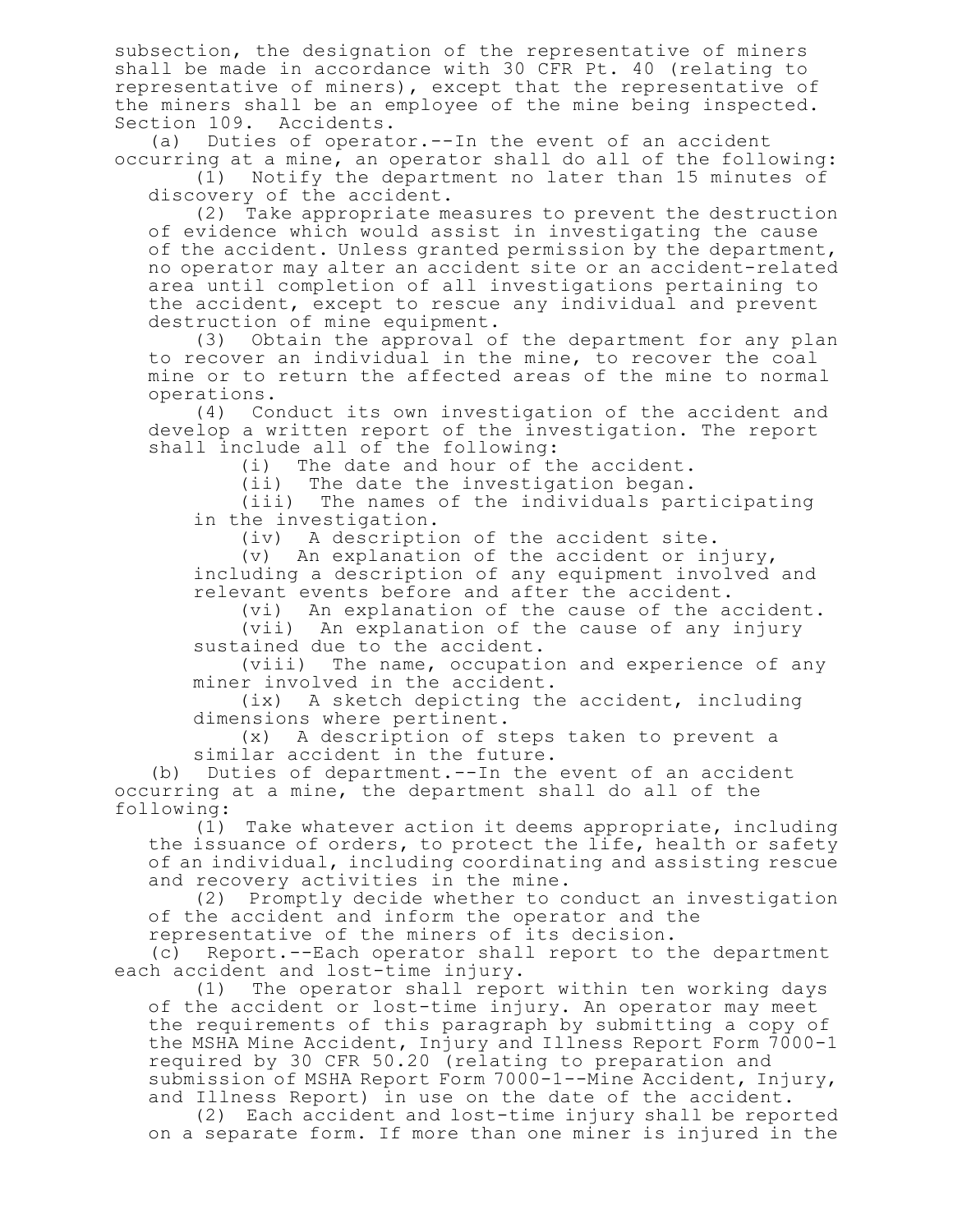subsection, the designation of the representative of miners shall be made in accordance with 30 CFR Pt. 40 (relating to representative of miners), except that the representative of the miners shall be an employee of the mine being inspected.

Section 109. Accidents.

(a) Duties of operator.--In the event of an accident occurring at a mine, an operator shall do all of the following:

(1) Notify the department no later than 15 minutes of discovery of the accident.

(2) Take appropriate measures to prevent the destruction of evidence which would assist in investigating the cause of the accident. Unless granted permission by the department, no operator may alter an accident site or an accident-related area until completion of all investigations pertaining to the accident, except to rescue any individual and prevent destruction of mine equipment.

(3) Obtain the approval of the department for any plan to recover an individual in the mine, to recover the coal mine or to return the affected areas of the mine to normal operations.

(4) Conduct its own investigation of the accident and develop a written report of the investigation. The report shall include all of the following:

(i) The date and hour of the accident.

(ii) The date the investigation began.

(iii) The names of the individuals participating in the investigation.

(iv) A description of the accident site.

(v) An explanation of the accident or injury, including a description of any equipment involved and relevant events before and after the accident.

(vi) An explanation of the cause of the accident.

(vii) An explanation of the cause of any injury sustained due to the accident.

(viii) The name, occupation and experience of any miner involved in the accident.

(ix) A sketch depicting the accident, including dimensions where pertinent.

(x) A description of steps taken to prevent a similar accident in the future.

(b) Duties of department.--In the event of an accident occurring at a mine, the department shall do all of the following:

(1) Take whatever action it deems appropriate, including the issuance of orders, to protect the life, health or safety of an individual, including coordinating and assisting rescue and recovery activities in the mine.

(2) Promptly decide whether to conduct an investigation of the accident and inform the operator and the representative of the miners of its decision.

(c) Report.--Each operator shall report to the department each accident and lost-time injury.

(1) The operator shall report within ten working days of the accident or lost-time injury. An operator may meet the requirements of this paragraph by submitting a copy of the MSHA Mine Accident, Injury and Illness Report Form 7000-1 required by 30 CFR 50.20 (relating to preparation and submission of MSHA Report Form 7000-1--Mine Accident, Injury, and Illness Report) in use on the date of the accident.

(2) Each accident and lost-time injury shall be reported on a separate form. If more than one miner is injured in the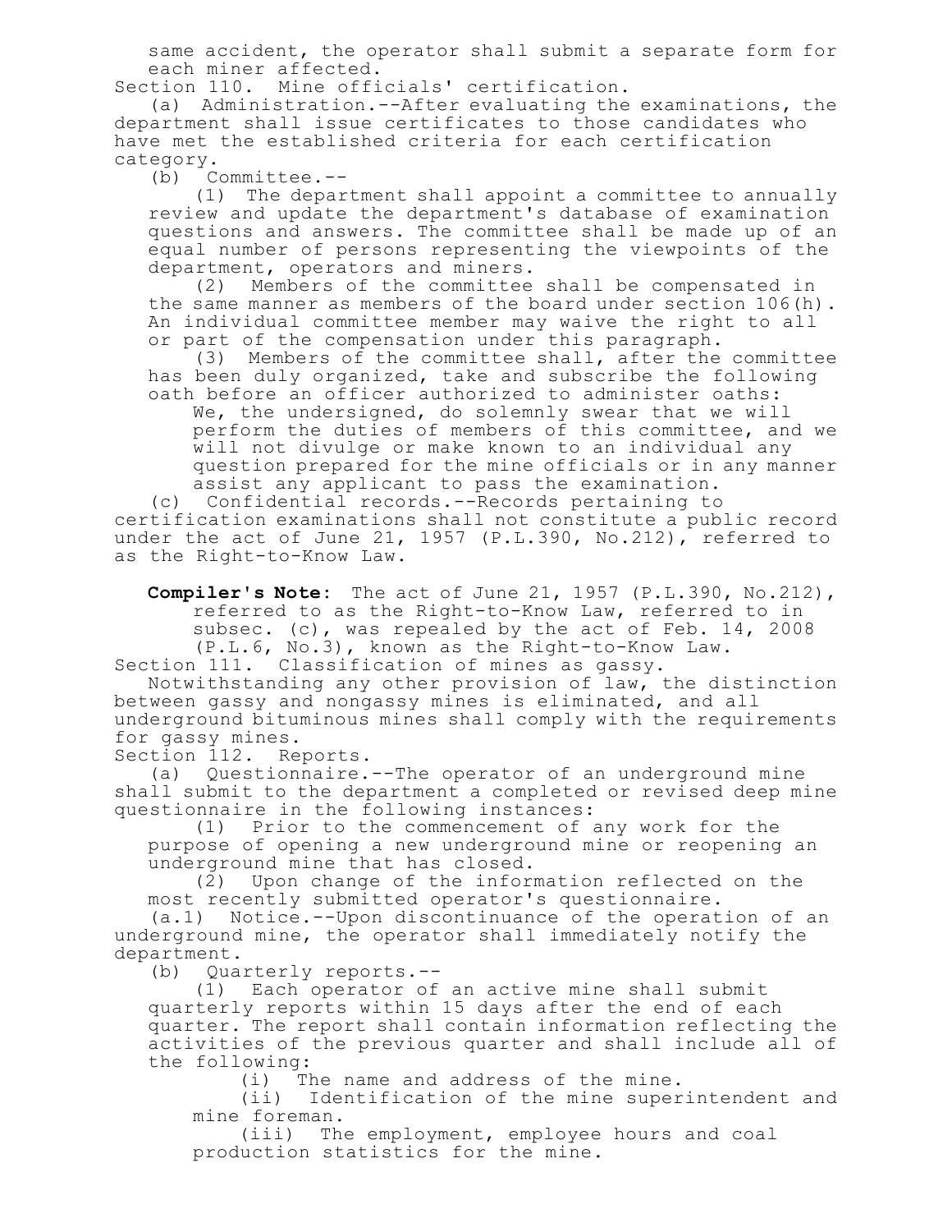same accident, the operator shall submit a separate form for each miner affected.

Section 110. Mine officials' certification.

(a) Administration.--After evaluating the examinations, the department shall issue certificates to those candidates who have met the established criteria for each certification category.

(b) Committee.--

(1) The department shall appoint a committee to annually review and update the department's database of examination questions and answers. The committee shall be made up of an equal number of persons representing the viewpoints of the department, operators and miners.

(2) Members of the committee shall be compensated in the same manner as members of the board under section 106(h). An individual committee member may waive the right to all or part of the compensation under this paragraph.

(3) Members of the committee shall, after the committee has been duly organized, take and subscribe the following oath before an officer authorized to administer oaths:

> We, the undersigned, do solemnly swear that we will perform the duties of members of this committee, and we will not divulge or make known to an individual any question prepared for the mine officials or in any manner assist any applicant to pass the examination.

(c) Confidential records.--Records pertaining to certification examinations shall not constitute a public record under the act of June 21, 1957 (P.L.390, No.212), referred to as the Right-to-Know Law.

**Compiler's Note**: The act of June 21, 1957 (P.L.390, No.212), referred to as the Right-to-Know Law, referred to in subsec. (c), was repealed by the act of Feb. 14, 2008 (P.L.6, No.3), known as the Right-to-Know Law.

Section 111. Classification of mines as gassy.

Notwithstanding any other provision of law, the distinction between gassy and nongassy mines is eliminated, and all underground bituminous mines shall comply with the requirements for gassy mines.

Section 112. Reports.

(a) Questionnaire.--The operator of an underground mine shall submit to the department a completed or revised deep mine questionnaire in the following instances:

(1) Prior to the commencement of any work for the purpose of opening a new underground mine or reopening an underground mine that has closed.

(2) Upon change of the information reflected on the most recently submitted operator's questionnaire.

(a.1) Notice.--Upon discontinuance of the operation of an underground mine, the operator shall immediately notify the department.

(b) Quarterly reports.--

(1) Each operator of an active mine shall submit quarterly reports within 15 days after the end of each quarter. The report shall contain information reflecting the activities of the previous quarter and shall include all of the following:

(i) The name and address of the mine.

(ii) Identification of the mine superintendent and mine foreman.

(iii) The employment, employee hours and coal production statistics for the mine.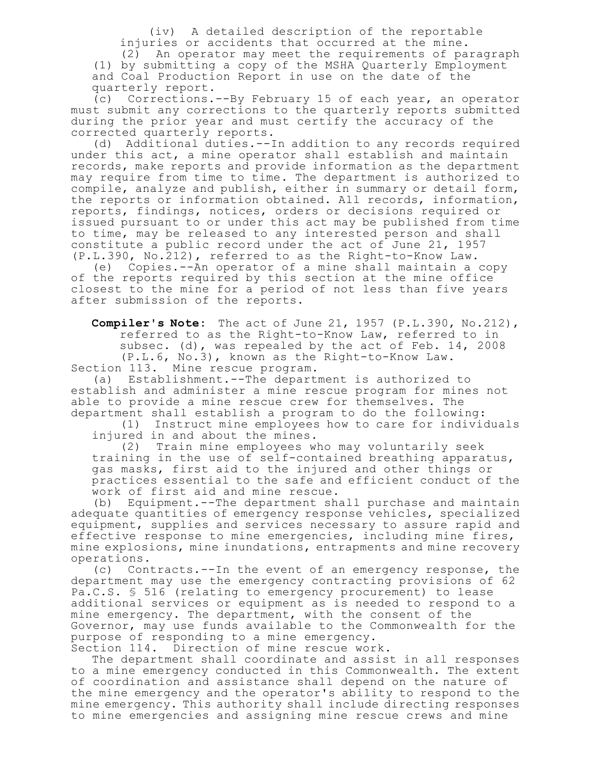(iv) A detailed description of the reportable injuries or accidents that occurred at the mine.

(2) An operator may meet the requirements of paragraph (1) by submitting a copy of the MSHA Quarterly Employment and Coal Production Report in use on the date of the quarterly report.

(c) Corrections.--By February 15 of each year, an operator must submit any corrections to the quarterly reports submitted during the prior year and must certify the accuracy of the corrected quarterly reports.

(d) Additional duties.--In addition to any records required under this act, a mine operator shall establish and maintain records, make reports and provide information as the department may require from time to time. The department is authorized to compile, analyze and publish, either in summary or detail form, the reports or information obtained. All records, information, reports, findings, notices, orders or decisions required or issued pursuant to or under this act may be published from time to time, may be released to any interested person and shall constitute a public record under the act of June 21, 1957 (P.L.390, No.212), referred to as the Right-to-Know Law.

(e) Copies.--An operator of a mine shall maintain a copy of the reports required by this section at the mine office closest to the mine for a period of not less than five years after submission of the reports.

**Compiler's Note:** The act of June 21, 1957 (P.L.390, No.212), referred to as the Right-to-Know Law, referred to in subsec. (d), was repealed by the act of Feb. 14, 2008 (P.L.6, No.3), known as the Right-to-Know Law.

Section 113. Mine rescue program.

(a) Establishment.--The department is authorized to establish and administer a mine rescue program for mines not able to provide a mine rescue crew for themselves. The department shall establish a program to do the following:

(1) Instruct mine employees how to care for individuals injured in and about the mines.

(2) Train mine employees who may voluntarily seek training in the use of self-contained breathing apparatus, gas masks, first aid to the injured and other things or practices essential to the safe and efficient conduct of the work of first aid and mine rescue.

(b) Equipment.--The department shall purchase and maintain adequate quantities of emergency response vehicles, specialized equipment, supplies and services necessary to assure rapid and effective response to mine emergencies, including mine fires, mine explosions, mine inundations, entrapments and mine recovery operations.

(c) Contracts.--In the event of an emergency response, the department may use the emergency contracting provisions of 62 Pa.C.S. § 516 (relating to emergency procurement) to lease additional services or equipment as is needed to respond to a mine emergency. The department, with the consent of the Governor, may use funds available to the Commonwealth for the purpose of responding to a mine emergency.

Section 114. Direction of mine rescue work.

The department shall coordinate and assist in all responses to a mine emergency conducted in this Commonwealth. The extent of coordination and assistance shall depend on the nature of the mine emergency and the operator's ability to respond to the mine emergency. This authority shall include directing responses to mine emergencies and assigning mine rescue crews and mine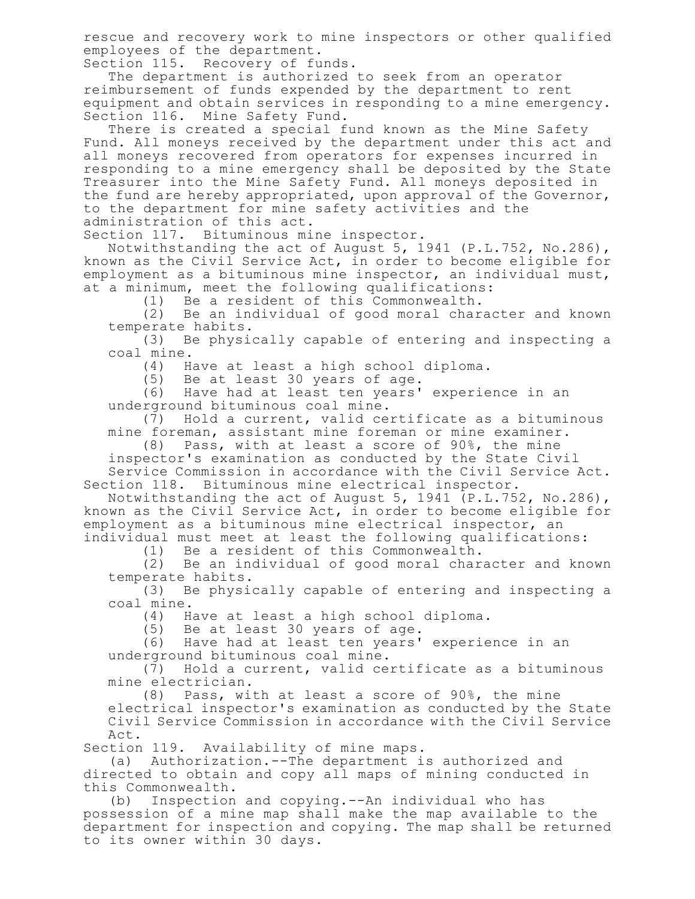rescue and recovery work to mine inspectors or other qualified employees of the department.

Section 115. Recovery of funds.

The department is authorized to seek from an operator reimbursement of funds expended by the department to rent equipment and obtain services in responding to a mine emergency.

Section 116. Mine Safety Fund.

There is created a special fund known as the Mine Safety Fund. All moneys received by the department under this act and all moneys recovered from operators for expenses incurred in responding to a mine emergency shall be deposited by the State Treasurer into the Mine Safety Fund. All moneys deposited in the fund are hereby appropriated, upon approval of the Governor, to the department for mine safety activities and the administration of this act.

Section 117. Bituminous mine inspector.

Notwithstanding the act of August 5, 1941 (P.L.752, No.286), known as the Civil Service Act, in order to become eligible for employment as a bituminous mine inspector, an individual must, at a minimum, meet the following qualifications:

(1) Be a resident of this Commonwealth.

(2) Be an individual of good moral character and known temperate habits.

(3) Be physically capable of entering and inspecting a coal mine.

(4) Have at least a high school diploma.

(5) Be at least 30 years of age.

(6) Have had at least ten years' experience in an underground bituminous coal mine.

(7) Hold a current, valid certificate as a bituminous mine foreman, assistant mine foreman or mine examiner.

(8) Pass, with at least a score of 90%, the mine inspector's examination as conducted by the State Civil Service Commission in accordance with the Civil Service Act.

Section 118. Bituminous mine electrical inspector.

Notwithstanding the act of August 5, 1941 (P.L.752, No.286), known as the Civil Service Act, in order to become eligible for employment as a bituminous mine electrical inspector, an individual must meet at least the following qualifications:

(1) Be a resident of this Commonwealth.

(2) Be an individual of good moral character and known temperate habits.

(3) Be physically capable of entering and inspecting a coal mine.

(4) Have at least a high school diploma.

(5) Be at least 30 years of age.

(6) Have had at least ten years' experience in an underground bituminous coal mine.

(7) Hold a current, valid certificate as a bituminous mine electrician.

(8) Pass, with at least a score of 90%, the mine electrical inspector's examination as conducted by the State Civil Service Commission in accordance with the Civil Service Act.

Section 119. Availability of mine maps.

(a) Authorization.--The department is authorized and directed to obtain and copy all maps of mining conducted in this Commonwealth.

(b) Inspection and copying.--An individual who has possession of a mine map shall make the map available to the department for inspection and copying. The map shall be returned to its owner within 30 days.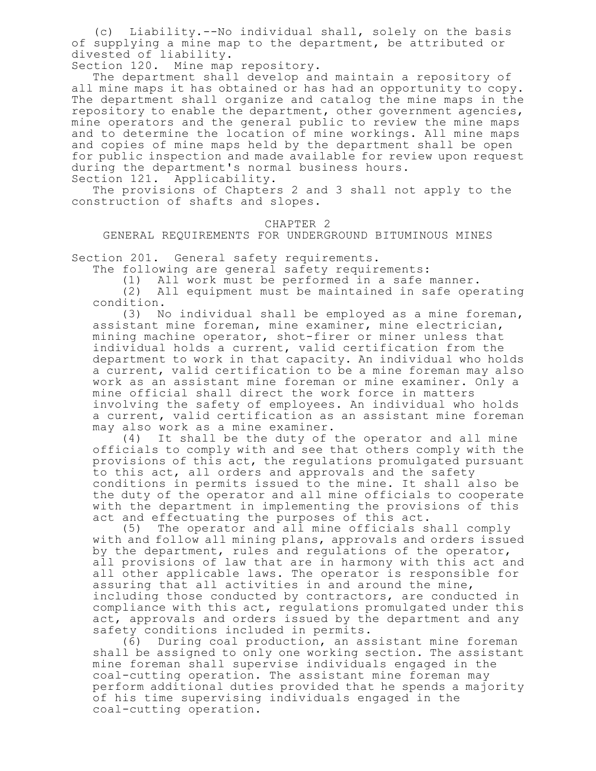(c) Liability.--No individual shall, solely on the basis of supplying a mine map to the department, be attributed or divested of liability.

Section 120. Mine map repository.

The department shall develop and maintain a repository of all mine maps it has obtained or has had an opportunity to copy. The department shall organize and catalog the mine maps in the repository to enable the department, other government agencies, mine operators and the general public to review the mine maps and to determine the location of mine workings. All mine maps and copies of mine maps held by the department shall be open for public inspection and made available for review upon request during the department's normal business hours.

Section 121. Applicability.

The provisions of Chapters 2 and 3 shall not apply to the construction of shafts and slopes.

## CHAPTER 2
## GENERAL REQUIREMENTS FOR UNDERGROUND BITUMINOUS MINES

Section 201. General safety requirements.

The following are general safety requirements:

(1) All work must be performed in a safe manner.

(2) All equipment must be maintained in safe operating condition.

(3) No individual shall be employed as a mine foreman, assistant mine foreman, mine examiner, mine electrician, mining machine operator, shot-firer or miner unless that individual holds a current, valid certification from the department to work in that capacity. An individual who holds a current, valid certification to be a mine foreman may also work as an assistant mine foreman or mine examiner. Only a mine official shall direct the work force in matters involving the safety of employees. An individual who holds a current, valid certification as an assistant mine foreman may also work as a mine examiner.

(4) It shall be the duty of the operator and all mine officials to comply with and see that others comply with the provisions of this act, the regulations promulgated pursuant to this act, all orders and approvals and the safety conditions in permits issued to the mine. It shall also be the duty of the operator and all mine officials to cooperate with the department in implementing the provisions of this act and effectuating the purposes of this act.

(5) The operator and all mine officials shall comply with and follow all mining plans, approvals and orders issued by the department, rules and regulations of the operator, all provisions of law that are in harmony with this act and all other applicable laws. The operator is responsible for assuring that all activities in and around the mine, including those conducted by contractors, are conducted in compliance with this act, regulations promulgated under this act, approvals and orders issued by the department and any safety conditions included in permits.

(6) During coal production, an assistant mine foreman shall be assigned to only one working section. The assistant mine foreman shall supervise individuals engaged in the coal-cutting operation. The assistant mine foreman may perform additional duties provided that he spends a majority of his time supervising individuals engaged in the coal-cutting operation.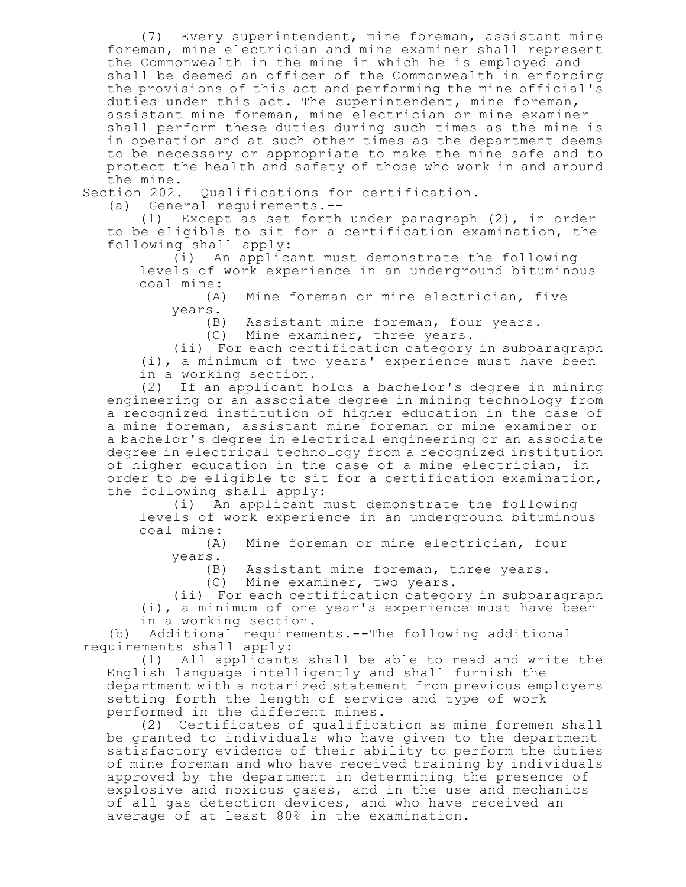(7) Every superintendent, mine foreman, assistant mine foreman, mine electrician and mine examiner shall represent the Commonwealth in the mine in which he is employed and shall be deemed an officer of the Commonwealth in enforcing the provisions of this act and performing the mine official's duties under this act. The superintendent, mine foreman, assistant mine foreman, mine electrician or mine examiner shall perform these duties during such times as the mine is in operation and at such other times as the department deems to be necessary or appropriate to make the mine safe and to protect the health and safety of those who work in and around the mine.

Section 202. Qualifications for certification.

(a) General requirements.--

(1) Except as set forth under paragraph (2), in order to be eligible to sit for a certification examination, the following shall apply:

(i) An applicant must demonstrate the following levels of work experience in an underground bituminous coal mine:

(A) Mine foreman or mine electrician, five years.

(B) Assistant mine foreman, four years.

(C) Mine examiner, three years.

(ii) For each certification category in subparagraph (i), a minimum of two years' experience must have been in a working section.

(2) If an applicant holds a bachelor's degree in mining engineering or an associate degree in mining technology from a recognized institution of higher education in the case of a mine foreman, assistant mine foreman or mine examiner or a bachelor's degree in electrical engineering or an associate degree in electrical technology from a recognized institution of higher education in the case of a mine electrician, in order to be eligible to sit for a certification examination, the following shall apply:

(i) An applicant must demonstrate the following levels of work experience in an underground bituminous coal mine:

(A) Mine foreman or mine electrician, four years.

(B) Assistant mine foreman, three years.

(C) Mine examiner, two years.

(ii) For each certification category in subparagraph (i), a minimum of one year's experience must have been in a working section.

(b) Additional requirements.--The following additional requirements shall apply:

(1) All applicants shall be able to read and write the English language intelligently and shall furnish the department with a notarized statement from previous employers setting forth the length of service and type of work performed in the different mines.

(2) Certificates of qualification as mine foremen shall be granted to individuals who have given to the department satisfactory evidence of their ability to perform the duties of mine foreman and who have received training by individuals approved by the department in determining the presence of explosive and noxious gases, and in the use and mechanics of all gas detection devices, and who have received an average of at least 80% in the examination.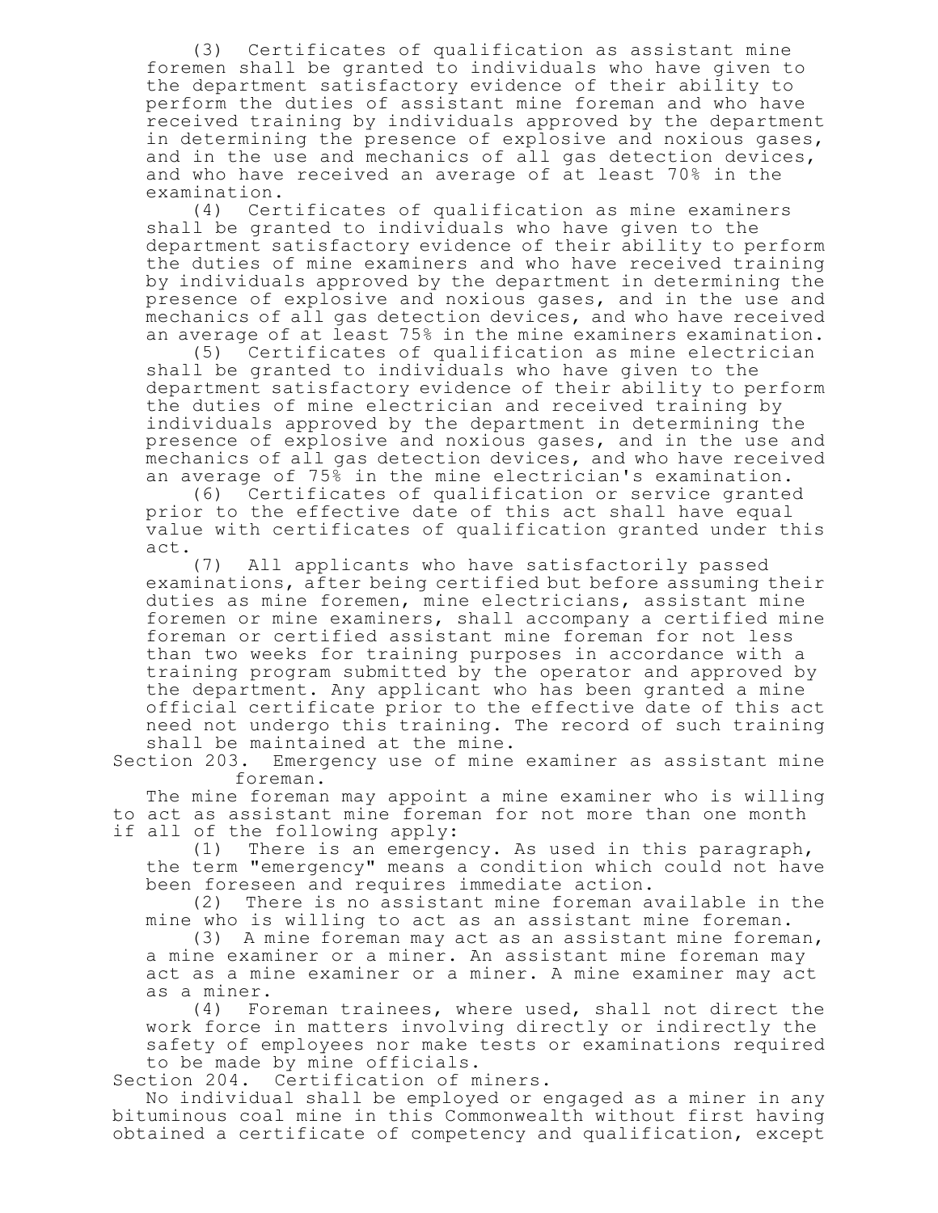(3) Certificates of qualification as assistant mine foremen shall be granted to individuals who have given to the department satisfactory evidence of their ability to perform the duties of assistant mine foreman and who have received training by individuals approved by the department in determining the presence of explosive and noxious gases, and in the use and mechanics of all gas detection devices, and who have received an average of at least 70% in the examination.

(4) Certificates of qualification as mine examiners shall be granted to individuals who have given to the department satisfactory evidence of their ability to perform the duties of mine examiners and who have received training by individuals approved by the department in determining the presence of explosive and noxious gases, and in the use and mechanics of all gas detection devices, and who have received an average of at least 75% in the mine examiners examination.

(5) Certificates of qualification as mine electrician shall be granted to individuals who have given to the department satisfactory evidence of their ability to perform the duties of mine electrician and received training by individuals approved by the department in determining the presence of explosive and noxious gases, and in the use and mechanics of all gas detection devices, and who have received an average of 75% in the mine electrician's examination.

(6) Certificates of qualification or service granted prior to the effective date of this act shall have equal value with certificates of qualification granted under this act.

(7) All applicants who have satisfactorily passed examinations, after being certified but before assuming their duties as mine foremen, mine electricians, assistant mine foremen or mine examiners, shall accompany a certified mine foreman or certified assistant mine foreman for not less than two weeks for training purposes in accordance with a training program submitted by the operator and approved by the department. Any applicant who has been granted a mine official certificate prior to the effective date of this act need not undergo this training. The record of such training shall be maintained at the mine.

Section 203. Emergency use of mine examiner as assistant mine foreman.

The mine foreman may appoint a mine examiner who is willing to act as assistant mine foreman for not more than one month if all of the following apply:

(1) There is an emergency. As used in this paragraph, the term "emergency" means a condition which could not have been foreseen and requires immediate action.

(2) There is no assistant mine foreman available in the mine who is willing to act as an assistant mine foreman.

(3) A mine foreman may act as an assistant mine foreman, a mine examiner or a miner. An assistant mine foreman may act as a mine examiner or a miner. A mine examiner may act as a miner.

(4) Foreman trainees, where used, shall not direct the work force in matters involving directly or indirectly the safety of employees nor make tests or examinations required to be made by mine officials.

Section 204. Certification of miners.

No individual shall be employed or engaged as a miner in any bituminous coal mine in this Commonwealth without first having obtained a certificate of competency and qualification, except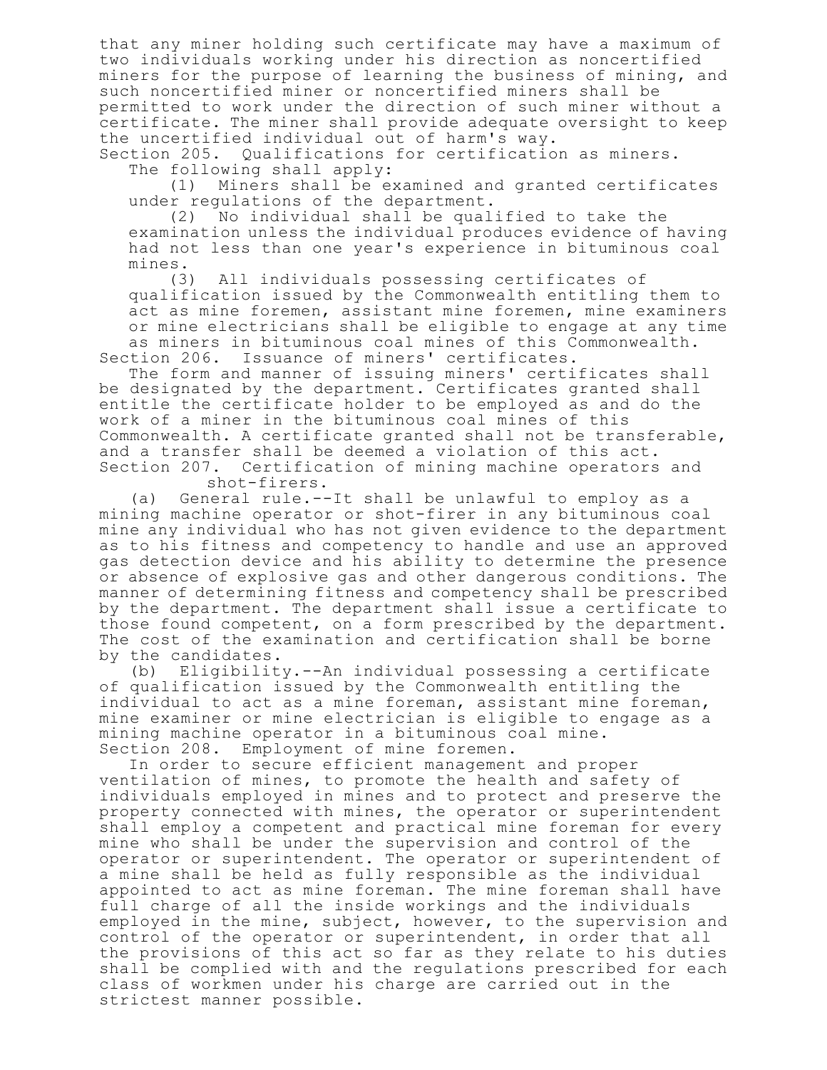that any miner holding such certificate may have a maximum of two individuals working under his direction as noncertified miners for the purpose of learning the business of mining, and such noncertified miner or noncertified miners shall be permitted to work under the direction of such miner without a certificate. The miner shall provide adequate oversight to keep the uncertified individual out of harm's way.

Section 205. Qualifications for certification as miners.

The following shall apply:

(1) Miners shall be examined and granted certificates under regulations of the department.

(2) No individual shall be qualified to take the examination unless the individual produces evidence of having had not less than one year's experience in bituminous coal mines.

(3) All individuals possessing certificates of qualification issued by the Commonwealth entitling them to act as mine foremen, assistant mine foremen, mine examiners or mine electricians shall be eligible to engage at any time as miners in bituminous coal mines of this Commonwealth.

Section 206. Issuance of miners' certificates.

The form and manner of issuing miners' certificates shall be designated by the department. Certificates granted shall entitle the certificate holder to be employed as and do the work of a miner in the bituminous coal mines of this Commonwealth. A certificate granted shall not be transferable, and a transfer shall be deemed a violation of this act.

Section 207. Certification of mining machine operators and shot-firers.

(a) General rule.--It shall be unlawful to employ as a mining machine operator or shot-firer in any bituminous coal mine any individual who has not given evidence to the department as to his fitness and competency to handle and use an approved gas detection device and his ability to determine the presence or absence of explosive gas and other dangerous conditions. The manner of determining fitness and competency shall be prescribed by the department. The department shall issue a certificate to those found competent, on a form prescribed by the department. The cost of the examination and certification shall be borne by the candidates.

(b) Eligibility.--An individual possessing a certificate of qualification issued by the Commonwealth entitling the individual to act as a mine foreman, assistant mine foreman, mine examiner or mine electrician is eligible to engage as a mining machine operator in a bituminous coal mine.

Section 208. Employment of mine foremen.

In order to secure efficient management and proper ventilation of mines, to promote the health and safety of individuals employed in mines and to protect and preserve the property connected with mines, the operator or superintendent shall employ a competent and practical mine foreman for every mine who shall be under the supervision and control of the operator or superintendent. The operator or superintendent of a mine shall be held as fully responsible as the individual appointed to act as mine foreman. The mine foreman shall have full charge of all the inside workings and the individuals employed in the mine, subject, however, to the supervision and control of the operator or superintendent, in order that all the provisions of this act so far as they relate to his duties shall be complied with and the regulations prescribed for each class of workmen under his charge are carried out in the strictest manner possible.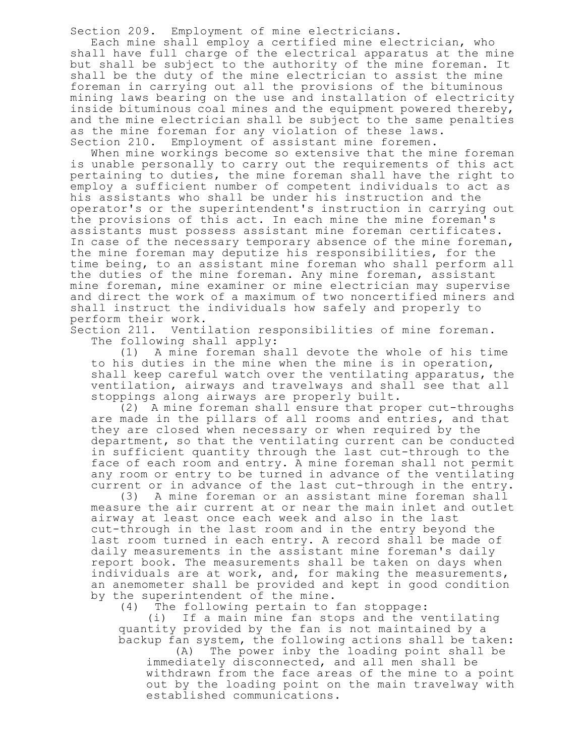Section 209. Employment of mine electricians.

Each mine shall employ a certified mine electrician, who shall have full charge of the electrical apparatus at the mine but shall be subject to the authority of the mine foreman. It shall be the duty of the mine electrician to assist the mine foreman in carrying out all the provisions of the bituminous mining laws bearing on the use and installation of electricity inside bituminous coal mines and the equipment powered thereby, and the mine electrician shall be subject to the same penalties as the mine foreman for any violation of these laws.

Section 210. Employment of assistant mine foremen.

When mine workings become so extensive that the mine foreman is unable personally to carry out the requirements of this act pertaining to duties, the mine foreman shall have the right to employ a sufficient number of competent individuals to act as his assistants who shall be under his instruction and the operator's or the superintendent's instruction in carrying out the provisions of this act. In each mine the mine foreman's assistants must possess assistant mine foreman certificates. In case of the necessary temporary absence of the mine foreman, the mine foreman may deputize his responsibilities, for the time being, to an assistant mine foreman who shall perform all the duties of the mine foreman. Any mine foreman, assistant mine foreman, mine examiner or mine electrician may supervise and direct the work of a maximum of two noncertified miners and shall instruct the individuals how safely and properly to perform their work.

Section 211. Ventilation responsibilities of mine foreman.

The following shall apply:

(1) A mine foreman shall devote the whole of his time to his duties in the mine when the mine is in operation, shall keep careful watch over the ventilating apparatus, the ventilation, airways and travelways and shall see that all stoppings along airways are properly built.

(2) A mine foreman shall ensure that proper cut-throughs are made in the pillars of all rooms and entries, and that they are closed when necessary or when required by the department, so that the ventilating current can be conducted in sufficient quantity through the last cut-through to the face of each room and entry. A mine foreman shall not permit any room or entry to be turned in advance of the ventilating current or in advance of the last cut-through in the entry.

(3) A mine foreman or an assistant mine foreman shall measure the air current at or near the main inlet and outlet airway at least once each week and also in the last cut-through in the last room and in the entry beyond the last room turned in each entry. A record shall be made of daily measurements in the assistant mine foreman's daily report book. The measurements shall be taken on days when individuals are at work, and, for making the measurements, an anemometer shall be provided and kept in good condition by the superintendent of the mine.

(4) The following pertain to fan stoppage:

(i) If a main mine fan stops and the ventilating quantity provided by the fan is not maintained by a backup fan system, the following actions shall be taken:

(A) The power inby the loading point shall be immediately disconnected, and all men shall be withdrawn from the face areas of the mine to a point out by the loading point on the main travelway with established communications.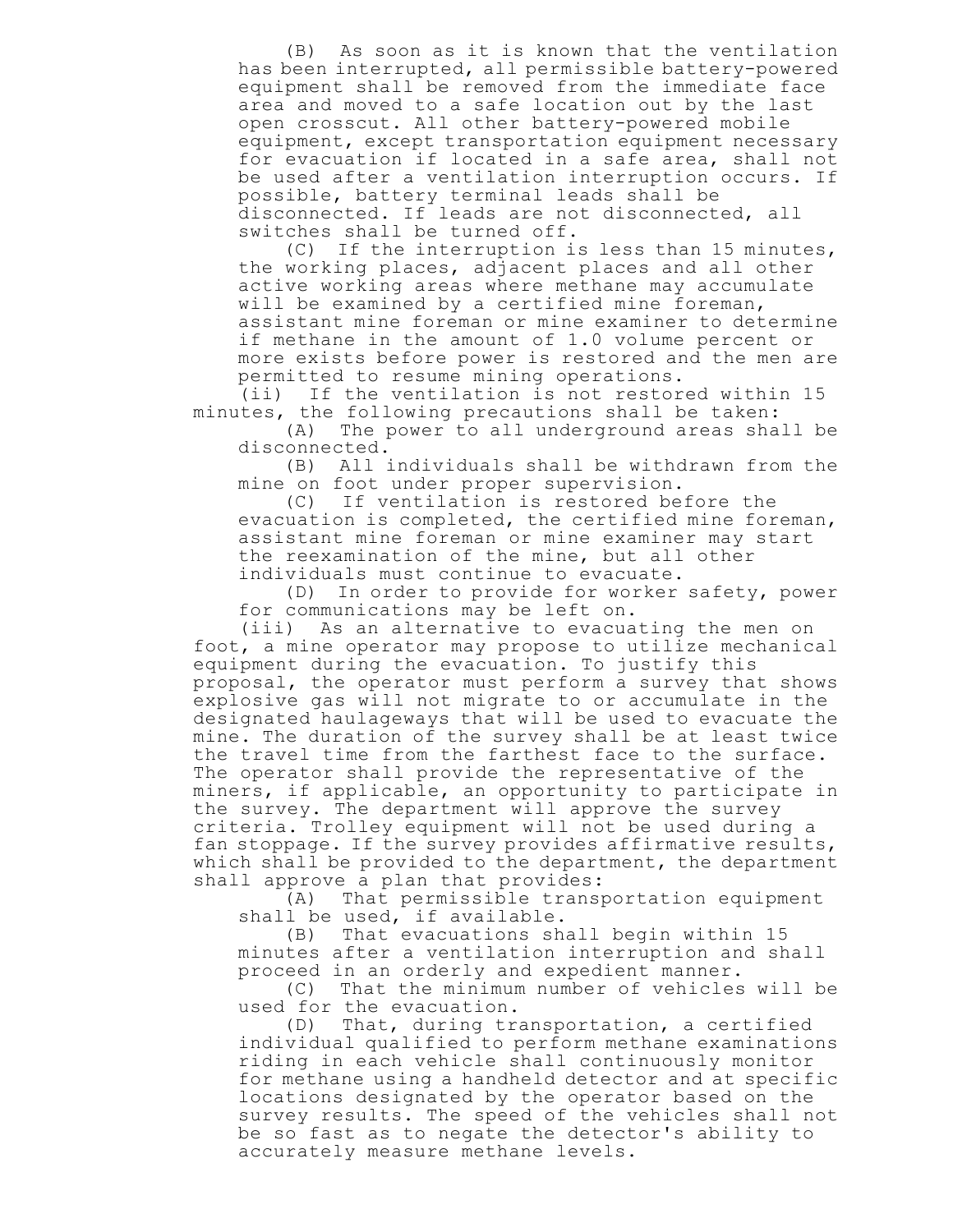(B) As soon as it is known that the ventilation has been interrupted, all permissible battery-powered equipment shall be removed from the immediate face area and moved to a safe location out by the last open crosscut. All other battery-powered mobile equipment, except transportation equipment necessary for evacuation if located in a safe area, shall not be used after a ventilation interruption occurs. If possible, battery terminal leads shall be disconnected. If leads are not disconnected, all switches shall be turned off.

(C) If the interruption is less than 15 minutes, the working places, adjacent places and all other active working areas where methane may accumulate will be examined by a certified mine foreman, assistant mine foreman or mine examiner to determine if methane in the amount of 1.0 volume percent or more exists before power is restored and the men are permitted to resume mining operations.

(ii) If the ventilation is not restored within 15 minutes, the following precautions shall be taken:

(A) The power to all underground areas shall be disconnected.

(B) All individuals shall be withdrawn from the mine on foot under proper supervision.

(C) If ventilation is restored before the evacuation is completed, the certified mine foreman, assistant mine foreman or mine examiner may start the reexamination of the mine, but all other individuals must continue to evacuate.

(D) In order to provide for worker safety, power for communications may be left on.

(iii) As an alternative to evacuating the men on foot, a mine operator may propose to utilize mechanical equipment during the evacuation. To justify this proposal, the operator must perform a survey that shows explosive gas will not migrate to or accumulate in the designated haulageways that will be used to evacuate the mine. The duration of the survey shall be at least twice the travel time from the farthest face to the surface. The operator shall provide the representative of the miners, if applicable, an opportunity to participate in the survey. The department will approve the survey criteria. Trolley equipment will not be used during a fan stoppage. If the survey provides affirmative results, which shall be provided to the department, the department shall approve a plan that provides:

(A) That permissible transportation equipment shall be used, if available.

(B) That evacuations shall begin within 15 minutes after a ventilation interruption and shall proceed in an orderly and expedient manner.

(C) That the minimum number of vehicles will be used for the evacuation.

(D) That, during transportation, a certified individual qualified to perform methane examinations riding in each vehicle shall continuously monitor for methane using a handheld detector and at specific locations designated by the operator based on the survey results. The speed of the vehicles shall not be so fast as to negate the detector's ability to accurately measure methane levels.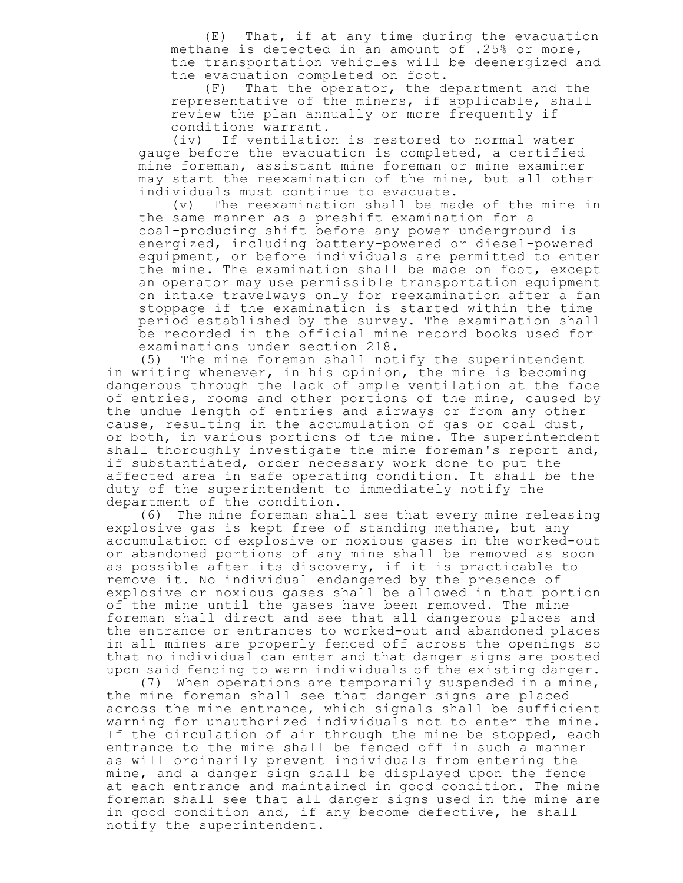(E) That, if at any time during the evacuation methane is detected in an amount of .25% or more, the transportation vehicles will be deenergized and the evacuation completed on foot.

(F) That the operator, the department and the representative of the miners, if applicable, shall review the plan annually or more frequently if conditions warrant.

(iv) If ventilation is restored to normal water gauge before the evacuation is completed, a certified mine foreman, assistant mine foreman or mine examiner may start the reexamination of the mine, but all other individuals must continue to evacuate.

(v) The reexamination shall be made of the mine in the same manner as a preshift examination for a coal-producing shift before any power underground is energized, including battery-powered or diesel-powered equipment, or before individuals are permitted to enter the mine. The examination shall be made on foot, except an operator may use permissible transportation equipment on intake travelways only for reexamination after a fan stoppage if the examination is started within the time period established by the survey. The examination shall be recorded in the official mine record books used for examinations under section 218.

(5) The mine foreman shall notify the superintendent in writing whenever, in his opinion, the mine is becoming dangerous through the lack of ample ventilation at the face of entries, rooms and other portions of the mine, caused by the undue length of entries and airways or from any other cause, resulting in the accumulation of gas or coal dust, or both, in various portions of the mine. The superintendent shall thoroughly investigate the mine foreman's report and, if substantiated, order necessary work done to put the affected area in safe operating condition. It shall be the duty of the superintendent to immediately notify the department of the condition.

(6) The mine foreman shall see that every mine releasing explosive gas is kept free of standing methane, but any accumulation of explosive or noxious gases in the worked-out or abandoned portions of any mine shall be removed as soon as possible after its discovery, if it is practicable to remove it. No individual endangered by the presence of explosive or noxious gases shall be allowed in that portion of the mine until the gases have been removed. The mine foreman shall direct and see that all dangerous places and the entrance or entrances to worked-out and abandoned places in all mines are properly fenced off across the openings so that no individual can enter and that danger signs are posted upon said fencing to warn individuals of the existing danger.

(7) When operations are temporarily suspended in a mine, the mine foreman shall see that danger signs are placed across the mine entrance, which signals shall be sufficient warning for unauthorized individuals not to enter the mine. If the circulation of air through the mine be stopped, each entrance to the mine shall be fenced off in such a manner as will ordinarily prevent individuals from entering the mine, and a danger sign shall be displayed upon the fence at each entrance and maintained in good condition. The mine foreman shall see that all danger signs used in the mine are in good condition and, if any become defective, he shall notify the superintendent.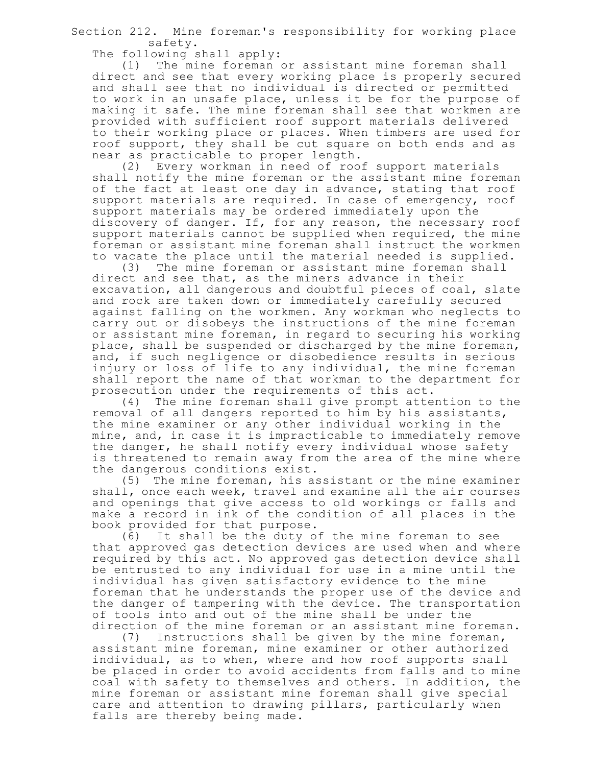Section 212. Mine foreman's responsibility for working place safety.

The following shall apply:

(1) The mine foreman or assistant mine foreman shall direct and see that every working place is properly secured and shall see that no individual is directed or permitted to work in an unsafe place, unless it be for the purpose of making it safe. The mine foreman shall see that workmen are provided with sufficient roof support materials delivered to their working place or places. When timbers are used for roof support, they shall be cut square on both ends and as near as practicable to proper length.

(2) Every workman in need of roof support materials shall notify the mine foreman or the assistant mine foreman of the fact at least one day in advance, stating that roof support materials are required. In case of emergency, roof support materials may be ordered immediately upon the discovery of danger. If, for any reason, the necessary roof support materials cannot be supplied when required, the mine foreman or assistant mine foreman shall instruct the workmen to vacate the place until the material needed is supplied.

(3) The mine foreman or assistant mine foreman shall direct and see that, as the miners advance in their excavation, all dangerous and doubtful pieces of coal, slate and rock are taken down or immediately carefully secured against falling on the workmen. Any workman who neglects to carry out or disobeys the instructions of the mine foreman or assistant mine foreman, in regard to securing his working place, shall be suspended or discharged by the mine foreman, and, if such negligence or disobedience results in serious injury or loss of life to any individual, the mine foreman shall report the name of that workman to the department for prosecution under the requirements of this act.

(4) The mine foreman shall give prompt attention to the removal of all dangers reported to him by his assistants, the mine examiner or any other individual working in the mine, and, in case it is impracticable to immediately remove the danger, he shall notify every individual whose safety is threatened to remain away from the area of the mine where the dangerous conditions exist.

(5) The mine foreman, his assistant or the mine examiner shall, once each week, travel and examine all the air courses and openings that give access to old workings or falls and make a record in ink of the condition of all places in the book provided for that purpose.

(6) It shall be the duty of the mine foreman to see that approved gas detection devices are used when and where required by this act. No approved gas detection device shall be entrusted to any individual for use in a mine until the individual has given satisfactory evidence to the mine foreman that he understands the proper use of the device and the danger of tampering with the device. The transportation of tools into and out of the mine shall be under the direction of the mine foreman or an assistant mine foreman.

(7) Instructions shall be given by the mine foreman, assistant mine foreman, mine examiner or other authorized individual, as to when, where and how roof supports shall be placed in order to avoid accidents from falls and to mine coal with safety to themselves and others. In addition, the mine foreman or assistant mine foreman shall give special care and attention to drawing pillars, particularly when falls are thereby being made.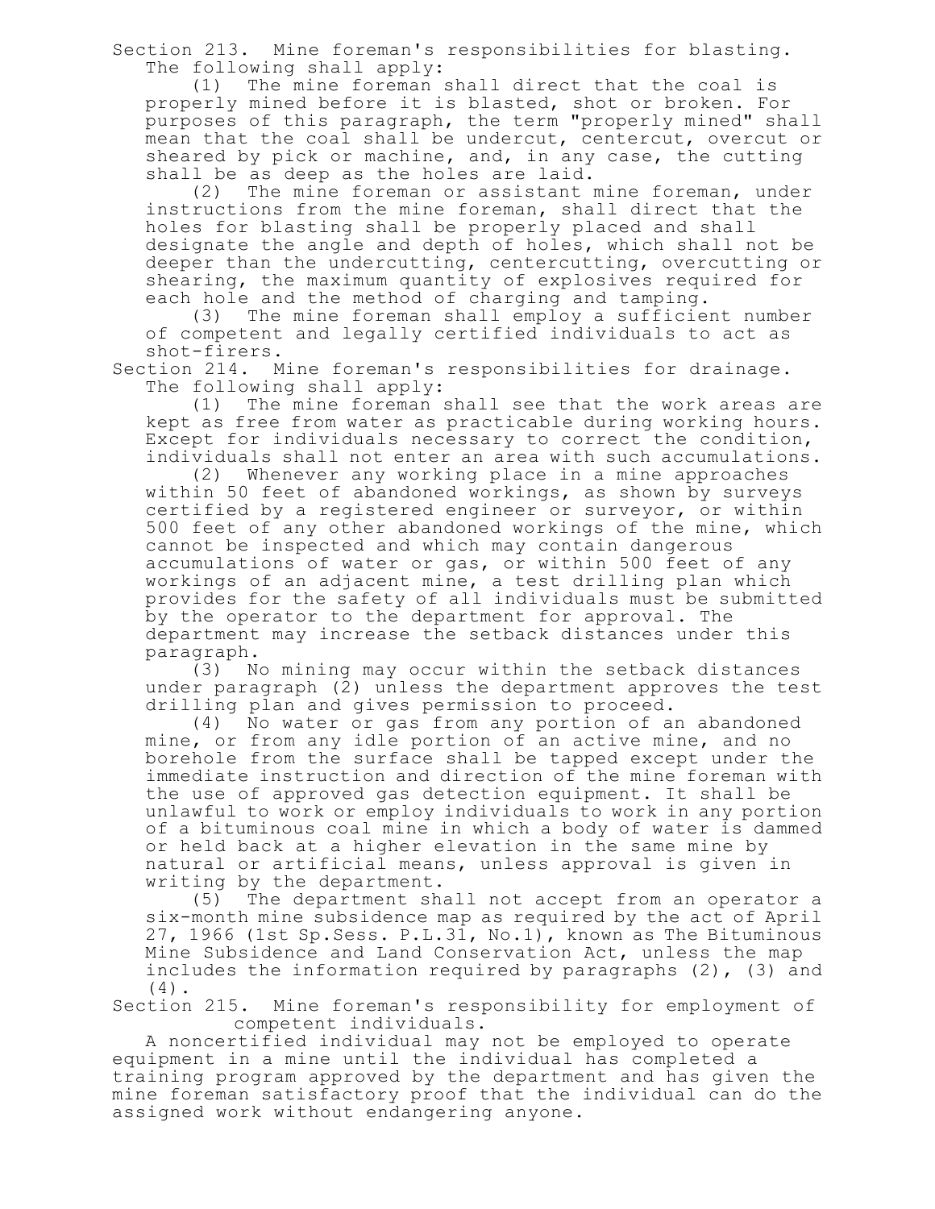Section 213. Mine foreman's responsibilities for blasting.

The following shall apply:

(1) The mine foreman shall direct that the coal is properly mined before it is blasted, shot or broken. For purposes of this paragraph, the term "properly mined" shall mean that the coal shall be undercut, centercut, overcut or sheared by pick or machine, and, in any case, the cutting shall be as deep as the holes are laid.

(2) The mine foreman or assistant mine foreman, under instructions from the mine foreman, shall direct that the holes for blasting shall be properly placed and shall designate the angle and depth of holes, which shall not be deeper than the undercutting, centercutting, overcutting or shearing, the maximum quantity of explosives required for each hole and the method of charging and tamping.

(3) The mine foreman shall employ a sufficient number of competent and legally certified individuals to act as shot-firers.

Section 214. Mine foreman's responsibilities for drainage.

The following shall apply:

(1) The mine foreman shall see that the work areas are kept as free from water as practicable during working hours. Except for individuals necessary to correct the condition, individuals shall not enter an area with such accumulations.

(2) Whenever any working place in a mine approaches within 50 feet of abandoned workings, as shown by surveys certified by a registered engineer or surveyor, or within 500 feet of any other abandoned workings of the mine, which cannot be inspected and which may contain dangerous accumulations of water or gas, or within 500 feet of any workings of an adjacent mine, a test drilling plan which provides for the safety of all individuals must be submitted by the operator to the department for approval. The department may increase the setback distances under this paragraph.

(3) No mining may occur within the setback distances under paragraph (2) unless the department approves the test drilling plan and gives permission to proceed.

(4) No water or gas from any portion of an abandoned mine, or from any idle portion of an active mine, and no borehole from the surface shall be tapped except under the immediate instruction and direction of the mine foreman with the use of approved gas detection equipment. It shall be unlawful to work or employ individuals to work in any portion of a bituminous coal mine in which a body of water is dammed or held back at a higher elevation in the same mine by natural or artificial means, unless approval is given in writing by the department.

(5) The department shall not accept from an operator a six-month mine subsidence map as required by the act of April 27, 1966 (1st Sp.Sess. P.L.31, No.1), known as The Bituminous Mine Subsidence and Land Conservation Act, unless the map includes the information required by paragraphs (2), (3) and (4).

Section 215. Mine foreman's responsibility for employment of competent individuals.

A noncertified individual may not be employed to operate equipment in a mine until the individual has completed a training program approved by the department and has given the mine foreman satisfactory proof that the individual can do the assigned work without endangering anyone.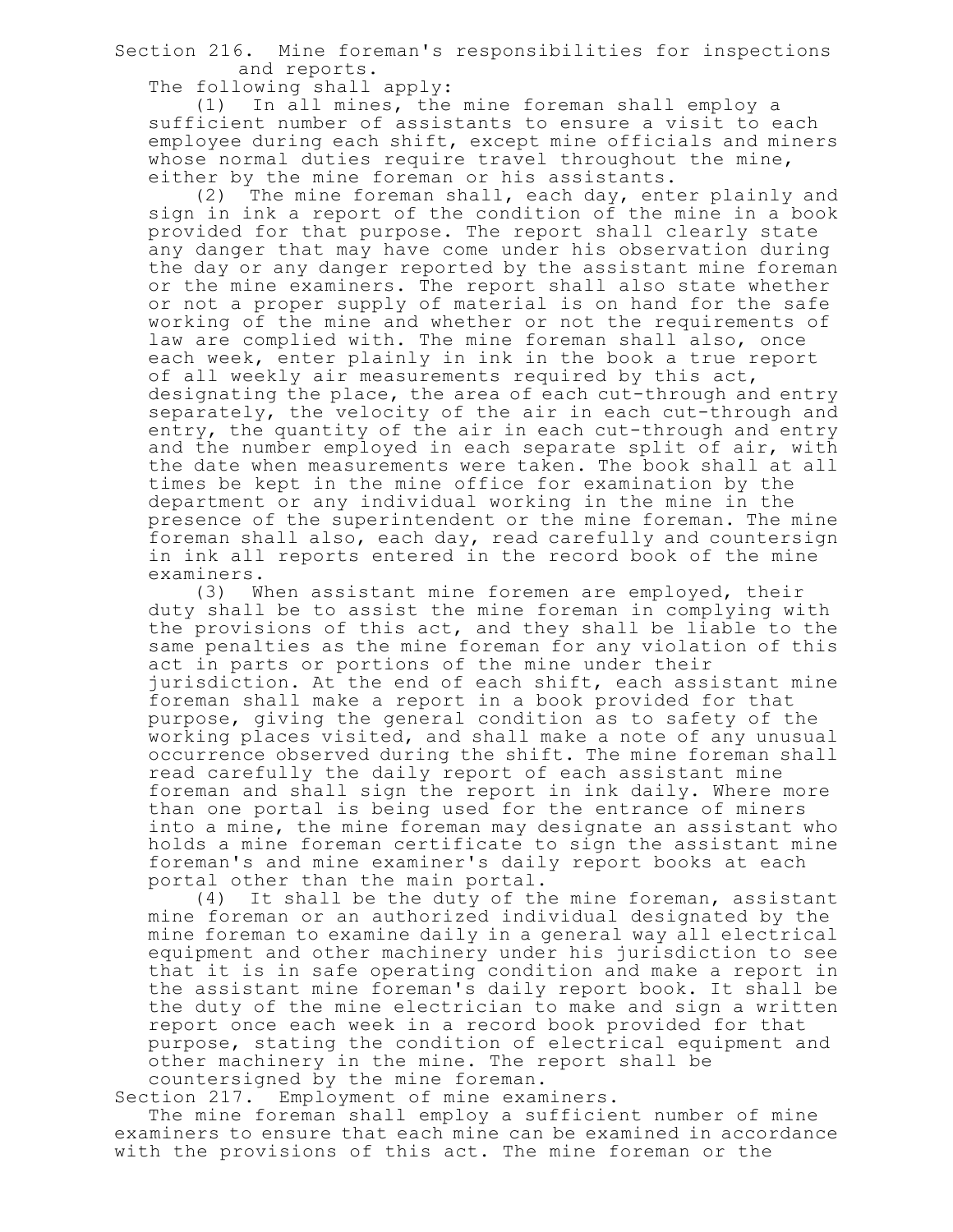Section 216. Mine foreman's responsibilities for inspections and reports.

The following shall apply:

(1) In all mines, the mine foreman shall employ a sufficient number of assistants to ensure a visit to each employee during each shift, except mine officials and miners whose normal duties require travel throughout the mine, either by the mine foreman or his assistants.

(2) The mine foreman shall, each day, enter plainly and sign in ink a report of the condition of the mine in a book provided for that purpose. The report shall clearly state any danger that may have come under his observation during the day or any danger reported by the assistant mine foreman or the mine examiners. The report shall also state whether or not a proper supply of material is on hand for the safe working of the mine and whether or not the requirements of law are complied with. The mine foreman shall also, once each week, enter plainly in ink in the book a true report of all weekly air measurements required by this act, designating the place, the area of each cut-through and entry separately, the velocity of the air in each cut-through and entry, the quantity of the air in each cut-through and entry and the number employed in each separate split of air, with the date when measurements were taken. The book shall at all times be kept in the mine office for examination by the department or any individual working in the mine in the presence of the superintendent or the mine foreman. The mine foreman shall also, each day, read carefully and countersign in ink all reports entered in the record book of the mine examiners.

(3) When assistant mine foremen are employed, their duty shall be to assist the mine foreman in complying with the provisions of this act, and they shall be liable to the same penalties as the mine foreman for any violation of this act in parts or portions of the mine under their jurisdiction. At the end of each shift, each assistant mine foreman shall make a report in a book provided for that purpose, giving the general condition as to safety of the working places visited, and shall make a note of any unusual occurrence observed during the shift. The mine foreman shall read carefully the daily report of each assistant mine foreman and shall sign the report in ink daily. Where more than one portal is being used for the entrance of miners into a mine, the mine foreman may designate an assistant who holds a mine foreman certificate to sign the assistant mine foreman's and mine examiner's daily report books at each portal other than the main portal.

(4) It shall be the duty of the mine foreman, assistant mine foreman or an authorized individual designated by the mine foreman to examine daily in a general way all electrical equipment and other machinery under his jurisdiction to see that it is in safe operating condition and make a report in the assistant mine foreman's daily report book. It shall be the duty of the mine electrician to make and sign a written report once each week in a record book provided for that purpose, stating the condition of electrical equipment and other machinery in the mine. The report shall be countersigned by the mine foreman.

Section 217. Employment of mine examiners.

The mine foreman shall employ a sufficient number of mine examiners to ensure that each mine can be examined in accordance with the provisions of this act. The mine foreman or the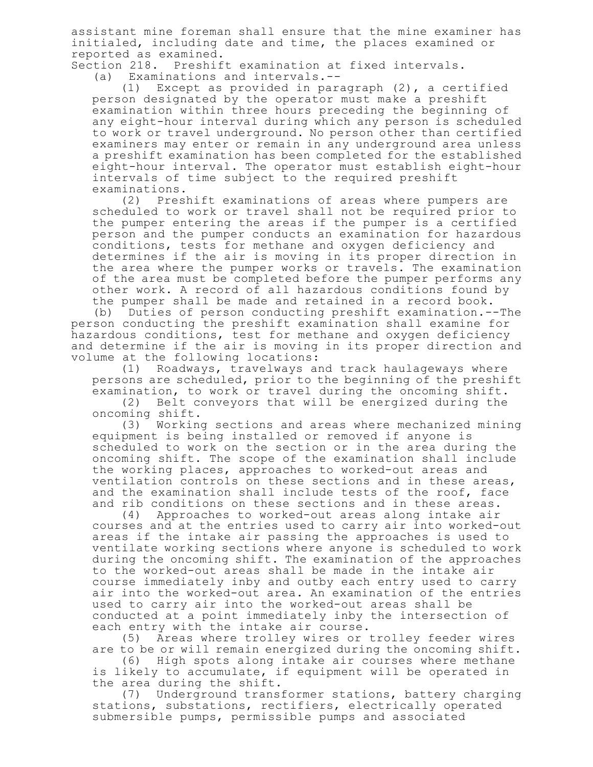assistant mine foreman shall ensure that the mine examiner has initialed, including date and time, the places examined or reported as examined.

Section 218. Preshift examination at fixed intervals.

(a) Examinations and intervals.--

(1) Except as provided in paragraph (2), a certified person designated by the operator must make a preshift examination within three hours preceding the beginning of any eight-hour interval during which any person is scheduled to work or travel underground. No person other than certified examiners may enter or remain in any underground area unless a preshift examination has been completed for the established eight-hour interval. The operator must establish eight-hour intervals of time subject to the required preshift examinations.

(2) Preshift examinations of areas where pumpers are scheduled to work or travel shall not be required prior to the pumper entering the areas if the pumper is a certified person and the pumper conducts an examination for hazardous conditions, tests for methane and oxygen deficiency and determines if the air is moving in its proper direction in the area where the pumper works or travels. The examination of the area must be completed before the pumper performs any other work. A record of all hazardous conditions found by the pumper shall be made and retained in a record book.

(b) Duties of person conducting preshift examination.--The person conducting the preshift examination shall examine for hazardous conditions, test for methane and oxygen deficiency and determine if the air is moving in its proper direction and volume at the following locations:

(1) Roadways, travelways and track haulageways where persons are scheduled, prior to the beginning of the preshift examination, to work or travel during the oncoming shift.

(2) Belt conveyors that will be energized during the oncoming shift.

(3) Working sections and areas where mechanized mining equipment is being installed or removed if anyone is scheduled to work on the section or in the area during the oncoming shift. The scope of the examination shall include the working places, approaches to worked-out areas and ventilation controls on these sections and in these areas, and the examination shall include tests of the roof, face and rib conditions on these sections and in these areas.

(4) Approaches to worked-out areas along intake air courses and at the entries used to carry air into worked-out areas if the intake air passing the approaches is used to ventilate working sections where anyone is scheduled to work during the oncoming shift. The examination of the approaches to the worked-out areas shall be made in the intake air course immediately inby and outby each entry used to carry air into the worked-out area. An examination of the entries used to carry air into the worked-out areas shall be conducted at a point immediately inby the intersection of each entry with the intake air course.

(5) Areas where trolley wires or trolley feeder wires are to be or will remain energized during the oncoming shift.

(6) High spots along intake air courses where methane is likely to accumulate, if equipment will be operated in the area during the shift.

(7) Underground transformer stations, battery charging stations, substations, rectifiers, electrically operated submersible pumps, permissible pumps and associated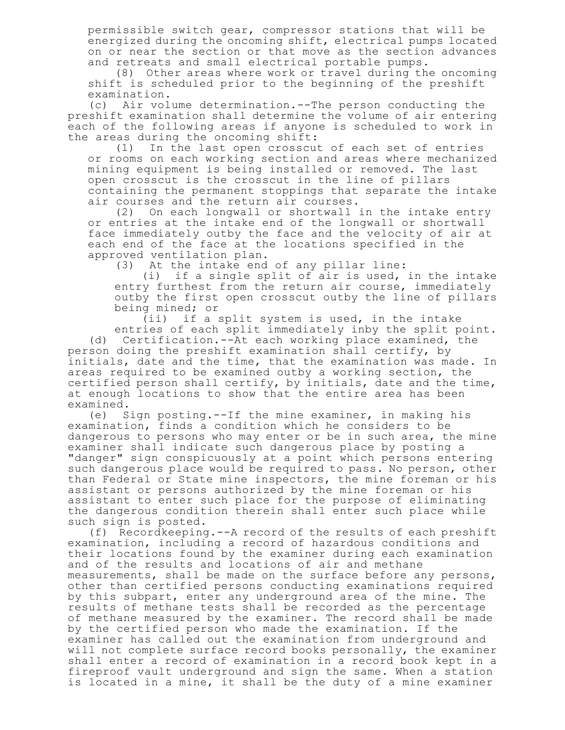permissible switch gear, compressor stations that will be energized during the oncoming shift, electrical pumps located on or near the section or that move as the section advances and retreats and small electrical portable pumps.

(8) Other areas where work or travel during the oncoming shift is scheduled prior to the beginning of the preshift examination.

(c) Air volume determination.--The person conducting the preshift examination shall determine the volume of air entering each of the following areas if anyone is scheduled to work in the areas during the oncoming shift:

(1) In the last open crosscut of each set of entries or rooms on each working section and areas where mechanized mining equipment is being installed or removed. The last open crosscut is the crosscut in the line of pillars containing the permanent stoppings that separate the intake air courses and the return air courses.

(2) On each longwall or shortwall in the intake entry or entries at the intake end of the longwall or shortwall face immediately outby the face and the velocity of air at each end of the face at the locations specified in the approved ventilation plan.

(3) At the intake end of any pillar line:

(i) if a single split of air is used, in the intake entry furthest from the return air course, immediately outby the first open crosscut outby the line of pillars being mined; or

(ii) if a split system is used, in the intake entries of each split immediately inby the split point.

(d) Certification.--At each working place examined, the person doing the preshift examination shall certify, by initials, date and the time, that the examination was made. In areas required to be examined outby a working section, the certified person shall certify, by initials, date and the time, at enough locations to show that the entire area has been examined.

(e) Sign posting.--If the mine examiner, in making his examination, finds a condition which he considers to be dangerous to persons who may enter or be in such area, the mine examiner shall indicate such dangerous place by posting a "danger" sign conspicuously at a point which persons entering such dangerous place would be required to pass. No person, other than Federal or State mine inspectors, the mine foreman or his assistant or persons authorized by the mine foreman or his assistant to enter such place for the purpose of eliminating the dangerous condition therein shall enter such place while such sign is posted.

(f) Recordkeeping.--A record of the results of each preshift examination, including a record of hazardous conditions and their locations found by the examiner during each examination and of the results and locations of air and methane measurements, shall be made on the surface before any persons, other than certified persons conducting examinations required by this subpart, enter any underground area of the mine. The results of methane tests shall be recorded as the percentage of methane measured by the examiner. The record shall be made by the certified person who made the examination. If the examiner has called out the examination from underground and will not complete surface record books personally, the examiner shall enter a record of examination in a record book kept in a fireproof vault underground and sign the same. When a station is located in a mine, it shall be the duty of a mine examiner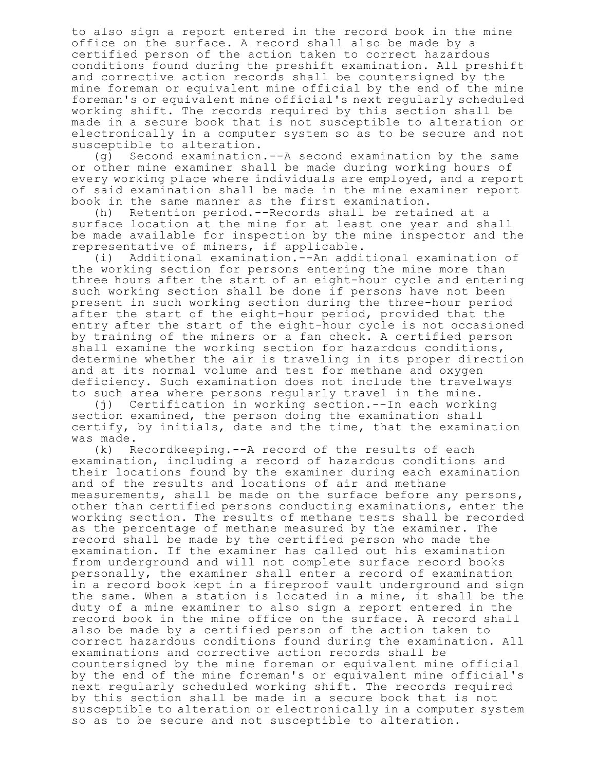to also sign a report entered in the record book in the mine office on the surface. A record shall also be made by a certified person of the action taken to correct hazardous conditions found during the preshift examination. All preshift and corrective action records shall be countersigned by the mine foreman or equivalent mine official by the end of the mine foreman's or equivalent mine official's next regularly scheduled working shift. The records required by this section shall be made in a secure book that is not susceptible to alteration or electronically in a computer system so as to be secure and not susceptible to alteration.

(g) Second examination.--A second examination by the same or other mine examiner shall be made during working hours of every working place where individuals are employed, and a report of said examination shall be made in the mine examiner report book in the same manner as the first examination.

(h) Retention period.--Records shall be retained at a surface location at the mine for at least one year and shall be made available for inspection by the mine inspector and the representative of miners, if applicable.

(i) Additional examination.--An additional examination of the working section for persons entering the mine more than three hours after the start of an eight-hour cycle and entering such working section shall be done if persons have not been present in such working section during the three-hour period after the start of the eight-hour period, provided that the entry after the start of the eight-hour cycle is not occasioned by training of the miners or a fan check. A certified person shall examine the working section for hazardous conditions, determine whether the air is traveling in its proper direction and at its normal volume and test for methane and oxygen deficiency. Such examination does not include the travelways to such area where persons regularly travel in the mine.

(j) Certification in working section.--In each working section examined, the person doing the examination shall certify, by initials, date and the time, that the examination was made.

(k) Recordkeeping.--A record of the results of each examination, including a record of hazardous conditions and their locations found by the examiner during each examination and of the results and locations of air and methane measurements, shall be made on the surface before any persons, other than certified persons conducting examinations, enter the working section. The results of methane tests shall be recorded as the percentage of methane measured by the examiner. The record shall be made by the certified person who made the examination. If the examiner has called out his examination from underground and will not complete surface record books personally, the examiner shall enter a record of examination in a record book kept in a fireproof vault underground and sign the same. When a station is located in a mine, it shall be the duty of a mine examiner to also sign a report entered in the record book in the mine office on the surface. A record shall also be made by a certified person of the action taken to correct hazardous conditions found during the examination. All examinations and corrective action records shall be countersigned by the mine foreman or equivalent mine official by the end of the mine foreman's or equivalent mine official's next regularly scheduled working shift. The records required by this section shall be made in a secure book that is not susceptible to alteration or electronically in a computer system so as to be secure and not susceptible to alteration.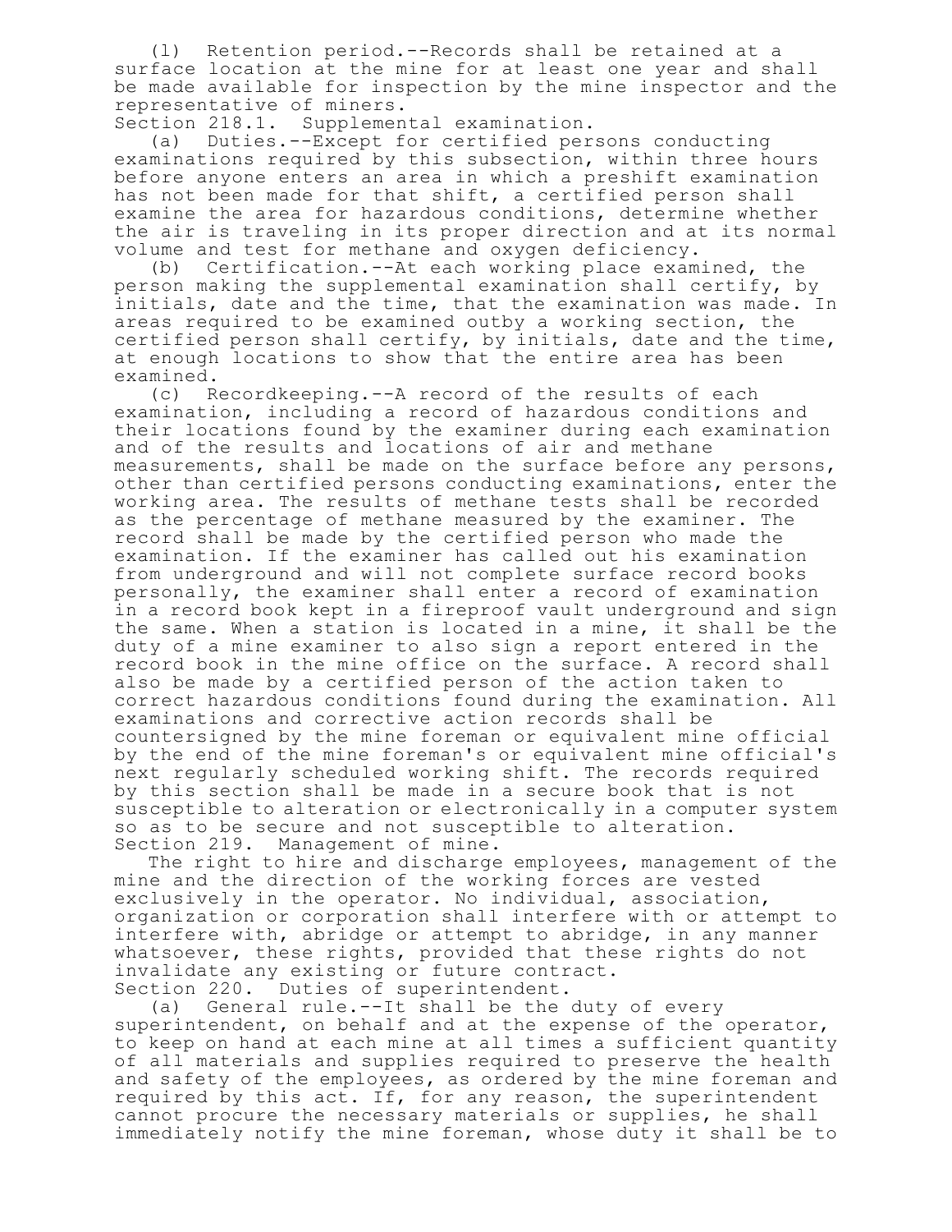(l) Retention period.--Records shall be retained at a surface location at the mine for at least one year and shall be made available for inspection by the mine inspector and the representative of miners.

Section 218.1. Supplemental examination.

(a) Duties.--Except for certified persons conducting examinations required by this subsection, within three hours before anyone enters an area in which a preshift examination has not been made for that shift, a certified person shall examine the area for hazardous conditions, determine whether the air is traveling in its proper direction and at its normal volume and test for methane and oxygen deficiency.

(b) Certification.--At each working place examined, the person making the supplemental examination shall certify, by initials, date and the time, that the examination was made. In areas required to be examined outby a working section, the certified person shall certify, by initials, date and the time, at enough locations to show that the entire area has been examined.

(c) Recordkeeping.--A record of the results of each examination, including a record of hazardous conditions and their locations found by the examiner during each examination and of the results and locations of air and methane measurements, shall be made on the surface before any persons, other than certified persons conducting examinations, enter the working area. The results of methane tests shall be recorded as the percentage of methane measured by the examiner. The record shall be made by the certified person who made the examination. If the examiner has called out his examination from underground and will not complete surface record books personally, the examiner shall enter a record of examination in a record book kept in a fireproof vault underground and sign the same. When a station is located in a mine, it shall be the duty of a mine examiner to also sign a report entered in the record book in the mine office on the surface. A record shall also be made by a certified person of the action taken to correct hazardous conditions found during the examination. All examinations and corrective action records shall be countersigned by the mine foreman or equivalent mine official by the end of the mine foreman's or equivalent mine official's next regularly scheduled working shift. The records required by this section shall be made in a secure book that is not susceptible to alteration or electronically in a computer system so as to be secure and not susceptible to alteration.

Section 219. Management of mine.

The right to hire and discharge employees, management of the mine and the direction of the working forces are vested exclusively in the operator. No individual, association, organization or corporation shall interfere with or attempt to interfere with, abridge or attempt to abridge, in any manner whatsoever, these rights, provided that these rights do not invalidate any existing or future contract.

Section 220. Duties of superintendent.

(a) General rule.--It shall be the duty of every superintendent, on behalf and at the expense of the operator, to keep on hand at each mine at all times a sufficient quantity of all materials and supplies required to preserve the health and safety of the employees, as ordered by the mine foreman and required by this act. If, for any reason, the superintendent cannot procure the necessary materials or supplies, he shall immediately notify the mine foreman, whose duty it shall be to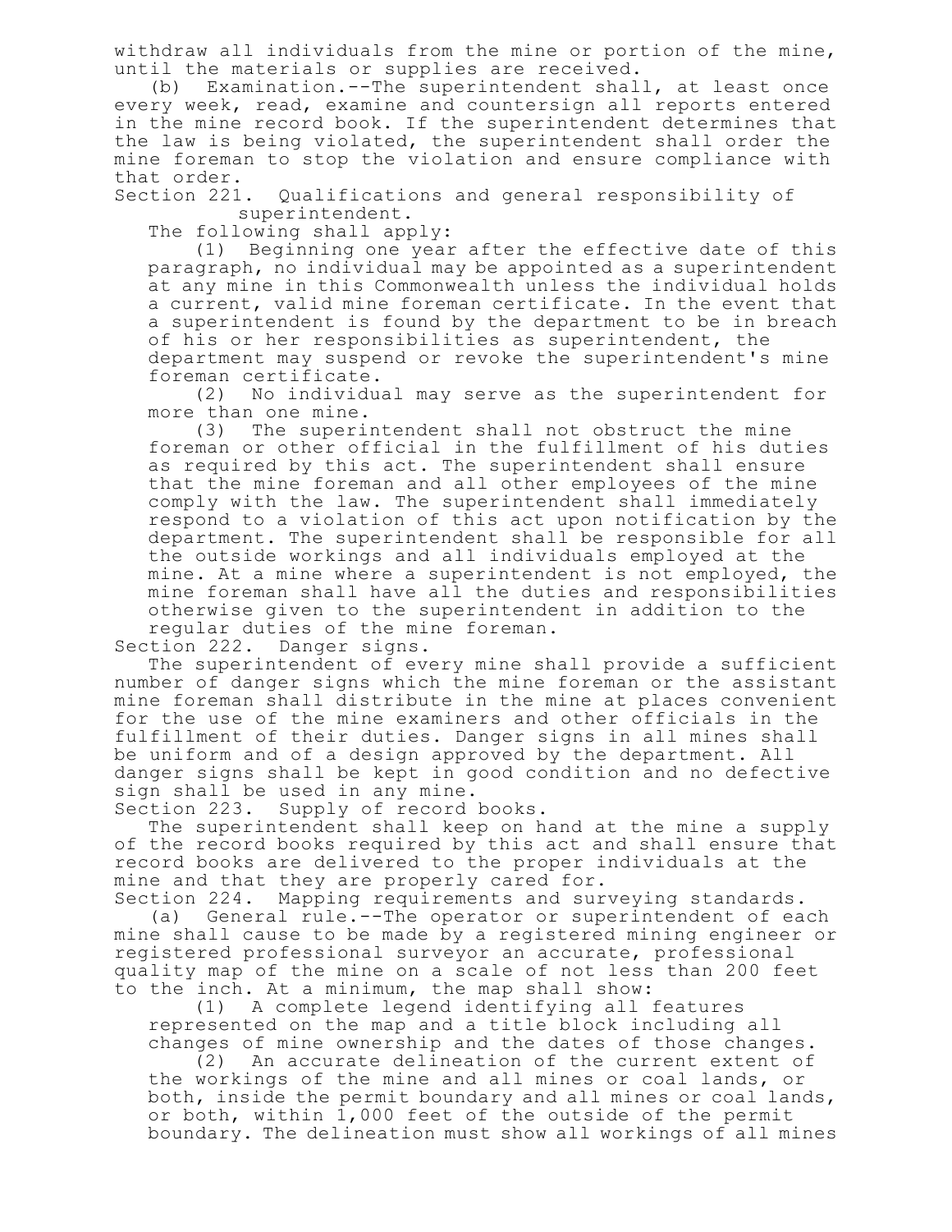withdraw all individuals from the mine or portion of the mine, until the materials or supplies are received.

(b) Examination.--The superintendent shall, at least once every week, read, examine and countersign all reports entered in the mine record book. If the superintendent determines that the law is being violated, the superintendent shall order the mine foreman to stop the violation and ensure compliance with that order.

Section 221. Qualifications and general responsibility of superintendent.

The following shall apply:

(1) Beginning one year after the effective date of this paragraph, no individual may be appointed as a superintendent at any mine in this Commonwealth unless the individual holds a current, valid mine foreman certificate. In the event that a superintendent is found by the department to be in breach of his or her responsibilities as superintendent, the department may suspend or revoke the superintendent's mine foreman certificate.

(2) No individual may serve as the superintendent for more than one mine.

(3) The superintendent shall not obstruct the mine foreman or other official in the fulfillment of his duties as required by this act. The superintendent shall ensure that the mine foreman and all other employees of the mine comply with the law. The superintendent shall immediately respond to a violation of this act upon notification by the department. The superintendent shall be responsible for all the outside workings and all individuals employed at the mine. At a mine where a superintendent is not employed, the mine foreman shall have all the duties and responsibilities otherwise given to the superintendent in addition to the regular duties of the mine foreman.

Section 222. Danger signs.

The superintendent of every mine shall provide a sufficient number of danger signs which the mine foreman or the assistant mine foreman shall distribute in the mine at places convenient for the use of the mine examiners and other officials in the fulfillment of their duties. Danger signs in all mines shall be uniform and of a design approved by the department. All danger signs shall be kept in good condition and no defective sign shall be used in any mine.

Section 223. Supply of record books.

The superintendent shall keep on hand at the mine a supply of the record books required by this act and shall ensure that record books are delivered to the proper individuals at the mine and that they are properly cared for.

Section 224. Mapping requirements and surveying standards.

(a) General rule.--The operator or superintendent of each mine shall cause to be made by a registered mining engineer or registered professional surveyor an accurate, professional quality map of the mine on a scale of not less than 200 feet to the inch. At a minimum, the map shall show:

(1) A complete legend identifying all features represented on the map and a title block including all changes of mine ownership and the dates of those changes.

(2) An accurate delineation of the current extent of the workings of the mine and all mines or coal lands, or both, inside the permit boundary and all mines or coal lands, or both, within 1,000 feet of the outside of the permit boundary. The delineation must show all workings of all mines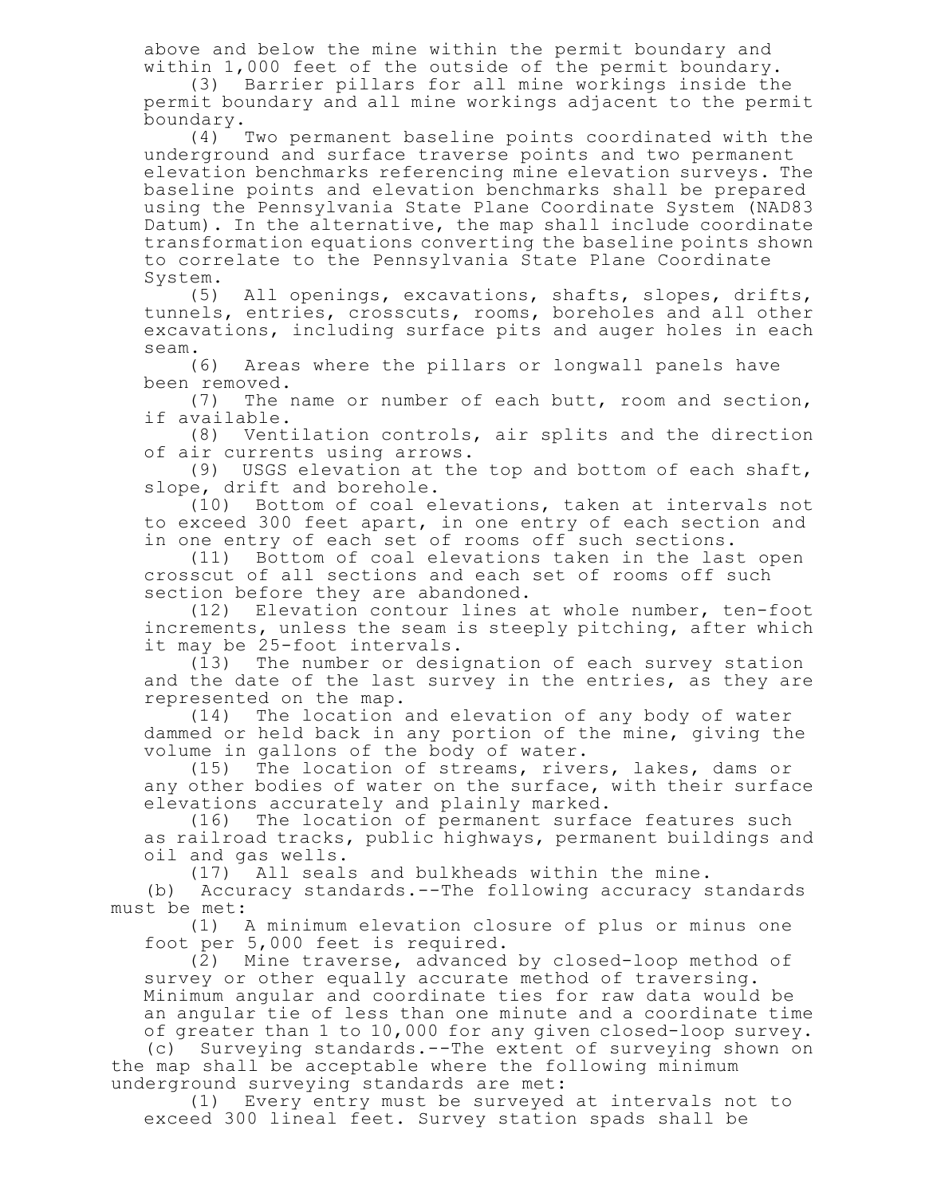above and below the mine within the permit boundary and within 1,000 feet of the outside of the permit boundary.

(3) Barrier pillars for all mine workings inside the permit boundary and all mine workings adjacent to the permit boundary.

(4) Two permanent baseline points coordinated with the underground and surface traverse points and two permanent elevation benchmarks referencing mine elevation surveys. The baseline points and elevation benchmarks shall be prepared using the Pennsylvania State Plane Coordinate System (NAD83 Datum). In the alternative, the map shall include coordinate transformation equations converting the baseline points shown to correlate to the Pennsylvania State Plane Coordinate System.

(5) All openings, excavations, shafts, slopes, drifts, tunnels, entries, crosscuts, rooms, boreholes and all other excavations, including surface pits and auger holes in each seam.

(6) Areas where the pillars or longwall panels have been removed.

(7) The name or number of each butt, room and section, if available.

(8) Ventilation controls, air splits and the direction of air currents using arrows.

(9) USGS elevation at the top and bottom of each shaft, slope, drift and borehole.

(10) Bottom of coal elevations, taken at intervals not to exceed 300 feet apart, in one entry of each section and in one entry of each set of rooms off such sections.

(11) Bottom of coal elevations taken in the last open crosscut of all sections and each set of rooms off such section before they are abandoned.

(12) Elevation contour lines at whole number, ten-foot increments, unless the seam is steeply pitching, after which it may be 25-foot intervals.

(13) The number or designation of each survey station and the date of the last survey in the entries, as they are represented on the map.

(14) The location and elevation of any body of water dammed or held back in any portion of the mine, giving the volume in gallons of the body of water.

(15) The location of streams, rivers, lakes, dams or any other bodies of water on the surface, with their surface elevations accurately and plainly marked.

(16) The location of permanent surface features such as railroad tracks, public highways, permanent buildings and oil and gas wells.

(17) All seals and bulkheads within the mine.

(b) Accuracy standards.--The following accuracy standards must be met:

(1) A minimum elevation closure of plus or minus one foot per 5,000 feet is required.

(2) Mine traverse, advanced by closed-loop method of survey or other equally accurate method of traversing. Minimum angular and coordinate ties for raw data would be an angular tie of less than one minute and a coordinate time of greater than 1 to 10,000 for any given closed-loop survey.

(c) Surveying standards.--The extent of surveying shown on the map shall be acceptable where the following minimum underground surveying standards are met:

(1) Every entry must be surveyed at intervals not to exceed 300 lineal feet. Survey station spads shall be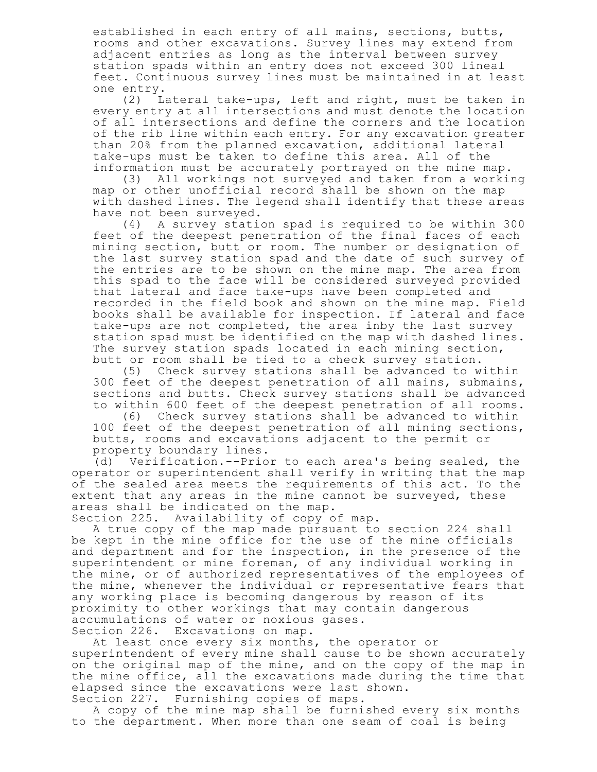established in each entry of all mains, sections, butts, rooms and other excavations. Survey lines may extend from adjacent entries as long as the interval between survey station spads within an entry does not exceed 300 lineal feet. Continuous survey lines must be maintained in at least one entry.

(2) Lateral take-ups, left and right, must be taken in every entry at all intersections and must denote the location of all intersections and define the corners and the location of the rib line within each entry. For any excavation greater than 20% from the planned excavation, additional lateral take-ups must be taken to define this area. All of the information must be accurately portrayed on the mine map.

(3) All workings not surveyed and taken from a working map or other unofficial record shall be shown on the map with dashed lines. The legend shall identify that these areas have not been surveyed.

(4) A survey station spad is required to be within 300 feet of the deepest penetration of the final faces of each mining section, butt or room. The number or designation of the last survey station spad and the date of such survey of the entries are to be shown on the mine map. The area from this spad to the face will be considered surveyed provided that lateral and face take-ups have been completed and recorded in the field book and shown on the mine map. Field books shall be available for inspection. If lateral and face take-ups are not completed, the area inby the last survey station spad must be identified on the map with dashed lines. The survey station spads located in each mining section, butt or room shall be tied to a check survey station.

(5) Check survey stations shall be advanced to within 300 feet of the deepest penetration of all mains, submains, sections and butts. Check survey stations shall be advanced to within 600 feet of the deepest penetration of all rooms.

(6) Check survey stations shall be advanced to within 100 feet of the deepest penetration of all mining sections, butts, rooms and excavations adjacent to the permit or property boundary lines.

(d) Verification.--Prior to each area's being sealed, the operator or superintendent shall verify in writing that the map of the sealed area meets the requirements of this act. To the extent that any areas in the mine cannot be surveyed, these areas shall be indicated on the map.

Section 225. Availability of copy of map.

A true copy of the map made pursuant to section 224 shall be kept in the mine office for the use of the mine officials and department and for the inspection, in the presence of the superintendent or mine foreman, of any individual working in the mine, or of authorized representatives of the employees of the mine, whenever the individual or representative fears that any working place is becoming dangerous by reason of its proximity to other workings that may contain dangerous accumulations of water or noxious gases.

Section 226. Excavations on map.

At least once every six months, the operator or superintendent of every mine shall cause to be shown accurately on the original map of the mine, and on the copy of the map in the mine office, all the excavations made during the time that elapsed since the excavations were last shown.

Section 227. Furnishing copies of maps.

A copy of the mine map shall be furnished every six months to the department. When more than one seam of coal is being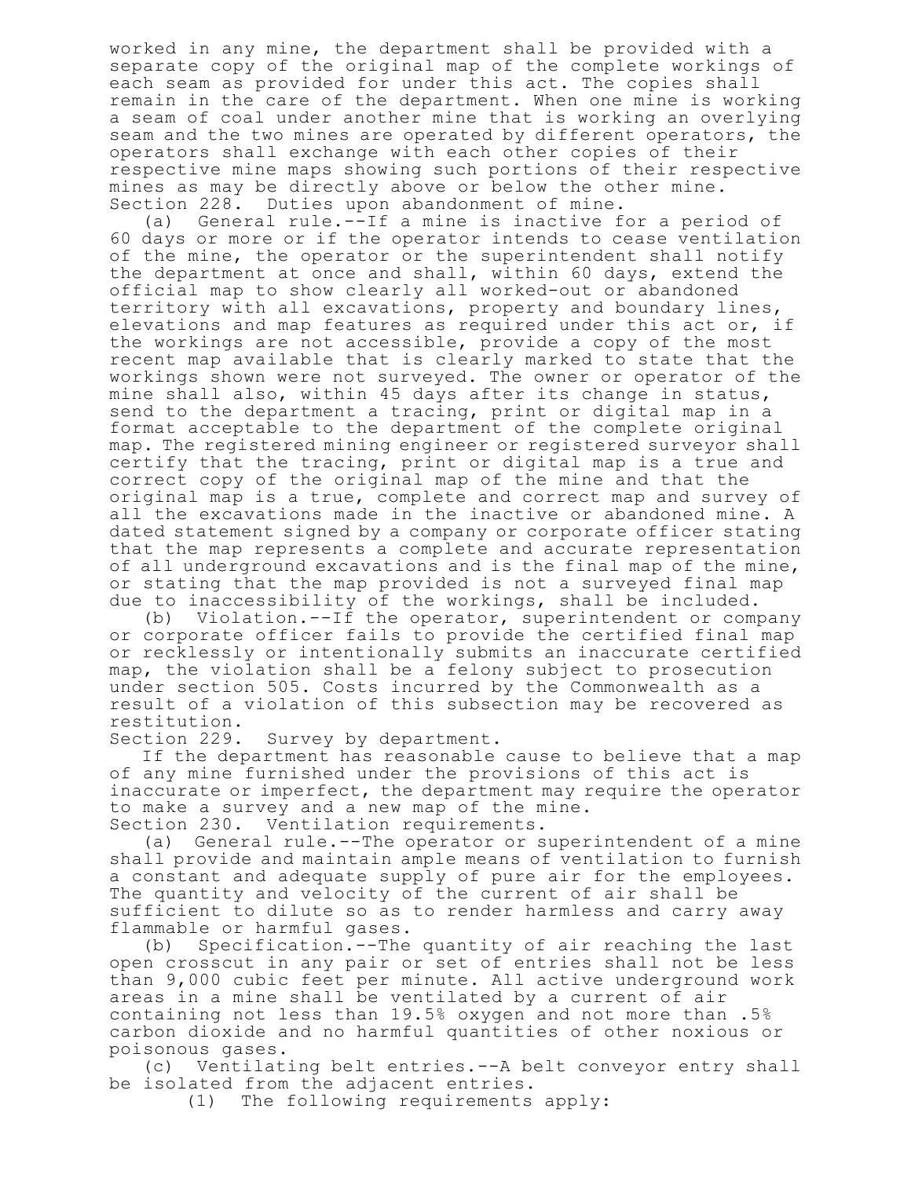worked in any mine, the department shall be provided with a separate copy of the original map of the complete workings of each seam as provided for under this act. The copies shall remain in the care of the department. When one mine is working a seam of coal under another mine that is working an overlying seam and the two mines are operated by different operators, the operators shall exchange with each other copies of their respective mine maps showing such portions of their respective mines as may be directly above or below the other mine.

Section 228. Duties upon abandonment of mine.

(a) General rule.--If a mine is inactive for a period of 60 days or more or if the operator intends to cease ventilation of the mine, the operator or the superintendent shall notify the department at once and shall, within 60 days, extend the official map to show clearly all worked-out or abandoned territory with all excavations, property and boundary lines, elevations and map features as required under this act or, if the workings are not accessible, provide a copy of the most recent map available that is clearly marked to state that the workings shown were not surveyed. The owner or operator of the mine shall also, within 45 days after its change in status, send to the department a tracing, print or digital map in a format acceptable to the department of the complete original map. The registered mining engineer or registered surveyor shall certify that the tracing, print or digital map is a true and correct copy of the original map of the mine and that the original map is a true, complete and correct map and survey of all the excavations made in the inactive or abandoned mine. A dated statement signed by a company or corporate officer stating that the map represents a complete and accurate representation of all underground excavations and is the final map of the mine, or stating that the map provided is not a surveyed final map due to inaccessibility of the workings, shall be included.

(b) Violation.--If the operator, superintendent or company or corporate officer fails to provide the certified final map or recklessly or intentionally submits an inaccurate certified map, the violation shall be a felony subject to prosecution under section 505. Costs incurred by the Commonwealth as a result of a violation of this subsection may be recovered as restitution.

Section 229. Survey by department.

If the department has reasonable cause to believe that a map of any mine furnished under the provisions of this act is inaccurate or imperfect, the department may require the operator to make a survey and a new map of the mine.

Section 230. Ventilation requirements.

(a) General rule.--The operator or superintendent of a mine shall provide and maintain ample means of ventilation to furnish a constant and adequate supply of pure air for the employees. The quantity and velocity of the current of air shall be sufficient to dilute so as to render harmless and carry away flammable or harmful gases.

(b) Specification.--The quantity of air reaching the last open crosscut in any pair or set of entries shall not be less than 9,000 cubic feet per minute. All active underground work areas in a mine shall be ventilated by a current of air containing not less than 19.5% oxygen and not more than .5% carbon dioxide and no harmful quantities of other noxious or poisonous gases.

(c) Ventilating belt entries.--A belt conveyor entry shall be isolated from the adjacent entries.

(1) The following requirements apply: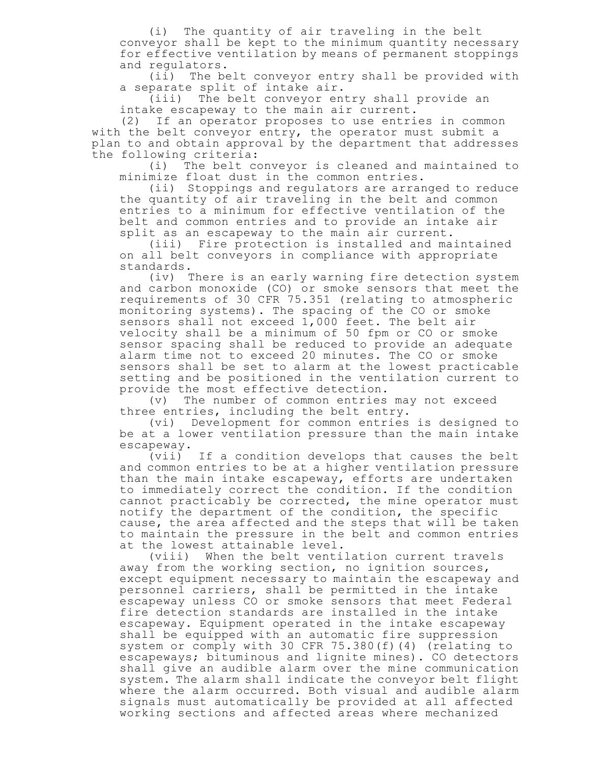(i) The quantity of air traveling in the belt conveyor shall be kept to the minimum quantity necessary for effective ventilation by means of permanent stoppings and regulators.

(ii) The belt conveyor entry shall be provided with a separate split of intake air.

(iii) The belt conveyor entry shall provide an intake escapeway to the main air current.

(2) If an operator proposes to use entries in common with the belt conveyor entry, the operator must submit a plan to and obtain approval by the department that addresses the following criteria:

(i) The belt conveyor is cleaned and maintained to minimize float dust in the common entries.

(ii) Stoppings and regulators are arranged to reduce the quantity of air traveling in the belt and common entries to a minimum for effective ventilation of the belt and common entries and to provide an intake air split as an escapeway to the main air current.

(iii) Fire protection is installed and maintained on all belt conveyors in compliance with appropriate standards.

(iv) There is an early warning fire detection system and carbon monoxide (CO) or smoke sensors that meet the requirements of 30 CFR 75.351 (relating to atmospheric monitoring systems). The spacing of the CO or smoke sensors shall not exceed 1,000 feet. The belt air velocity shall be a minimum of 50 fpm or CO or smoke sensor spacing shall be reduced to provide an adequate alarm time not to exceed 20 minutes. The CO or smoke sensors shall be set to alarm at the lowest practicable setting and be positioned in the ventilation current to provide the most effective detection.

(v) The number of common entries may not exceed three entries, including the belt entry.

(vi) Development for common entries is designed to be at a lower ventilation pressure than the main intake escapeway.

(vii) If a condition develops that causes the belt and common entries to be at a higher ventilation pressure than the main intake escapeway, efforts are undertaken to immediately correct the condition. If the condition cannot practicably be corrected, the mine operator must notify the department of the condition, the specific cause, the area affected and the steps that will be taken to maintain the pressure in the belt and common entries at the lowest attainable level.

(viii) When the belt ventilation current travels away from the working section, no ignition sources, except equipment necessary to maintain the escapeway and personnel carriers, shall be permitted in the intake escapeway unless CO or smoke sensors that meet Federal fire detection standards are installed in the intake escapeway. Equipment operated in the intake escapeway shall be equipped with an automatic fire suppression system or comply with 30 CFR 75.380(f)(4) (relating to escapeways; bituminous and lignite mines). CO detectors shall give an audible alarm over the mine communication system. The alarm shall indicate the conveyor belt flight where the alarm occurred. Both visual and audible alarm signals must automatically be provided at all affected working sections and affected areas where mechanized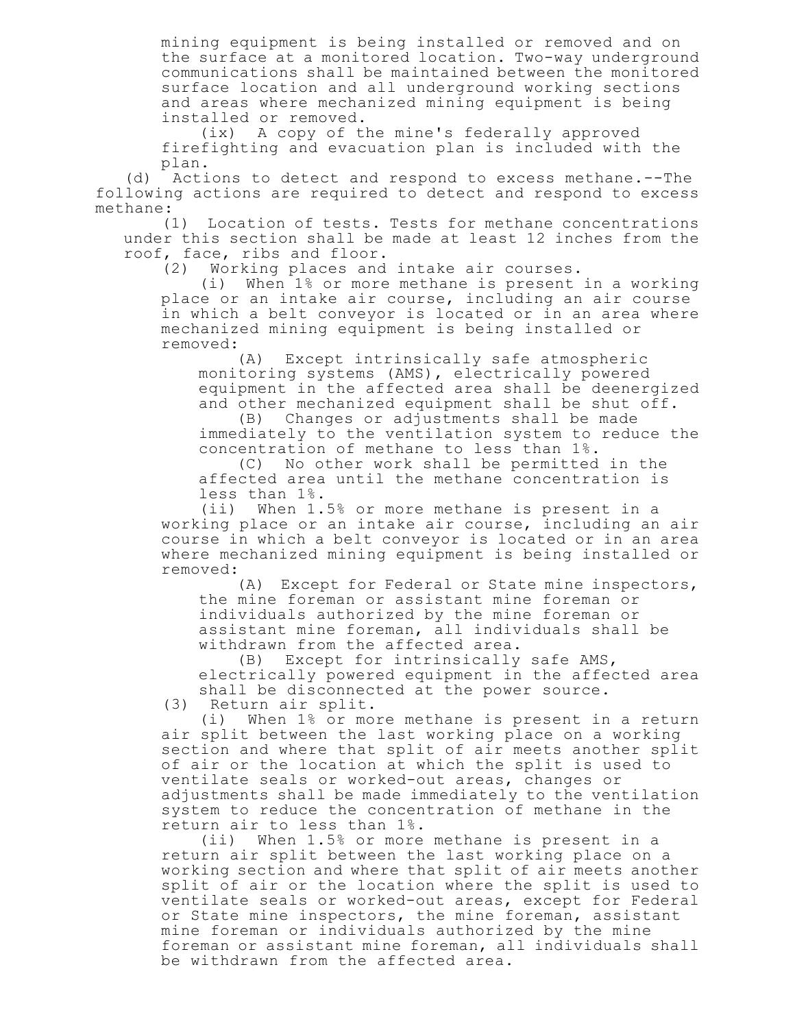mining equipment is being installed or removed and on the surface at a monitored location. Two-way underground communications shall be maintained between the monitored surface location and all underground working sections and areas where mechanized mining equipment is being installed or removed.

(ix) A copy of the mine's federally approved firefighting and evacuation plan is included with the plan.

(d) Actions to detect and respond to excess methane.--The following actions are required to detect and respond to excess methane:

(1) Location of tests. Tests for methane concentrations under this section shall be made at least 12 inches from the roof, face, ribs and floor.

(2) Working places and intake air courses.

(i) When 1% or more methane is present in a working place or an intake air course, including an air course in which a belt conveyor is located or in an area where mechanized mining equipment is being installed or removed:

(A) Except intrinsically safe atmospheric monitoring systems (AMS), electrically powered equipment in the affected area shall be deenergized and other mechanized equipment shall be shut off.

(B) Changes or adjustments shall be made immediately to the ventilation system to reduce the concentration of methane to less than 1%.

(C) No other work shall be permitted in the affected area until the methane concentration is less than 1%.

(ii) When 1.5% or more methane is present in a working place or an intake air course, including an air course in which a belt conveyor is located or in an area where mechanized mining equipment is being installed or removed:

(A) Except for Federal or State mine inspectors, the mine foreman or assistant mine foreman or individuals authorized by the mine foreman or assistant mine foreman, all individuals shall be withdrawn from the affected area.

(B) Except for intrinsically safe AMS, electrically powered equipment in the affected area shall be disconnected at the power source.

(3) Return air split.

(i) When 1% or more methane is present in a return air split between the last working place on a working section and where that split of air meets another split of air or the location at which the split is used to ventilate seals or worked-out areas, changes or adjustments shall be made immediately to the ventilation system to reduce the concentration of methane in the return air to less than 1%.

(ii) When 1.5% or more methane is present in a return air split between the last working place on a working section and where that split of air meets another split of air or the location where the split is used to ventilate seals or worked-out areas, except for Federal or State mine inspectors, the mine foreman, assistant mine foreman or individuals authorized by the mine foreman or assistant mine foreman, all individuals shall be withdrawn from the affected area.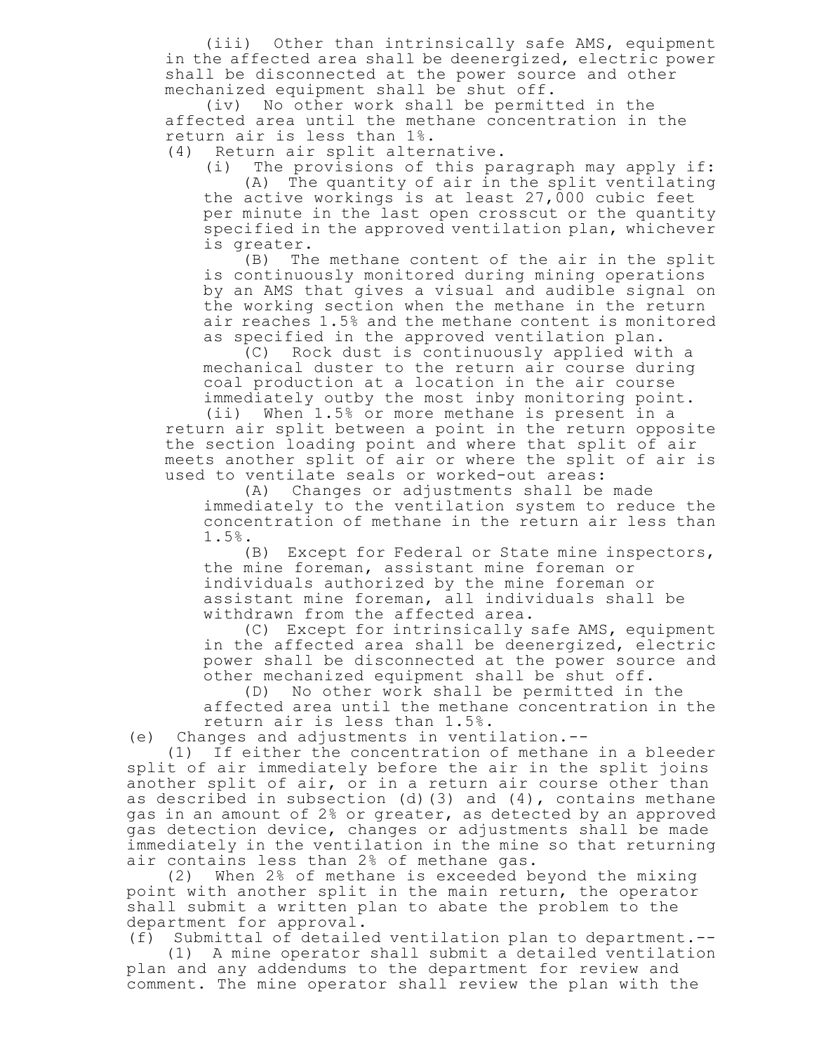(iii) Other than intrinsically safe AMS, equipment in the affected area shall be deenergized, electric power shall be disconnected at the power source and other mechanized equipment shall be shut off.

(iv) No other work shall be permitted in the affected area until the methane concentration in the return air is less than 1%.

(4) Return air split alternative.

(i) The provisions of this paragraph may apply if:

(A) The quantity of air in the split ventilating the active workings is at least 27,000 cubic feet per minute in the last open crosscut or the quantity specified in the approved ventilation plan, whichever is greater.

(B) The methane content of the air in the split is continuously monitored during mining operations by an AMS that gives a visual and audible signal on the working section when the methane in the return air reaches 1.5% and the methane content is monitored as specified in the approved ventilation plan.

(C) Rock dust is continuously applied with a mechanical duster to the return air course during coal production at a location in the air course immediately outby the most inby monitoring point.

(ii) When 1.5% or more methane is present in a return air split between a point in the return opposite the section loading point and where that split of air meets another split of air or where the split of air is used to ventilate seals or worked-out areas:

(A) Changes or adjustments shall be made immediately to the ventilation system to reduce the concentration of methane in the return air less than 1.5%.

(B) Except for Federal or State mine inspectors, the mine foreman, assistant mine foreman or individuals authorized by the mine foreman or assistant mine foreman, all individuals shall be withdrawn from the affected area.

(C) Except for intrinsically safe AMS, equipment in the affected area shall be deenergized, electric power shall be disconnected at the power source and other mechanized equipment shall be shut off.

(D) No other work shall be permitted in the affected area until the methane concentration in the return air is less than 1.5%.

(e) Changes and adjustments in ventilation.--

(1) If either the concentration of methane in a bleeder split of air immediately before the air in the split joins another split of air, or in a return air course other than as described in subsection (d)(3) and (4), contains methane gas in an amount of 2% or greater, as detected by an approved gas detection device, changes or adjustments shall be made immediately in the ventilation in the mine so that returning air contains less than 2% of methane gas.

(2) When 2% of methane is exceeded beyond the mixing point with another split in the main return, the operator shall submit a written plan to abate the problem to the department for approval.

(f) Submittal of detailed ventilation plan to department.--

(1) A mine operator shall submit a detailed ventilation plan and any addendums to the department for review and comment. The mine operator shall review the plan with the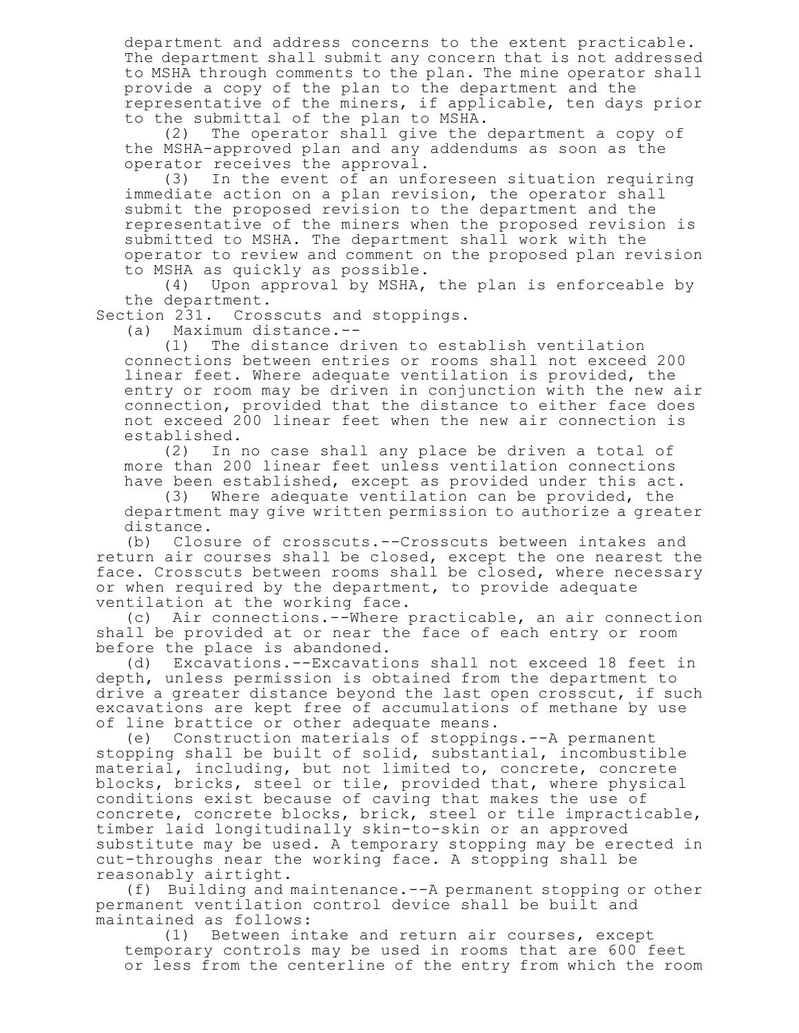department and address concerns to the extent practicable. The department shall submit any concern that is not addressed to MSHA through comments to the plan. The mine operator shall provide a copy of the plan to the department and the representative of the miners, if applicable, ten days prior to the submittal of the plan to MSHA.

(2) The operator shall give the department a copy of the MSHA-approved plan and any addendums as soon as the operator receives the approval.

(3) In the event of an unforeseen situation requiring immediate action on a plan revision, the operator shall submit the proposed revision to the department and the representative of the miners when the proposed revision is submitted to MSHA. The department shall work with the operator to review and comment on the proposed plan revision to MSHA as quickly as possible.

(4) Upon approval by MSHA, the plan is enforceable by the department.

Section 231. Crosscuts and stoppings.

(a) Maximum distance.--

(1) The distance driven to establish ventilation connections between entries or rooms shall not exceed 200 linear feet. Where adequate ventilation is provided, the entry or room may be driven in conjunction with the new air connection, provided that the distance to either face does not exceed 200 linear feet when the new air connection is established.

(2) In no case shall any place be driven a total of more than 200 linear feet unless ventilation connections have been established, except as provided under this act.

(3) Where adequate ventilation can be provided, the department may give written permission to authorize a greater distance.

(b) Closure of crosscuts.--Crosscuts between intakes and return air courses shall be closed, except the one nearest the face. Crosscuts between rooms shall be closed, where necessary or when required by the department, to provide adequate ventilation at the working face.

(c) Air connections.--Where practicable, an air connection shall be provided at or near the face of each entry or room before the place is abandoned.

(d) Excavations.--Excavations shall not exceed 18 feet in depth, unless permission is obtained from the department to drive a greater distance beyond the last open crosscut, if such excavations are kept free of accumulations of methane by use of line brattice or other adequate means.

(e) Construction materials of stoppings.--A permanent stopping shall be built of solid, substantial, incombustible material, including, but not limited to, concrete, concrete blocks, bricks, steel or tile, provided that, where physical conditions exist because of caving that makes the use of concrete, concrete blocks, brick, steel or tile impracticable, timber laid longitudinally skin-to-skin or an approved substitute may be used. A temporary stopping may be erected in cut-throughs near the working face. A stopping shall be reasonably airtight.

(f) Building and maintenance.--A permanent stopping or other permanent ventilation control device shall be built and maintained as follows:

(1) Between intake and return air courses, except temporary controls may be used in rooms that are 600 feet or less from the centerline of the entry from which the room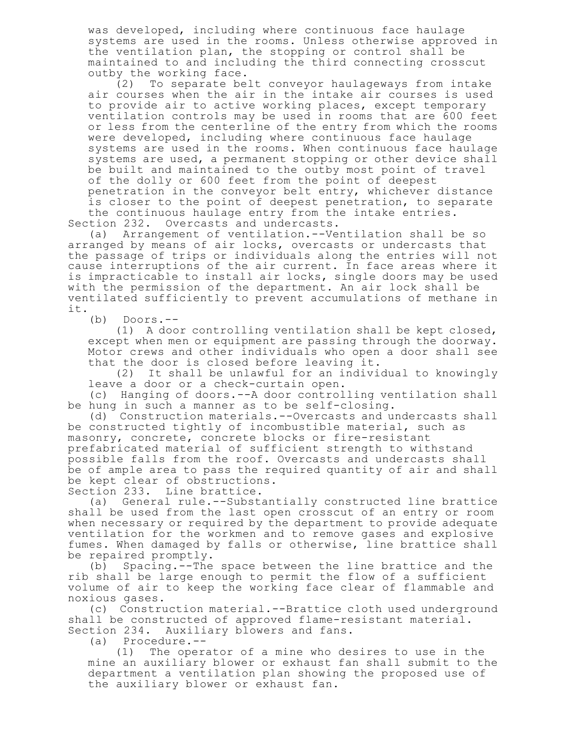was developed, including where continuous face haulage systems are used in the rooms. Unless otherwise approved in the ventilation plan, the stopping or control shall be maintained to and including the third connecting crosscut outby the working face.

(2) To separate belt conveyor haulageways from intake air courses when the air in the intake air courses is used to provide air to active working places, except temporary ventilation controls may be used in rooms that are 600 feet or less from the centerline of the entry from which the rooms were developed, including where continuous face haulage systems are used in the rooms. When continuous face haulage systems are used, a permanent stopping or other device shall be built and maintained to the outby most point of travel of the dolly or 600 feet from the point of deepest penetration in the conveyor belt entry, whichever distance is closer to the point of deepest penetration, to separate the continuous haulage entry from the intake entries.

Section 232. Overcasts and undercasts.

(a) Arrangement of ventilation.--Ventilation shall be so arranged by means of air locks, overcasts or undercasts that the passage of trips or individuals along the entries will not cause interruptions of the air current. In face areas where it is impracticable to install air locks, single doors may be used with the permission of the department. An air lock shall be ventilated sufficiently to prevent accumulations of methane in it.

(b) Doors.--

(1) A door controlling ventilation shall be kept closed, except when men or equipment are passing through the doorway. Motor crews and other individuals who open a door shall see that the door is closed before leaving it.

(2) It shall be unlawful for an individual to knowingly leave a door or a check-curtain open.

(c) Hanging of doors.--A door controlling ventilation shall be hung in such a manner as to be self-closing.

(d) Construction materials.--Overcasts and undercasts shall be constructed tightly of incombustible material, such as masonry, concrete, concrete blocks or fire-resistant prefabricated material of sufficient strength to withstand possible falls from the roof. Overcasts and undercasts shall be of ample area to pass the required quantity of air and shall be kept clear of obstructions.

Section 233. Line brattice.

(a) General rule.--Substantially constructed line brattice shall be used from the last open crosscut of an entry or room when necessary or required by the department to provide adequate ventilation for the workmen and to remove gases and explosive fumes. When damaged by falls or otherwise, line brattice shall be repaired promptly.

(b) Spacing.--The space between the line brattice and the rib shall be large enough to permit the flow of a sufficient volume of air to keep the working face clear of flammable and noxious gases.

(c) Construction material.--Brattice cloth used underground shall be constructed of approved flame-resistant material.

Section 234. Auxiliary blowers and fans.

(a) Procedure.--

(1) The operator of a mine who desires to use in the mine an auxiliary blower or exhaust fan shall submit to the department a ventilation plan showing the proposed use of the auxiliary blower or exhaust fan.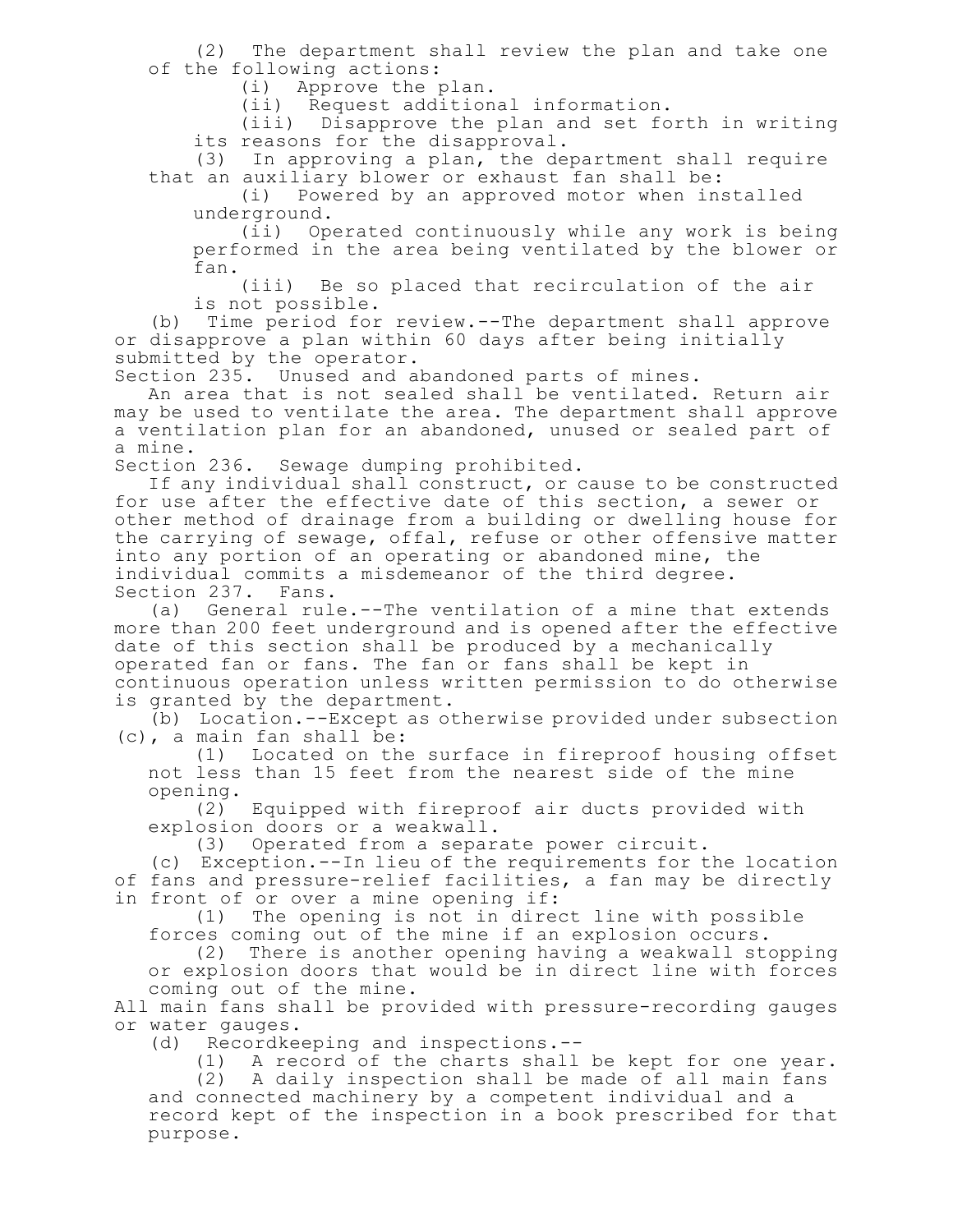(2) The department shall review the plan and take one of the following actions:

(i) Approve the plan.

(ii) Request additional information.

(iii) Disapprove the plan and set forth in writing its reasons for the disapproval.

(3) In approving a plan, the department shall require that an auxiliary blower or exhaust fan shall be:

(i) Powered by an approved motor when installed underground.

(ii) Operated continuously while any work is being performed in the area being ventilated by the blower or fan.

(iii) Be so placed that recirculation of the air is not possible.

(b) Time period for review.--The department shall approve or disapprove a plan within 60 days after being initially submitted by the operator.

Section 235. Unused and abandoned parts of mines.

An area that is not sealed shall be ventilated. Return air may be used to ventilate the area. The department shall approve a ventilation plan for an abandoned, unused or sealed part of a mine.

Section 236. Sewage dumping prohibited.

If any individual shall construct, or cause to be constructed for use after the effective date of this section, a sewer or other method of drainage from a building or dwelling house for the carrying of sewage, offal, refuse or other offensive matter into any portion of an operating or abandoned mine, the individual commits a misdemeanor of the third degree.

Section 237. Fans.

(a) General rule.--The ventilation of a mine that extends more than 200 feet underground and is opened after the effective date of this section shall be produced by a mechanically operated fan or fans. The fan or fans shall be kept in continuous operation unless written permission to do otherwise is granted by the department.

(b) Location.--Except as otherwise provided under subsection (c), a main fan shall be:

(1) Located on the surface in fireproof housing offset not less than 15 feet from the nearest side of the mine opening.

(2) Equipped with fireproof air ducts provided with explosion doors or a weakwall.

(3) Operated from a separate power circuit.

(c) Exception.--In lieu of the requirements for the location of fans and pressure-relief facilities, a fan may be directly in front of or over a mine opening if:

(1) The opening is not in direct line with possible forces coming out of the mine if an explosion occurs.

(2) There is another opening having a weakwall stopping or explosion doors that would be in direct line with forces coming out of the mine.

All main fans shall be provided with pressure-recording gauges or water gauges.

(d) Recordkeeping and inspections.--

(1) A record of the charts shall be kept for one year.

(2) A daily inspection shall be made of all main fans and connected machinery by a competent individual and a record kept of the inspection in a book prescribed for that purpose.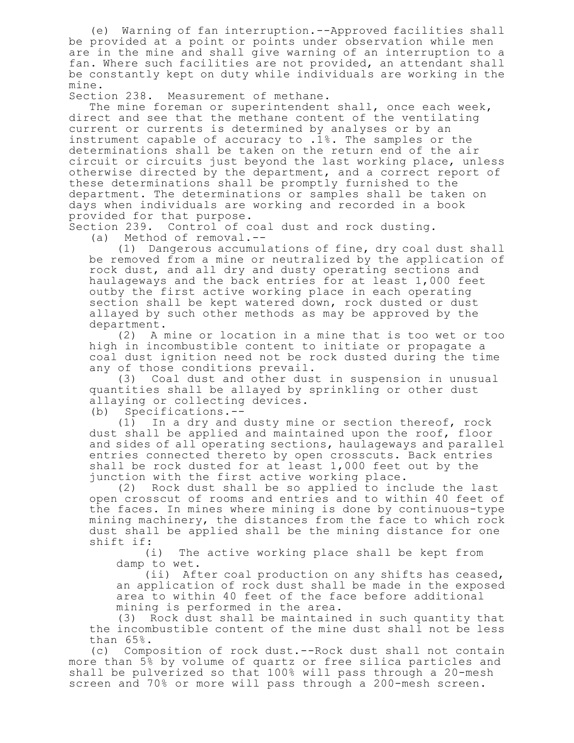(e) Warning of fan interruption.--Approved facilities shall be provided at a point or points under observation while men are in the mine and shall give warning of an interruption to a fan. Where such facilities are not provided, an attendant shall be constantly kept on duty while individuals are working in the mine.

Section 238. Measurement of methane.

The mine foreman or superintendent shall, once each week, direct and see that the methane content of the ventilating current or currents is determined by analyses or by an instrument capable of accuracy to .1%. The samples or the determinations shall be taken on the return end of the air circuit or circuits just beyond the last working place, unless otherwise directed by the department, and a correct report of these determinations shall be promptly furnished to the department. The determinations or samples shall be taken on days when individuals are working and recorded in a book provided for that purpose.

Section 239. Control of coal dust and rock dusting.

(a) Method of removal.--

(1) Dangerous accumulations of fine, dry coal dust shall be removed from a mine or neutralized by the application of rock dust, and all dry and dusty operating sections and haulageways and the back entries for at least 1,000 feet outby the first active working place in each operating section shall be kept watered down, rock dusted or dust allayed by such other methods as may be approved by the department.

(2) A mine or location in a mine that is too wet or too high in incombustible content to initiate or propagate a coal dust ignition need not be rock dusted during the time any of those conditions prevail.

(3) Coal dust and other dust in suspension in unusual quantities shall be allayed by sprinkling or other dust allaying or collecting devices.

(b) Specifications.--

(1) In a dry and dusty mine or section thereof, rock dust shall be applied and maintained upon the roof, floor and sides of all operating sections, haulageways and parallel entries connected thereto by open crosscuts. Back entries shall be rock dusted for at least 1,000 feet out by the junction with the first active working place.

(2) Rock dust shall be so applied to include the last open crosscut of rooms and entries and to within 40 feet of the faces. In mines where mining is done by continuous-type mining machinery, the distances from the face to which rock dust shall be applied shall be the mining distance for one shift if:

(i) The active working place shall be kept from damp to wet.

(ii) After coal production on any shifts has ceased, an application of rock dust shall be made in the exposed area to within 40 feet of the face before additional mining is performed in the area.

(3) Rock dust shall be maintained in such quantity that the incombustible content of the mine dust shall not be less than 65%.

(c) Composition of rock dust.--Rock dust shall not contain more than 5% by volume of quartz or free silica particles and shall be pulverized so that 100% will pass through a 20-mesh screen and 70% or more will pass through a 200-mesh screen.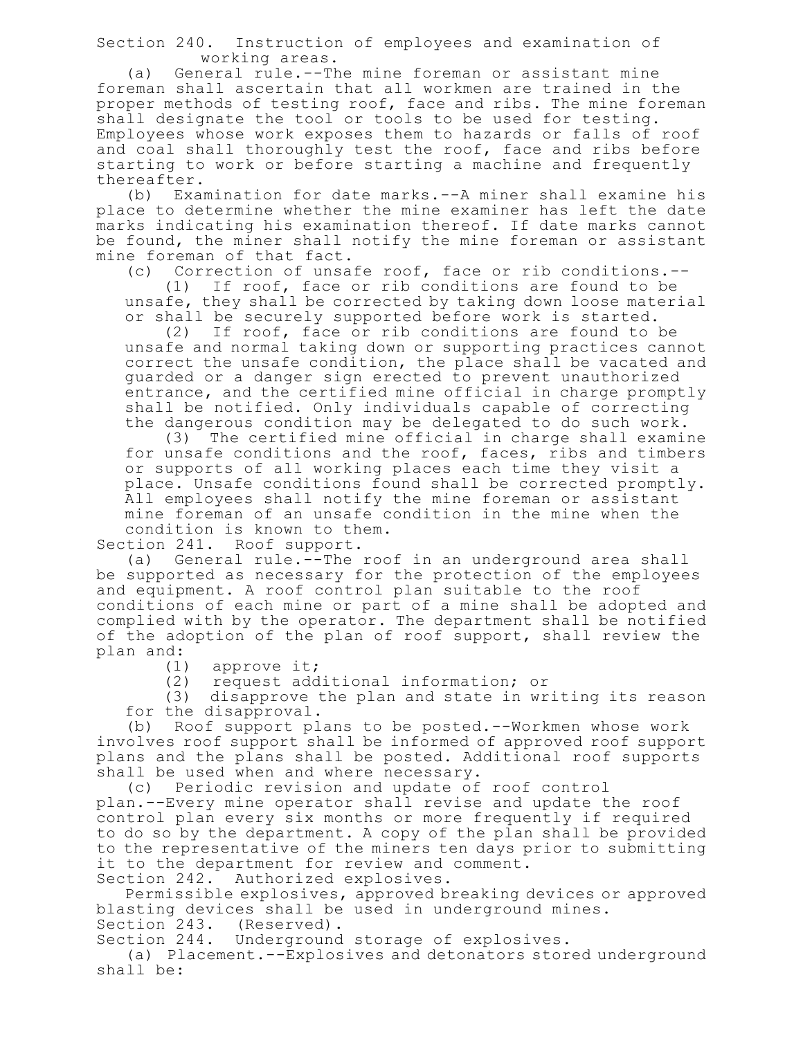Section 240. Instruction of employees and examination of working areas.

(a) General rule.--The mine foreman or assistant mine foreman shall ascertain that all workmen are trained in the proper methods of testing roof, face and ribs. The mine foreman shall designate the tool or tools to be used for testing. Employees whose work exposes them to hazards or falls of roof and coal shall thoroughly test the roof, face and ribs before starting to work or before starting a machine and frequently thereafter.

(b) Examination for date marks.--A miner shall examine his place to determine whether the mine examiner has left the date marks indicating his examination thereof. If date marks cannot be found, the miner shall notify the mine foreman or assistant mine foreman of that fact.

(c) Correction of unsafe roof, face or rib conditions.--

(1) If roof, face or rib conditions are found to be unsafe, they shall be corrected by taking down loose material or shall be securely supported before work is started.

(2) If roof, face or rib conditions are found to be unsafe and normal taking down or supporting practices cannot correct the unsafe condition, the place shall be vacated and guarded or a danger sign erected to prevent unauthorized entrance, and the certified mine official in charge promptly shall be notified. Only individuals capable of correcting the dangerous condition may be delegated to do such work.

(3) The certified mine official in charge shall examine for unsafe conditions and the roof, faces, ribs and timbers or supports of all working places each time they visit a place. Unsafe conditions found shall be corrected promptly. All employees shall notify the mine foreman or assistant mine foreman of an unsafe condition in the mine when the condition is known to them.

Section 241. Roof support.

(a) General rule.--The roof in an underground area shall be supported as necessary for the protection of the employees and equipment. A roof control plan suitable to the roof conditions of each mine or part of a mine shall be adopted and complied with by the operator. The department shall be notified of the adoption of the plan of roof support, shall review the plan and:

(1) approve it;

(2) request additional information; or

(3) disapprove the plan and state in writing its reason for the disapproval.

(b) Roof support plans to be posted.--Workmen whose work involves roof support shall be informed of approved roof support plans and the plans shall be posted. Additional roof supports shall be used when and where necessary.

(c) Periodic revision and update of roof control plan.--Every mine operator shall revise and update the roof control plan every six months or more frequently if required to do so by the department. A copy of the plan shall be provided to the representative of the miners ten days prior to submitting it to the department for review and comment.

Section 242. Authorized explosives.

Permissible explosives, approved breaking devices or approved blasting devices shall be used in underground mines.

Section 243. (Reserved).

Section 244. Underground storage of explosives.

(a) Placement.--Explosives and detonators stored underground shall be: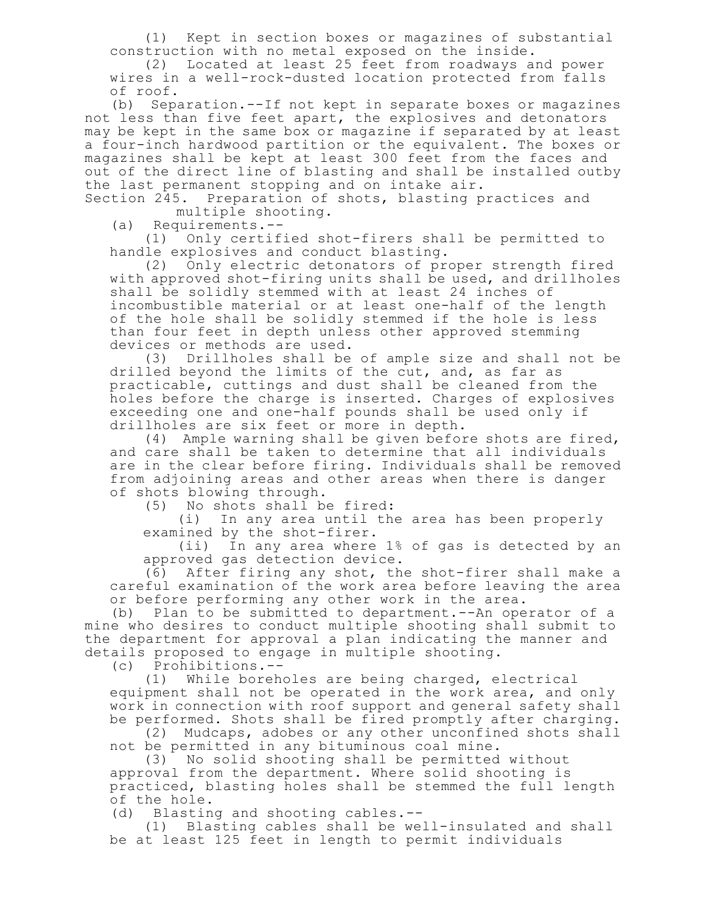(1) Kept in section boxes or magazines of substantial construction with no metal exposed on the inside.

(2) Located at least 25 feet from roadways and power wires in a well-rock-dusted location protected from falls of roof.

(b) Separation.--If not kept in separate boxes or magazines not less than five feet apart, the explosives and detonators may be kept in the same box or magazine if separated by at least a four-inch hardwood partition or the equivalent. The boxes or magazines shall be kept at least 300 feet from the faces and out of the direct line of blasting and shall be installed outby the last permanent stopping and on intake air.

Section 245. Preparation of shots, blasting practices and multiple shooting.

(a) Requirements.--

(1) Only certified shot-firers shall be permitted to handle explosives and conduct blasting.

(2) Only electric detonators of proper strength fired with approved shot-firing units shall be used, and drillholes shall be solidly stemmed with at least 24 inches of incombustible material or at least one-half of the length of the hole shall be solidly stemmed if the hole is less than four feet in depth unless other approved stemming devices or methods are used.

(3) Drillholes shall be of ample size and shall not be drilled beyond the limits of the cut, and, as far as practicable, cuttings and dust shall be cleaned from the holes before the charge is inserted. Charges of explosives exceeding one and one-half pounds shall be used only if drillholes are six feet or more in depth.

(4) Ample warning shall be given before shots are fired, and care shall be taken to determine that all individuals are in the clear before firing. Individuals shall be removed from adjoining areas and other areas when there is danger of shots blowing through.

(5) No shots shall be fired:

(i) In any area until the area has been properly examined by the shot-firer.

(ii) In any area where 1% of gas is detected by an approved gas detection device.

(6) After firing any shot, the shot-firer shall make a careful examination of the work area before leaving the area or before performing any other work in the area.

(b) Plan to be submitted to department.--An operator of a mine who desires to conduct multiple shooting shall submit to the department for approval a plan indicating the manner and details proposed to engage in multiple shooting.

(c) Prohibitions.--

(1) While boreholes are being charged, electrical equipment shall not be operated in the work area, and only work in connection with roof support and general safety shall be performed. Shots shall be fired promptly after charging.

(2) Mudcaps, adobes or any other unconfined shots shall not be permitted in any bituminous coal mine.

(3) No solid shooting shall be permitted without approval from the department. Where solid shooting is practiced, blasting holes shall be stemmed the full length of the hole.

(d) Blasting and shooting cables.--

(1) Blasting cables shall be well-insulated and shall be at least 125 feet in length to permit individuals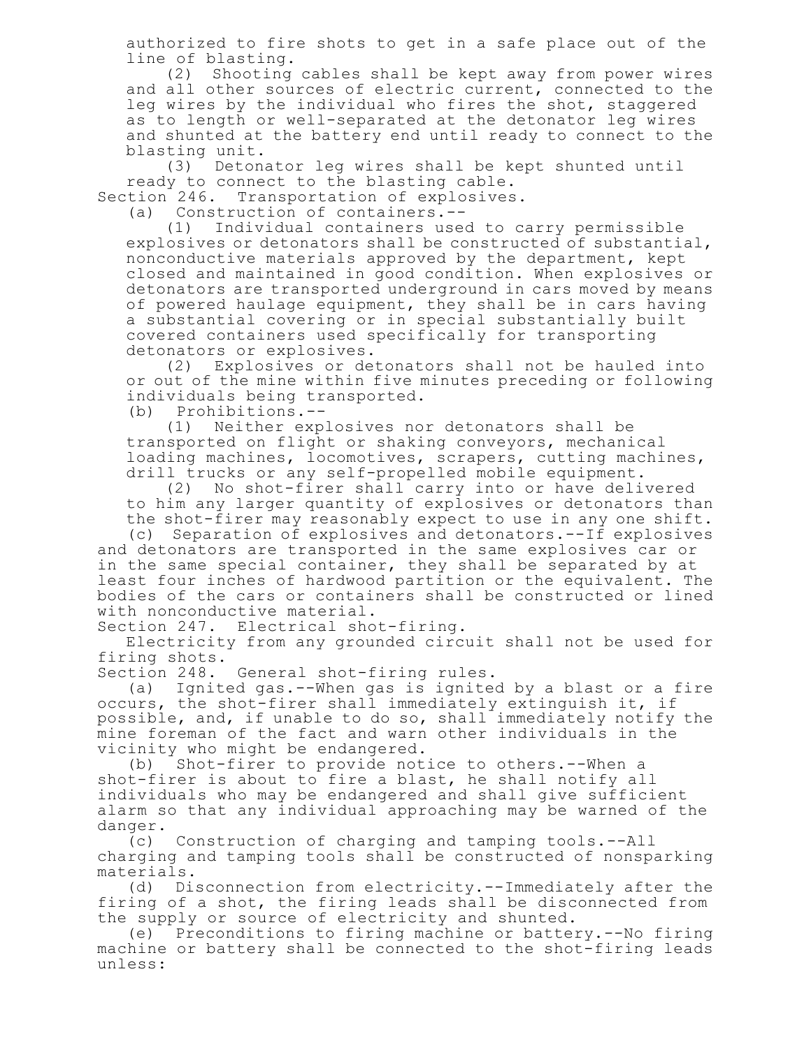authorized to fire shots to get in a safe place out of the line of blasting.

(2) Shooting cables shall be kept away from power wires and all other sources of electric current, connected to the leg wires by the individual who fires the shot, staggered as to length or well-separated at the detonator leg wires and shunted at the battery end until ready to connect to the blasting unit.

(3) Detonator leg wires shall be kept shunted until ready to connect to the blasting cable.

Section 246. Transportation of explosives.

(a) Construction of containers.--

(1) Individual containers used to carry permissible explosives or detonators shall be constructed of substantial, nonconductive materials approved by the department, kept closed and maintained in good condition. When explosives or detonators are transported underground in cars moved by means of powered haulage equipment, they shall be in cars having a substantial covering or in special substantially built covered containers used specifically for transporting detonators or explosives.

(2) Explosives or detonators shall not be hauled into or out of the mine within five minutes preceding or following individuals being transported.

(b) Prohibitions.--

(1) Neither explosives nor detonators shall be transported on flight or shaking conveyors, mechanical loading machines, locomotives, scrapers, cutting machines, drill trucks or any self-propelled mobile equipment.

(2) No shot-firer shall carry into or have delivered to him any larger quantity of explosives or detonators than the shot-firer may reasonably expect to use in any one shift.

(c) Separation of explosives and detonators.--If explosives and detonators are transported in the same explosives car or in the same special container, they shall be separated by at least four inches of hardwood partition or the equivalent. The bodies of the cars or containers shall be constructed or lined with nonconductive material.

Section 247. Electrical shot-firing.

Electricity from any grounded circuit shall not be used for firing shots.

Section 248. General shot-firing rules.

(a) Ignited gas.--When gas is ignited by a blast or a fire occurs, the shot-firer shall immediately extinguish it, if possible, and, if unable to do so, shall immediately notify the mine foreman of the fact and warn other individuals in the vicinity who might be endangered.

(b) Shot-firer to provide notice to others.--When a shot-firer is about to fire a blast, he shall notify all individuals who may be endangered and shall give sufficient alarm so that any individual approaching may be warned of the danger.

(c) Construction of charging and tamping tools.--All charging and tamping tools shall be constructed of nonsparking materials.

(d) Disconnection from electricity.--Immediately after the firing of a shot, the firing leads shall be disconnected from the supply or source of electricity and shunted.

(e) Preconditions to firing machine or battery.--No firing machine or battery shall be connected to the shot-firing leads unless: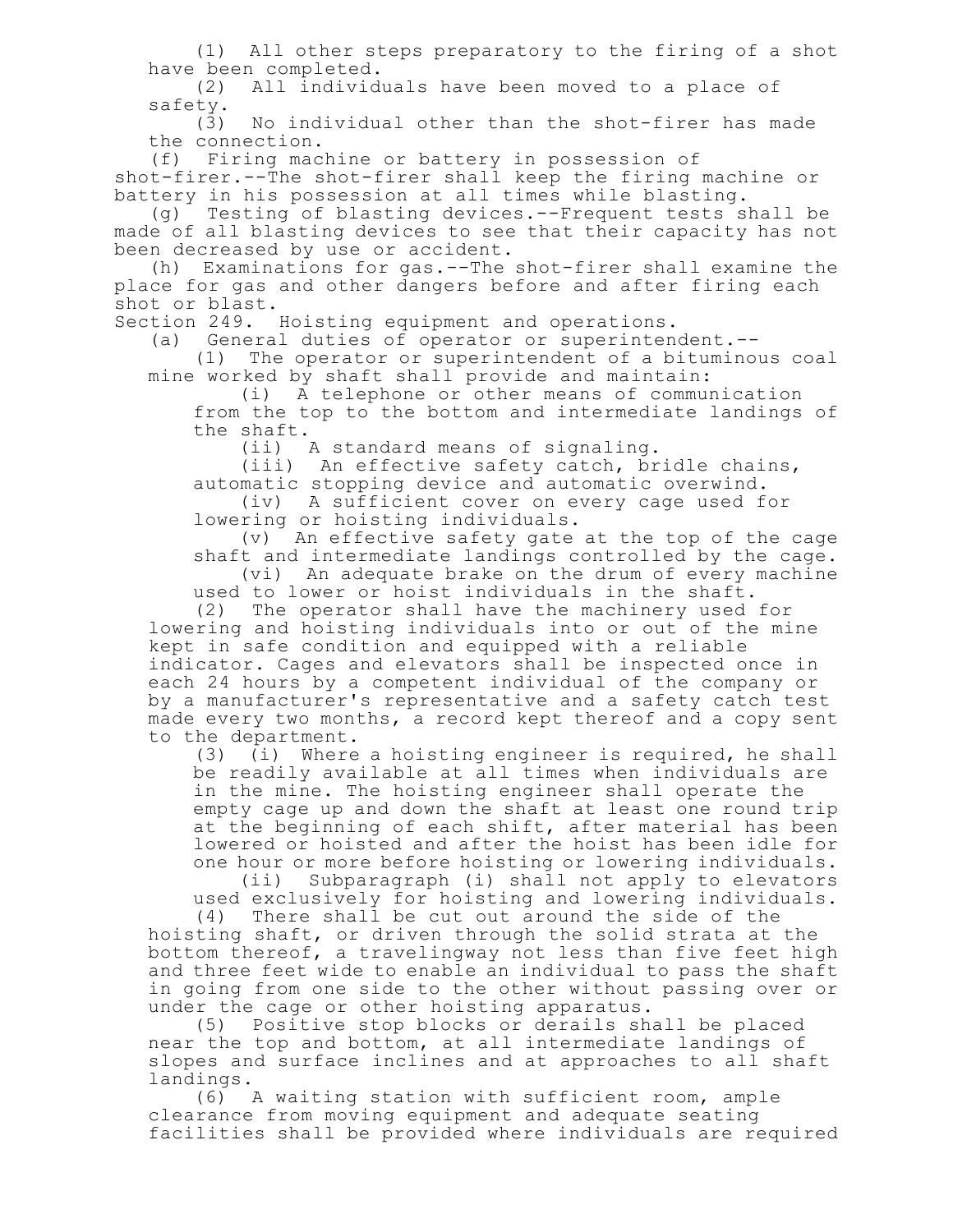(1) All other steps preparatory to the firing of a shot have been completed.

(2) All individuals have been moved to a place of safety.

(3) No individual other than the shot-firer has made the connection.

(f) Firing machine or battery in possession of shot-firer.--The shot-firer shall keep the firing machine or battery in his possession at all times while blasting.

(g) Testing of blasting devices.--Frequent tests shall be made of all blasting devices to see that their capacity has not been decreased by use or accident.

(h) Examinations for gas.--The shot-firer shall examine the place for gas and other dangers before and after firing each shot or blast.

Section 249. Hoisting equipment and operations.

(a) General duties of operator or superintendent.--

(1) The operator or superintendent of a bituminous coal mine worked by shaft shall provide and maintain:

(i) A telephone or other means of communication from the top to the bottom and intermediate landings of the shaft.

(ii) A standard means of signaling.

(iii) An effective safety catch, bridle chains, automatic stopping device and automatic overwind.

(iv) A sufficient cover on every cage used for lowering or hoisting individuals.

(v) An effective safety gate at the top of the cage shaft and intermediate landings controlled by the cage.

(vi) An adequate brake on the drum of every machine used to lower or hoist individuals in the shaft.

(2) The operator shall have the machinery used for lowering and hoisting individuals into or out of the mine kept in safe condition and equipped with a reliable indicator. Cages and elevators shall be inspected once in each 24 hours by a competent individual of the company or by a manufacturer's representative and a safety catch test made every two months, a record kept thereof and a copy sent to the department.

(3) (i) Where a hoisting engineer is required, he shall be readily available at all times when individuals are in the mine. The hoisting engineer shall operate the empty cage up and down the shaft at least one round trip at the beginning of each shift, after material has been lowered or hoisted and after the hoist has been idle for one hour or more before hoisting or lowering individuals.

(ii) Subparagraph (i) shall not apply to elevators used exclusively for hoisting and lowering individuals.

(4) There shall be cut out around the side of the hoisting shaft, or driven through the solid strata at the bottom thereof, a travelingway not less than five feet high and three feet wide to enable an individual to pass the shaft in going from one side to the other without passing over or under the cage or other hoisting apparatus.

(5) Positive stop blocks or derails shall be placed near the top and bottom, at all intermediate landings of slopes and surface inclines and at approaches to all shaft landings.

(6) A waiting station with sufficient room, ample clearance from moving equipment and adequate seating facilities shall be provided where individuals are required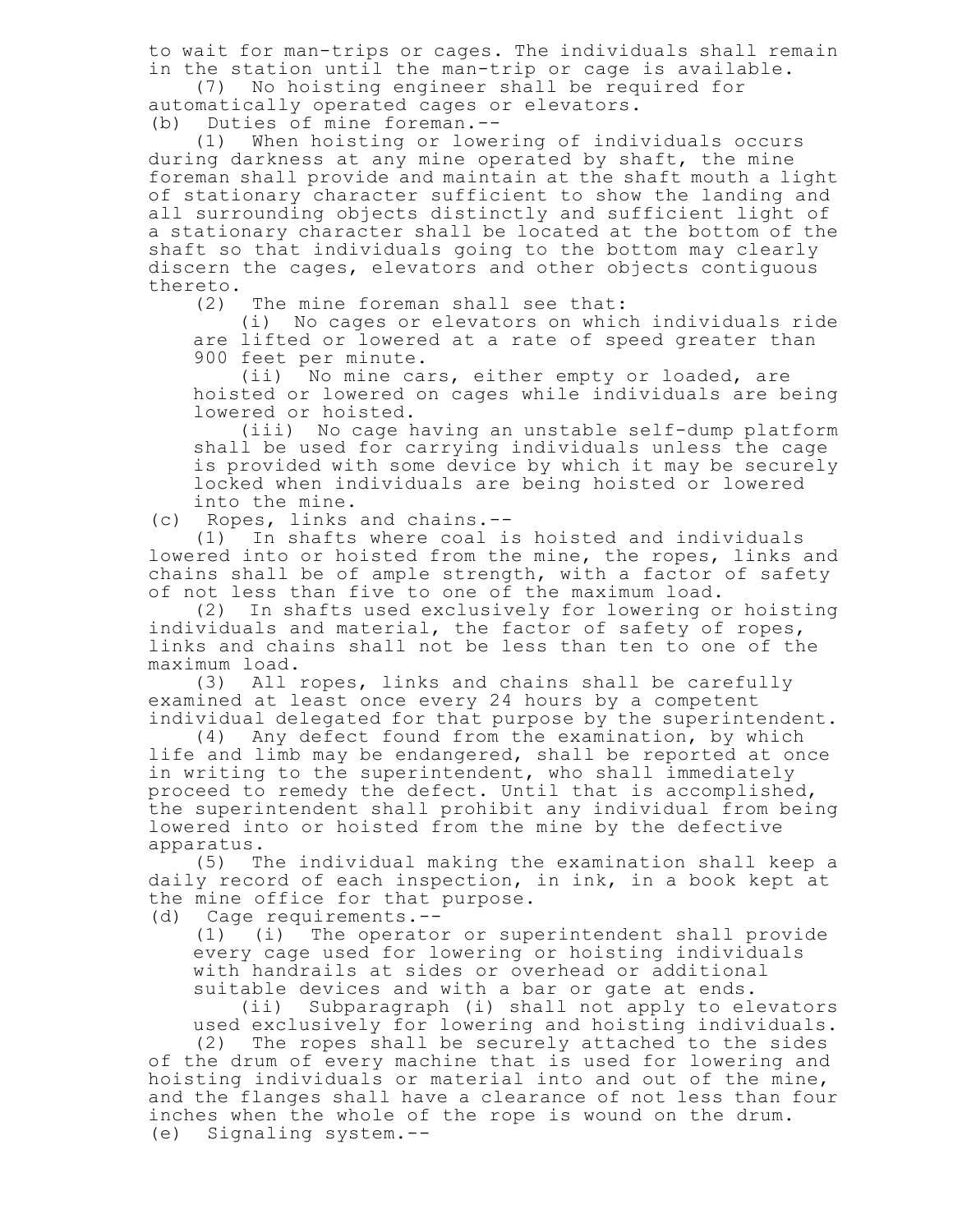to wait for man-trips or cages. The individuals shall remain in the station until the man-trip or cage is available.

(7) No hoisting engineer shall be required for automatically operated cages or elevators.

(b) Duties of mine foreman.--

(1) When hoisting or lowering of individuals occurs during darkness at any mine operated by shaft, the mine foreman shall provide and maintain at the shaft mouth a light of stationary character sufficient to show the landing and all surrounding objects distinctly and sufficient light of a stationary character shall be located at the bottom of the shaft so that individuals going to the bottom may clearly discern the cages, elevators and other objects contiguous thereto.

(2) The mine foreman shall see that:

(i) No cages or elevators on which individuals ride are lifted or lowered at a rate of speed greater than 900 feet per minute.

(ii) No mine cars, either empty or loaded, are hoisted or lowered on cages while individuals are being lowered or hoisted.

(iii) No cage having an unstable self-dump platform shall be used for carrying individuals unless the cage is provided with some device by which it may be securely locked when individuals are being hoisted or lowered into the mine.

(c) Ropes, links and chains.--

(1) In shafts where coal is hoisted and individuals lowered into or hoisted from the mine, the ropes, links and chains shall be of ample strength, with a factor of safety of not less than five to one of the maximum load.

(2) In shafts used exclusively for lowering or hoisting individuals and material, the factor of safety of ropes, links and chains shall not be less than ten to one of the maximum load.

(3) All ropes, links and chains shall be carefully examined at least once every 24 hours by a competent individual delegated for that purpose by the superintendent.

(4) Any defect found from the examination, by which life and limb may be endangered, shall be reported at once in writing to the superintendent, who shall immediately proceed to remedy the defect. Until that is accomplished, the superintendent shall prohibit any individual from being lowered into or hoisted from the mine by the defective apparatus.

(5) The individual making the examination shall keep a daily record of each inspection, in ink, in a book kept at the mine office for that purpose.

(d) Cage requirements.--

(1) (i) The operator or superintendent shall provide every cage used for lowering or hoisting individuals with handrails at sides or overhead or additional suitable devices and with a bar or gate at ends.

(ii) Subparagraph (i) shall not apply to elevators used exclusively for lowering and hoisting individuals.

(2) The ropes shall be securely attached to the sides of the drum of every machine that is used for lowering and hoisting individuals or material into and out of the mine, and the flanges shall have a clearance of not less than four inches when the whole of the rope is wound on the drum.

(e) Signaling system.--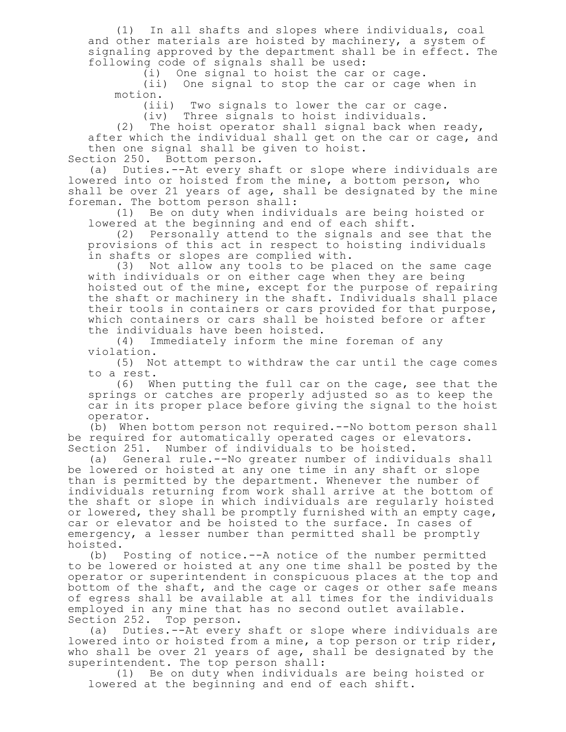(1) In all shafts and slopes where individuals, coal and other materials are hoisted by machinery, a system of signaling approved by the department shall be in effect. The following code of signals shall be used:

(i) One signal to hoist the car or cage.

(ii) One signal to stop the car or cage when in motion.

(iii) Two signals to lower the car or cage.

(iv) Three signals to hoist individuals.

(2) The hoist operator shall signal back when ready, after which the individual shall get on the car or cage, and then one signal shall be given to hoist.

Section 250. Bottom person.

(a) Duties.--At every shaft or slope where individuals are lowered into or hoisted from the mine, a bottom person, who shall be over 21 years of age, shall be designated by the mine foreman. The bottom person shall:

(1) Be on duty when individuals are being hoisted or lowered at the beginning and end of each shift.

(2) Personally attend to the signals and see that the provisions of this act in respect to hoisting individuals in shafts or slopes are complied with.

(3) Not allow any tools to be placed on the same cage with individuals or on either cage when they are being hoisted out of the mine, except for the purpose of repairing the shaft or machinery in the shaft. Individuals shall place their tools in containers or cars provided for that purpose, which containers or cars shall be hoisted before or after the individuals have been hoisted.

(4) Immediately inform the mine foreman of any violation.

(5) Not attempt to withdraw the car until the cage comes to a rest.

(6) When putting the full car on the cage, see that the springs or catches are properly adjusted so as to keep the car in its proper place before giving the signal to the hoist operator.

(b) When bottom person not required.--No bottom person shall be required for automatically operated cages or elevators.

Section 251. Number of individuals to be hoisted.

(a) General rule.--No greater number of individuals shall be lowered or hoisted at any one time in any shaft or slope than is permitted by the department. Whenever the number of individuals returning from work shall arrive at the bottom of the shaft or slope in which individuals are regularly hoisted or lowered, they shall be promptly furnished with an empty cage, car or elevator and be hoisted to the surface. In cases of emergency, a lesser number than permitted shall be promptly hoisted.

(b) Posting of notice.--A notice of the number permitted to be lowered or hoisted at any one time shall be posted by the operator or superintendent in conspicuous places at the top and bottom of the shaft, and the cage or cages or other safe means of egress shall be available at all times for the individuals employed in any mine that has no second outlet available.

Section 252. Top person.

(a) Duties.--At every shaft or slope where individuals are lowered into or hoisted from a mine, a top person or trip rider, who shall be over 21 years of age, shall be designated by the superintendent. The top person shall:

(1) Be on duty when individuals are being hoisted or lowered at the beginning and end of each shift.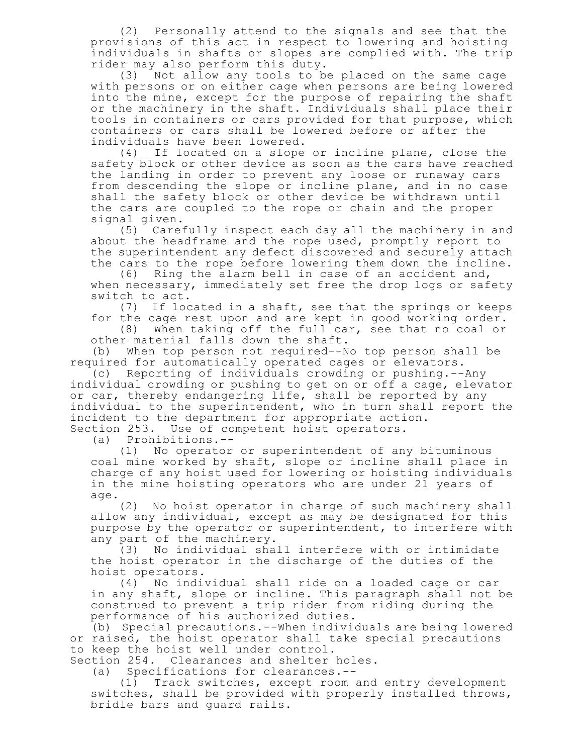(2) Personally attend to the signals and see that the provisions of this act in respect to lowering and hoisting individuals in shafts or slopes are complied with. The trip rider may also perform this duty.

(3) Not allow any tools to be placed on the same cage with persons or on either cage when persons are being lowered into the mine, except for the purpose of repairing the shaft or the machinery in the shaft. Individuals shall place their tools in containers or cars provided for that purpose, which containers or cars shall be lowered before or after the individuals have been lowered.

(4) If located on a slope or incline plane, close the safety block or other device as soon as the cars have reached the landing in order to prevent any loose or runaway cars from descending the slope or incline plane, and in no case shall the safety block or other device be withdrawn until the cars are coupled to the rope or chain and the proper signal given.

(5) Carefully inspect each day all the machinery in and about the headframe and the rope used, promptly report to the superintendent any defect discovered and securely attach the cars to the rope before lowering them down the incline.

(6) Ring the alarm bell in case of an accident and, when necessary, immediately set free the drop logs or safety switch to act.

(7) If located in a shaft, see that the springs or keeps for the cage rest upon and are kept in good working order.

(8) When taking off the full car, see that no coal or other material falls down the shaft.

(b) When top person not required--No top person shall be required for automatically operated cages or elevators.

(c) Reporting of individuals crowding or pushing.--Any individual crowding or pushing to get on or off a cage, elevator or car, thereby endangering life, shall be reported by any individual to the superintendent, who in turn shall report the incident to the department for appropriate action.

Section 253. Use of competent hoist operators.

(a) Prohibitions.--

(1) No operator or superintendent of any bituminous coal mine worked by shaft, slope or incline shall place in charge of any hoist used for lowering or hoisting individuals in the mine hoisting operators who are under 21 years of age.

(2) No hoist operator in charge of such machinery shall allow any individual, except as may be designated for this purpose by the operator or superintendent, to interfere with any part of the machinery.

(3) No individual shall interfere with or intimidate the hoist operator in the discharge of the duties of the hoist operators.

(4) No individual shall ride on a loaded cage or car in any shaft, slope or incline. This paragraph shall not be construed to prevent a trip rider from riding during the performance of his authorized duties.

(b) Special precautions.--When individuals are being lowered or raised, the hoist operator shall take special precautions to keep the hoist well under control.

Section 254. Clearances and shelter holes.

(a) Specifications for clearances.--

(1) Track switches, except room and entry development switches, shall be provided with properly installed throws, bridle bars and guard rails.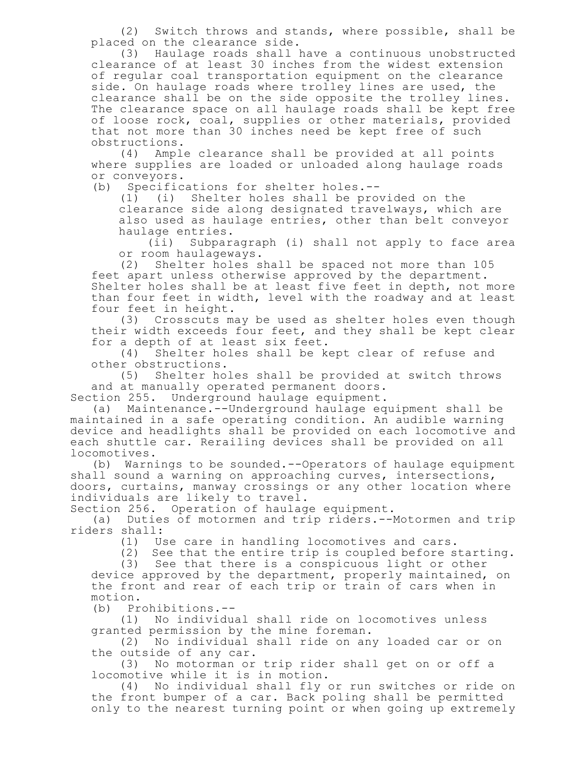(2) Switch throws and stands, where possible, shall be placed on the clearance side.

(3) Haulage roads shall have a continuous unobstructed clearance of at least 30 inches from the widest extension of regular coal transportation equipment on the clearance side. On haulage roads where trolley lines are used, the clearance shall be on the side opposite the trolley lines. The clearance space on all haulage roads shall be kept free of loose rock, coal, supplies or other materials, provided that not more than 30 inches need be kept free of such obstructions.

(4) Ample clearance shall be provided at all points where supplies are loaded or unloaded along haulage roads or conveyors.

(b) Specifications for shelter holes.--

(1) (i) Shelter holes shall be provided on the clearance side along designated travelways, which are also used as haulage entries, other than belt conveyor haulage entries.

(ii) Subparagraph (i) shall not apply to face area or room haulageways.

(2) Shelter holes shall be spaced not more than 105 feet apart unless otherwise approved by the department. Shelter holes shall be at least five feet in depth, not more than four feet in width, level with the roadway and at least four feet in height.

(3) Crosscuts may be used as shelter holes even though their width exceeds four feet, and they shall be kept clear for a depth of at least six feet.

(4) Shelter holes shall be kept clear of refuse and other obstructions.

(5) Shelter holes shall be provided at switch throws and at manually operated permanent doors.

Section 255. Underground haulage equipment.

(a) Maintenance.--Underground haulage equipment shall be maintained in a safe operating condition. An audible warning device and headlights shall be provided on each locomotive and each shuttle car. Rerailing devices shall be provided on all locomotives.

(b) Warnings to be sounded.--Operators of haulage equipment shall sound a warning on approaching curves, intersections, doors, curtains, manway crossings or any other location where individuals are likely to travel.

Section 256. Operation of haulage equipment.

(a) Duties of motormen and trip riders.--Motormen and trip riders shall:

(1) Use care in handling locomotives and cars.

(2) See that the entire trip is coupled before starting.

(3) See that there is a conspicuous light or other device approved by the department, properly maintained, on the front and rear of each trip or train of cars when in motion.

(b) Prohibitions.--

(1) No individual shall ride on locomotives unless granted permission by the mine foreman.

(2) No individual shall ride on any loaded car or on the outside of any car.

(3) No motorman or trip rider shall get on or off a locomotive while it is in motion.

(4) No individual shall fly or run switches or ride on the front bumper of a car. Back poling shall be permitted only to the nearest turning point or when going up extremely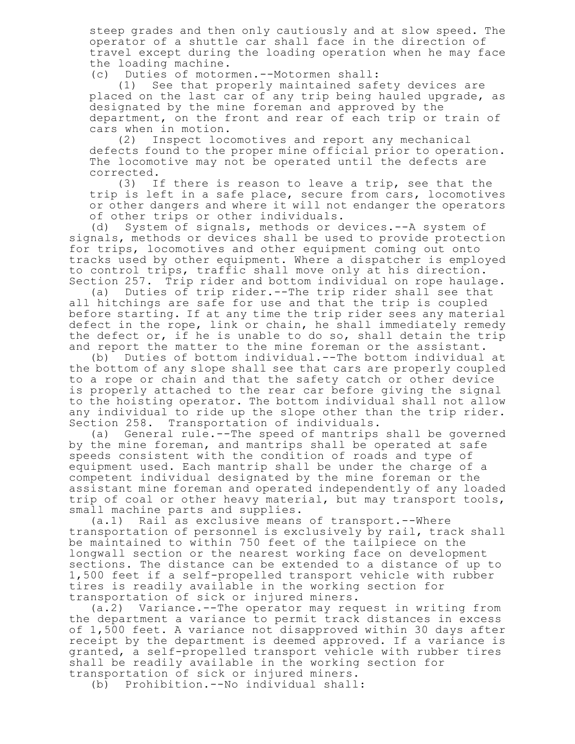steep grades and then only cautiously and at slow speed. The operator of a shuttle car shall face in the direction of travel except during the loading operation when he may face the loading machine.

(c) Duties of motormen.--Motormen shall:

(1) See that properly maintained safety devices are placed on the last car of any trip being hauled upgrade, as designated by the mine foreman and approved by the department, on the front and rear of each trip or train of cars when in motion.

(2) Inspect locomotives and report any mechanical defects found to the proper mine official prior to operation. The locomotive may not be operated until the defects are corrected.

(3) If there is reason to leave a trip, see that the trip is left in a safe place, secure from cars, locomotives or other dangers and where it will not endanger the operators of other trips or other individuals.

(d) System of signals, methods or devices.--A system of signals, methods or devices shall be used to provide protection for trips, locomotives and other equipment coming out onto tracks used by other equipment. Where a dispatcher is employed to control trips, traffic shall move only at his direction.

Section 257. Trip rider and bottom individual on rope haulage.

(a) Duties of trip rider.--The trip rider shall see that all hitchings are safe for use and that the trip is coupled before starting. If at any time the trip rider sees any material defect in the rope, link or chain, he shall immediately remedy the defect or, if he is unable to do so, shall detain the trip and report the matter to the mine foreman or the assistant.

(b) Duties of bottom individual.--The bottom individual at the bottom of any slope shall see that cars are properly coupled to a rope or chain and that the safety catch or other device is properly attached to the rear car before giving the signal to the hoisting operator. The bottom individual shall not allow any individual to ride up the slope other than the trip rider.

Section 258. Transportation of individuals.

(a) General rule.--The speed of mantrips shall be governed by the mine foreman, and mantrips shall be operated at safe speeds consistent with the condition of roads and type of equipment used. Each mantrip shall be under the charge of a competent individual designated by the mine foreman or the assistant mine foreman and operated independently of any loaded trip of coal or other heavy material, but may transport tools, small machine parts and supplies.

(a.1) Rail as exclusive means of transport.--Where transportation of personnel is exclusively by rail, track shall be maintained to within 750 feet of the tailpiece on the longwall section or the nearest working face on development sections. The distance can be extended to a distance of up to 1,500 feet if a self-propelled transport vehicle with rubber tires is readily available in the working section for transportation of sick or injured miners.

(a.2) Variance.--The operator may request in writing from the department a variance to permit track distances in excess of 1,500 feet. A variance not disapproved within 30 days after receipt by the department is deemed approved. If a variance is granted, a self-propelled transport vehicle with rubber tires shall be readily available in the working section for transportation of sick or injured miners.

(b) Prohibition.--No individual shall: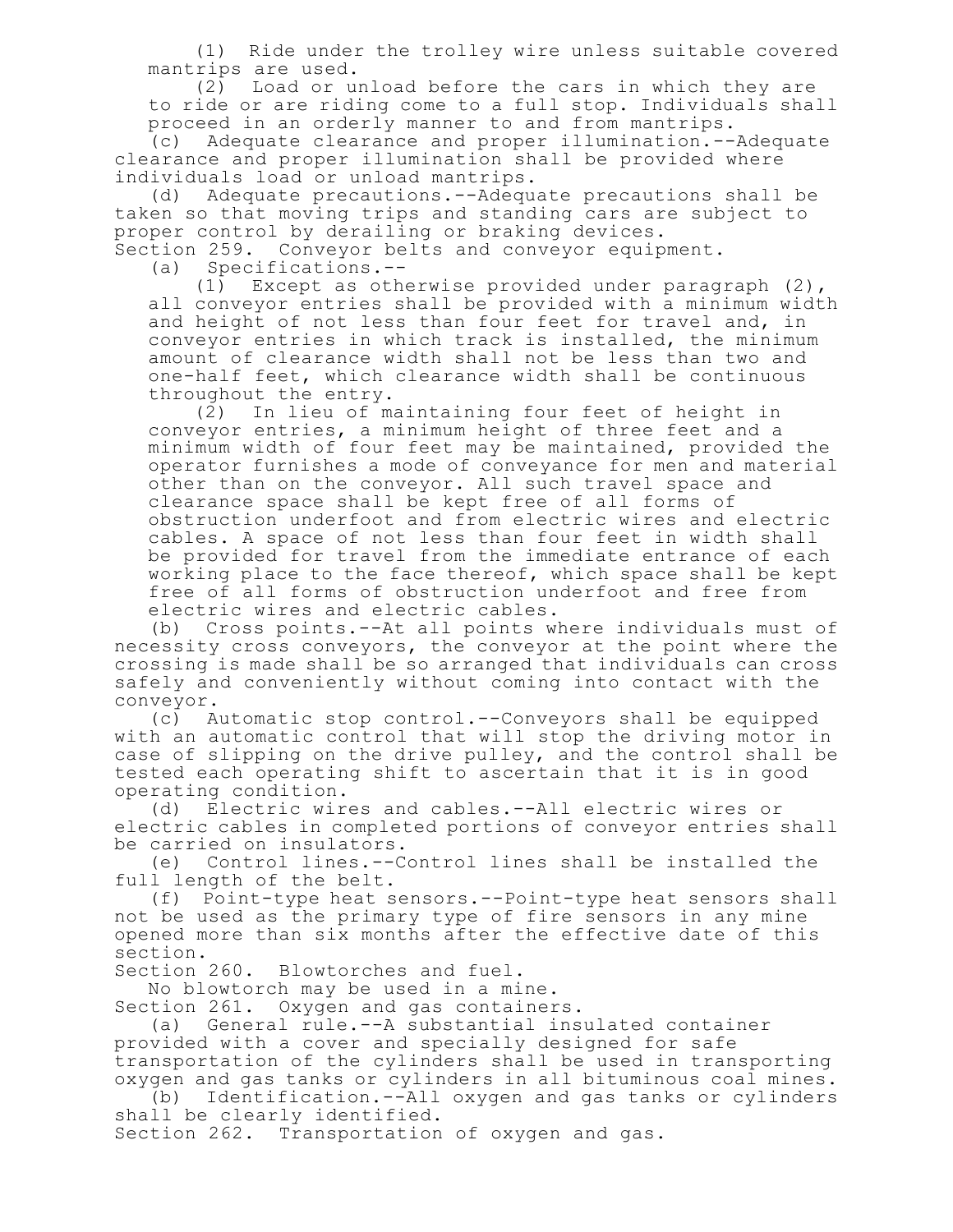(1) Ride under the trolley wire unless suitable covered mantrips are used.

(2) Load or unload before the cars in which they are to ride or are riding come to a full stop. Individuals shall proceed in an orderly manner to and from mantrips.

(c) Adequate clearance and proper illumination.--Adequate clearance and proper illumination shall be provided where individuals load or unload mantrips.

(d) Adequate precautions.--Adequate precautions shall be taken so that moving trips and standing cars are subject to proper control by derailing or braking devices.

Section 259. Conveyor belts and conveyor equipment.

(a) Specifications.--

(1) Except as otherwise provided under paragraph (2), all conveyor entries shall be provided with a minimum width and height of not less than four feet for travel and, in conveyor entries in which track is installed, the minimum amount of clearance width shall not be less than two and one-half feet, which clearance width shall be continuous throughout the entry.

(2) In lieu of maintaining four feet of height in conveyor entries, a minimum height of three feet and a minimum width of four feet may be maintained, provided the operator furnishes a mode of conveyance for men and material other than on the conveyor. All such travel space and clearance space shall be kept free of all forms of obstruction underfoot and from electric wires and electric cables. A space of not less than four feet in width shall be provided for travel from the immediate entrance of each working place to the face thereof, which space shall be kept free of all forms of obstruction underfoot and free from electric wires and electric cables.

(b) Cross points.--At all points where individuals must of necessity cross conveyors, the conveyor at the point where the crossing is made shall be so arranged that individuals can cross safely and conveniently without coming into contact with the conveyor.

(c) Automatic stop control.--Conveyors shall be equipped with an automatic control that will stop the driving motor in case of slipping on the drive pulley, and the control shall be tested each operating shift to ascertain that it is in good operating condition.

(d) Electric wires and cables.--All electric wires or electric cables in completed portions of conveyor entries shall be carried on insulators.

(e) Control lines.--Control lines shall be installed the full length of the belt.

(f) Point-type heat sensors.--Point-type heat sensors shall not be used as the primary type of fire sensors in any mine opened more than six months after the effective date of this section.

Section 260. Blowtorches and fuel.

No blowtorch may be used in a mine.

Section 261. Oxygen and gas containers.

(a) General rule.--A substantial insulated container provided with a cover and specially designed for safe transportation of the cylinders shall be used in transporting oxygen and gas tanks or cylinders in all bituminous coal mines.

(b) Identification.--All oxygen and gas tanks or cylinders shall be clearly identified.

Section 262. Transportation of oxygen and gas.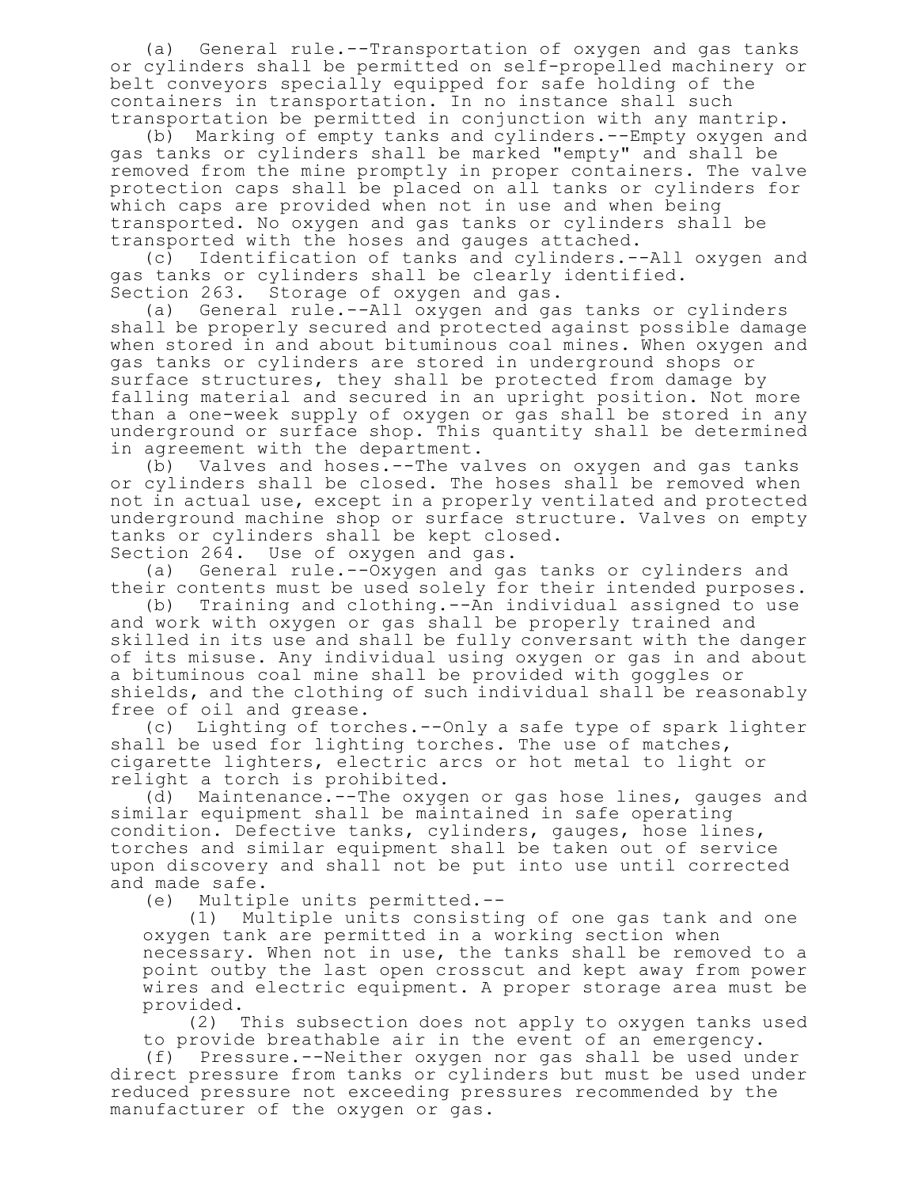(a) General rule.--Transportation of oxygen and gas tanks or cylinders shall be permitted on self-propelled machinery or belt conveyors specially equipped for safe holding of the containers in transportation. In no instance shall such transportation be permitted in conjunction with any mantrip.

(b) Marking of empty tanks and cylinders.--Empty oxygen and gas tanks or cylinders shall be marked "empty" and shall be removed from the mine promptly in proper containers. The valve protection caps shall be placed on all tanks or cylinders for which caps are provided when not in use and when being transported. No oxygen and gas tanks or cylinders shall be transported with the hoses and gauges attached.

(c) Identification of tanks and cylinders.--All oxygen and gas tanks or cylinders shall be clearly identified.

Section 263. Storage of oxygen and gas.

(a) General rule.--All oxygen and gas tanks or cylinders shall be properly secured and protected against possible damage when stored in and about bituminous coal mines. When oxygen and gas tanks or cylinders are stored in underground shops or surface structures, they shall be protected from damage by falling material and secured in an upright position. Not more than a one-week supply of oxygen or gas shall be stored in any underground or surface shop. This quantity shall be determined in agreement with the department.

(b) Valves and hoses.--The valves on oxygen and gas tanks or cylinders shall be closed. The hoses shall be removed when not in actual use, except in a properly ventilated and protected underground machine shop or surface structure. Valves on empty tanks or cylinders shall be kept closed.

Section 264. Use of oxygen and gas.

(a) General rule.--Oxygen and gas tanks or cylinders and their contents must be used solely for their intended purposes.

(b) Training and clothing.--An individual assigned to use and work with oxygen or gas shall be properly trained and skilled in its use and shall be fully conversant with the danger of its misuse. Any individual using oxygen or gas in and about a bituminous coal mine shall be provided with goggles or shields, and the clothing of such individual shall be reasonably free of oil and grease.

(c) Lighting of torches.--Only a safe type of spark lighter shall be used for lighting torches. The use of matches, cigarette lighters, electric arcs or hot metal to light or relight a torch is prohibited.

(d) Maintenance.--The oxygen or gas hose lines, gauges and similar equipment shall be maintained in safe operating condition. Defective tanks, cylinders, gauges, hose lines, torches and similar equipment shall be taken out of service upon discovery and shall not be put into use until corrected and made safe.

(e) Multiple units permitted.--

(1) Multiple units consisting of one gas tank and one oxygen tank are permitted in a working section when necessary. When not in use, the tanks shall be removed to a point outby the last open crosscut and kept away from power wires and electric equipment. A proper storage area must be provided.

(2) This subsection does not apply to oxygen tanks used to provide breathable air in the event of an emergency.

(f) Pressure.--Neither oxygen nor gas shall be used under direct pressure from tanks or cylinders but must be used under reduced pressure not exceeding pressures recommended by the manufacturer of the oxygen or gas.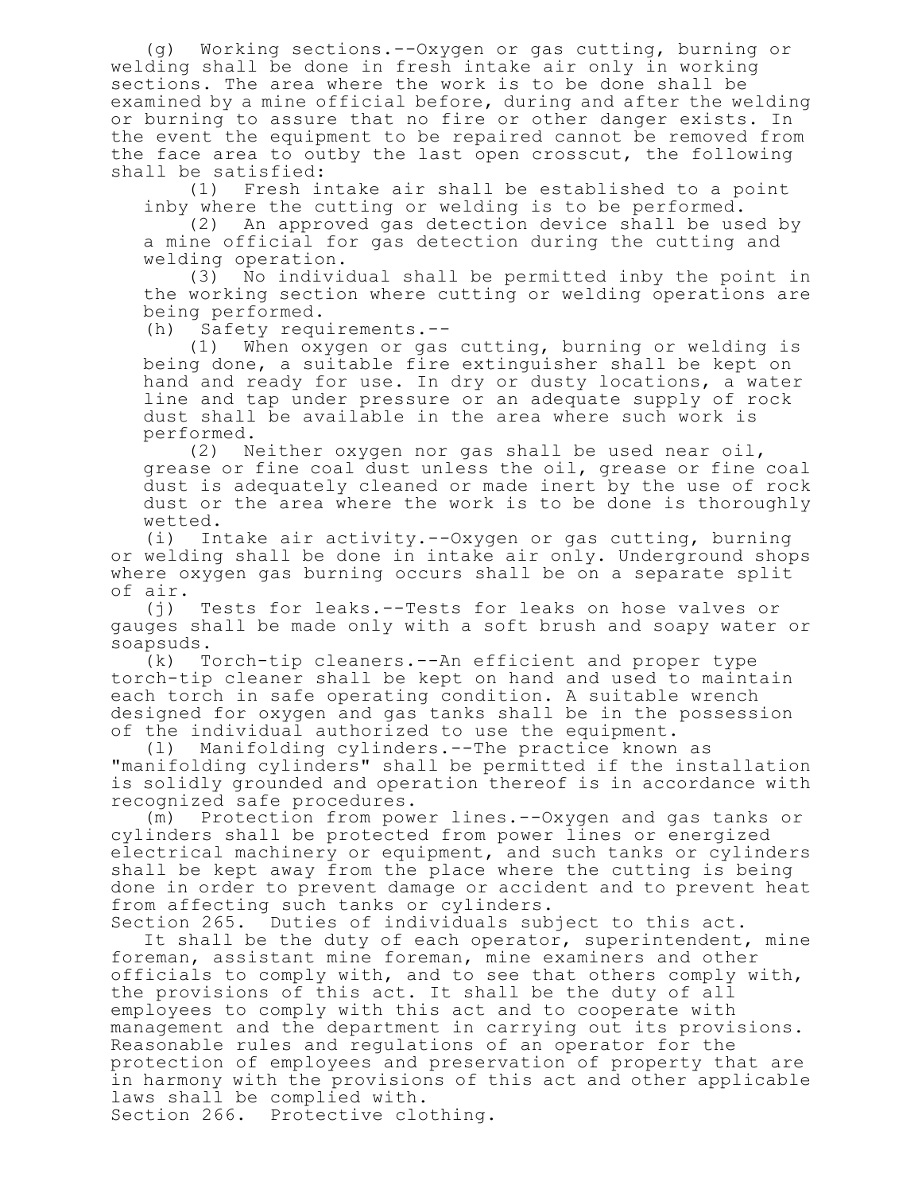(g) Working sections.--Oxygen or gas cutting, burning or welding shall be done in fresh intake air only in working sections. The area where the work is to be done shall be examined by a mine official before, during and after the welding or burning to assure that no fire or other danger exists. In the event the equipment to be repaired cannot be removed from the face area to outby the last open crosscut, the following shall be satisfied:

(1) Fresh intake air shall be established to a point inby where the cutting or welding is to be performed.

(2) An approved gas detection device shall be used by a mine official for gas detection during the cutting and welding operation.

(3) No individual shall be permitted inby the point in the working section where cutting or welding operations are being performed.

(h) Safety requirements.--

(1) When oxygen or gas cutting, burning or welding is being done, a suitable fire extinguisher shall be kept on hand and ready for use. In dry or dusty locations, a water line and tap under pressure or an adequate supply of rock dust shall be available in the area where such work is performed.

(2) Neither oxygen nor gas shall be used near oil, grease or fine coal dust unless the oil, grease or fine coal dust is adequately cleaned or made inert by the use of rock dust or the area where the work is to be done is thoroughly wetted.

(i) Intake air activity.--Oxygen or gas cutting, burning or welding shall be done in intake air only. Underground shops where oxygen gas burning occurs shall be on a separate split of air.

(j) Tests for leaks.--Tests for leaks on hose valves or gauges shall be made only with a soft brush and soapy water or soapsuds.

(k) Torch-tip cleaners.--An efficient and proper type torch-tip cleaner shall be kept on hand and used to maintain each torch in safe operating condition. A suitable wrench designed for oxygen and gas tanks shall be in the possession of the individual authorized to use the equipment.

(l) Manifolding cylinders.--The practice known as "manifolding cylinders" shall be permitted if the installation is solidly grounded and operation thereof is in accordance with recognized safe procedures.

(m) Protection from power lines.--Oxygen and gas tanks or cylinders shall be protected from power lines or energized electrical machinery or equipment, and such tanks or cylinders shall be kept away from the place where the cutting is being done in order to prevent damage or accident and to prevent heat from affecting such tanks or cylinders.

Section 265. Duties of individuals subject to this act.

It shall be the duty of each operator, superintendent, mine foreman, assistant mine foreman, mine examiners and other officials to comply with, and to see that others comply with, the provisions of this act. It shall be the duty of all employees to comply with this act and to cooperate with management and the department in carrying out its provisions. Reasonable rules and regulations of an operator for the protection of employees and preservation of property that are in harmony with the provisions of this act and other applicable laws shall be complied with.

Section 266. Protective clothing.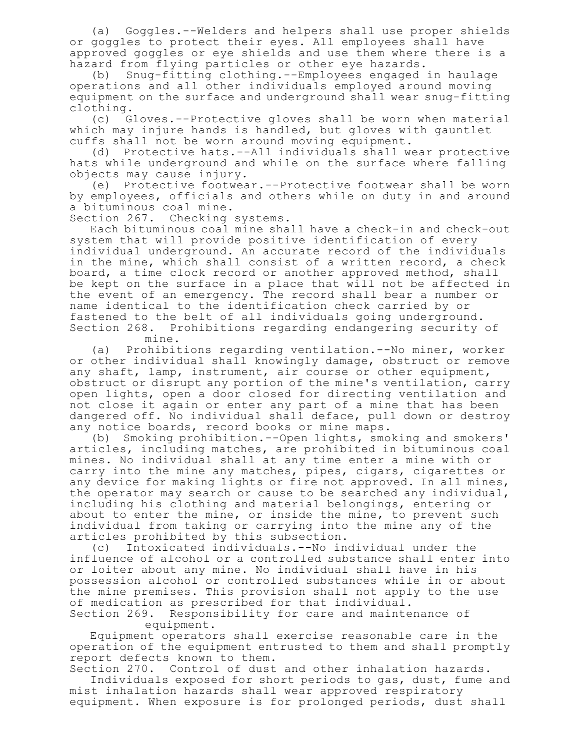(a) Goggles.--Welders and helpers shall use proper shields or goggles to protect their eyes. All employees shall have approved goggles or eye shields and use them where there is a hazard from flying particles or other eye hazards.

(b) Snug-fitting clothing.--Employees engaged in haulage operations and all other individuals employed around moving equipment on the surface and underground shall wear snug-fitting clothing.

(c) Gloves.--Protective gloves shall be worn when material which may injure hands is handled, but gloves with gauntlet cuffs shall not be worn around moving equipment.

(d) Protective hats.--All individuals shall wear protective hats while underground and while on the surface where falling objects may cause injury.

(e) Protective footwear.--Protective footwear shall be worn by employees, officials and others while on duty in and around a bituminous coal mine.

Section 267. Checking systems.

Each bituminous coal mine shall have a check-in and check-out system that will provide positive identification of every individual underground. An accurate record of the individuals in the mine, which shall consist of a written record, a check board, a time clock record or another approved method, shall be kept on the surface in a place that will not be affected in the event of an emergency. The record shall bear a number or name identical to the identification check carried by or fastened to the belt of all individuals going underground.

Section 268. Prohibitions regarding endangering security of mine.

(a) Prohibitions regarding ventilation.--No miner, worker or other individual shall knowingly damage, obstruct or remove any shaft, lamp, instrument, air course or other equipment, obstruct or disrupt any portion of the mine's ventilation, carry open lights, open a door closed for directing ventilation and not close it again or enter any part of a mine that has been dangered off. No individual shall deface, pull down or destroy any notice boards, record books or mine maps.

(b) Smoking prohibition.--Open lights, smoking and smokers' articles, including matches, are prohibited in bituminous coal mines. No individual shall at any time enter a mine with or carry into the mine any matches, pipes, cigars, cigarettes or any device for making lights or fire not approved. In all mines, the operator may search or cause to be searched any individual, including his clothing and material belongings, entering or about to enter the mine, or inside the mine, to prevent such individual from taking or carrying into the mine any of the articles prohibited by this subsection.

(c) Intoxicated individuals.--No individual under the influence of alcohol or a controlled substance shall enter into or loiter about any mine. No individual shall have in his possession alcohol or controlled substances while in or about the mine premises. This provision shall not apply to the use of medication as prescribed for that individual.

Section 269. Responsibility for care and maintenance of equipment.

Equipment operators shall exercise reasonable care in the operation of the equipment entrusted to them and shall promptly report defects known to them.

Section 270. Control of dust and other inhalation hazards.

Individuals exposed for short periods to gas, dust, fume and mist inhalation hazards shall wear approved respiratory equipment. When exposure is for prolonged periods, dust shall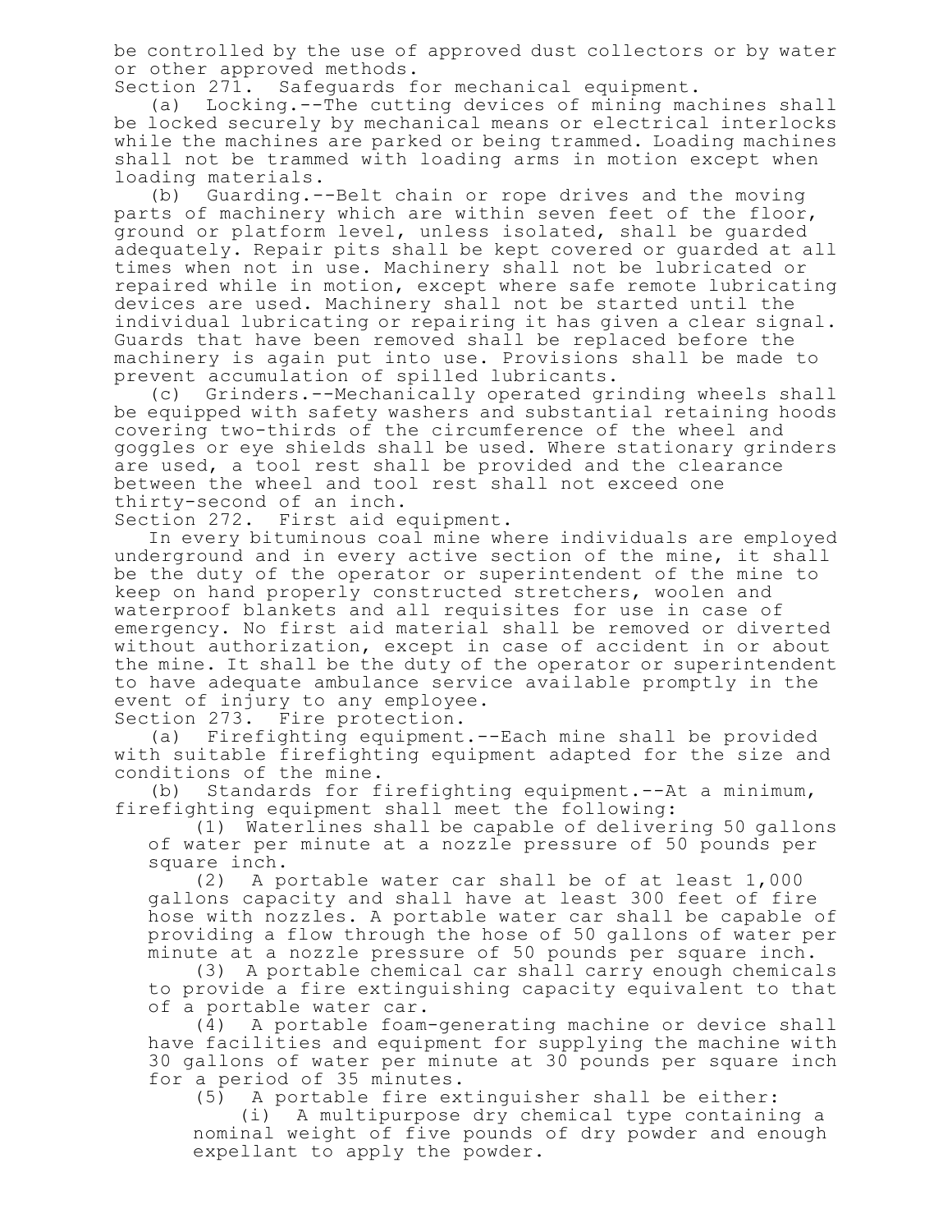be controlled by the use of approved dust collectors or by water or other approved methods.

Section 271. Safeguards for mechanical equipment.

(a) Locking.--The cutting devices of mining machines shall be locked securely by mechanical means or electrical interlocks while the machines are parked or being trammed. Loading machines shall not be trammed with loading arms in motion except when loading materials.

(b) Guarding.--Belt chain or rope drives and the moving parts of machinery which are within seven feet of the floor, ground or platform level, unless isolated, shall be guarded adequately. Repair pits shall be kept covered or guarded at all times when not in use. Machinery shall not be lubricated or repaired while in motion, except where safe remote lubricating devices are used. Machinery shall not be started until the individual lubricating or repairing it has given a clear signal. Guards that have been removed shall be replaced before the machinery is again put into use. Provisions shall be made to prevent accumulation of spilled lubricants.

(c) Grinders.--Mechanically operated grinding wheels shall be equipped with safety washers and substantial retaining hoods covering two-thirds of the circumference of the wheel and goggles or eye shields shall be used. Where stationary grinders are used, a tool rest shall be provided and the clearance between the wheel and tool rest shall not exceed one thirty-second of an inch.

Section 272. First aid equipment.

In every bituminous coal mine where individuals are employed underground and in every active section of the mine, it shall be the duty of the operator or superintendent of the mine to keep on hand properly constructed stretchers, woolen and waterproof blankets and all requisites for use in case of emergency. No first aid material shall be removed or diverted without authorization, except in case of accident in or about the mine. It shall be the duty of the operator or superintendent to have adequate ambulance service available promptly in the event of injury to any employee.

Section 273. Fire protection.

(a) Firefighting equipment.--Each mine shall be provided with suitable firefighting equipment adapted for the size and conditions of the mine.

(b) Standards for firefighting equipment.--At a minimum, firefighting equipment shall meet the following:

(1) Waterlines shall be capable of delivering 50 gallons of water per minute at a nozzle pressure of 50 pounds per square inch.

(2) A portable water car shall be of at least 1,000 gallons capacity and shall have at least 300 feet of fire hose with nozzles. A portable water car shall be capable of providing a flow through the hose of 50 gallons of water per minute at a nozzle pressure of 50 pounds per square inch.

(3) A portable chemical car shall carry enough chemicals to provide a fire extinguishing capacity equivalent to that of a portable water car.

(4) A portable foam-generating machine or device shall have facilities and equipment for supplying the machine with 30 gallons of water per minute at 30 pounds per square inch for a period of 35 minutes.

(5) A portable fire extinguisher shall be either:

(i) A multipurpose dry chemical type containing a nominal weight of five pounds of dry powder and enough expellant to apply the powder.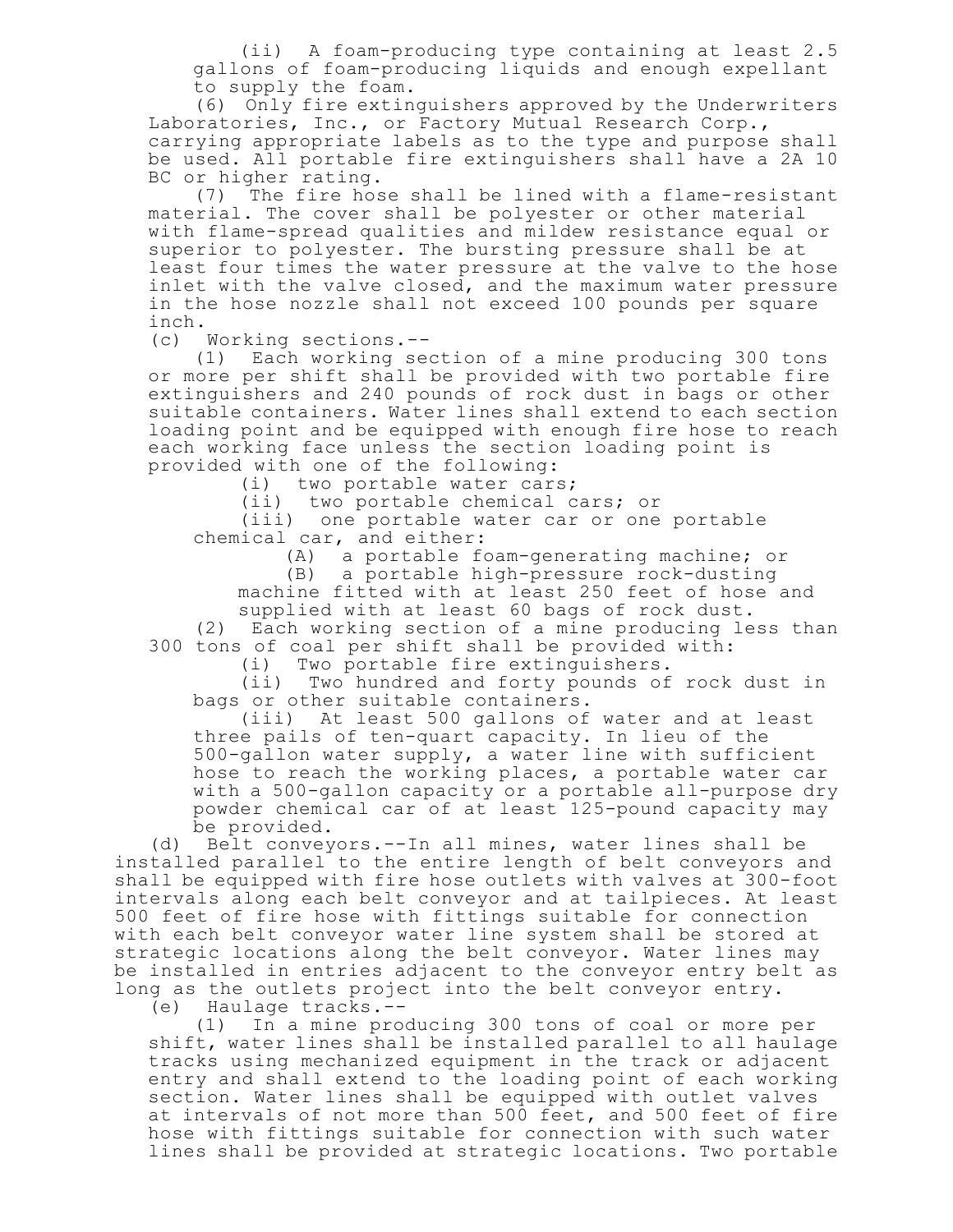(ii) A foam-producing type containing at least 2.5 gallons of foam-producing liquids and enough expellant to supply the foam.

(6) Only fire extinguishers approved by the Underwriters Laboratories, Inc., or Factory Mutual Research Corp., carrying appropriate labels as to the type and purpose shall be used. All portable fire extinguishers shall have a 2A 10 BC or higher rating.

(7) The fire hose shall be lined with a flame-resistant material. The cover shall be polyester or other material with flame-spread qualities and mildew resistance equal or superior to polyester. The bursting pressure shall be at least four times the water pressure at the valve to the hose inlet with the valve closed, and the maximum water pressure in the hose nozzle shall not exceed 100 pounds per square inch.

(c) Working sections.--

(1) Each working section of a mine producing 300 tons or more per shift shall be provided with two portable fire extinguishers and 240 pounds of rock dust in bags or other suitable containers. Water lines shall extend to each section loading point and be equipped with enough fire hose to reach each working face unless the section loading point is provided with one of the following:

(i) two portable water cars;

(ii) two portable chemical cars; or

(iii) one portable water car or one portable chemical car, and either:

(A) a portable foam-generating machine; or

(B) a portable high-pressure rock-dusting machine fitted with at least 250 feet of hose and supplied with at least 60 bags of rock dust.

(2) Each working section of a mine producing less than 300 tons of coal per shift shall be provided with:

(i) Two portable fire extinguishers.

(ii) Two hundred and forty pounds of rock dust in bags or other suitable containers.

(iii) At least 500 gallons of water and at least three pails of ten-quart capacity. In lieu of the 500-gallon water supply, a water line with sufficient hose to reach the working places, a portable water car with a 500-gallon capacity or a portable all-purpose dry powder chemical car of at least 125-pound capacity may be provided.

(d) Belt conveyors.--In all mines, water lines shall be installed parallel to the entire length of belt conveyors and shall be equipped with fire hose outlets with valves at 300-foot intervals along each belt conveyor and at tailpieces. At least 500 feet of fire hose with fittings suitable for connection with each belt conveyor water line system shall be stored at strategic locations along the belt conveyor. Water lines may be installed in entries adjacent to the conveyor entry belt as long as the outlets project into the belt conveyor entry.

(e) Haulage tracks.--

(1) In a mine producing 300 tons of coal or more per shift, water lines shall be installed parallel to all haulage tracks using mechanized equipment in the track or adjacent entry and shall extend to the loading point of each working section. Water lines shall be equipped with outlet valves at intervals of not more than 500 feet, and 500 feet of fire hose with fittings suitable for connection with such water lines shall be provided at strategic locations. Two portable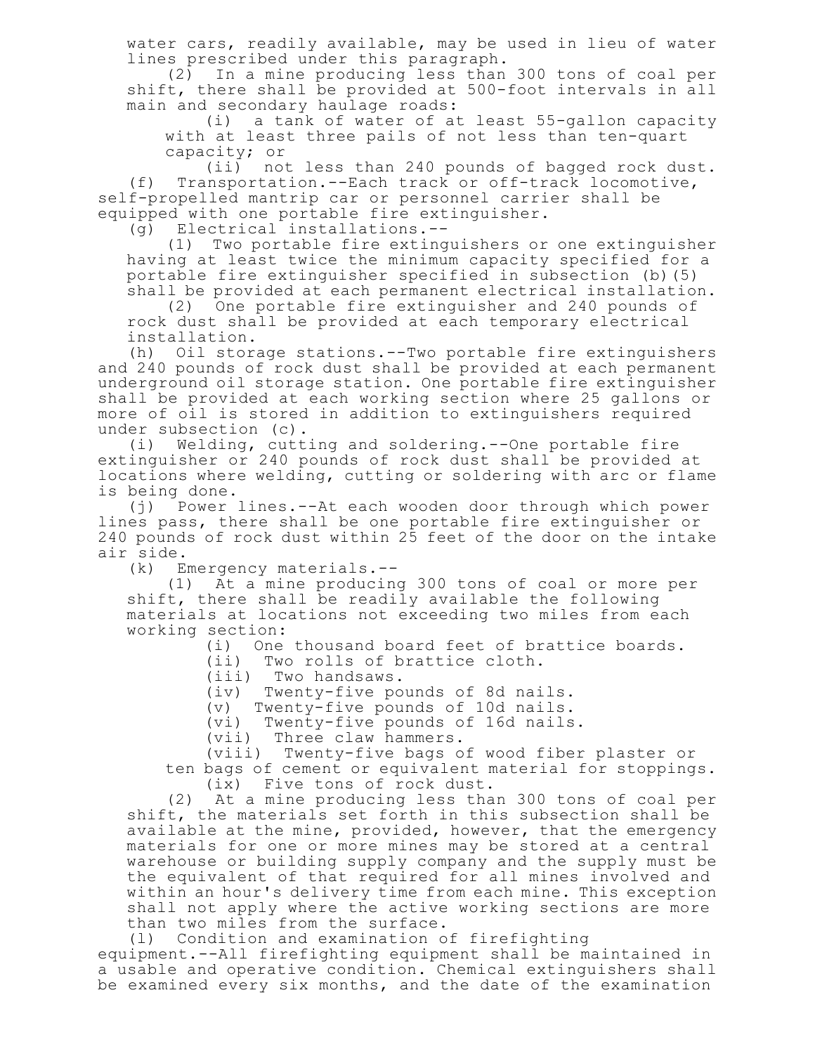water cars, readily available, may be used in lieu of water lines prescribed under this paragraph.

(2) In a mine producing less than 300 tons of coal per shift, there shall be provided at 500-foot intervals in all main and secondary haulage roads:

(i) a tank of water of at least 55-gallon capacity with at least three pails of not less than ten-quart capacity; or

(ii) not less than 240 pounds of bagged rock dust.

(f) Transportation.--Each track or off-track locomotive, self-propelled mantrip car or personnel carrier shall be equipped with one portable fire extinguisher.

(g) Electrical installations.--

(1) Two portable fire extinguishers or one extinguisher having at least twice the minimum capacity specified for a portable fire extinguisher specified in subsection (b)(5) shall be provided at each permanent electrical installation.

(2) One portable fire extinguisher and 240 pounds of rock dust shall be provided at each temporary electrical installation.

(h) Oil storage stations.--Two portable fire extinguishers and 240 pounds of rock dust shall be provided at each permanent underground oil storage station. One portable fire extinguisher shall be provided at each working section where 25 gallons or more of oil is stored in addition to extinguishers required under subsection (c).

(i) Welding, cutting and soldering.--One portable fire extinguisher or 240 pounds of rock dust shall be provided at locations where welding, cutting or soldering with arc or flame is being done.

(j) Power lines.--At each wooden door through which power lines pass, there shall be one portable fire extinguisher or 240 pounds of rock dust within 25 feet of the door on the intake air side.

(k) Emergency materials.--

(1) At a mine producing 300 tons of coal or more per shift, there shall be readily available the following materials at locations not exceeding two miles from each working section:

(i) One thousand board feet of brattice boards.

(ii) Two rolls of brattice cloth.

(iii) Two handsaws.

(iv) Twenty-five pounds of 8d nails.

(v) Twenty-five pounds of 10d nails.

(vi) Twenty-five pounds of 16d nails.

(vii) Three claw hammers.

(viii) Twenty-five bags of wood fiber plaster or ten bags of cement or equivalent material for stoppings.

(ix) Five tons of rock dust.

(2) At a mine producing less than 300 tons of coal per shift, the materials set forth in this subsection shall be available at the mine, provided, however, that the emergency materials for one or more mines may be stored at a central warehouse or building supply company and the supply must be the equivalent of that required for all mines involved and within an hour's delivery time from each mine. This exception shall not apply where the active working sections are more than two miles from the surface.

(l) Condition and examination of firefighting equipment.--All firefighting equipment shall be maintained in a usable and operative condition. Chemical extinguishers shall be examined every six months, and the date of the examination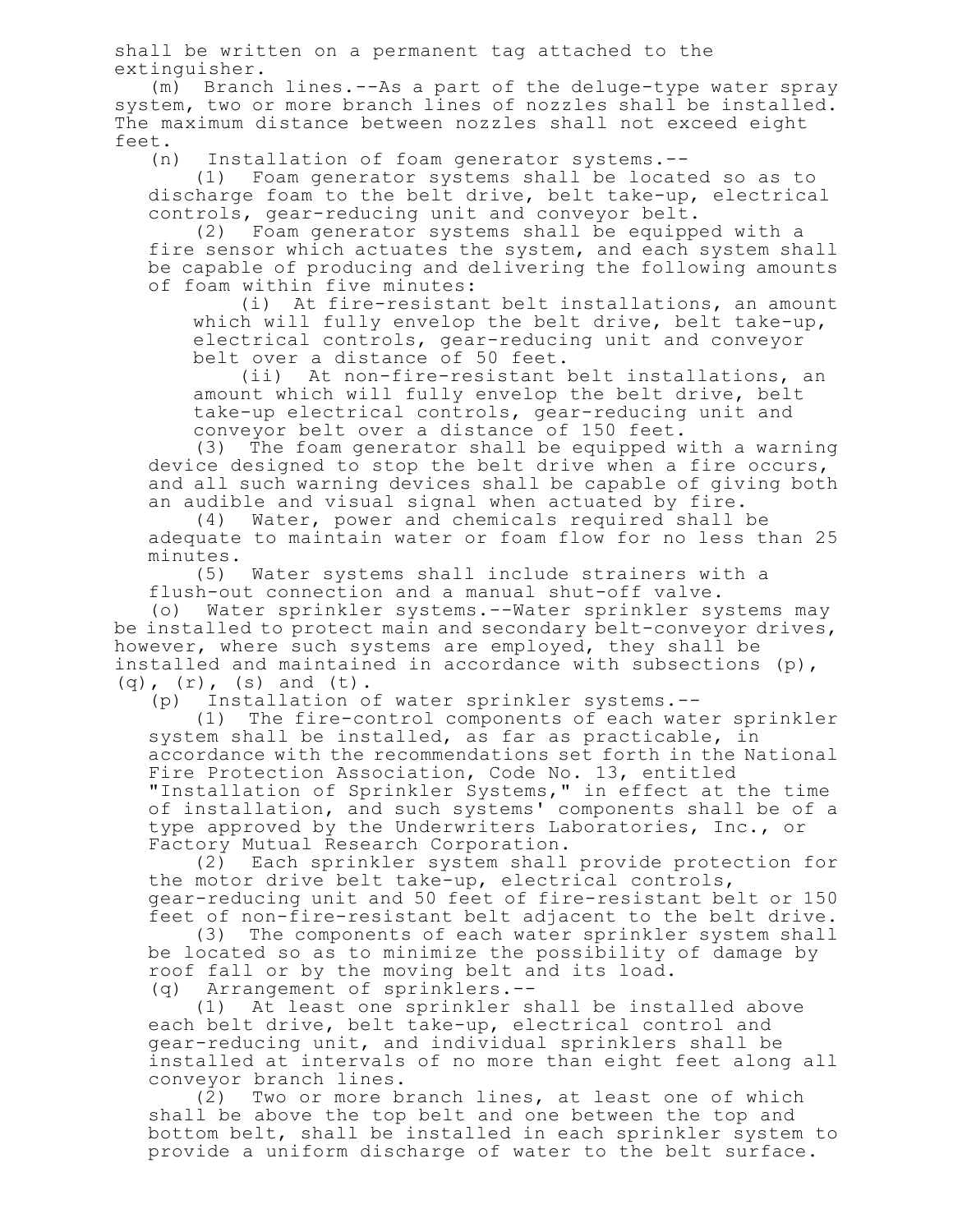shall be written on a permanent tag attached to the extinguisher.

(m) Branch lines.--As a part of the deluge-type water spray system, two or more branch lines of nozzles shall be installed. The maximum distance between nozzles shall not exceed eight feet.

(n) Installation of foam generator systems.--

(1) Foam generator systems shall be located so as to discharge foam to the belt drive, belt take-up, electrical controls, gear-reducing unit and conveyor belt.

(2) Foam generator systems shall be equipped with a fire sensor which actuates the system, and each system shall be capable of producing and delivering the following amounts of foam within five minutes:

(i) At fire-resistant belt installations, an amount which will fully envelop the belt drive, belt take-up, electrical controls, gear-reducing unit and conveyor belt over a distance of 50 feet.

(ii) At non-fire-resistant belt installations, an amount which will fully envelop the belt drive, belt take-up electrical controls, gear-reducing unit and conveyor belt over a distance of 150 feet.

(3) The foam generator shall be equipped with a warning device designed to stop the belt drive when a fire occurs, and all such warning devices shall be capable of giving both an audible and visual signal when actuated by fire.

(4) Water, power and chemicals required shall be adequate to maintain water or foam flow for no less than 25 minutes.

(5) Water systems shall include strainers with a flush-out connection and a manual shut-off valve.

(o) Water sprinkler systems.--Water sprinkler systems may be installed to protect main and secondary belt-conveyor drives, however, where such systems are employed, they shall be installed and maintained in accordance with subsections (p), (q), (r), (s) and (t).

(p) Installation of water sprinkler systems.--

(1) The fire-control components of each water sprinkler system shall be installed, as far as practicable, in accordance with the recommendations set forth in the National Fire Protection Association, Code No. 13, entitled "Installation of Sprinkler Systems," in effect at the time of installation, and such systems' components shall be of a type approved by the Underwriters Laboratories, Inc., or Factory Mutual Research Corporation.

(2) Each sprinkler system shall provide protection for the motor drive belt take-up, electrical controls, gear-reducing unit and 50 feet of fire-resistant belt or 150 feet of non-fire-resistant belt adjacent to the belt drive.

(3) The components of each water sprinkler system shall be located so as to minimize the possibility of damage by roof fall or by the moving belt and its load.

(q) Arrangement of sprinklers.--

(1) At least one sprinkler shall be installed above each belt drive, belt take-up, electrical control and gear-reducing unit, and individual sprinklers shall be installed at intervals of no more than eight feet along all conveyor branch lines.

(2) Two or more branch lines, at least one of which shall be above the top belt and one between the top and bottom belt, shall be installed in each sprinkler system to provide a uniform discharge of water to the belt surface.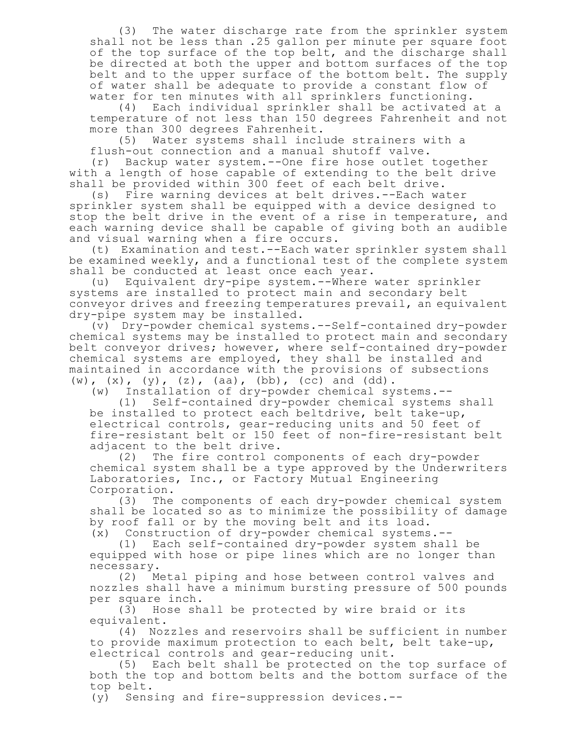(3) The water discharge rate from the sprinkler system shall not be less than .25 gallon per minute per square foot of the top surface of the top belt, and the discharge shall be directed at both the upper and bottom surfaces of the top belt and to the upper surface of the bottom belt. The supply of water shall be adequate to provide a constant flow of water for ten minutes with all sprinklers functioning.

(4) Each individual sprinkler shall be activated at a temperature of not less than 150 degrees Fahrenheit and not more than 300 degrees Fahrenheit.

(5) Water systems shall include strainers with a flush-out connection and a manual shutoff valve.

(r) Backup water system.--One fire hose outlet together with a length of hose capable of extending to the belt drive shall be provided within 300 feet of each belt drive.

(s) Fire warning devices at belt drives.--Each water sprinkler system shall be equipped with a device designed to stop the belt drive in the event of a rise in temperature, and each warning device shall be capable of giving both an audible and visual warning when a fire occurs.

(t) Examination and test.--Each water sprinkler system shall be examined weekly, and a functional test of the complete system shall be conducted at least once each year.

(u) Equivalent dry-pipe system.--Where water sprinkler systems are installed to protect main and secondary belt conveyor drives and freezing temperatures prevail, an equivalent dry-pipe system may be installed.

(v) Dry-powder chemical systems.--Self-contained dry-powder chemical systems may be installed to protect main and secondary belt conveyor drives; however, where self-contained dry-powder chemical systems are employed, they shall be installed and maintained in accordance with the provisions of subsections (w), (x), (y), (z), (aa), (bb), (cc) and (dd).

(w) Installation of dry-powder chemical systems.--

(1) Self-contained dry-powder chemical systems shall be installed to protect each beltdrive, belt take-up, electrical controls, gear-reducing units and 50 feet of fire-resistant belt or 150 feet of non-fire-resistant belt adjacent to the belt drive.

(2) The fire control components of each dry-powder chemical system shall be a type approved by the Underwriters Laboratories, Inc., or Factory Mutual Engineering Corporation.

(3) The components of each dry-powder chemical system shall be located so as to minimize the possibility of damage by roof fall or by the moving belt and its load.

(x) Construction of dry-powder chemical systems.--

(1) Each self-contained dry-powder system shall be equipped with hose or pipe lines which are no longer than necessary.

(2) Metal piping and hose between control valves and nozzles shall have a minimum bursting pressure of 500 pounds per square inch.

(3) Hose shall be protected by wire braid or its equivalent.

(4) Nozzles and reservoirs shall be sufficient in number to provide maximum protection to each belt, belt take-up, electrical controls and gear-reducing unit.

(5) Each belt shall be protected on the top surface of both the top and bottom belts and the bottom surface of the top belt.

(y) Sensing and fire-suppression devices.--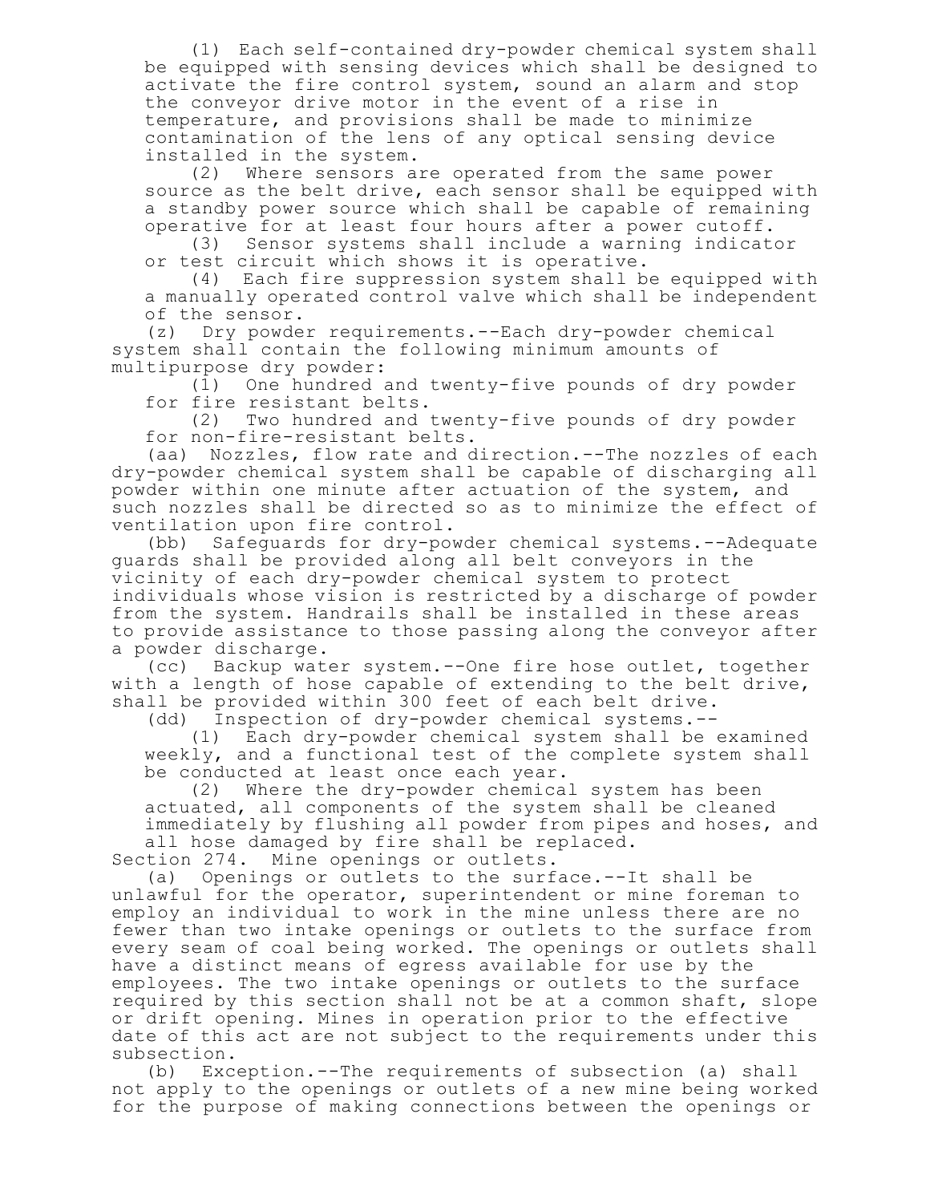(1) Each self-contained dry-powder chemical system shall be equipped with sensing devices which shall be designed to activate the fire control system, sound an alarm and stop the conveyor drive motor in the event of a rise in temperature, and provisions shall be made to minimize contamination of the lens of any optical sensing device installed in the system.

(2) Where sensors are operated from the same power source as the belt drive, each sensor shall be equipped with a standby power source which shall be capable of remaining operative for at least four hours after a power cutoff.

(3) Sensor systems shall include a warning indicator or test circuit which shows it is operative.

(4) Each fire suppression system shall be equipped with a manually operated control valve which shall be independent of the sensor.

(z) Dry powder requirements.--Each dry-powder chemical system shall contain the following minimum amounts of multipurpose dry powder:

(1) One hundred and twenty-five pounds of dry powder for fire resistant belts.

(2) Two hundred and twenty-five pounds of dry powder for non-fire-resistant belts.

(aa) Nozzles, flow rate and direction.--The nozzles of each dry-powder chemical system shall be capable of discharging all powder within one minute after actuation of the system, and such nozzles shall be directed so as to minimize the effect of ventilation upon fire control.

(bb) Safeguards for dry-powder chemical systems.--Adequate guards shall be provided along all belt conveyors in the vicinity of each dry-powder chemical system to protect individuals whose vision is restricted by a discharge of powder from the system. Handrails shall be installed in these areas to provide assistance to those passing along the conveyor after a powder discharge.

(cc) Backup water system.--One fire hose outlet, together with a length of hose capable of extending to the belt drive, shall be provided within 300 feet of each belt drive.

(dd) Inspection of dry-powder chemical systems.--

(1) Each dry-powder chemical system shall be examined weekly, and a functional test of the complete system shall be conducted at least once each year.

(2) Where the dry-powder chemical system has been actuated, all components of the system shall be cleaned immediately by flushing all powder from pipes and hoses, and all hose damaged by fire shall be replaced.

Section 274. Mine openings or outlets.

(a) Openings or outlets to the surface.--It shall be unlawful for the operator, superintendent or mine foreman to employ an individual to work in the mine unless there are no fewer than two intake openings or outlets to the surface from every seam of coal being worked. The openings or outlets shall have a distinct means of egress available for use by the employees. The two intake openings or outlets to the surface required by this section shall not be at a common shaft, slope or drift opening. Mines in operation prior to the effective date of this act are not subject to the requirements under this subsection.

(b) Exception.--The requirements of subsection (a) shall not apply to the openings or outlets of a new mine being worked for the purpose of making connections between the openings or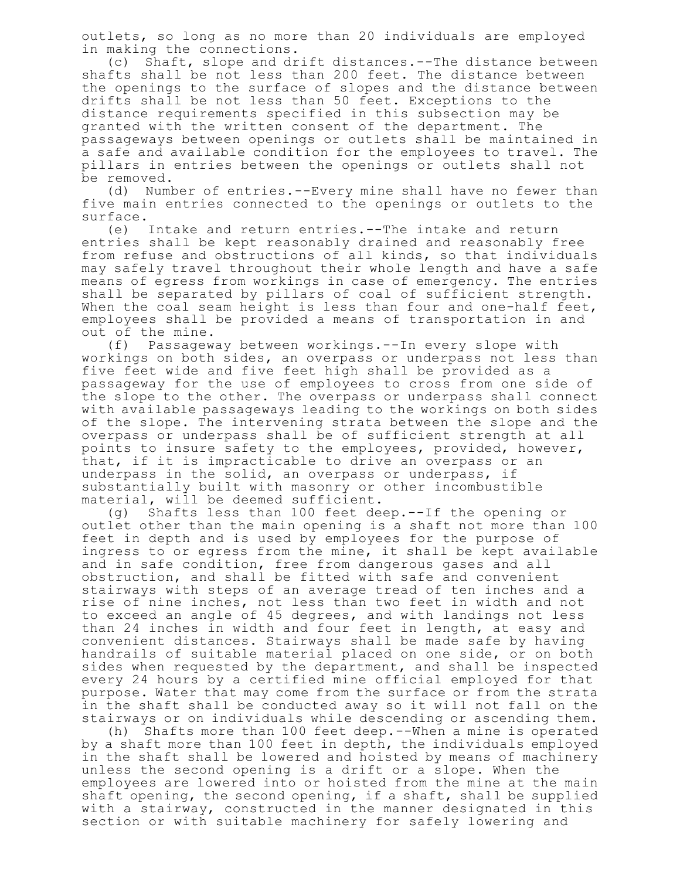outlets, so long as no more than 20 individuals are employed in making the connections.

(c) Shaft, slope and drift distances.--The distance between shafts shall be not less than 200 feet. The distance between the openings to the surface of slopes and the distance between drifts shall be not less than 50 feet. Exceptions to the distance requirements specified in this subsection may be granted with the written consent of the department. The passageways between openings or outlets shall be maintained in a safe and available condition for the employees to travel. The pillars in entries between the openings or outlets shall not be removed.

(d) Number of entries.--Every mine shall have no fewer than five main entries connected to the openings or outlets to the surface.

(e) Intake and return entries.--The intake and return entries shall be kept reasonably drained and reasonably free from refuse and obstructions of all kinds, so that individuals may safely travel throughout their whole length and have a safe means of egress from workings in case of emergency. The entries shall be separated by pillars of coal of sufficient strength. When the coal seam height is less than four and one-half feet, employees shall be provided a means of transportation in and out of the mine.

(f) Passageway between workings.--In every slope with workings on both sides, an overpass or underpass not less than five feet wide and five feet high shall be provided as a passageway for the use of employees to cross from one side of the slope to the other. The overpass or underpass shall connect with available passageways leading to the workings on both sides of the slope. The intervening strata between the slope and the overpass or underpass shall be of sufficient strength at all points to insure safety to the employees, provided, however, that, if it is impracticable to drive an overpass or an underpass in the solid, an overpass or underpass, if substantially built with masonry or other incombustible material, will be deemed sufficient.

(g) Shafts less than 100 feet deep.--If the opening or outlet other than the main opening is a shaft not more than 100 feet in depth and is used by employees for the purpose of ingress to or egress from the mine, it shall be kept available and in safe condition, free from dangerous gases and all obstruction, and shall be fitted with safe and convenient stairways with steps of an average tread of ten inches and a rise of nine inches, not less than two feet in width and not to exceed an angle of 45 degrees, and with landings not less than 24 inches in width and four feet in length, at easy and convenient distances. Stairways shall be made safe by having handrails of suitable material placed on one side, or on both sides when requested by the department, and shall be inspected every 24 hours by a certified mine official employed for that purpose. Water that may come from the surface or from the strata in the shaft shall be conducted away so it will not fall on the stairways or on individuals while descending or ascending them.

(h) Shafts more than 100 feet deep.--When a mine is operated by a shaft more than 100 feet in depth, the individuals employed in the shaft shall be lowered and hoisted by means of machinery unless the second opening is a drift or a slope. When the employees are lowered into or hoisted from the mine at the main shaft opening, the second opening, if a shaft, shall be supplied with a stairway, constructed in the manner designated in this section or with suitable machinery for safely lowering and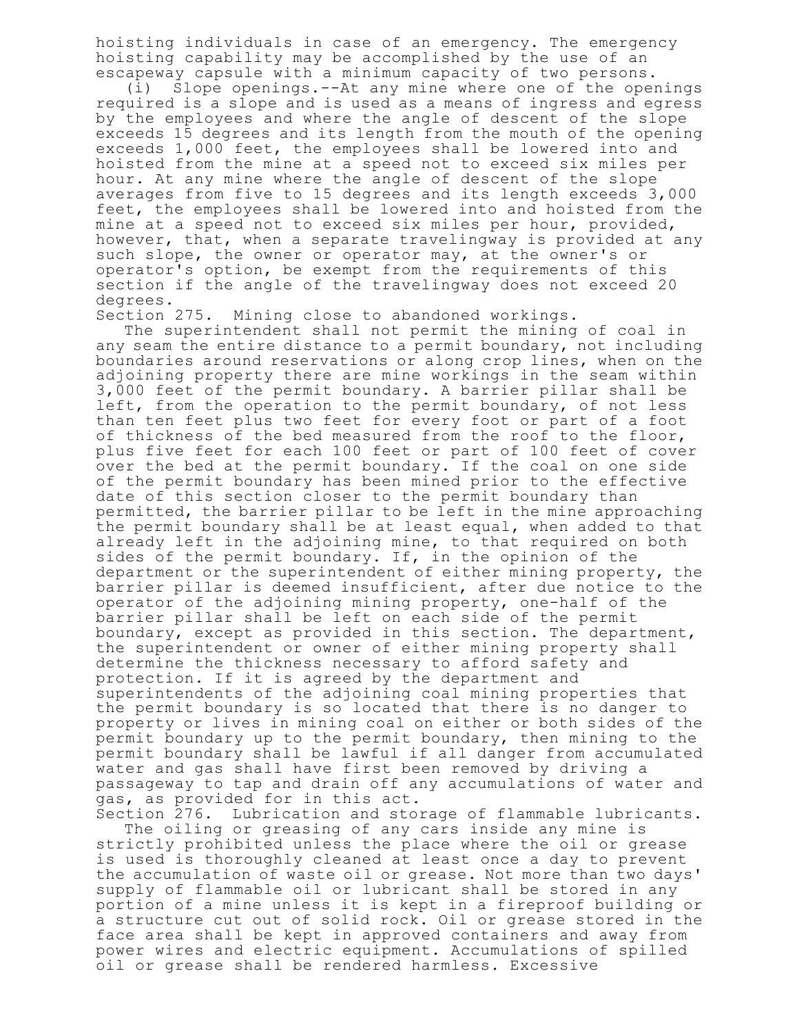hoisting individuals in case of an emergency. The emergency hoisting capability may be accomplished by the use of an escapeway capsule with a minimum capacity of two persons.

(i) Slope openings.--At any mine where one of the openings required is a slope and is used as a means of ingress and egress by the employees and where the angle of descent of the slope exceeds 15 degrees and its length from the mouth of the opening exceeds 1,000 feet, the employees shall be lowered into and hoisted from the mine at a speed not to exceed six miles per hour. At any mine where the angle of descent of the slope averages from five to 15 degrees and its length exceeds 3,000 feet, the employees shall be lowered into and hoisted from the mine at a speed not to exceed six miles per hour, provided, however, that, when a separate travelingway is provided at any such slope, the owner or operator may, at the owner's or operator's option, be exempt from the requirements of this section if the angle of the travelingway does not exceed 20 degrees.

Section 275. Mining close to abandoned workings.

The superintendent shall not permit the mining of coal in any seam the entire distance to a permit boundary, not including boundaries around reservations or along crop lines, when on the adjoining property there are mine workings in the seam within 3,000 feet of the permit boundary. A barrier pillar shall be left, from the operation to the permit boundary, of not less than ten feet plus two feet for every foot or part of a foot of thickness of the bed measured from the roof to the floor, plus five feet for each 100 feet or part of 100 feet of cover over the bed at the permit boundary. If the coal on one side of the permit boundary has been mined prior to the effective date of this section closer to the permit boundary than permitted, the barrier pillar to be left in the mine approaching the permit boundary shall be at least equal, when added to that already left in the adjoining mine, to that required on both sides of the permit boundary. If, in the opinion of the department or the superintendent of either mining property, the barrier pillar is deemed insufficient, after due notice to the operator of the adjoining mining property, one-half of the barrier pillar shall be left on each side of the permit boundary, except as provided in this section. The department, the superintendent or owner of either mining property shall determine the thickness necessary to afford safety and protection. If it is agreed by the department and superintendents of the adjoining coal mining properties that the permit boundary is so located that there is no danger to property or lives in mining coal on either or both sides of the permit boundary up to the permit boundary, then mining to the permit boundary shall be lawful if all danger from accumulated water and gas shall have first been removed by driving a passageway to tap and drain off any accumulations of water and gas, as provided for in this act.

Section 276. Lubrication and storage of flammable lubricants.

The oiling or greasing of any cars inside any mine is strictly prohibited unless the place where the oil or grease is used is thoroughly cleaned at least once a day to prevent the accumulation of waste oil or grease. Not more than two days' supply of flammable oil or lubricant shall be stored in any portion of a mine unless it is kept in a fireproof building or a structure cut out of solid rock. Oil or grease stored in the face area shall be kept in approved containers and away from power wires and electric equipment. Accumulations of spilled oil or grease shall be rendered harmless. Excessive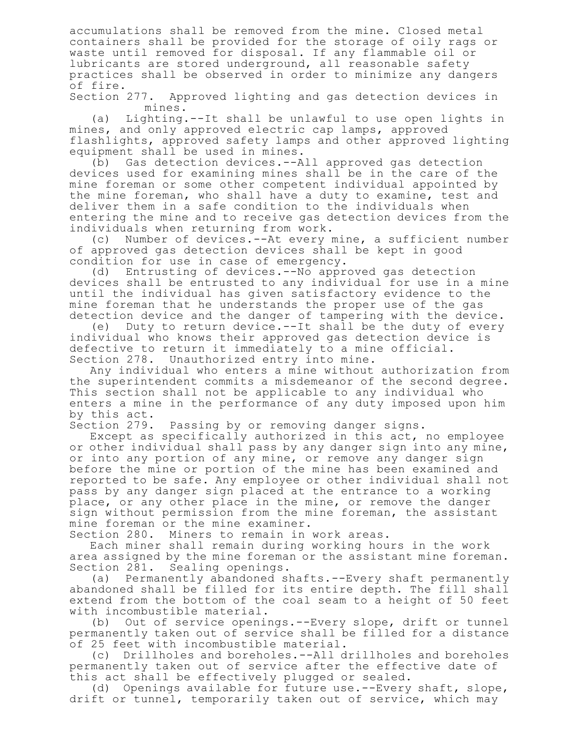accumulations shall be removed from the mine. Closed metal containers shall be provided for the storage of oily rags or waste until removed for disposal. If any flammable oil or lubricants are stored underground, all reasonable safety practices shall be observed in order to minimize any dangers of fire.

Section 277. Approved lighting and gas detection devices in mines.

(a) Lighting.--It shall be unlawful to use open lights in mines, and only approved electric cap lamps, approved flashlights, approved safety lamps and other approved lighting equipment shall be used in mines.

(b) Gas detection devices.--All approved gas detection devices used for examining mines shall be in the care of the mine foreman or some other competent individual appointed by the mine foreman, who shall have a duty to examine, test and deliver them in a safe condition to the individuals when entering the mine and to receive gas detection devices from the individuals when returning from work.

(c) Number of devices.--At every mine, a sufficient number of approved gas detection devices shall be kept in good condition for use in case of emergency.

(d) Entrusting of devices.--No approved gas detection devices shall be entrusted to any individual for use in a mine until the individual has given satisfactory evidence to the mine foreman that he understands the proper use of the gas detection device and the danger of tampering with the device.

(e) Duty to return device.--It shall be the duty of every individual who knows their approved gas detection device is defective to return it immediately to a mine official.

Section 278. Unauthorized entry into mine.

Any individual who enters a mine without authorization from the superintendent commits a misdemeanor of the second degree. This section shall not be applicable to any individual who enters a mine in the performance of any duty imposed upon him by this act.

Section 279. Passing by or removing danger signs.

Except as specifically authorized in this act, no employee or other individual shall pass by any danger sign into any mine, or into any portion of any mine, or remove any danger sign before the mine or portion of the mine has been examined and reported to be safe. Any employee or other individual shall not pass by any danger sign placed at the entrance to a working place, or any other place in the mine, or remove the danger sign without permission from the mine foreman, the assistant mine foreman or the mine examiner.

Section 280. Miners to remain in work areas.

Each miner shall remain during working hours in the work area assigned by the mine foreman or the assistant mine foreman.

Section 281. Sealing openings.

(a) Permanently abandoned shafts.--Every shaft permanently abandoned shall be filled for its entire depth. The fill shall extend from the bottom of the coal seam to a height of 50 feet with incombustible material.

(b) Out of service openings.--Every slope, drift or tunnel permanently taken out of service shall be filled for a distance of 25 feet with incombustible material.

(c) Drillholes and boreholes.--All drillholes and boreholes permanently taken out of service after the effective date of this act shall be effectively plugged or sealed.

(d) Openings available for future use.--Every shaft, slope, drift or tunnel, temporarily taken out of service, which may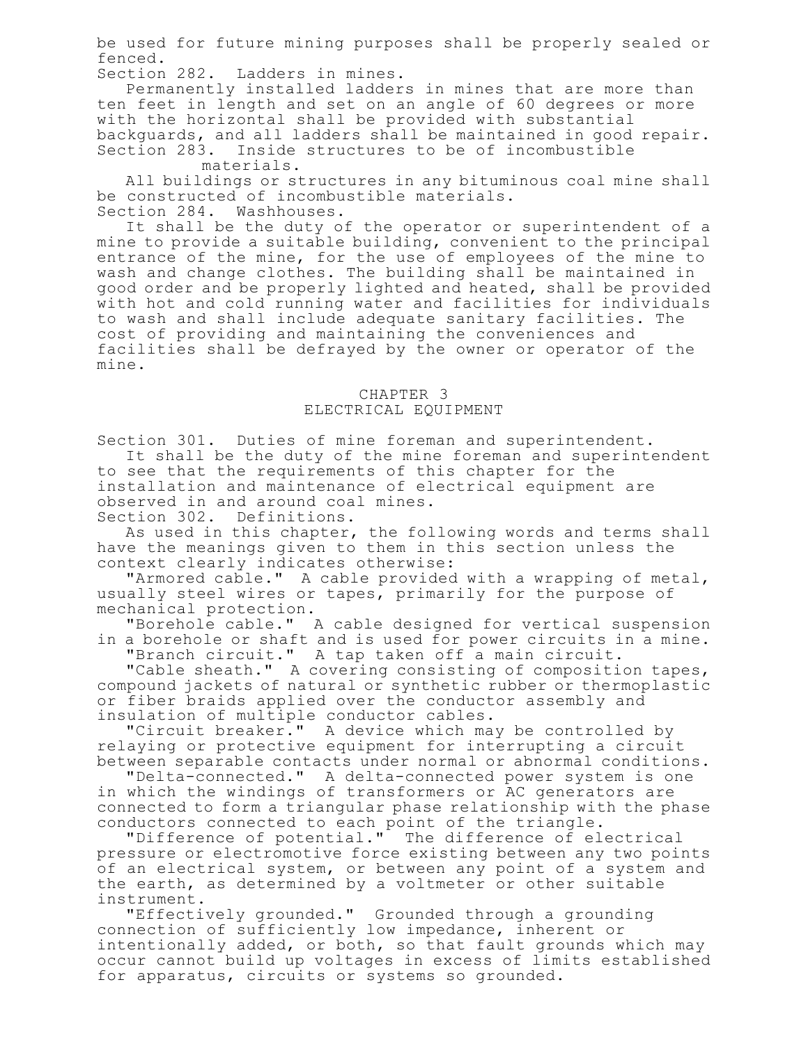be used for future mining purposes shall be properly sealed or fenced.

Section 282. Ladders in mines.

Permanently installed ladders in mines that are more than ten feet in length and set on an angle of 60 degrees or more with the horizontal shall be provided with substantial backguards, and all ladders shall be maintained in good repair.

Section 283. Inside structures to be of incombustible materials.

All buildings or structures in any bituminous coal mine shall be constructed of incombustible materials.

Section 284. Washhouses.

It shall be the duty of the operator or superintendent of a mine to provide a suitable building, convenient to the principal entrance of the mine, for the use of employees of the mine to wash and change clothes. The building shall be maintained in good order and be properly lighted and heated, shall be provided with hot and cold running water and facilities for individuals to wash and shall include adequate sanitary facilities. The cost of providing and maintaining the conveniences and facilities shall be defrayed by the owner or operator of the mine.

## CHAPTER 3
## ELECTRICAL EQUIPMENT

Section 301. Duties of mine foreman and superintendent.

It shall be the duty of the mine foreman and superintendent to see that the requirements of this chapter for the installation and maintenance of electrical equipment are observed in and around coal mines.

Section 302. Definitions.

As used in this chapter, the following words and terms shall have the meanings given to them in this section unless the context clearly indicates otherwise:

"Armored cable." A cable provided with a wrapping of metal, usually steel wires or tapes, primarily for the purpose of mechanical protection.

"Borehole cable." A cable designed for vertical suspension in a borehole or shaft and is used for power circuits in a mine.

"Branch circuit." A tap taken off a main circuit.

"Cable sheath." A covering consisting of composition tapes, compound jackets of natural or synthetic rubber or thermoplastic or fiber braids applied over the conductor assembly and insulation of multiple conductor cables.

"Circuit breaker." A device which may be controlled by relaying or protective equipment for interrupting a circuit between separable contacts under normal or abnormal conditions.

"Delta-connected." A delta-connected power system is one in which the windings of transformers or AC generators are connected to form a triangular phase relationship with the phase conductors connected to each point of the triangle.

"Difference of potential." The difference of electrical pressure or electromotive force existing between any two points of an electrical system, or between any point of a system and the earth, as determined by a voltmeter or other suitable instrument.

"Effectively grounded." Grounded through a grounding connection of sufficiently low impedance, inherent or intentionally added, or both, so that fault grounds which may occur cannot build up voltages in excess of limits established for apparatus, circuits or systems so grounded.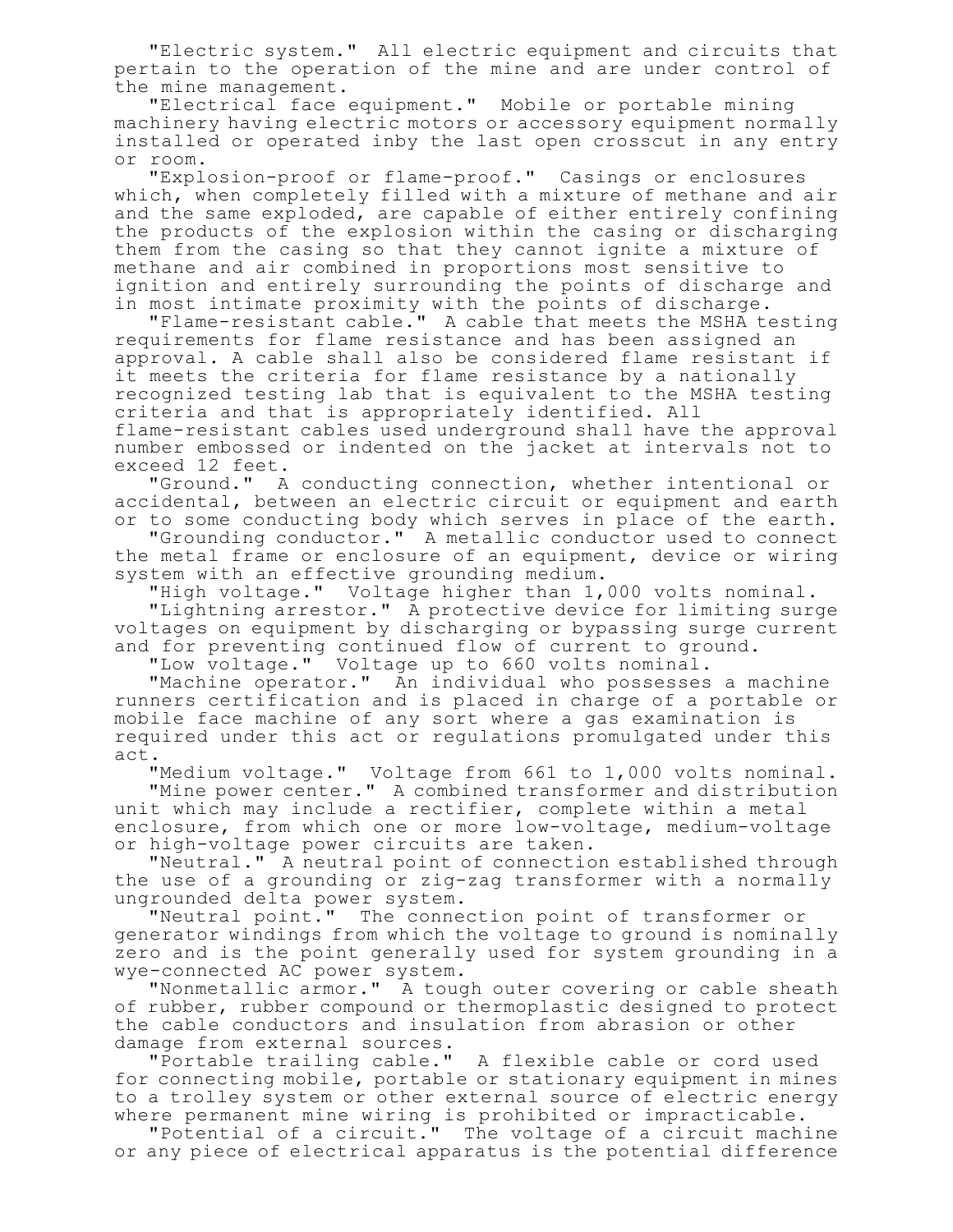"Electric system." All electric equipment and circuits that pertain to the operation of the mine and are under control of the mine management.

"Electrical face equipment." Mobile or portable mining machinery having electric motors or accessory equipment normally installed or operated inby the last open crosscut in any entry or room.

"Explosion-proof or flame-proof." Casings or enclosures which, when completely filled with a mixture of methane and air and the same exploded, are capable of either entirely confining the products of the explosion within the casing or discharging them from the casing so that they cannot ignite a mixture of methane and air combined in proportions most sensitive to ignition and entirely surrounding the points of discharge and in most intimate proximity with the points of discharge.

"Flame-resistant cable." A cable that meets the MSHA testing requirements for flame resistance and has been assigned an approval. A cable shall also be considered flame resistant if it meets the criteria for flame resistance by a nationally recognized testing lab that is equivalent to the MSHA testing criteria and that is appropriately identified. All flame-resistant cables used underground shall have the approval number embossed or indented on the jacket at intervals not to exceed 12 feet.

"Ground." A conducting connection, whether intentional or accidental, between an electric circuit or equipment and earth or to some conducting body which serves in place of the earth.

"Grounding conductor." A metallic conductor used to connect the metal frame or enclosure of an equipment, device or wiring system with an effective grounding medium.

"High voltage." Voltage higher than 1,000 volts nominal.

"Lightning arrestor." A protective device for limiting surge voltages on equipment by discharging or bypassing surge current and for preventing continued flow of current to ground.

"Low voltage." Voltage up to 660 volts nominal.

"Machine operator." An individual who possesses a machine runners certification and is placed in charge of a portable or mobile face machine of any sort where a gas examination is required under this act or regulations promulgated under this act.

"Medium voltage." Voltage from 661 to 1,000 volts nominal.

"Mine power center." A combined transformer and distribution unit which may include a rectifier, complete within a metal enclosure, from which one or more low-voltage, medium-voltage or high-voltage power circuits are taken.

"Neutral." A neutral point of connection established through the use of a grounding or zig-zag transformer with a normally ungrounded delta power system.

"Neutral point." The connection point of transformer or generator windings from which the voltage to ground is nominally zero and is the point generally used for system grounding in a wye-connected AC power system.

"Nonmetallic armor." A tough outer covering or cable sheath of rubber, rubber compound or thermoplastic designed to protect the cable conductors and insulation from abrasion or other damage from external sources.

"Portable trailing cable." A flexible cable or cord used for connecting mobile, portable or stationary equipment in mines to a trolley system or other external source of electric energy where permanent mine wiring is prohibited or impracticable.

"Potential of a circuit." The voltage of a circuit machine or any piece of electrical apparatus is the potential difference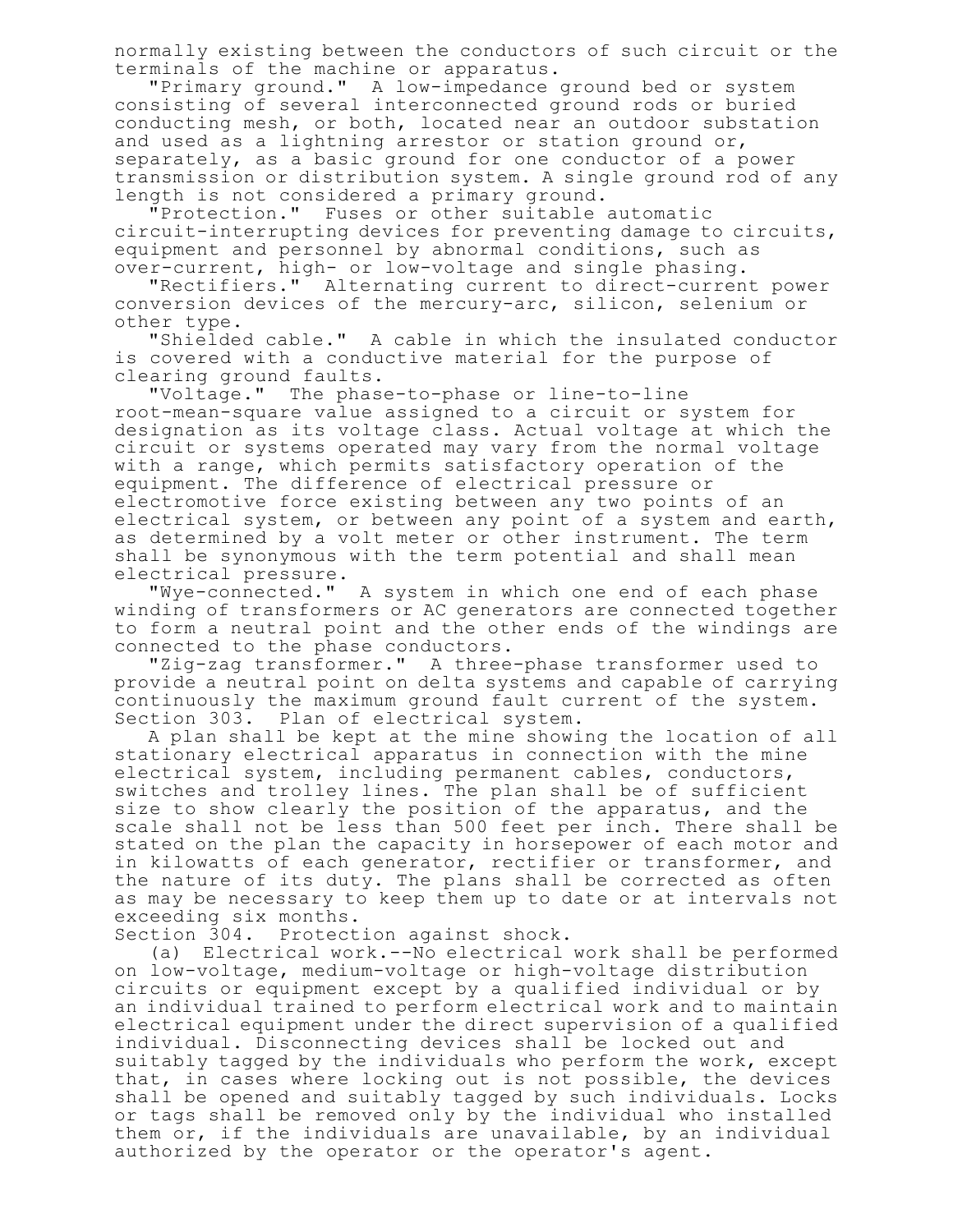normally existing between the conductors of such circuit or the terminals of the machine or apparatus.

"Primary ground." A low-impedance ground bed or system consisting of several interconnected ground rods or buried conducting mesh, or both, located near an outdoor substation and used as a lightning arrestor or station ground or, separately, as a basic ground for one conductor of a power transmission or distribution system. A single ground rod of any length is not considered a primary ground.

"Protection." Fuses or other suitable automatic circuit-interrupting devices for preventing damage to circuits, equipment and personnel by abnormal conditions, such as over-current, high- or low-voltage and single phasing.

"Rectifiers." Alternating current to direct-current power conversion devices of the mercury-arc, silicon, selenium or other type.

"Shielded cable." A cable in which the insulated conductor is covered with a conductive material for the purpose of clearing ground faults.

"Voltage." The phase-to-phase or line-to-line root-mean-square value assigned to a circuit or system for designation as its voltage class. Actual voltage at which the circuit or systems operated may vary from the normal voltage with a range, which permits satisfactory operation of the equipment. The difference of electrical pressure or electromotive force existing between any two points of an electrical system, or between any point of a system and earth, as determined by a volt meter or other instrument. The term shall be synonymous with the term potential and shall mean electrical pressure.

"Wye-connected." A system in which one end of each phase winding of transformers or AC generators are connected together to form a neutral point and the other ends of the windings are connected to the phase conductors.

"Zig-zag transformer." A three-phase transformer used to provide a neutral point on delta systems and capable of carrying continuously the maximum ground fault current of the system.

Section 303. Plan of electrical system.

A plan shall be kept at the mine showing the location of all stationary electrical apparatus in connection with the mine electrical system, including permanent cables, conductors, switches and trolley lines. The plan shall be of sufficient size to show clearly the position of the apparatus, and the scale shall not be less than 500 feet per inch. There shall be stated on the plan the capacity in horsepower of each motor and in kilowatts of each generator, rectifier or transformer, and the nature of its duty. The plans shall be corrected as often as may be necessary to keep them up to date or at intervals not exceeding six months.

Section 304. Protection against shock.

(a) Electrical work.--No electrical work shall be performed on low-voltage, medium-voltage or high-voltage distribution circuits or equipment except by a qualified individual or by an individual trained to perform electrical work and to maintain electrical equipment under the direct supervision of a qualified individual. Disconnecting devices shall be locked out and suitably tagged by the individuals who perform the work, except that, in cases where locking out is not possible, the devices shall be opened and suitably tagged by such individuals. Locks or tags shall be removed only by the individual who installed them or, if the individuals are unavailable, by an individual authorized by the operator or the operator's agent.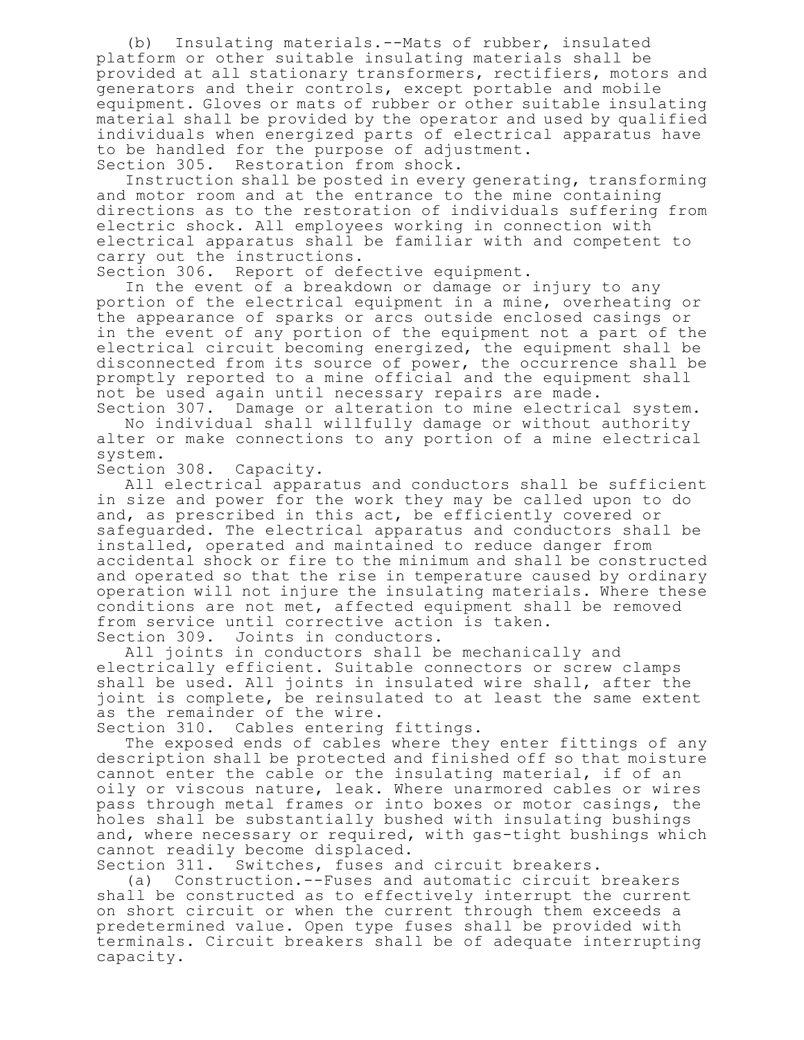(b) Insulating materials.--Mats of rubber, insulated platform or other suitable insulating materials shall be provided at all stationary transformers, rectifiers, motors and generators and their controls, except portable and mobile equipment. Gloves or mats of rubber or other suitable insulating material shall be provided by the operator and used by qualified individuals when energized parts of electrical apparatus have to be handled for the purpose of adjustment.

Section 305. Restoration from shock.

Instruction shall be posted in every generating, transforming and motor room and at the entrance to the mine containing directions as to the restoration of individuals suffering from electric shock. All employees working in connection with electrical apparatus shall be familiar with and competent to carry out the instructions.

Section 306. Report of defective equipment.

In the event of a breakdown or damage or injury to any portion of the electrical equipment in a mine, overheating or the appearance of sparks or arcs outside enclosed casings or in the event of any portion of the equipment not a part of the electrical circuit becoming energized, the equipment shall be disconnected from its source of power, the occurrence shall be promptly reported to a mine official and the equipment shall not be used again until necessary repairs are made.

Section 307. Damage or alteration to mine electrical system.

No individual shall willfully damage or without authority alter or make connections to any portion of a mine electrical system.

Section 308. Capacity.

All electrical apparatus and conductors shall be sufficient in size and power for the work they may be called upon to do and, as prescribed in this act, be efficiently covered or safeguarded. The electrical apparatus and conductors shall be installed, operated and maintained to reduce danger from accidental shock or fire to the minimum and shall be constructed and operated so that the rise in temperature caused by ordinary operation will not injure the insulating materials. Where these conditions are not met, affected equipment shall be removed from service until corrective action is taken.

Section 309. Joints in conductors.

All joints in conductors shall be mechanically and electrically efficient. Suitable connectors or screw clamps shall be used. All joints in insulated wire shall, after the joint is complete, be reinsulated to at least the same extent as the remainder of the wire.

Section 310. Cables entering fittings.

The exposed ends of cables where they enter fittings of any description shall be protected and finished off so that moisture cannot enter the cable or the insulating material, if of an oily or viscous nature, leak. Where unarmored cables or wires pass through metal frames or into boxes or motor casings, the holes shall be substantially bushed with insulating bushings and, where necessary or required, with gas-tight bushings which cannot readily become displaced.

Section 311. Switches, fuses and circuit breakers.

(a) Construction.--Fuses and automatic circuit breakers shall be constructed as to effectively interrupt the current on short circuit or when the current through them exceeds a predetermined value. Open type fuses shall be provided with terminals. Circuit breakers shall be of adequate interrupting capacity.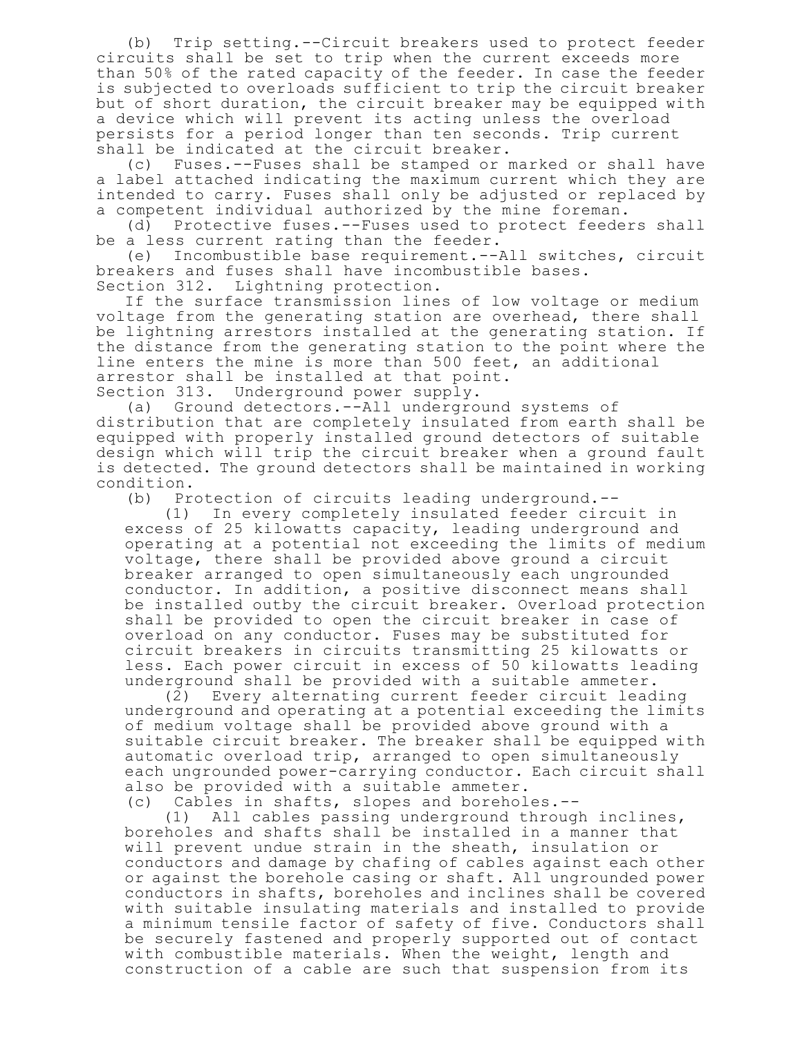(b) Trip setting.--Circuit breakers used to protect feeder circuits shall be set to trip when the current exceeds more than 50% of the rated capacity of the feeder. In case the feeder is subjected to overloads sufficient to trip the circuit breaker but of short duration, the circuit breaker may be equipped with a device which will prevent its acting unless the overload persists for a period longer than ten seconds. Trip current shall be indicated at the circuit breaker.

(c) Fuses.--Fuses shall be stamped or marked or shall have a label attached indicating the maximum current which they are intended to carry. Fuses shall only be adjusted or replaced by a competent individual authorized by the mine foreman.

(d) Protective fuses.--Fuses used to protect feeders shall be a less current rating than the feeder.

(e) Incombustible base requirement.--All switches, circuit breakers and fuses shall have incombustible bases.

Section 312. Lightning protection.

If the surface transmission lines of low voltage or medium voltage from the generating station are overhead, there shall be lightning arrestors installed at the generating station. If the distance from the generating station to the point where the line enters the mine is more than 500 feet, an additional arrestor shall be installed at that point.

Section 313. Underground power supply.

(a) Ground detectors.--All underground systems of distribution that are completely insulated from earth shall be equipped with properly installed ground detectors of suitable design which will trip the circuit breaker when a ground fault is detected. The ground detectors shall be maintained in working condition.

(b) Protection of circuits leading underground.--

(1) In every completely insulated feeder circuit in excess of 25 kilowatts capacity, leading underground and operating at a potential not exceeding the limits of medium voltage, there shall be provided above ground a circuit breaker arranged to open simultaneously each ungrounded conductor. In addition, a positive disconnect means shall be installed outby the circuit breaker. Overload protection shall be provided to open the circuit breaker in case of overload on any conductor. Fuses may be substituted for circuit breakers in circuits transmitting 25 kilowatts or less. Each power circuit in excess of 50 kilowatts leading underground shall be provided with a suitable ammeter.

(2) Every alternating current feeder circuit leading underground and operating at a potential exceeding the limits of medium voltage shall be provided above ground with a suitable circuit breaker. The breaker shall be equipped with automatic overload trip, arranged to open simultaneously each ungrounded power-carrying conductor. Each circuit shall also be provided with a suitable ammeter.

(c) Cables in shafts, slopes and boreholes.--

(1) All cables passing underground through inclines, boreholes and shafts shall be installed in a manner that will prevent undue strain in the sheath, insulation or conductors and damage by chafing of cables against each other or against the borehole casing or shaft. All ungrounded power conductors in shafts, boreholes and inclines shall be covered with suitable insulating materials and installed to provide a minimum tensile factor of safety of five. Conductors shall be securely fastened and properly supported out of contact with combustible materials. When the weight, length and construction of a cable are such that suspension from its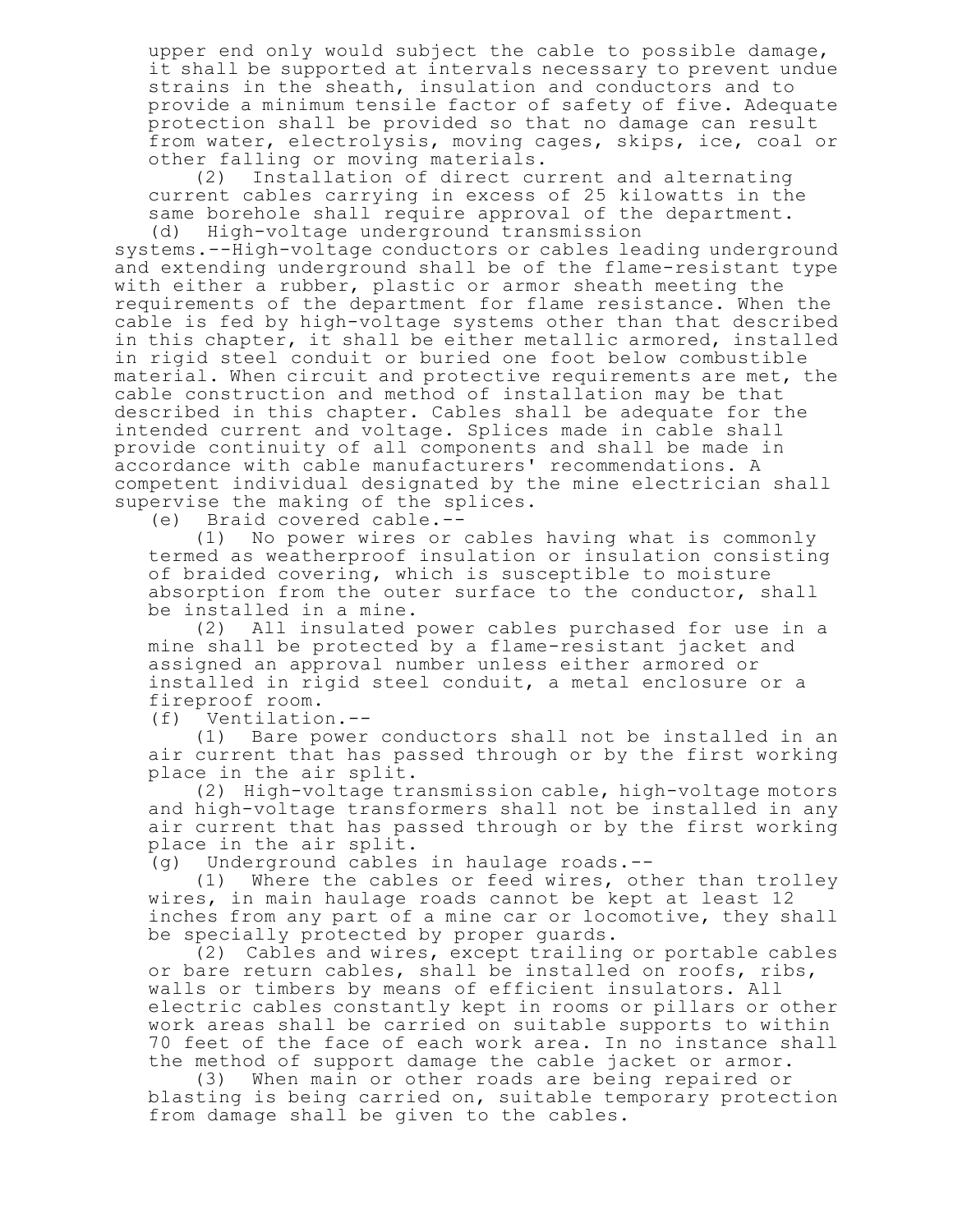upper end only would subject the cable to possible damage, it shall be supported at intervals necessary to prevent undue strains in the sheath, insulation and conductors and to provide a minimum tensile factor of safety of five. Adequate protection shall be provided so that no damage can result from water, electrolysis, moving cages, skips, ice, coal or other falling or moving materials.

(2) Installation of direct current and alternating current cables carrying in excess of 25 kilowatts in the same borehole shall require approval of the department.

(d) High-voltage underground transmission systems.--High-voltage conductors or cables leading underground and extending underground shall be of the flame-resistant type with either a rubber, plastic or armor sheath meeting the requirements of the department for flame resistance. When the cable is fed by high-voltage systems other than that described in this chapter, it shall be either metallic armored, installed in rigid steel conduit or buried one foot below combustible material. When circuit and protective requirements are met, the cable construction and method of installation may be that described in this chapter. Cables shall be adequate for the intended current and voltage. Splices made in cable shall provide continuity of all components and shall be made in accordance with cable manufacturers' recommendations. A competent individual designated by the mine electrician shall supervise the making of the splices.

(e) Braid covered cable.--

(1) No power wires or cables having what is commonly termed as weatherproof insulation or insulation consisting of braided covering, which is susceptible to moisture absorption from the outer surface to the conductor, shall be installed in a mine.

(2) All insulated power cables purchased for use in a mine shall be protected by a flame-resistant jacket and assigned an approval number unless either armored or installed in rigid steel conduit, a metal enclosure or a fireproof room.

(f) Ventilation.--

(1) Bare power conductors shall not be installed in an air current that has passed through or by the first working place in the air split.

(2) High-voltage transmission cable, high-voltage motors and high-voltage transformers shall not be installed in any air current that has passed through or by the first working place in the air split.

(g) Underground cables in haulage roads.--

(1) Where the cables or feed wires, other than trolley wires, in main haulage roads cannot be kept at least 12 inches from any part of a mine car or locomotive, they shall be specially protected by proper guards.

(2) Cables and wires, except trailing or portable cables or bare return cables, shall be installed on roofs, ribs, walls or timbers by means of efficient insulators. All electric cables constantly kept in rooms or pillars or other work areas shall be carried on suitable supports to within 70 feet of the face of each work area. In no instance shall the method of support damage the cable jacket or armor.

(3) When main or other roads are being repaired or blasting is being carried on, suitable temporary protection from damage shall be given to the cables.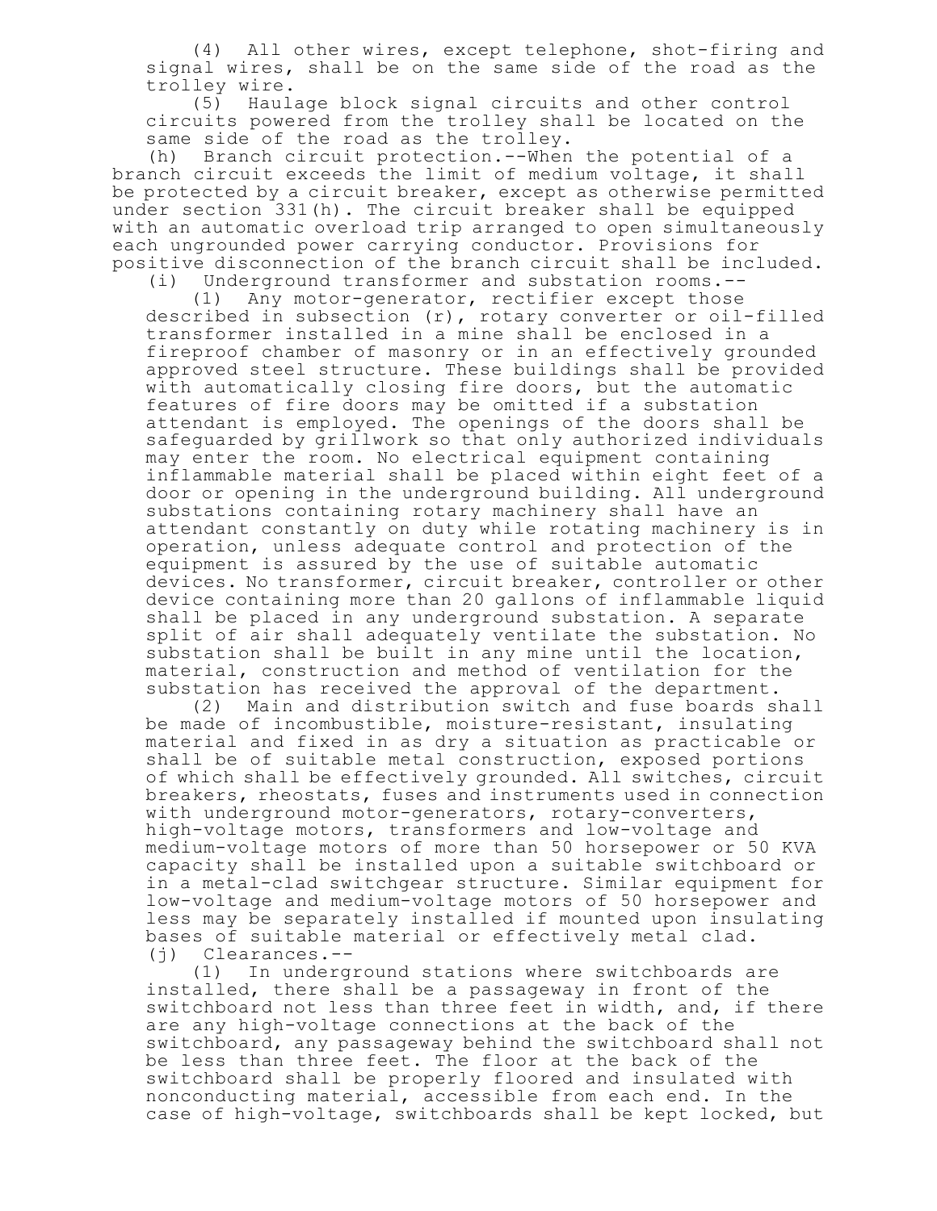(4) All other wires, except telephone, shot-firing and signal wires, shall be on the same side of the road as the trolley wire.

(5) Haulage block signal circuits and other control circuits powered from the trolley shall be located on the same side of the road as the trolley.

(h) Branch circuit protection.--When the potential of a branch circuit exceeds the limit of medium voltage, it shall be protected by a circuit breaker, except as otherwise permitted under section 331(h). The circuit breaker shall be equipped with an automatic overload trip arranged to open simultaneously each ungrounded power carrying conductor. Provisions for positive disconnection of the branch circuit shall be included.

(i) Underground transformer and substation rooms.--

(1) Any motor-generator, rectifier except those described in subsection (r), rotary converter or oil-filled transformer installed in a mine shall be enclosed in a fireproof chamber of masonry or in an effectively grounded approved steel structure. These buildings shall be provided with automatically closing fire doors, but the automatic features of fire doors may be omitted if a substation attendant is employed. The openings of the doors shall be safeguarded by grillwork so that only authorized individuals may enter the room. No electrical equipment containing inflammable material shall be placed within eight feet of a door or opening in the underground building. All underground substations containing rotary machinery shall have an attendant constantly on duty while rotating machinery is in operation, unless adequate control and protection of the equipment is assured by the use of suitable automatic devices. No transformer, circuit breaker, controller or other device containing more than 20 gallons of inflammable liquid shall be placed in any underground substation. A separate split of air shall adequately ventilate the substation. No substation shall be built in any mine until the location, material, construction and method of ventilation for the substation has received the approval of the department.

(2) Main and distribution switch and fuse boards shall be made of incombustible, moisture-resistant, insulating material and fixed in as dry a situation as practicable or shall be of suitable metal construction, exposed portions of which shall be effectively grounded. All switches, circuit breakers, rheostats, fuses and instruments used in connection with underground motor-generators, rotary-converters, high-voltage motors, transformers and low-voltage and medium-voltage motors of more than 50 horsepower or 50 KVA capacity shall be installed upon a suitable switchboard or in a metal-clad switchgear structure. Similar equipment for low-voltage and medium-voltage motors of 50 horsepower and less may be separately installed if mounted upon insulating bases of suitable material or effectively metal clad.

(j) Clearances.--

(1) In underground stations where switchboards are installed, there shall be a passageway in front of the switchboard not less than three feet in width, and, if there are any high-voltage connections at the back of the switchboard, any passageway behind the switchboard shall not be less than three feet. The floor at the back of the switchboard shall be properly floored and insulated with nonconducting material, accessible from each end. In the case of high-voltage, switchboards shall be kept locked, but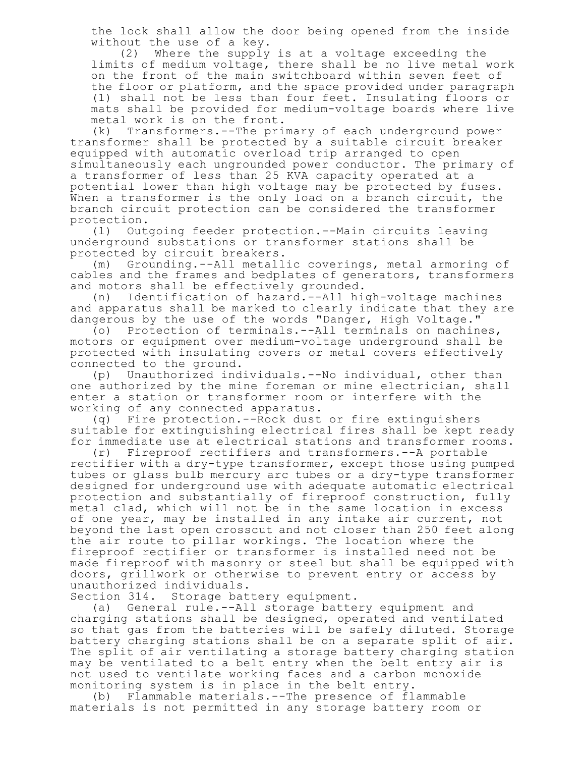the lock shall allow the door being opened from the inside without the use of a key.

(2) Where the supply is at a voltage exceeding the limits of medium voltage, there shall be no live metal work on the front of the main switchboard within seven feet of the floor or platform, and the space provided under paragraph (1) shall not be less than four feet. Insulating floors or mats shall be provided for medium-voltage boards where live metal work is on the front.

(k) Transformers.--The primary of each underground power transformer shall be protected by a suitable circuit breaker equipped with automatic overload trip arranged to open simultaneously each ungrounded power conductor. The primary of a transformer of less than 25 KVA capacity operated at a potential lower than high voltage may be protected by fuses. When a transformer is the only load on a branch circuit, the branch circuit protection can be considered the transformer protection.

(l) Outgoing feeder protection.--Main circuits leaving underground substations or transformer stations shall be protected by circuit breakers.

(m) Grounding.--All metallic coverings, metal armoring of cables and the frames and bedplates of generators, transformers and motors shall be effectively grounded.

(n) Identification of hazard.--All high-voltage machines and apparatus shall be marked to clearly indicate that they are dangerous by the use of the words "Danger, High Voltage."

(o) Protection of terminals.--All terminals on machines, motors or equipment over medium-voltage underground shall be protected with insulating covers or metal covers effectively connected to the ground.

(p) Unauthorized individuals.--No individual, other than one authorized by the mine foreman or mine electrician, shall enter a station or transformer room or interfere with the working of any connected apparatus.

(q) Fire protection.--Rock dust or fire extinguishers suitable for extinguishing electrical fires shall be kept ready for immediate use at electrical stations and transformer rooms.

(r) Fireproof rectifiers and transformers.--A portable rectifier with a dry-type transformer, except those using pumped tubes or glass bulb mercury arc tubes or a dry-type transformer designed for underground use with adequate automatic electrical protection and substantially of fireproof construction, fully metal clad, which will not be in the same location in excess of one year, may be installed in any intake air current, not beyond the last open crosscut and not closer than 250 feet along the air route to pillar workings. The location where the fireproof rectifier or transformer is installed need not be made fireproof with masonry or steel but shall be equipped with doors, grillwork or otherwise to prevent entry or access by unauthorized individuals.

Section 314. Storage battery equipment.

(a) General rule.--All storage battery equipment and charging stations shall be designed, operated and ventilated so that gas from the batteries will be safely diluted. Storage battery charging stations shall be on a separate split of air. The split of air ventilating a storage battery charging station may be ventilated to a belt entry when the belt entry air is not used to ventilate working faces and a carbon monoxide monitoring system is in place in the belt entry.

(b) Flammable materials.--The presence of flammable materials is not permitted in any storage battery room or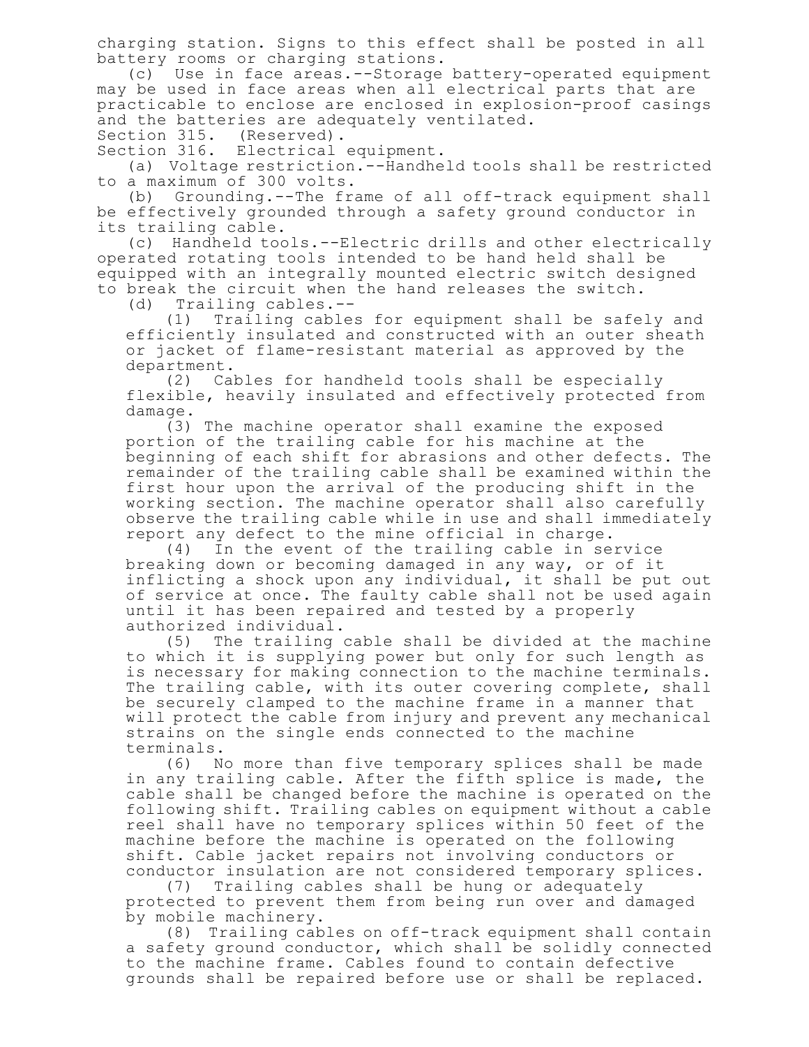charging station. Signs to this effect shall be posted in all battery rooms or charging stations.

(c) Use in face areas.--Storage battery-operated equipment may be used in face areas when all electrical parts that are practicable to enclose are enclosed in explosion-proof casings and the batteries are adequately ventilated.

Section 315. (Reserved).

Section 316. Electrical equipment.

(a) Voltage restriction.--Handheld tools shall be restricted to a maximum of 300 volts.

(b) Grounding.--The frame of all off-track equipment shall be effectively grounded through a safety ground conductor in its trailing cable.

(c) Handheld tools.--Electric drills and other electrically operated rotating tools intended to be hand held shall be equipped with an integrally mounted electric switch designed to break the circuit when the hand releases the switch.

(d) Trailing cables.--

(1) Trailing cables for equipment shall be safely and efficiently insulated and constructed with an outer sheath or jacket of flame-resistant material as approved by the department.

(2) Cables for handheld tools shall be especially flexible, heavily insulated and effectively protected from damage.

(3) The machine operator shall examine the exposed portion of the trailing cable for his machine at the beginning of each shift for abrasions and other defects. The remainder of the trailing cable shall be examined within the first hour upon the arrival of the producing shift in the working section. The machine operator shall also carefully observe the trailing cable while in use and shall immediately report any defect to the mine official in charge.

(4) In the event of the trailing cable in service breaking down or becoming damaged in any way, or of it inflicting a shock upon any individual, it shall be put out of service at once. The faulty cable shall not be used again until it has been repaired and tested by a properly authorized individual.

(5) The trailing cable shall be divided at the machine to which it is supplying power but only for such length as is necessary for making connection to the machine terminals. The trailing cable, with its outer covering complete, shall be securely clamped to the machine frame in a manner that will protect the cable from injury and prevent any mechanical strains on the single ends connected to the machine terminals.

(6) No more than five temporary splices shall be made in any trailing cable. After the fifth splice is made, the cable shall be changed before the machine is operated on the following shift. Trailing cables on equipment without a cable reel shall have no temporary splices within 50 feet of the machine before the machine is operated on the following shift. Cable jacket repairs not involving conductors or conductor insulation are not considered temporary splices.

(7) Trailing cables shall be hung or adequately protected to prevent them from being run over and damaged by mobile machinery.

(8) Trailing cables on off-track equipment shall contain a safety ground conductor, which shall be solidly connected to the machine frame. Cables found to contain defective grounds shall be repaired before use or shall be replaced.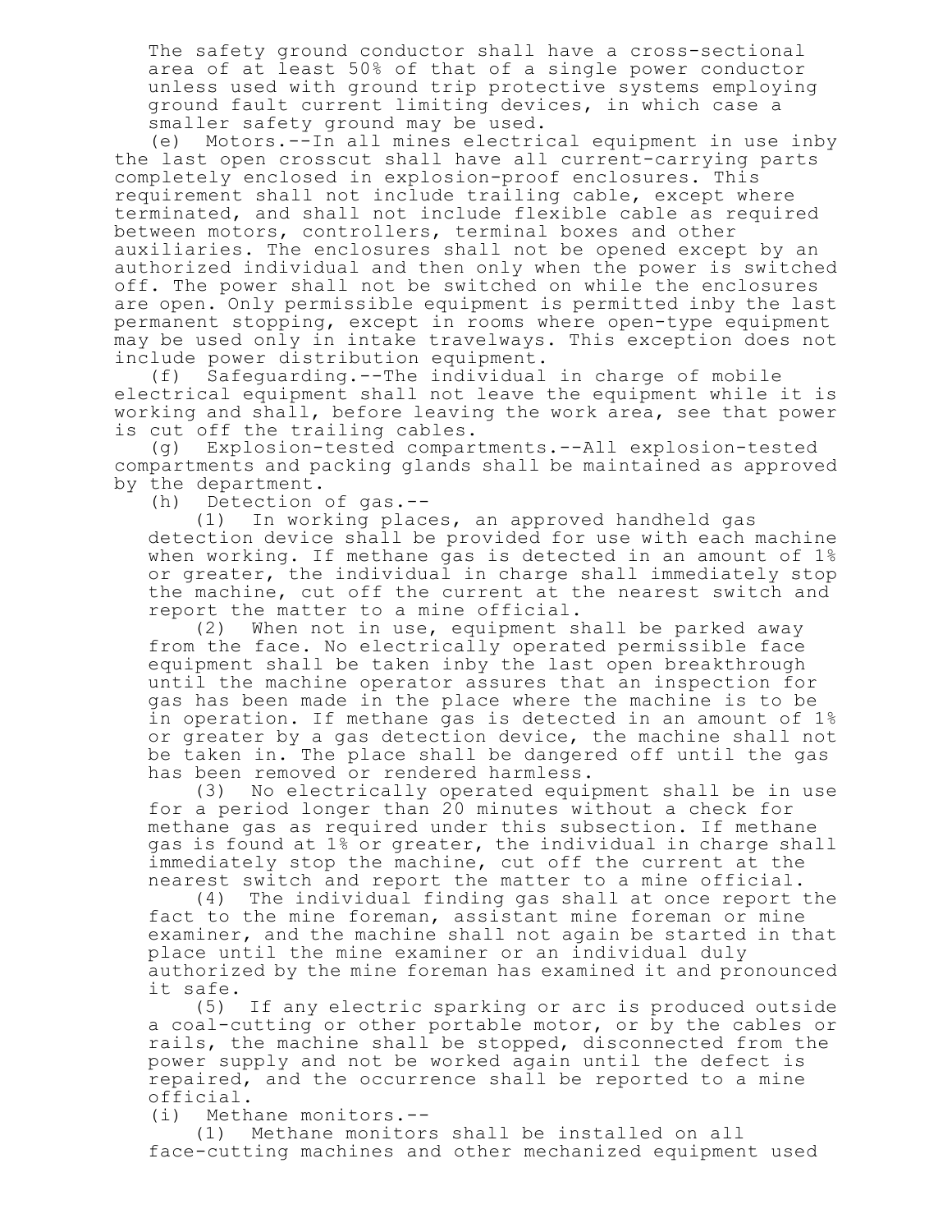The safety ground conductor shall have a cross-sectional area of at least 50% of that of a single power conductor unless used with ground trip protective systems employing ground fault current limiting devices, in which case a smaller safety ground may be used.

(e) Motors.--In all mines electrical equipment in use inby the last open crosscut shall have all current-carrying parts completely enclosed in explosion-proof enclosures. This requirement shall not include trailing cable, except where terminated, and shall not include flexible cable as required between motors, controllers, terminal boxes and other auxiliaries. The enclosures shall not be opened except by an authorized individual and then only when the power is switched off. The power shall not be switched on while the enclosures are open. Only permissible equipment is permitted inby the last permanent stopping, except in rooms where open-type equipment may be used only in intake travelways. This exception does not include power distribution equipment.

(f) Safeguarding.--The individual in charge of mobile electrical equipment shall not leave the equipment while it is working and shall, before leaving the work area, see that power is cut off the trailing cables.

(g) Explosion-tested compartments.--All explosion-tested compartments and packing glands shall be maintained as approved by the department.

(h) Detection of gas.--

(1) In working places, an approved handheld gas detection device shall be provided for use with each machine when working. If methane gas is detected in an amount of 1% or greater, the individual in charge shall immediately stop the machine, cut off the current at the nearest switch and report the matter to a mine official.

(2) When not in use, equipment shall be parked away from the face. No electrically operated permissible face equipment shall be taken inby the last open breakthrough until the machine operator assures that an inspection for gas has been made in the place where the machine is to be in operation. If methane gas is detected in an amount of 1% or greater by a gas detection device, the machine shall not be taken in. The place shall be dangered off until the gas has been removed or rendered harmless.

(3) No electrically operated equipment shall be in use for a period longer than 20 minutes without a check for methane gas as required under this subsection. If methane gas is found at 1% or greater, the individual in charge shall immediately stop the machine, cut off the current at the nearest switch and report the matter to a mine official.

(4) The individual finding gas shall at once report the fact to the mine foreman, assistant mine foreman or mine examiner, and the machine shall not again be started in that place until the mine examiner or an individual duly authorized by the mine foreman has examined it and pronounced it safe.

(5) If any electric sparking or arc is produced outside a coal-cutting or other portable motor, or by the cables or rails, the machine shall be stopped, disconnected from the power supply and not be worked again until the defect is repaired, and the occurrence shall be reported to a mine official.

(i) Methane monitors.--

(1) Methane monitors shall be installed on all face-cutting machines and other mechanized equipment used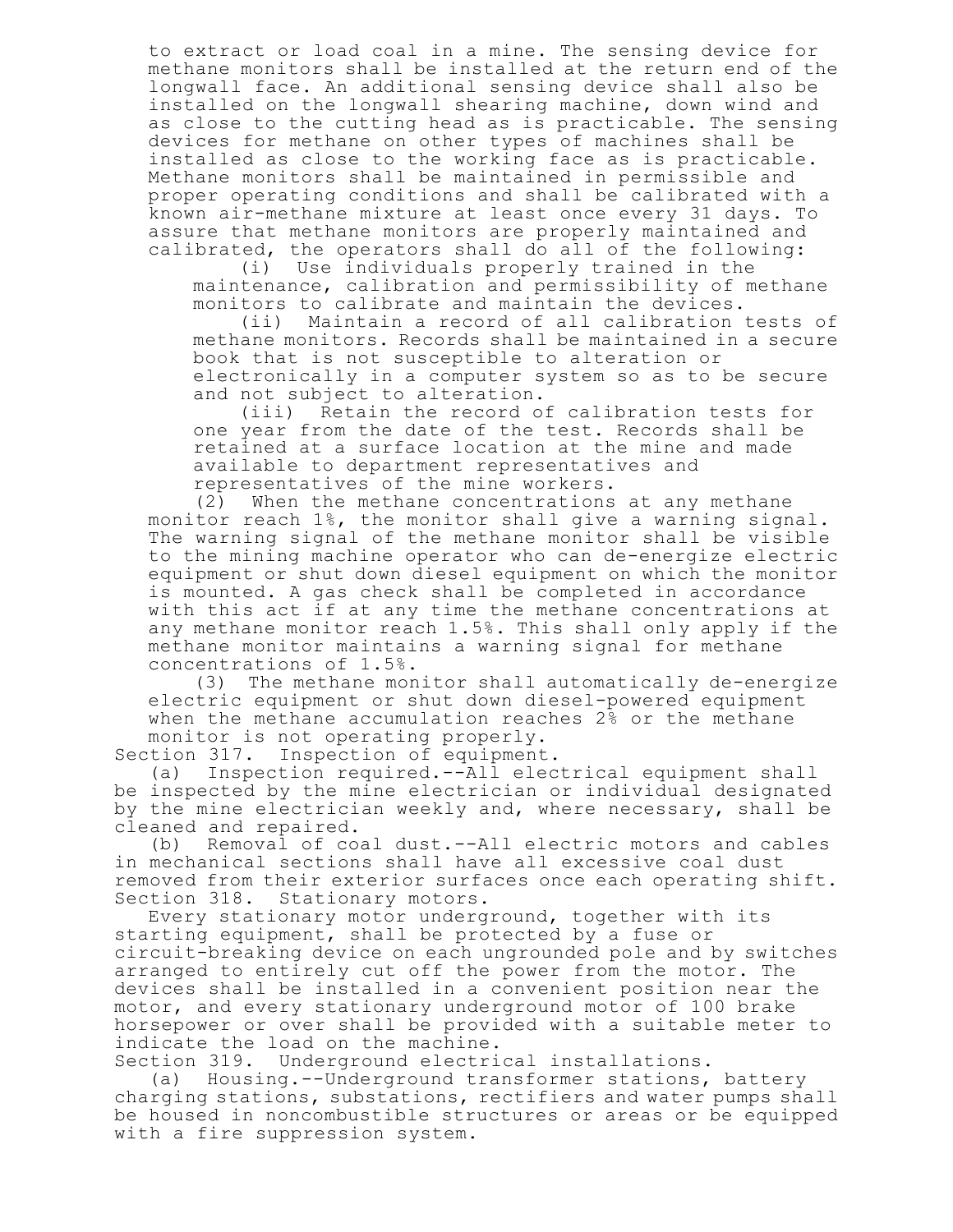to extract or load coal in a mine. The sensing device for methane monitors shall be installed at the return end of the longwall face. An additional sensing device shall also be installed on the longwall shearing machine, down wind and as close to the cutting head as is practicable. The sensing devices for methane on other types of machines shall be installed as close to the working face as is practicable. Methane monitors shall be maintained in permissible and proper operating conditions and shall be calibrated with a known air-methane mixture at least once every 31 days. To assure that methane monitors are properly maintained and calibrated, the operators shall do all of the following:

(i) Use individuals properly trained in the maintenance, calibration and permissibility of methane monitors to calibrate and maintain the devices.

(ii) Maintain a record of all calibration tests of methane monitors. Records shall be maintained in a secure book that is not susceptible to alteration or electronically in a computer system so as to be secure and not subject to alteration.

(iii) Retain the record of calibration tests for one year from the date of the test. Records shall be retained at a surface location at the mine and made available to department representatives and representatives of the mine workers.

(2) When the methane concentrations at any methane monitor reach 1%, the monitor shall give a warning signal. The warning signal of the methane monitor shall be visible to the mining machine operator who can de-energize electric equipment or shut down diesel equipment on which the monitor is mounted. A gas check shall be completed in accordance with this act if at any time the methane concentrations at any methane monitor reach 1.5%. This shall only apply if the methane monitor maintains a warning signal for methane concentrations of 1.5%.

(3) The methane monitor shall automatically de-energize electric equipment or shut down diesel-powered equipment when the methane accumulation reaches 2% or the methane monitor is not operating properly.

Section 317. Inspection of equipment.

(a) Inspection required.--All electrical equipment shall be inspected by the mine electrician or individual designated by the mine electrician weekly and, where necessary, shall be cleaned and repaired.

(b) Removal of coal dust.--All electric motors and cables in mechanical sections shall have all excessive coal dust removed from their exterior surfaces once each operating shift.

Section 318. Stationary motors.

Every stationary motor underground, together with its starting equipment, shall be protected by a fuse or circuit-breaking device on each ungrounded pole and by switches arranged to entirely cut off the power from the motor. The devices shall be installed in a convenient position near the motor, and every stationary underground motor of 100 brake horsepower or over shall be provided with a suitable meter to indicate the load on the machine.

Section 319. Underground electrical installations.

(a) Housing.--Underground transformer stations, battery charging stations, substations, rectifiers and water pumps shall be housed in noncombustible structures or areas or be equipped with a fire suppression system.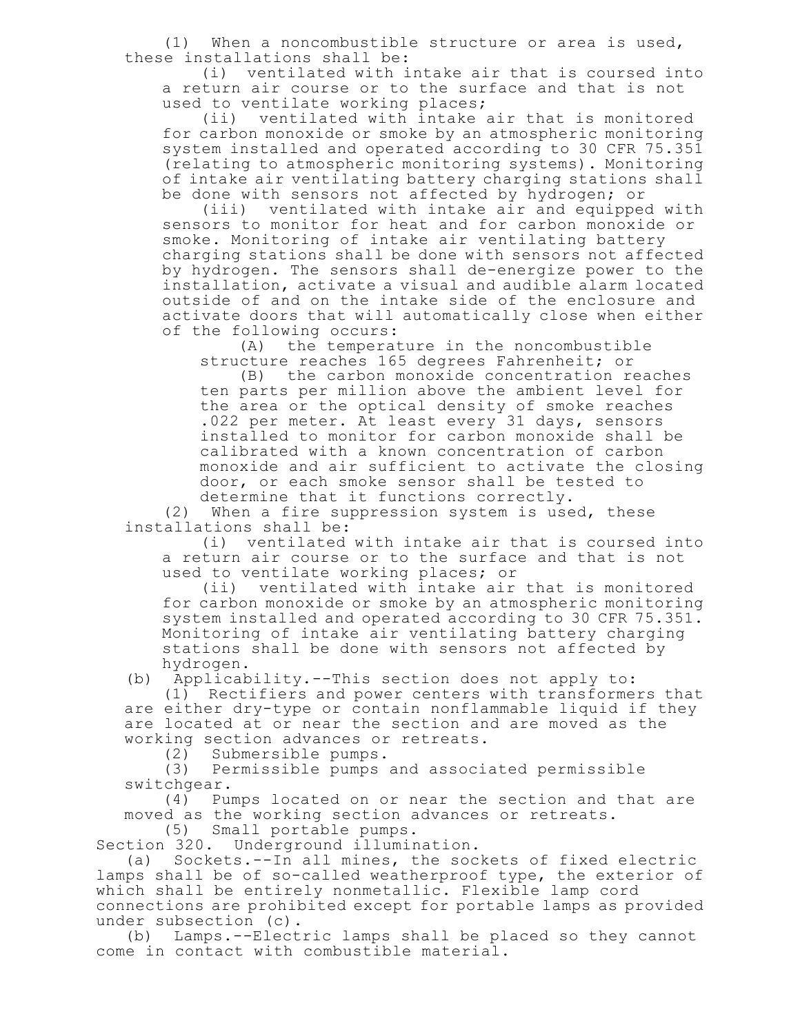(1) When a noncombustible structure or area is used, these installations shall be:

(i) ventilated with intake air that is coursed into a return air course or to the surface and that is not used to ventilate working places;

(ii) ventilated with intake air that is monitored for carbon monoxide or smoke by an atmospheric monitoring system installed and operated according to 30 CFR 75.351 (relating to atmospheric monitoring systems). Monitoring of intake air ventilating battery charging stations shall be done with sensors not affected by hydrogen; or

(iii) ventilated with intake air and equipped with sensors to monitor for heat and for carbon monoxide or smoke. Monitoring of intake air ventilating battery charging stations shall be done with sensors not affected by hydrogen. The sensors shall de-energize power to the installation, activate a visual and audible alarm located outside of and on the intake side of the enclosure and activate doors that will automatically close when either of the following occurs:

(A) the temperature in the noncombustible structure reaches 165 degrees Fahrenheit; or

(B) the carbon monoxide concentration reaches ten parts per million above the ambient level for the area or the optical density of smoke reaches .022 per meter. At least every 31 days, sensors installed to monitor for carbon monoxide shall be calibrated with a known concentration of carbon monoxide and air sufficient to activate the closing door, or each smoke sensor shall be tested to determine that it functions correctly.

(2) When a fire suppression system is used, these installations shall be:

(i) ventilated with intake air that is coursed into a return air course or to the surface and that is not used to ventilate working places; or

(ii) ventilated with intake air that is monitored for carbon monoxide or smoke by an atmospheric monitoring system installed and operated according to 30 CFR 75.351. Monitoring of intake air ventilating battery charging stations shall be done with sensors not affected by hydrogen.

(b) Applicability.--This section does not apply to:

(1) Rectifiers and power centers with transformers that are either dry-type or contain nonflammable liquid if they are located at or near the section and are moved as the working section advances or retreats.

(2) Submersible pumps.

(3) Permissible pumps and associated permissible switchgear.

(4) Pumps located on or near the section and that are moved as the working section advances or retreats.

(5) Small portable pumps.

Section 320. Underground illumination.

(a) Sockets.--In all mines, the sockets of fixed electric lamps shall be of so-called weatherproof type, the exterior of which shall be entirely nonmetallic. Flexible lamp cord connections are prohibited except for portable lamps as provided under subsection (c).

(b) Lamps.--Electric lamps shall be placed so they cannot come in contact with combustible material.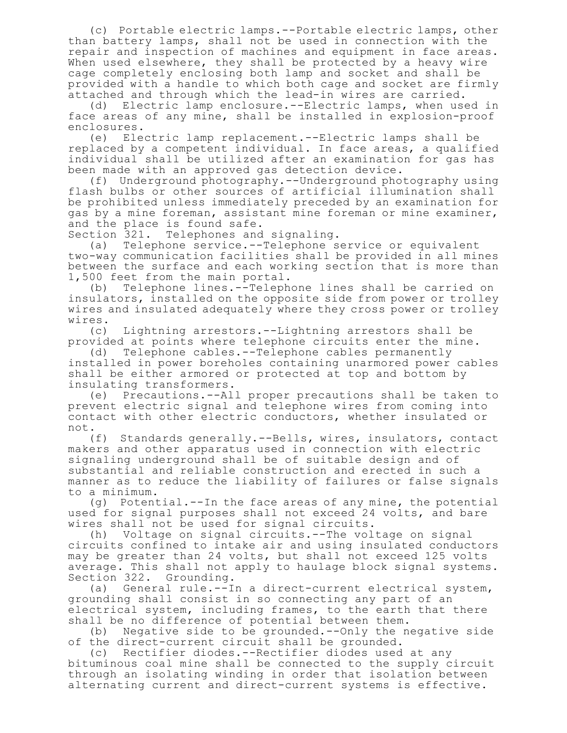(c) Portable electric lamps.--Portable electric lamps, other than battery lamps, shall not be used in connection with the repair and inspection of machines and equipment in face areas. When used elsewhere, they shall be protected by a heavy wire cage completely enclosing both lamp and socket and shall be provided with a handle to which both cage and socket are firmly attached and through which the lead-in wires are carried.

(d) Electric lamp enclosure.--Electric lamps, when used in face areas of any mine, shall be installed in explosion-proof enclosures.

(e) Electric lamp replacement.--Electric lamps shall be replaced by a competent individual. In face areas, a qualified individual shall be utilized after an examination for gas has been made with an approved gas detection device.

(f) Underground photography.--Underground photography using flash bulbs or other sources of artificial illumination shall be prohibited unless immediately preceded by an examination for gas by a mine foreman, assistant mine foreman or mine examiner, and the place is found safe.

Section 321. Telephones and signaling.

(a) Telephone service.--Telephone service or equivalent two-way communication facilities shall be provided in all mines between the surface and each working section that is more than 1,500 feet from the main portal.

(b) Telephone lines.--Telephone lines shall be carried on insulators, installed on the opposite side from power or trolley wires and insulated adequately where they cross power or trolley wires.

(c) Lightning arrestors.--Lightning arrestors shall be provided at points where telephone circuits enter the mine.

(d) Telephone cables.--Telephone cables permanently installed in power boreholes containing unarmored power cables shall be either armored or protected at top and bottom by insulating transformers.

(e) Precautions.--All proper precautions shall be taken to prevent electric signal and telephone wires from coming into contact with other electric conductors, whether insulated or not.

(f) Standards generally.--Bells, wires, insulators, contact makers and other apparatus used in connection with electric signaling underground shall be of suitable design and of substantial and reliable construction and erected in such a manner as to reduce the liability of failures or false signals to a minimum.

(g) Potential.--In the face areas of any mine, the potential used for signal purposes shall not exceed 24 volts, and bare wires shall not be used for signal circuits.

(h) Voltage on signal circuits.--The voltage on signal circuits confined to intake air and using insulated conductors may be greater than 24 volts, but shall not exceed 125 volts average. This shall not apply to haulage block signal systems.

Section 322. Grounding.

(a) General rule.--In a direct-current electrical system, grounding shall consist in so connecting any part of an electrical system, including frames, to the earth that there shall be no difference of potential between them.

(b) Negative side to be grounded.--Only the negative side of the direct-current circuit shall be grounded.

(c) Rectifier diodes.--Rectifier diodes used at any bituminous coal mine shall be connected to the supply circuit through an isolating winding in order that isolation between alternating current and direct-current systems is effective.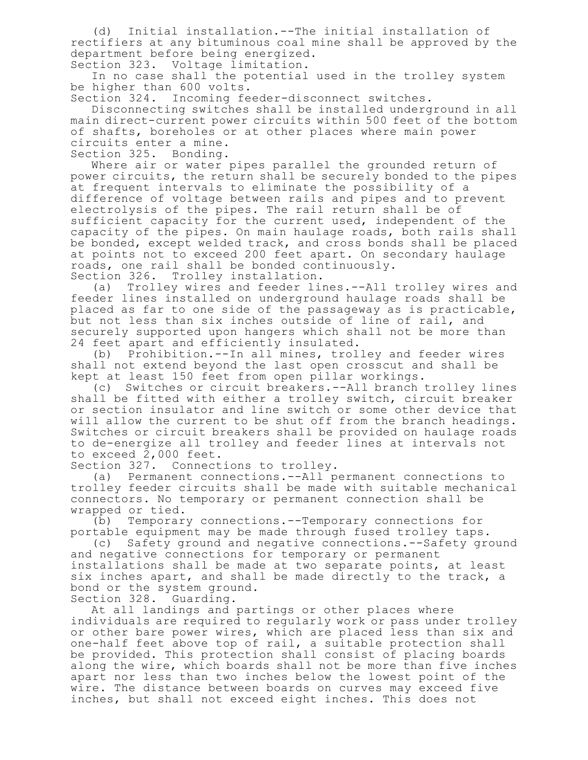(d) Initial installation.--The initial installation of rectifiers at any bituminous coal mine shall be approved by the department before being energized.

Section 323. Voltage limitation.

In no case shall the potential used in the trolley system be higher than 600 volts.

Section 324. Incoming feeder-disconnect switches.

Disconnecting switches shall be installed underground in all main direct-current power circuits within 500 feet of the bottom of shafts, boreholes or at other places where main power circuits enter a mine.

Section 325. Bonding.

Where air or water pipes parallel the grounded return of power circuits, the return shall be securely bonded to the pipes at frequent intervals to eliminate the possibility of a difference of voltage between rails and pipes and to prevent electrolysis of the pipes. The rail return shall be of sufficient capacity for the current used, independent of the capacity of the pipes. On main haulage roads, both rails shall be bonded, except welded track, and cross bonds shall be placed at points not to exceed 200 feet apart. On secondary haulage roads, one rail shall be bonded continuously.

Section 326. Trolley installation.

(a) Trolley wires and feeder lines.--All trolley wires and feeder lines installed on underground haulage roads shall be placed as far to one side of the passageway as is practicable, but not less than six inches outside of line of rail, and securely supported upon hangers which shall not be more than 24 feet apart and efficiently insulated.

(b) Prohibition.--In all mines, trolley and feeder wires shall not extend beyond the last open crosscut and shall be kept at least 150 feet from open pillar workings.

(c) Switches or circuit breakers.--All branch trolley lines shall be fitted with either a trolley switch, circuit breaker or section insulator and line switch or some other device that will allow the current to be shut off from the branch headings. Switches or circuit breakers shall be provided on haulage roads to de-energize all trolley and feeder lines at intervals not to exceed 2,000 feet.

Section 327. Connections to trolley.

(a) Permanent connections.--All permanent connections to trolley feeder circuits shall be made with suitable mechanical connectors. No temporary or permanent connection shall be wrapped or tied.

(b) Temporary connections.--Temporary connections for portable equipment may be made through fused trolley taps.

(c) Safety ground and negative connections.--Safety ground and negative connections for temporary or permanent installations shall be made at two separate points, at least six inches apart, and shall be made directly to the track, a bond or the system ground.

Section 328. Guarding.

At all landings and partings or other places where individuals are required to regularly work or pass under trolley or other bare power wires, which are placed less than six and one-half feet above top of rail, a suitable protection shall be provided. This protection shall consist of placing boards along the wire, which boards shall not be more than five inches apart nor less than two inches below the lowest point of the wire. The distance between boards on curves may exceed five inches, but shall not exceed eight inches. This does not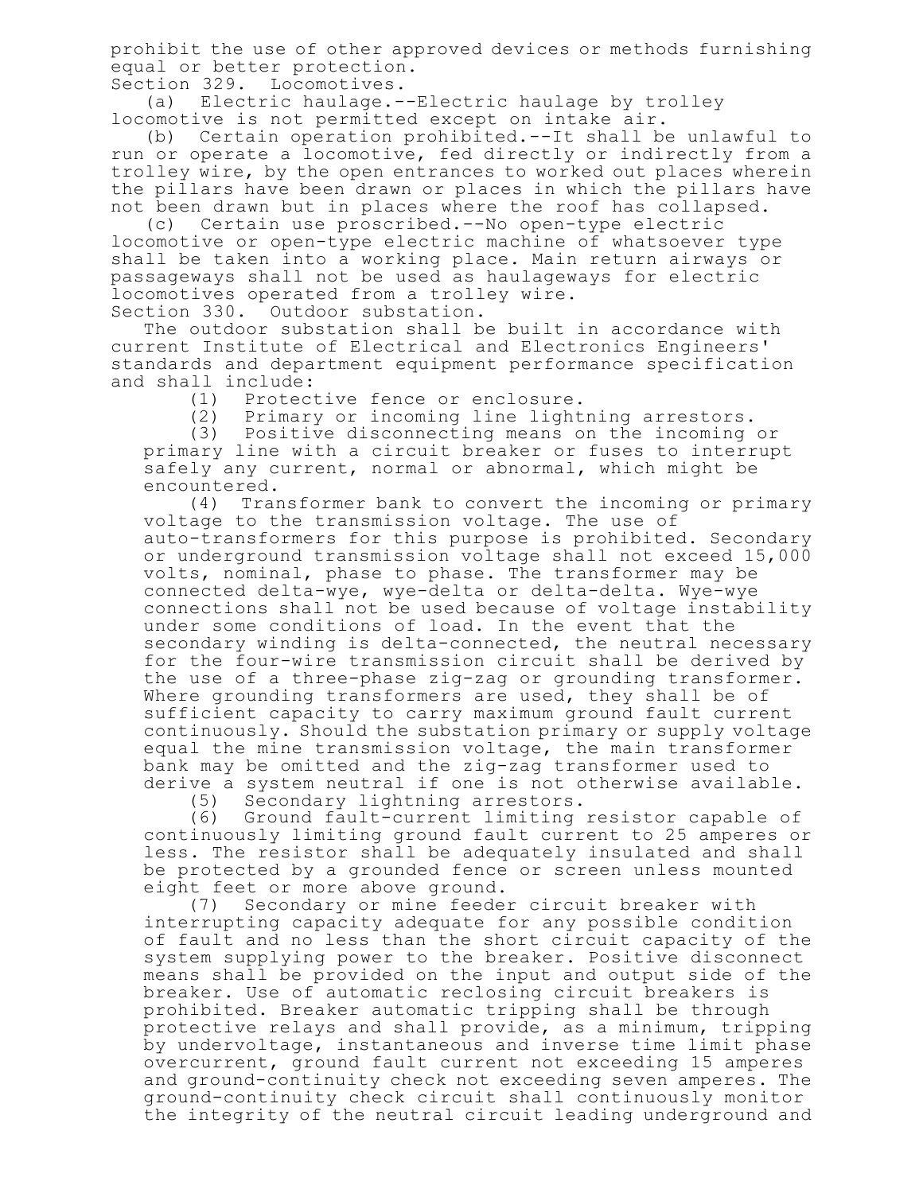prohibit the use of other approved devices or methods furnishing equal or better protection.

Section 329. Locomotives.

(a) Electric haulage.--Electric haulage by trolley locomotive is not permitted except on intake air.

(b) Certain operation prohibited.--It shall be unlawful to run or operate a locomotive, fed directly or indirectly from a trolley wire, by the open entrances to worked out places wherein the pillars have been drawn or places in which the pillars have not been drawn but in places where the roof has collapsed.

(c) Certain use proscribed.--No open-type electric locomotive or open-type electric machine of whatsoever type shall be taken into a working place. Main return airways or passageways shall not be used as haulageways for electric locomotives operated from a trolley wire.

Section 330. Outdoor substation.

The outdoor substation shall be built in accordance with current Institute of Electrical and Electronics Engineers' standards and department equipment performance specification and shall include:

(1) Protective fence or enclosure.

(2) Primary or incoming line lightning arrestors.

(3) Positive disconnecting means on the incoming or primary line with a circuit breaker or fuses to interrupt safely any current, normal or abnormal, which might be encountered.

(4) Transformer bank to convert the incoming or primary voltage to the transmission voltage. The use of auto-transformers for this purpose is prohibited. Secondary or underground transmission voltage shall not exceed 15,000 volts, nominal, phase to phase. The transformer may be connected delta-wye, wye-delta or delta-delta. Wye-wye connections shall not be used because of voltage instability under some conditions of load. In the event that the secondary winding is delta-connected, the neutral necessary for the four-wire transmission circuit shall be derived by the use of a three-phase zig-zag or grounding transformer. Where grounding transformers are used, they shall be of sufficient capacity to carry maximum ground fault current continuously. Should the substation primary or supply voltage equal the mine transmission voltage, the main transformer bank may be omitted and the zig-zag transformer used to derive a system neutral if one is not otherwise available.

(5) Secondary lightning arrestors.

(6) Ground fault-current limiting resistor capable of continuously limiting ground fault current to 25 amperes or less. The resistor shall be adequately insulated and shall be protected by a grounded fence or screen unless mounted eight feet or more above ground.

(7) Secondary or mine feeder circuit breaker with interrupting capacity adequate for any possible condition of fault and no less than the short circuit capacity of the system supplying power to the breaker. Positive disconnect means shall be provided on the input and output side of the breaker. Use of automatic reclosing circuit breakers is prohibited. Breaker automatic tripping shall be through protective relays and shall provide, as a minimum, tripping by undervoltage, instantaneous and inverse time limit phase overcurrent, ground fault current not exceeding 15 amperes and ground-continuity check not exceeding seven amperes. The ground-continuity check circuit shall continuously monitor the integrity of the neutral circuit leading underground and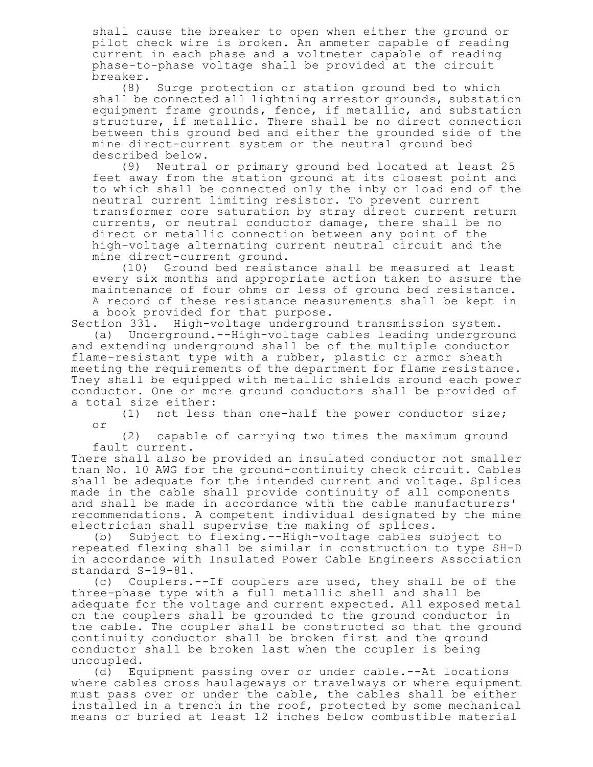shall cause the breaker to open when either the ground or pilot check wire is broken. An ammeter capable of reading current in each phase and a voltmeter capable of reading phase-to-phase voltage shall be provided at the circuit breaker.

(8) Surge protection or station ground bed to which shall be connected all lightning arrestor grounds, substation equipment frame grounds, fence, if metallic, and substation structure, if metallic. There shall be no direct connection between this ground bed and either the grounded side of the mine direct-current system or the neutral ground bed described below.

(9) Neutral or primary ground bed located at least 25 feet away from the station ground at its closest point and to which shall be connected only the inby or load end of the neutral current limiting resistor. To prevent current transformer core saturation by stray direct current return currents, or neutral conductor damage, there shall be no direct or metallic connection between any point of the high-voltage alternating current neutral circuit and the mine direct-current ground.

(10) Ground bed resistance shall be measured at least every six months and appropriate action taken to assure the maintenance of four ohms or less of ground bed resistance. A record of these resistance measurements shall be kept in a book provided for that purpose.

Section 331. High-voltage underground transmission system.

(a) Underground.--High-voltage cables leading underground and extending underground shall be of the multiple conductor flame-resistant type with a rubber, plastic or armor sheath meeting the requirements of the department for flame resistance. They shall be equipped with metallic shields around each power conductor. One or more ground conductors shall be provided of a total size either:

(1) not less than one-half the power conductor size; or

(2) capable of carrying two times the maximum ground fault current.

There shall also be provided an insulated conductor not smaller than No. 10 AWG for the ground-continuity check circuit. Cables shall be adequate for the intended current and voltage. Splices made in the cable shall provide continuity of all components and shall be made in accordance with the cable manufacturers' recommendations. A competent individual designated by the mine electrician shall supervise the making of splices.

(b) Subject to flexing.--High-voltage cables subject to repeated flexing shall be similar in construction to type SH-D in accordance with Insulated Power Cable Engineers Association standard S-19-81.

(c) Couplers.--If couplers are used, they shall be of the three-phase type with a full metallic shell and shall be adequate for the voltage and current expected. All exposed metal on the couplers shall be grounded to the ground conductor in the cable. The coupler shall be constructed so that the ground continuity conductor shall be broken first and the ground conductor shall be broken last when the coupler is being uncoupled.

(d) Equipment passing over or under cable.--At locations where cables cross haulageways or travelways or where equipment must pass over or under the cable, the cables shall be either installed in a trench in the roof, protected by some mechanical means or buried at least 12 inches below combustible material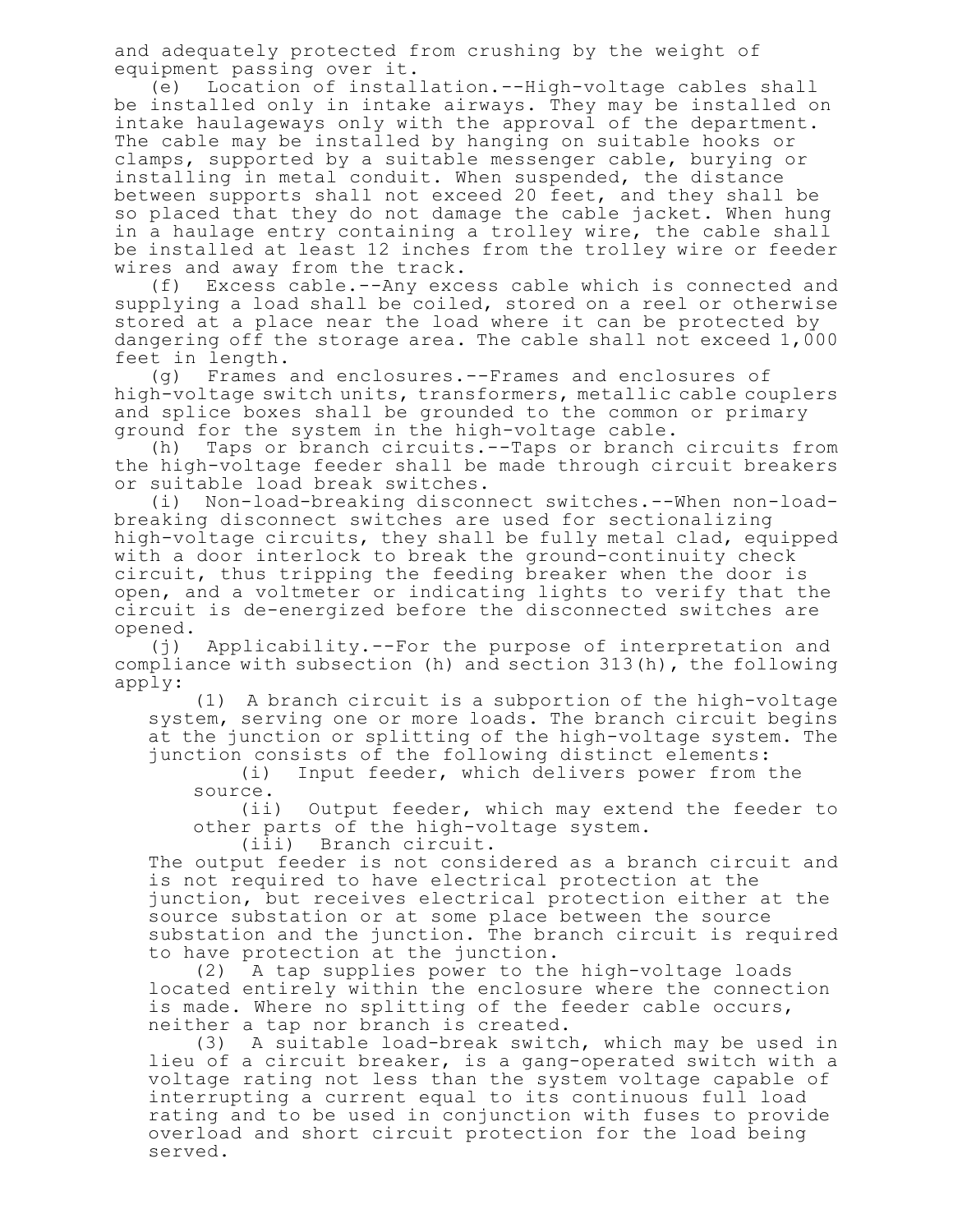and adequately protected from crushing by the weight of equipment passing over it.

(e) Location of installation.--High-voltage cables shall be installed only in intake airways. They may be installed on intake haulageways only with the approval of the department. The cable may be installed by hanging on suitable hooks or clamps, supported by a suitable messenger cable, burying or installing in metal conduit. When suspended, the distance between supports shall not exceed 20 feet, and they shall be so placed that they do not damage the cable jacket. When hung in a haulage entry containing a trolley wire, the cable shall be installed at least 12 inches from the trolley wire or feeder wires and away from the track.

(f) Excess cable.--Any excess cable which is connected and supplying a load shall be coiled, stored on a reel or otherwise stored at a place near the load where it can be protected by dangering off the storage area. The cable shall not exceed 1,000 feet in length.

(g) Frames and enclosures.--Frames and enclosures of high-voltage switch units, transformers, metallic cable couplers and splice boxes shall be grounded to the common or primary ground for the system in the high-voltage cable.

(h) Taps or branch circuits.--Taps or branch circuits from the high-voltage feeder shall be made through circuit breakers or suitable load break switches.

(i) Non-load-breaking disconnect switches.--When non-load-breaking disconnect switches are used for sectionalizing high-voltage circuits, they shall be fully metal clad, equipped with a door interlock to break the ground-continuity check circuit, thus tripping the feeding breaker when the door is open, and a voltmeter or indicating lights to verify that the circuit is de-energized before the disconnected switches are opened.

(j) Applicability.--For the purpose of interpretation and compliance with subsection (h) and section 313(h), the following apply:

(1) A branch circuit is a subportion of the high-voltage system, serving one or more loads. The branch circuit begins at the junction or splitting of the high-voltage system. The junction consists of the following distinct elements:

(i) Input feeder, which delivers power from the source.

(ii) Output feeder, which may extend the feeder to other parts of the high-voltage system.

(iii) Branch circuit.

The output feeder is not considered as a branch circuit and is not required to have electrical protection at the junction, but receives electrical protection either at the source substation or at some place between the source substation and the junction. The branch circuit is required to have protection at the junction.

(2) A tap supplies power to the high-voltage loads located entirely within the enclosure where the connection is made. Where no splitting of the feeder cable occurs, neither a tap nor branch is created.

(3) A suitable load-break switch, which may be used in lieu of a circuit breaker, is a gang-operated switch with a voltage rating not less than the system voltage capable of interrupting a current equal to its continuous full load rating and to be used in conjunction with fuses to provide overload and short circuit protection for the load being served.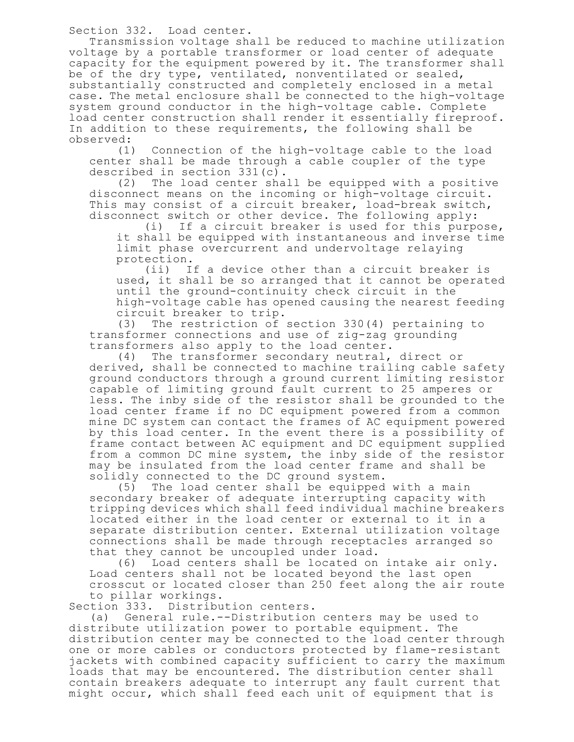Section 332. Load center.

Transmission voltage shall be reduced to machine utilization voltage by a portable transformer or load center of adequate capacity for the equipment powered by it. The transformer shall be of the dry type, ventilated, nonventilated or sealed, substantially constructed and completely enclosed in a metal case. The metal enclosure shall be connected to the high-voltage system ground conductor in the high-voltage cable. Complete load center construction shall render it essentially fireproof. In addition to these requirements, the following shall be observed:

(1) Connection of the high-voltage cable to the load center shall be made through a cable coupler of the type described in section 331(c).

(2) The load center shall be equipped with a positive disconnect means on the incoming or high-voltage circuit. This may consist of a circuit breaker, load-break switch, disconnect switch or other device. The following apply:

(i) If a circuit breaker is used for this purpose, it shall be equipped with instantaneous and inverse time limit phase overcurrent and undervoltage relaying protection.

(ii) If a device other than a circuit breaker is used, it shall be so arranged that it cannot be operated until the ground-continuity check circuit in the high-voltage cable has opened causing the nearest feeding circuit breaker to trip.

(3) The restriction of section 330(4) pertaining to transformer connections and use of zig-zag grounding transformers also apply to the load center.

(4) The transformer secondary neutral, direct or derived, shall be connected to machine trailing cable safety ground conductors through a ground current limiting resistor capable of limiting ground fault current to 25 amperes or less. The inby side of the resistor shall be grounded to the load center frame if no DC equipment powered from a common mine DC system can contact the frames of AC equipment powered by this load center. In the event there is a possibility of frame contact between AC equipment and DC equipment supplied from a common DC mine system, the inby side of the resistor may be insulated from the load center frame and shall be solidly connected to the DC ground system.

(5) The load center shall be equipped with a main secondary breaker of adequate interrupting capacity with tripping devices which shall feed individual machine breakers located either in the load center or external to it in a separate distribution center. External utilization voltage connections shall be made through receptacles arranged so that they cannot be uncoupled under load.

(6) Load centers shall be located on intake air only. Load centers shall not be located beyond the last open crosscut or located closer than 250 feet along the air route to pillar workings.

Section 333. Distribution centers.

(a) General rule.--Distribution centers may be used to distribute utilization power to portable equipment. The distribution center may be connected to the load center through one or more cables or conductors protected by flame-resistant jackets with combined capacity sufficient to carry the maximum loads that may be encountered. The distribution center shall contain breakers adequate to interrupt any fault current that might occur, which shall feed each unit of equipment that is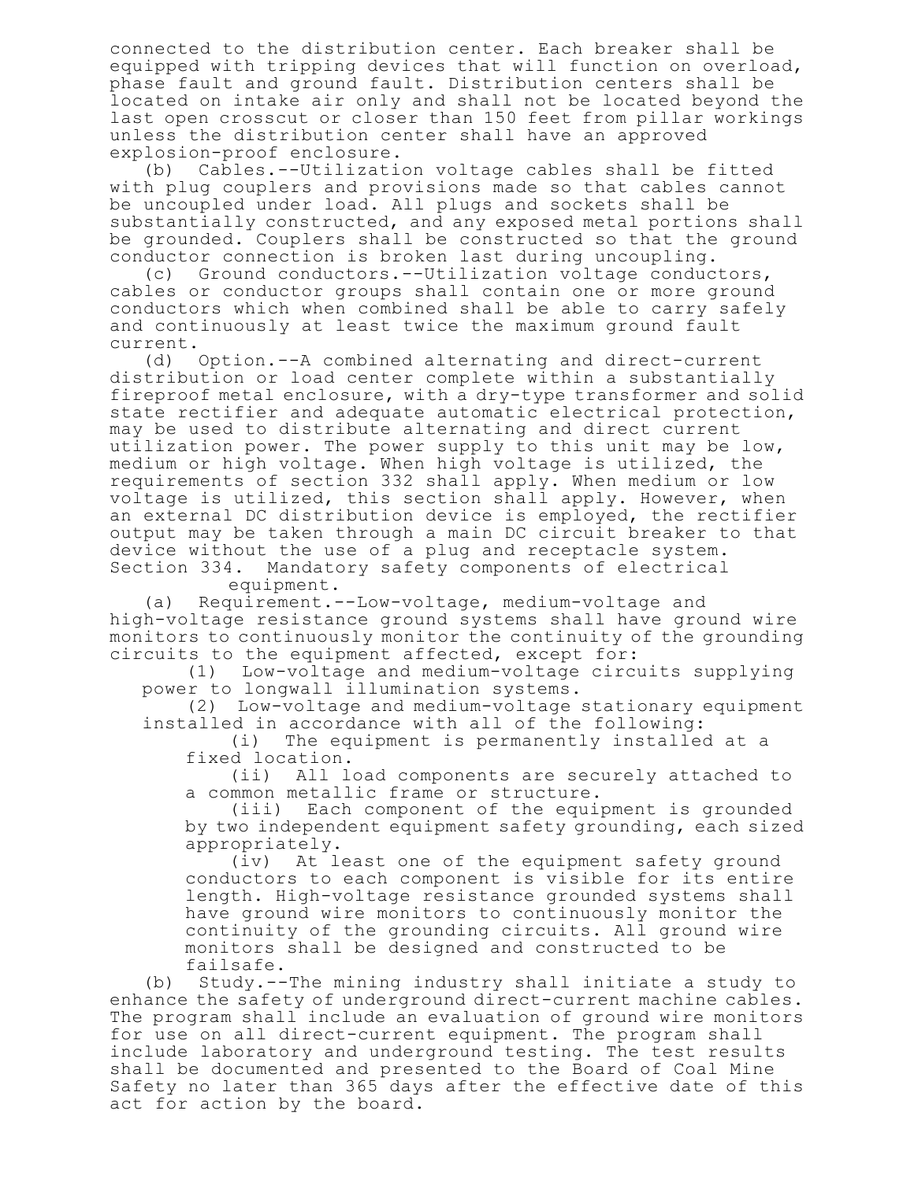connected to the distribution center. Each breaker shall be equipped with tripping devices that will function on overload, phase fault and ground fault. Distribution centers shall be located on intake air only and shall not be located beyond the last open crosscut or closer than 150 feet from pillar workings unless the distribution center shall have an approved explosion-proof enclosure.

(b) Cables.--Utilization voltage cables shall be fitted with plug couplers and provisions made so that cables cannot be uncoupled under load. All plugs and sockets shall be substantially constructed, and any exposed metal portions shall be grounded. Couplers shall be constructed so that the ground conductor connection is broken last during uncoupling.

(c) Ground conductors.--Utilization voltage conductors, cables or conductor groups shall contain one or more ground conductors which when combined shall be able to carry safely and continuously at least twice the maximum ground fault current.

(d) Option.--A combined alternating and direct-current distribution or load center complete within a substantially fireproof metal enclosure, with a dry-type transformer and solid state rectifier and adequate automatic electrical protection, may be used to distribute alternating and direct current utilization power. The power supply to this unit may be low, medium or high voltage. When high voltage is utilized, the requirements of section 332 shall apply. When medium or low voltage is utilized, this section shall apply. However, when an external DC distribution device is employed, the rectifier output may be taken through a main DC circuit breaker to that device without the use of a plug and receptacle system.

Section 334. Mandatory safety components of electrical equipment.

(a) Requirement.--Low-voltage, medium-voltage and high-voltage resistance ground systems shall have ground wire monitors to continuously monitor the continuity of the grounding circuits to the equipment affected, except for:

(1) Low-voltage and medium-voltage circuits supplying power to longwall illumination systems.

(2) Low-voltage and medium-voltage stationary equipment installed in accordance with all of the following:

(i) The equipment is permanently installed at a fixed location.

(ii) All load components are securely attached to a common metallic frame or structure.

(iii) Each component of the equipment is grounded by two independent equipment safety grounding, each sized appropriately.

(iv) At least one of the equipment safety ground conductors to each component is visible for its entire length. High-voltage resistance grounded systems shall have ground wire monitors to continuously monitor the continuity of the grounding circuits. All ground wire monitors shall be designed and constructed to be failsafe.

(b) Study.--The mining industry shall initiate a study to enhance the safety of underground direct-current machine cables. The program shall include an evaluation of ground wire monitors for use on all direct-current equipment. The program shall include laboratory and underground testing. The test results shall be documented and presented to the Board of Coal Mine Safety no later than 365 days after the effective date of this act for action by the board.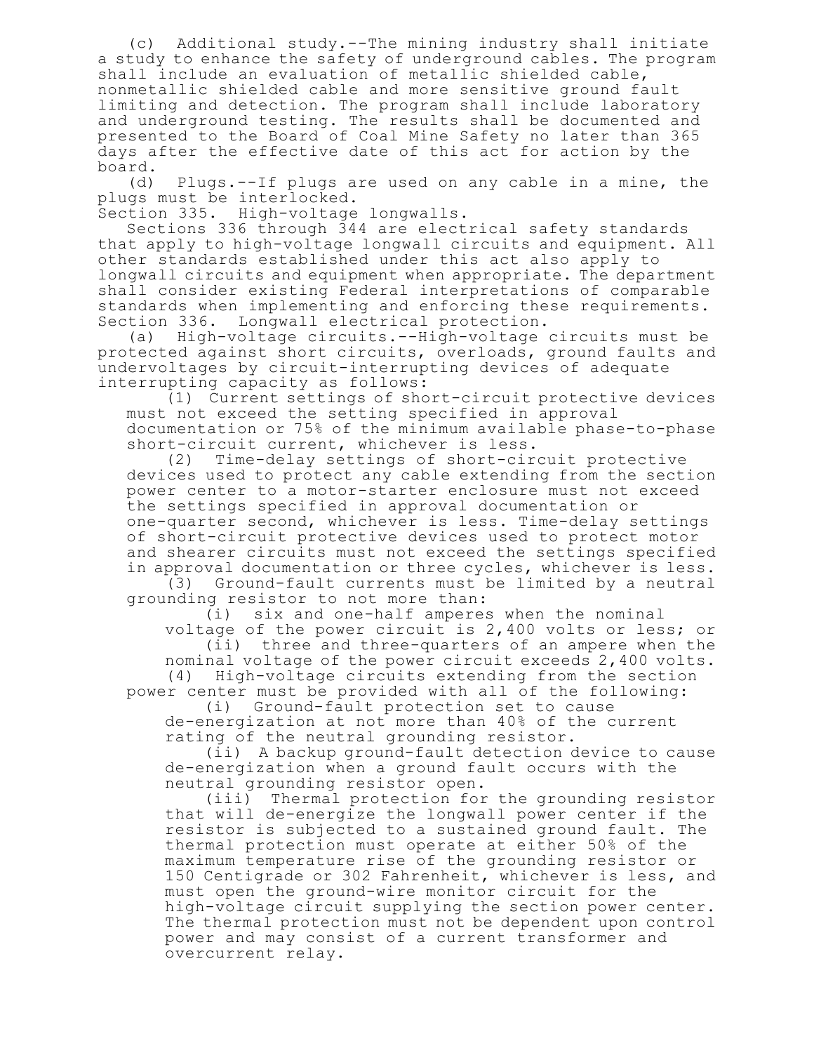(c) Additional study.--The mining industry shall initiate a study to enhance the safety of underground cables. The program shall include an evaluation of metallic shielded cable, nonmetallic shielded cable and more sensitive ground fault limiting and detection. The program shall include laboratory and underground testing. The results shall be documented and presented to the Board of Coal Mine Safety no later than 365 days after the effective date of this act for action by the board.

(d) Plugs.--If plugs are used on any cable in a mine, the plugs must be interlocked.

Section 335. High-voltage longwalls.

Sections 336 through 344 are electrical safety standards that apply to high-voltage longwall circuits and equipment. All other standards established under this act also apply to longwall circuits and equipment when appropriate. The department shall consider existing Federal interpretations of comparable standards when implementing and enforcing these requirements.

Section 336. Longwall electrical protection.

(a) High-voltage circuits.--High-voltage circuits must be protected against short circuits, overloads, ground faults and undervoltages by circuit-interrupting devices of adequate interrupting capacity as follows:

(1) Current settings of short-circuit protective devices must not exceed the setting specified in approval documentation or 75% of the minimum available phase-to-phase short-circuit current, whichever is less.

(2) Time-delay settings of short-circuit protective devices used to protect any cable extending from the section power center to a motor-starter enclosure must not exceed the settings specified in approval documentation or one-quarter second, whichever is less. Time-delay settings of short-circuit protective devices used to protect motor and shearer circuits must not exceed the settings specified in approval documentation or three cycles, whichever is less.

(3) Ground-fault currents must be limited by a neutral grounding resistor to not more than:

(i) six and one-half amperes when the nominal voltage of the power circuit is 2,400 volts or less; or

(ii) three and three-quarters of an ampere when the nominal voltage of the power circuit exceeds 2,400 volts.

(4) High-voltage circuits extending from the section power center must be provided with all of the following:

(i) Ground-fault protection set to cause de-energization at not more than 40% of the current rating of the neutral grounding resistor.

(ii) A backup ground-fault detection device to cause de-energization when a ground fault occurs with the neutral grounding resistor open.

(iii) Thermal protection for the grounding resistor that will de-energize the longwall power center if the resistor is subjected to a sustained ground fault. The thermal protection must operate at either 50% of the maximum temperature rise of the grounding resistor or 150 Centigrade or 302 Fahrenheit, whichever is less, and must open the ground-wire monitor circuit for the high-voltage circuit supplying the section power center. The thermal protection must not be dependent upon control power and may consist of a current transformer and overcurrent relay.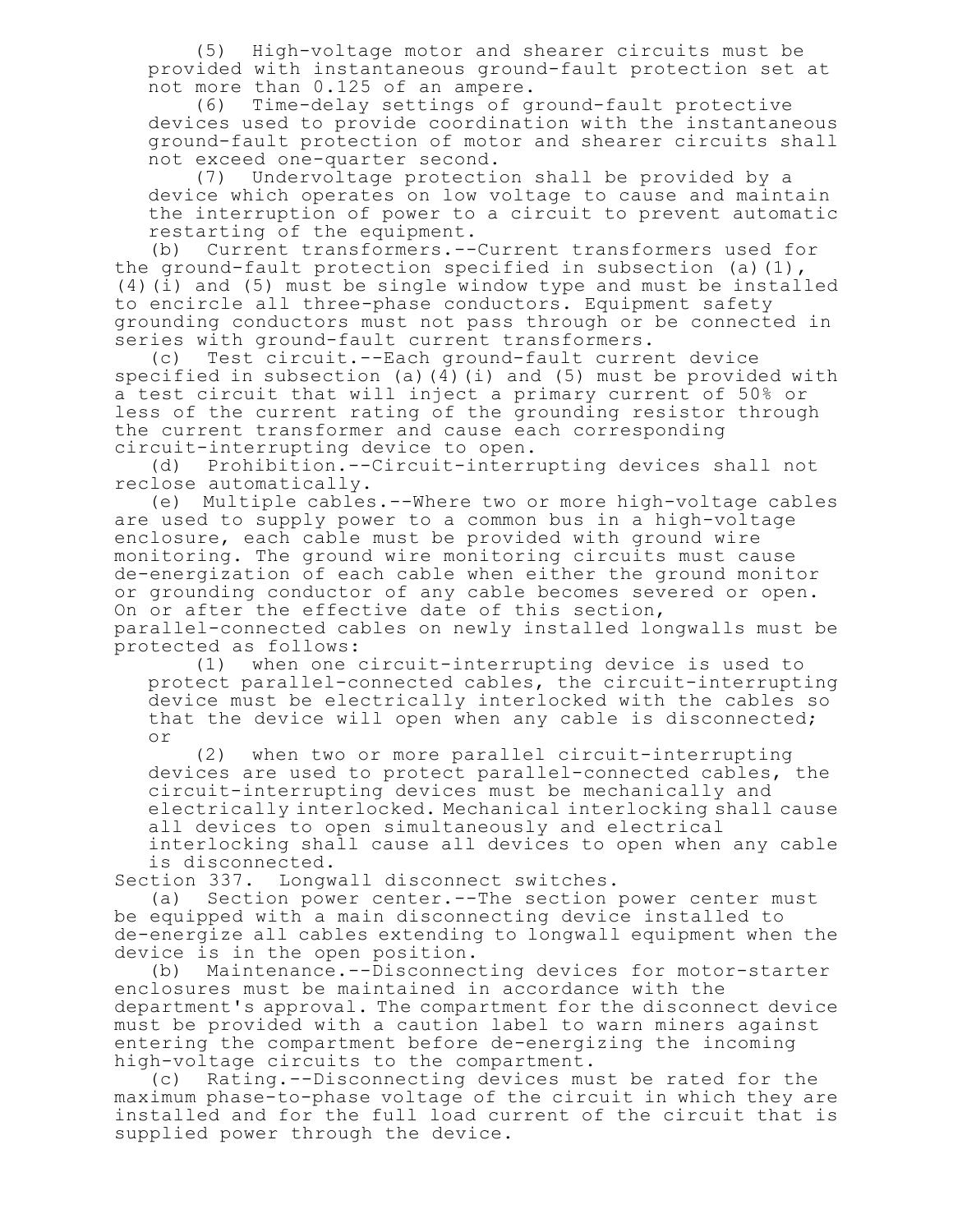(5) High-voltage motor and shearer circuits must be provided with instantaneous ground-fault protection set at not more than 0.125 of an ampere.

(6) Time-delay settings of ground-fault protective devices used to provide coordination with the instantaneous ground-fault protection of motor and shearer circuits shall not exceed one-quarter second.

(7) Undervoltage protection shall be provided by a device which operates on low voltage to cause and maintain the interruption of power to a circuit to prevent automatic restarting of the equipment.

(b) Current transformers.--Current transformers used for the ground-fault protection specified in subsection (a)(1), (4)(i) and (5) must be single window type and must be installed to encircle all three-phase conductors. Equipment safety grounding conductors must not pass through or be connected in series with ground-fault current transformers.

(c) Test circuit.--Each ground-fault current device specified in subsection (a)(4)(i) and (5) must be provided with a test circuit that will inject a primary current of 50% or less of the current rating of the grounding resistor through the current transformer and cause each corresponding circuit-interrupting device to open.

(d) Prohibition.--Circuit-interrupting devices shall not reclose automatically.

(e) Multiple cables.--Where two or more high-voltage cables are used to supply power to a common bus in a high-voltage enclosure, each cable must be provided with ground wire monitoring. The ground wire monitoring circuits must cause de-energization of each cable when either the ground monitor or grounding conductor of any cable becomes severed or open. On or after the effective date of this section, parallel-connected cables on newly installed longwalls must be protected as follows:

(1) when one circuit-interrupting device is used to protect parallel-connected cables, the circuit-interrupting device must be electrically interlocked with the cables so that the device will open when any cable is disconnected; or

(2) when two or more parallel circuit-interrupting devices are used to protect parallel-connected cables, the circuit-interrupting devices must be mechanically and electrically interlocked. Mechanical interlocking shall cause all devices to open simultaneously and electrical interlocking shall cause all devices to open when any cable is disconnected.

Section 337. Longwall disconnect switches.

(a) Section power center.--The section power center must be equipped with a main disconnecting device installed to de-energize all cables extending to longwall equipment when the device is in the open position.

(b) Maintenance.--Disconnecting devices for motor-starter enclosures must be maintained in accordance with the department's approval. The compartment for the disconnect device must be provided with a caution label to warn miners against entering the compartment before de-energizing the incoming high-voltage circuits to the compartment.

(c) Rating.--Disconnecting devices must be rated for the maximum phase-to-phase voltage of the circuit in which they are installed and for the full load current of the circuit that is supplied power through the device.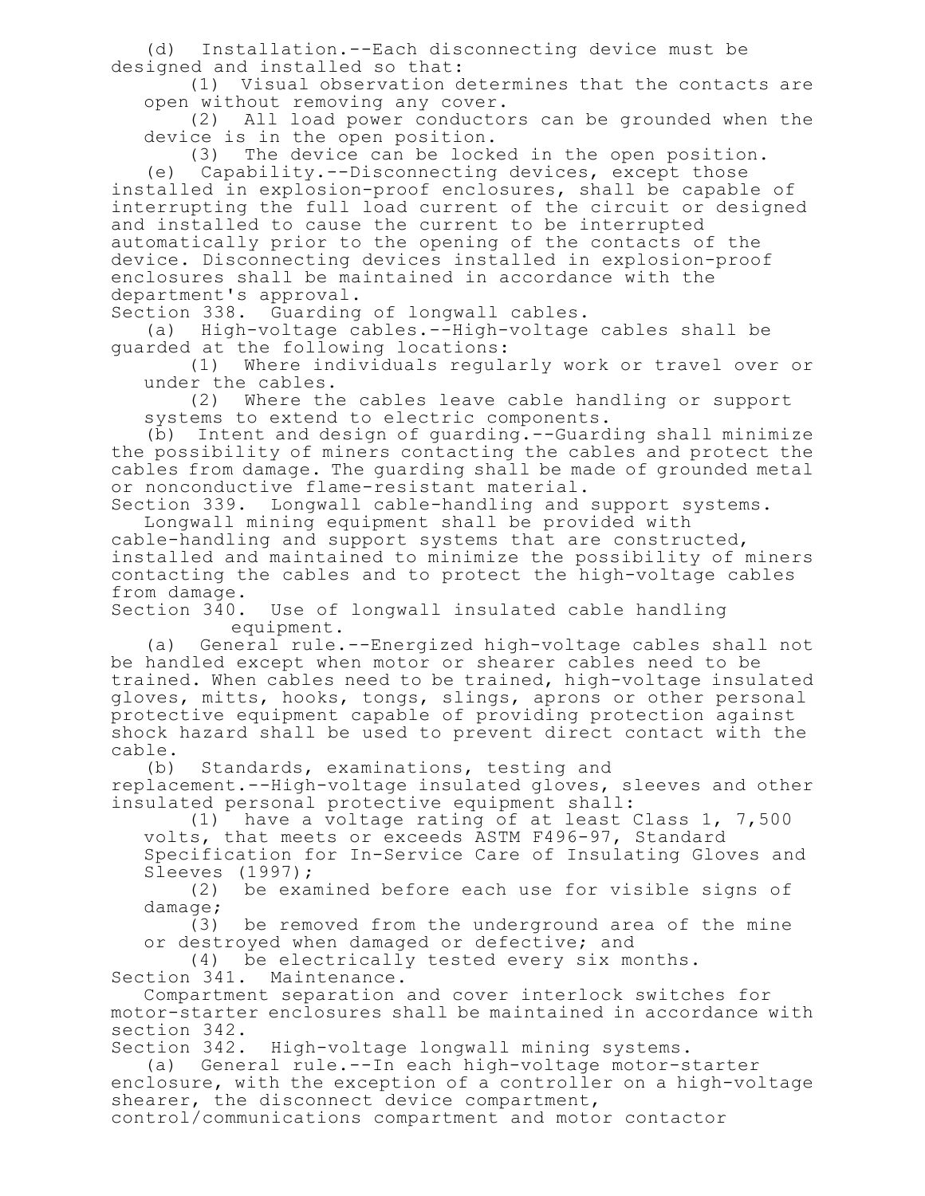(d) Installation.--Each disconnecting device must be designed and installed so that:

(1) Visual observation determines that the contacts are open without removing any cover.

(2) All load power conductors can be grounded when the device is in the open position.

(3) The device can be locked in the open position.

(e) Capability.--Disconnecting devices, except those installed in explosion-proof enclosures, shall be capable of interrupting the full load current of the circuit or designed and installed to cause the current to be interrupted automatically prior to the opening of the contacts of the device. Disconnecting devices installed in explosion-proof enclosures shall be maintained in accordance with the department's approval.

Section 338. Guarding of longwall cables.

(a) High-voltage cables.--High-voltage cables shall be guarded at the following locations:

(1) Where individuals regularly work or travel over or under the cables.

(2) Where the cables leave cable handling or support systems to extend to electric components.

(b) Intent and design of guarding.--Guarding shall minimize the possibility of miners contacting the cables and protect the cables from damage. The guarding shall be made of grounded metal or nonconductive flame-resistant material.

Section 339. Longwall cable-handling and support systems.

Longwall mining equipment shall be provided with cable-handling and support systems that are constructed, installed and maintained to minimize the possibility of miners contacting the cables and to protect the high-voltage cables from damage.

Section 340. Use of longwall insulated cable handling equipment.

(a) General rule.--Energized high-voltage cables shall not be handled except when motor or shearer cables need to be trained. When cables need to be trained, high-voltage insulated gloves, mitts, hooks, tongs, slings, aprons or other personal protective equipment capable of providing protection against shock hazard shall be used to prevent direct contact with the cable.

(b) Standards, examinations, testing and replacement.--High-voltage insulated gloves, sleeves and other insulated personal protective equipment shall:

(1) have a voltage rating of at least Class 1, 7,500 volts, that meets or exceeds ASTM F496-97, Standard Specification for In-Service Care of Insulating Gloves and Sleeves (1997);

(2) be examined before each use for visible signs of damage;

(3) be removed from the underground area of the mine or destroyed when damaged or defective; and

(4) be electrically tested every six months.

Section 341. Maintenance.

Compartment separation and cover interlock switches for motor-starter enclosures shall be maintained in accordance with section 342.

Section 342. High-voltage longwall mining systems.

(a) General rule.--In each high-voltage motor-starter enclosure, with the exception of a controller on a high-voltage shearer, the disconnect device compartment, control/communications compartment and motor contactor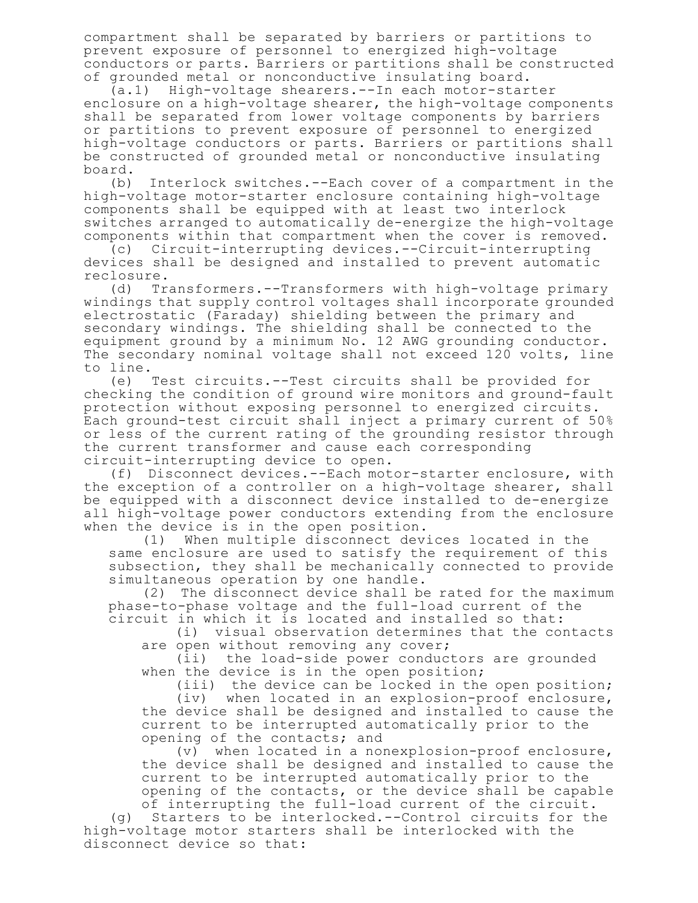compartment shall be separated by barriers or partitions to prevent exposure of personnel to energized high-voltage conductors or parts. Barriers or partitions shall be constructed of grounded metal or nonconductive insulating board.

(a.1) High-voltage shearers.--In each motor-starter enclosure on a high-voltage shearer, the high-voltage components shall be separated from lower voltage components by barriers or partitions to prevent exposure of personnel to energized high-voltage conductors or parts. Barriers or partitions shall be constructed of grounded metal or nonconductive insulating board.

(b) Interlock switches.--Each cover of a compartment in the high-voltage motor-starter enclosure containing high-voltage components shall be equipped with at least two interlock switches arranged to automatically de-energize the high-voltage components within that compartment when the cover is removed.

(c) Circuit-interrupting devices.--Circuit-interrupting devices shall be designed and installed to prevent automatic reclosure.

(d) Transformers.--Transformers with high-voltage primary windings that supply control voltages shall incorporate grounded electrostatic (Faraday) shielding between the primary and secondary windings. The shielding shall be connected to the equipment ground by a minimum No. 12 AWG grounding conductor. The secondary nominal voltage shall not exceed 120 volts, line to line.

(e) Test circuits.--Test circuits shall be provided for checking the condition of ground wire monitors and ground-fault protection without exposing personnel to energized circuits. Each ground-test circuit shall inject a primary current of 50% or less of the current rating of the grounding resistor through the current transformer and cause each corresponding circuit-interrupting device to open.

(f) Disconnect devices.--Each motor-starter enclosure, with the exception of a controller on a high-voltage shearer, shall be equipped with a disconnect device installed to de-energize all high-voltage power conductors extending from the enclosure when the device is in the open position.

(1) When multiple disconnect devices located in the same enclosure are used to satisfy the requirement of this subsection, they shall be mechanically connected to provide simultaneous operation by one handle.

(2) The disconnect device shall be rated for the maximum phase-to-phase voltage and the full-load current of the circuit in which it is located and installed so that:

(i) visual observation determines that the contacts are open without removing any cover;

(ii) the load-side power conductors are grounded when the device is in the open position;

(iii) the device can be locked in the open position;

(iv) when located in an explosion-proof enclosure, the device shall be designed and installed to cause the current to be interrupted automatically prior to the opening of the contacts; and

(v) when located in a nonexplosion-proof enclosure, the device shall be designed and installed to cause the current to be interrupted automatically prior to the opening of the contacts, or the device shall be capable of interrupting the full-load current of the circuit.

(g) Starters to be interlocked.--Control circuits for the high-voltage motor starters shall be interlocked with the disconnect device so that: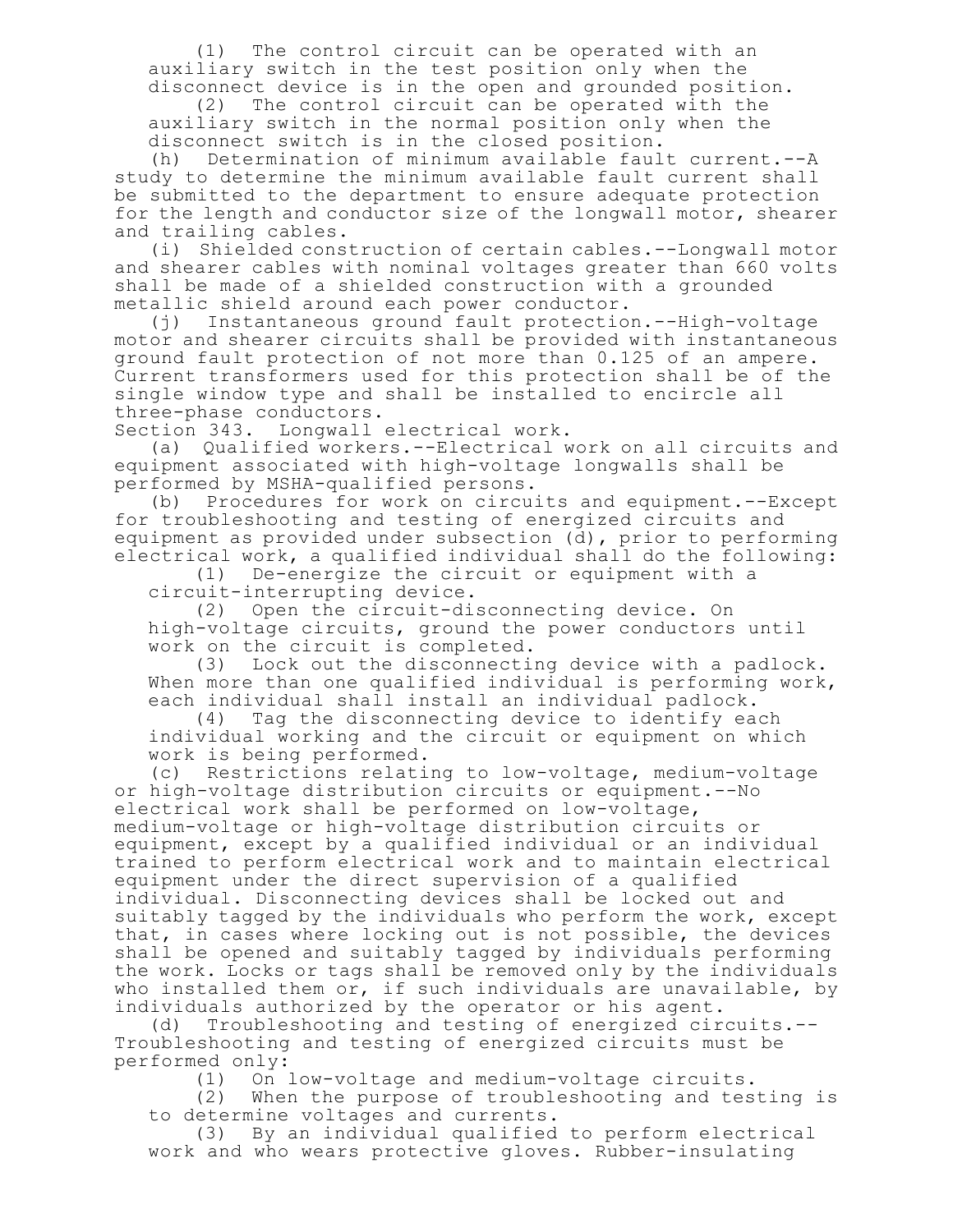(1) The control circuit can be operated with an auxiliary switch in the test position only when the disconnect device is in the open and grounded position.

(2) The control circuit can be operated with the auxiliary switch in the normal position only when the disconnect switch is in the closed position.

(h) Determination of minimum available fault current.--A study to determine the minimum available fault current shall be submitted to the department to ensure adequate protection for the length and conductor size of the longwall motor, shearer and trailing cables.

(i) Shielded construction of certain cables.--Longwall motor and shearer cables with nominal voltages greater than 660 volts shall be made of a shielded construction with a grounded metallic shield around each power conductor.

(j) Instantaneous ground fault protection.--High-voltage motor and shearer circuits shall be provided with instantaneous ground fault protection of not more than 0.125 of an ampere. Current transformers used for this protection shall be of the single window type and shall be installed to encircle all three-phase conductors.

Section 343. Longwall electrical work.

(a) Qualified workers.--Electrical work on all circuits and equipment associated with high-voltage longwalls shall be performed by MSHA-qualified persons.

(b) Procedures for work on circuits and equipment.--Except for troubleshooting and testing of energized circuits and equipment as provided under subsection (d), prior to performing electrical work, a qualified individual shall do the following:

(1) De-energize the circuit or equipment with a circuit-interrupting device.

(2) Open the circuit-disconnecting device. On high-voltage circuits, ground the power conductors until work on the circuit is completed.

(3) Lock out the disconnecting device with a padlock. When more than one qualified individual is performing work, each individual shall install an individual padlock.

(4) Tag the disconnecting device to identify each individual working and the circuit or equipment on which work is being performed.

(c) Restrictions relating to low-voltage, medium-voltage or high-voltage distribution circuits or equipment.--No electrical work shall be performed on low-voltage, medium-voltage or high-voltage distribution circuits or equipment, except by a qualified individual or an individual trained to perform electrical work and to maintain electrical equipment under the direct supervision of a qualified individual. Disconnecting devices shall be locked out and suitably tagged by the individuals who perform the work, except that, in cases where locking out is not possible, the devices shall be opened and suitably tagged by individuals performing the work. Locks or tags shall be removed only by the individuals who installed them or, if such individuals are unavailable, by individuals authorized by the operator or his agent.

(d) Troubleshooting and testing of energized circuits.--Troubleshooting and testing of energized circuits must be performed only:

(1) On low-voltage and medium-voltage circuits.

(2) When the purpose of troubleshooting and testing is to determine voltages and currents.

(3) By an individual qualified to perform electrical work and who wears protective gloves. Rubber-insulating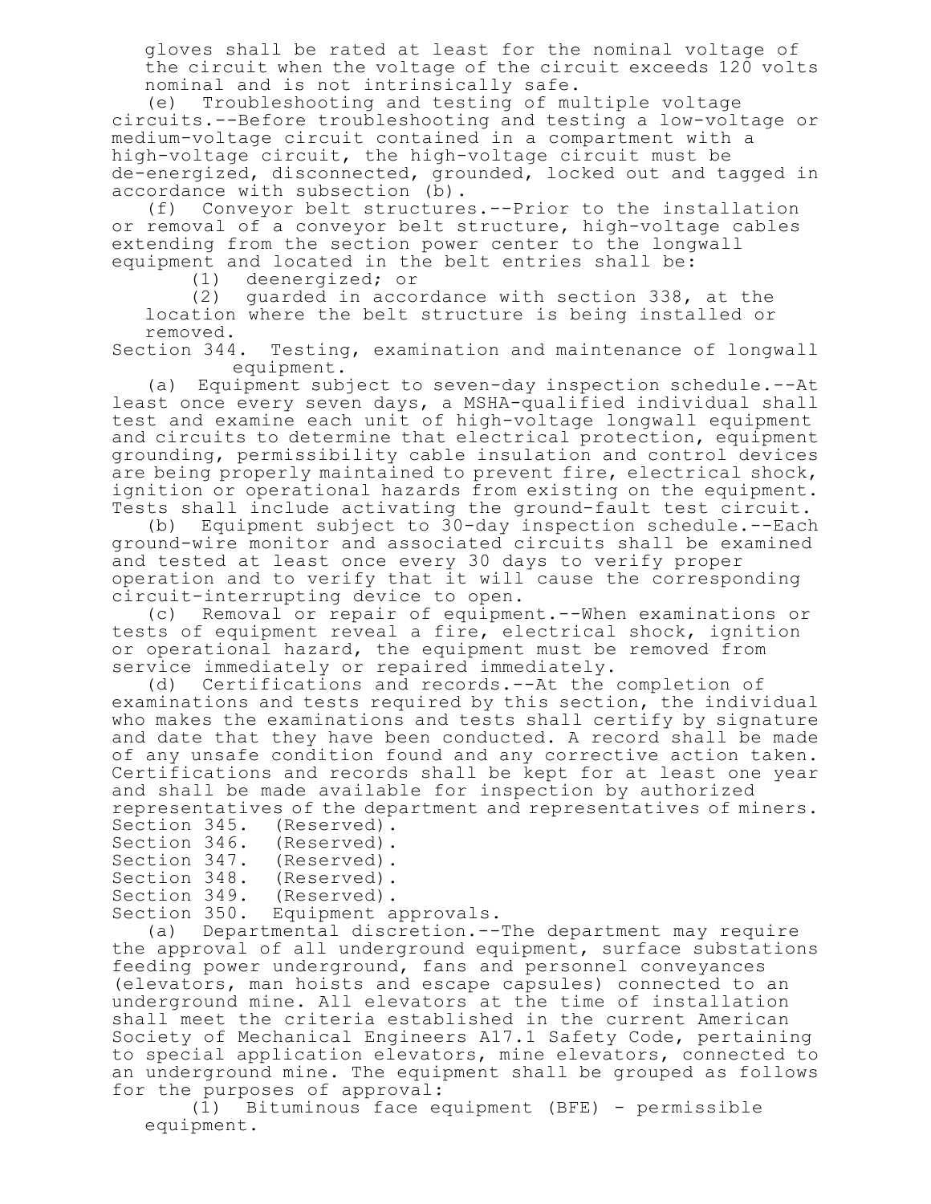gloves shall be rated at least for the nominal voltage of the circuit when the voltage of the circuit exceeds 120 volts nominal and is not intrinsically safe.

(e) Troubleshooting and testing of multiple voltage circuits.--Before troubleshooting and testing a low-voltage or medium-voltage circuit contained in a compartment with a high-voltage circuit, the high-voltage circuit must be de-energized, disconnected, grounded, locked out and tagged in accordance with subsection (b).

(f) Conveyor belt structures.--Prior to the installation or removal of a conveyor belt structure, high-voltage cables extending from the section power center to the longwall equipment and located in the belt entries shall be:

(1) deenergized; or

(2) guarded in accordance with section 338, at the location where the belt structure is being installed or removed.

Section 344. Testing, examination and maintenance of longwall equipment.

(a) Equipment subject to seven-day inspection schedule.--At least once every seven days, a MSHA-qualified individual shall test and examine each unit of high-voltage longwall equipment and circuits to determine that electrical protection, equipment grounding, permissibility cable insulation and control devices are being properly maintained to prevent fire, electrical shock, ignition or operational hazards from existing on the equipment. Tests shall include activating the ground-fault test circuit.

(b) Equipment subject to 30-day inspection schedule.--Each ground-wire monitor and associated circuits shall be examined and tested at least once every 30 days to verify proper operation and to verify that it will cause the corresponding circuit-interrupting device to open.

(c) Removal or repair of equipment.--When examinations or tests of equipment reveal a fire, electrical shock, ignition or operational hazard, the equipment must be removed from service immediately or repaired immediately.

(d) Certifications and records.--At the completion of examinations and tests required by this section, the individual who makes the examinations and tests shall certify by signature and date that they have been conducted. A record shall be made of any unsafe condition found and any corrective action taken. Certifications and records shall be kept for at least one year and shall be made available for inspection by authorized representatives of the department and representatives of miners.

Section 345. (Reserved).

Section 346. (Reserved).

Section 347. (Reserved).

Section 348. (Reserved).

Section 349. (Reserved).

Section 350. Equipment approvals.

(a) Departmental discretion.--The department may require the approval of all underground equipment, surface substations feeding power underground, fans and personnel conveyances (elevators, man hoists and escape capsules) connected to an underground mine. All elevators at the time of installation shall meet the criteria established in the current American Society of Mechanical Engineers A17.1 Safety Code, pertaining to special application elevators, mine elevators, connected to an underground mine. The equipment shall be grouped as follows for the purposes of approval:

(1) Bituminous face equipment (BFE) - permissible equipment.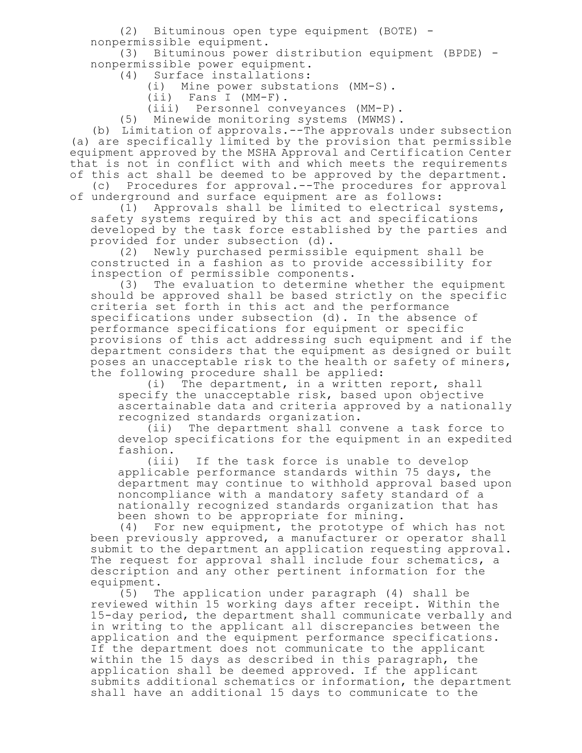(2) Bituminous open type equipment (BOTE) - nonpermissible equipment.

(3) Bituminous power distribution equipment (BPDE) - nonpermissible power equipment.

(4) Surface installations:

(i) Mine power substations (MM-S).

(ii) Fans I (MM-F).

(iii) Personnel conveyances (MM-P).

(5) Minewide monitoring systems (MWMS).

(b) Limitation of approvals.--The approvals under subsection (a) are specifically limited by the provision that permissible equipment approved by the MSHA Approval and Certification Center that is not in conflict with and which meets the requirements of this act shall be deemed to be approved by the department.

(c) Procedures for approval.--The procedures for approval of underground and surface equipment are as follows:

(1) Approvals shall be limited to electrical systems, safety systems required by this act and specifications developed by the task force established by the parties and provided for under subsection (d).

(2) Newly purchased permissible equipment shall be constructed in a fashion as to provide accessibility for inspection of permissible components.

(3) The evaluation to determine whether the equipment should be approved shall be based strictly on the specific criteria set forth in this act and the performance specifications under subsection (d). In the absence of performance specifications for equipment or specific provisions of this act addressing such equipment and if the department considers that the equipment as designed or built poses an unacceptable risk to the health or safety of miners, the following procedure shall be applied:

(i) The department, in a written report, shall specify the unacceptable risk, based upon objective ascertainable data and criteria approved by a nationally recognized standards organization.

(ii) The department shall convene a task force to develop specifications for the equipment in an expedited fashion.

(iii) If the task force is unable to develop applicable performance standards within 75 days, the department may continue to withhold approval based upon noncompliance with a mandatory safety standard of a nationally recognized standards organization that has been shown to be appropriate for mining.

(4) For new equipment, the prototype of which has not been previously approved, a manufacturer or operator shall submit to the department an application requesting approval. The request for approval shall include four schematics, a description and any other pertinent information for the equipment.

(5) The application under paragraph (4) shall be reviewed within 15 working days after receipt. Within the 15-day period, the department shall communicate verbally and in writing to the applicant all discrepancies between the application and the equipment performance specifications. If the department does not communicate to the applicant within the 15 days as described in this paragraph, the application shall be deemed approved. If the applicant submits additional schematics or information, the department shall have an additional 15 days to communicate to the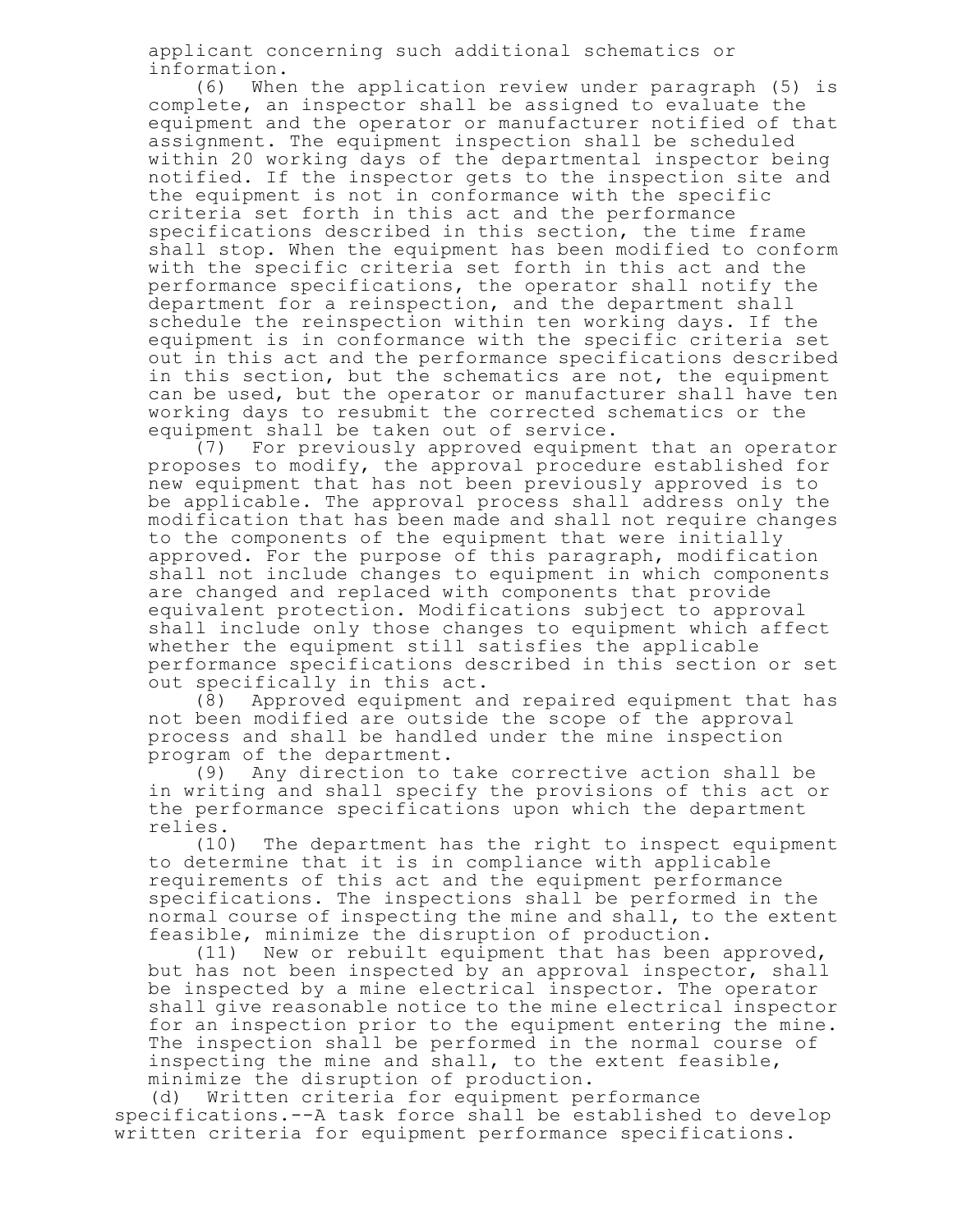applicant concerning such additional schematics or information.

(6) When the application review under paragraph (5) is complete, an inspector shall be assigned to evaluate the equipment and the operator or manufacturer notified of that assignment. The equipment inspection shall be scheduled within 20 working days of the departmental inspector being notified. If the inspector gets to the inspection site and the equipment is not in conformance with the specific criteria set forth in this act and the performance specifications described in this section, the time frame shall stop. When the equipment has been modified to conform with the specific criteria set forth in this act and the performance specifications, the operator shall notify the department for a reinspection, and the department shall schedule the reinspection within ten working days. If the equipment is in conformance with the specific criteria set out in this act and the performance specifications described in this section, but the schematics are not, the equipment can be used, but the operator or manufacturer shall have ten working days to resubmit the corrected schematics or the equipment shall be taken out of service.

(7) For previously approved equipment that an operator proposes to modify, the approval procedure established for new equipment that has not been previously approved is to be applicable. The approval process shall address only the modification that has been made and shall not require changes to the components of the equipment that were initially approved. For the purpose of this paragraph, modification shall not include changes to equipment in which components are changed and replaced with components that provide equivalent protection. Modifications subject to approval shall include only those changes to equipment which affect whether the equipment still satisfies the applicable performance specifications described in this section or set out specifically in this act.

(8) Approved equipment and repaired equipment that has not been modified are outside the scope of the approval process and shall be handled under the mine inspection program of the department.

(9) Any direction to take corrective action shall be in writing and shall specify the provisions of this act or the performance specifications upon which the department relies.

(10) The department has the right to inspect equipment to determine that it is in compliance with applicable requirements of this act and the equipment performance specifications. The inspections shall be performed in the normal course of inspecting the mine and shall, to the extent feasible, minimize the disruption of production.

(11) New or rebuilt equipment that has been approved, but has not been inspected by an approval inspector, shall be inspected by a mine electrical inspector. The operator shall give reasonable notice to the mine electrical inspector for an inspection prior to the equipment entering the mine. The inspection shall be performed in the normal course of inspecting the mine and shall, to the extent feasible, minimize the disruption of production.

(d) Written criteria for equipment performance specifications.--A task force shall be established to develop written criteria for equipment performance specifications.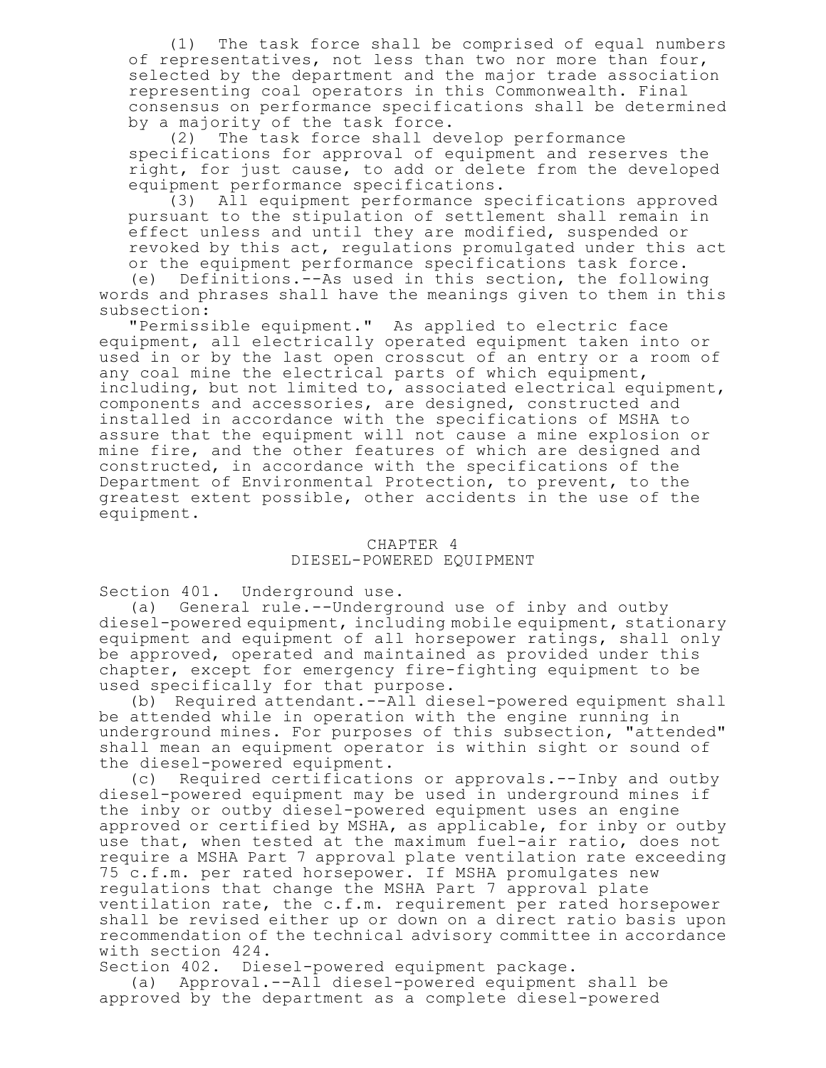(1) The task force shall be comprised of equal numbers of representatives, not less than two nor more than four, selected by the department and the major trade association representing coal operators in this Commonwealth. Final consensus on performance specifications shall be determined by a majority of the task force.

(2) The task force shall develop performance specifications for approval of equipment and reserves the right, for just cause, to add or delete from the developed equipment performance specifications.

(3) All equipment performance specifications approved pursuant to the stipulation of settlement shall remain in effect unless and until they are modified, suspended or revoked by this act, regulations promulgated under this act or the equipment performance specifications task force.

(e) Definitions.--As used in this section, the following words and phrases shall have the meanings given to them in this subsection:

"Permissible equipment." As applied to electric face equipment, all electrically operated equipment taken into or used in or by the last open crosscut of an entry or a room of any coal mine the electrical parts of which equipment, including, but not limited to, associated electrical equipment, components and accessories, are designed, constructed and installed in accordance with the specifications of MSHA to assure that the equipment will not cause a mine explosion or mine fire, and the other features of which are designed and constructed, in accordance with the specifications of the Department of Environmental Protection, to prevent, to the greatest extent possible, other accidents in the use of the equipment.

## CHAPTER 4
## DIESEL-POWERED EQUIPMENT

Section 401. Underground use.

(a) General rule.--Underground use of inby and outby diesel-powered equipment, including mobile equipment, stationary equipment and equipment of all horsepower ratings, shall only be approved, operated and maintained as provided under this chapter, except for emergency fire-fighting equipment to be used specifically for that purpose.

(b) Required attendant.--All diesel-powered equipment shall be attended while in operation with the engine running in underground mines. For purposes of this subsection, "attended" shall mean an equipment operator is within sight or sound of the diesel-powered equipment.

(c) Required certifications or approvals.--Inby and outby diesel-powered equipment may be used in underground mines if the inby or outby diesel-powered equipment uses an engine approved or certified by MSHA, as applicable, for inby or outby use that, when tested at the maximum fuel-air ratio, does not require a MSHA Part 7 approval plate ventilation rate exceeding 75 c.f.m. per rated horsepower. If MSHA promulgates new regulations that change the MSHA Part 7 approval plate ventilation rate, the c.f.m. requirement per rated horsepower shall be revised either up or down on a direct ratio basis upon recommendation of the technical advisory committee in accordance with section 424.

Section 402. Diesel-powered equipment package.

(a) Approval.--All diesel-powered equipment shall be approved by the department as a complete diesel-powered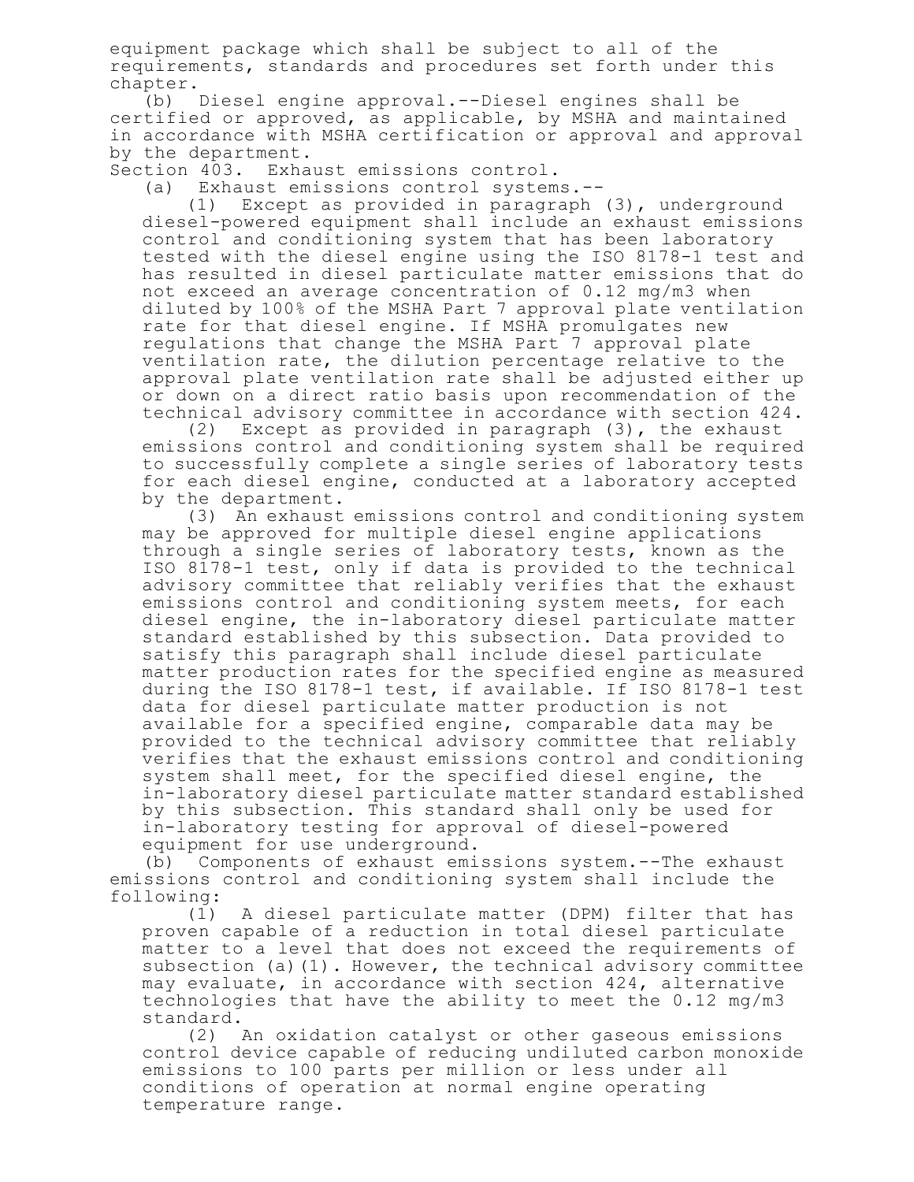equipment package which shall be subject to all of the requirements, standards and procedures set forth under this chapter.

(b) Diesel engine approval.--Diesel engines shall be certified or approved, as applicable, by MSHA and maintained in accordance with MSHA certification or approval and approval by the department.

Section 403. Exhaust emissions control.

(a) Exhaust emissions control systems.--

(1) Except as provided in paragraph (3), underground diesel-powered equipment shall include an exhaust emissions control and conditioning system that has been laboratory tested with the diesel engine using the ISO 8178-1 test and has resulted in diesel particulate matter emissions that do not exceed an average concentration of 0.12 mg/m3 when diluted by 100% of the MSHA Part 7 approval plate ventilation rate for that diesel engine. If MSHA promulgates new regulations that change the MSHA Part 7 approval plate ventilation rate, the dilution percentage relative to the approval plate ventilation rate shall be adjusted either up or down on a direct ratio basis upon recommendation of the technical advisory committee in accordance with section 424.

(2) Except as provided in paragraph (3), the exhaust emissions control and conditioning system shall be required to successfully complete a single series of laboratory tests for each diesel engine, conducted at a laboratory accepted by the department.

(3) An exhaust emissions control and conditioning system may be approved for multiple diesel engine applications through a single series of laboratory tests, known as the ISO 8178-1 test, only if data is provided to the technical advisory committee that reliably verifies that the exhaust emissions control and conditioning system meets, for each diesel engine, the in-laboratory diesel particulate matter standard established by this subsection. Data provided to satisfy this paragraph shall include diesel particulate matter production rates for the specified engine as measured during the ISO 8178-1 test, if available. If ISO 8178-1 test data for diesel particulate matter production is not available for a specified engine, comparable data may be provided to the technical advisory committee that reliably verifies that the exhaust emissions control and conditioning system shall meet, for the specified diesel engine, the in-laboratory diesel particulate matter standard established by this subsection. This standard shall only be used for in-laboratory testing for approval of diesel-powered equipment for use underground.

(b) Components of exhaust emissions system.--The exhaust emissions control and conditioning system shall include the following:

(1) A diesel particulate matter (DPM) filter that has proven capable of a reduction in total diesel particulate matter to a level that does not exceed the requirements of subsection (a)(1). However, the technical advisory committee may evaluate, in accordance with section 424, alternative technologies that have the ability to meet the 0.12 mg/m3 standard.

(2) An oxidation catalyst or other gaseous emissions control device capable of reducing undiluted carbon monoxide emissions to 100 parts per million or less under all conditions of operation at normal engine operating temperature range.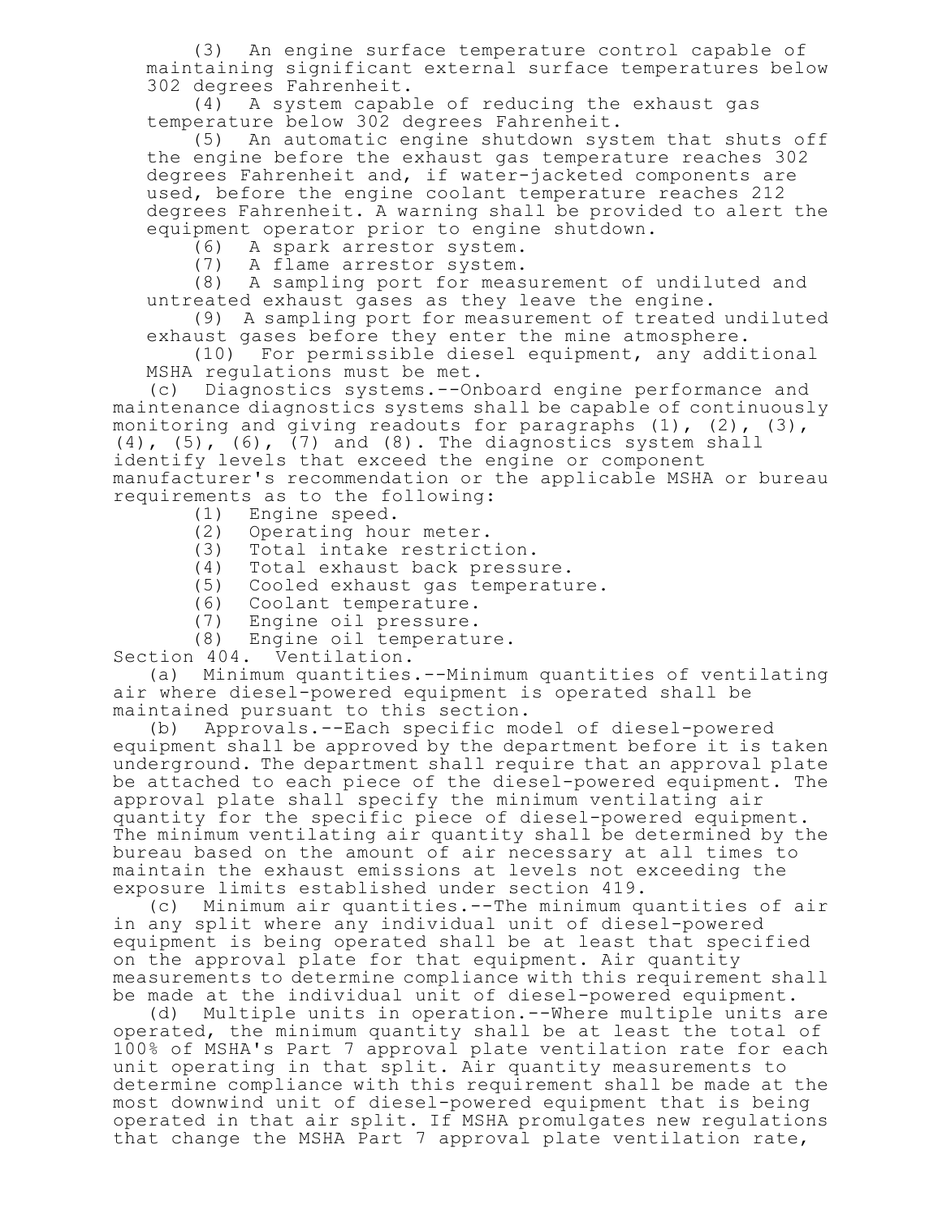(3) An engine surface temperature control capable of maintaining significant external surface temperatures below 302 degrees Fahrenheit.

(4) A system capable of reducing the exhaust gas temperature below 302 degrees Fahrenheit.

(5) An automatic engine shutdown system that shuts off the engine before the exhaust gas temperature reaches 302 degrees Fahrenheit and, if water-jacketed components are used, before the engine coolant temperature reaches 212 degrees Fahrenheit. A warning shall be provided to alert the equipment operator prior to engine shutdown.

(6) A spark arrestor system.

(7) A flame arrestor system.

(8) A sampling port for measurement of undiluted and untreated exhaust gases as they leave the engine.

(9) A sampling port for measurement of treated undiluted exhaust gases before they enter the mine atmosphere.

(10) For permissible diesel equipment, any additional MSHA regulations must be met.

(c) Diagnostics systems.--Onboard engine performance and maintenance diagnostics systems shall be capable of continuously monitoring and giving readouts for paragraphs (1), (2), (3), (4), (5), (6), (7) and (8). The diagnostics system shall identify levels that exceed the engine or component manufacturer's recommendation or the applicable MSHA or bureau requirements as to the following:

(1) Engine speed.

(2) Operating hour meter.

(3) Total intake restriction.

(4) Total exhaust back pressure.

(5) Cooled exhaust gas temperature.

(6) Coolant temperature.

(7) Engine oil pressure.

(8) Engine oil temperature.

Section 404. Ventilation.

(a) Minimum quantities.--Minimum quantities of ventilating air where diesel-powered equipment is operated shall be maintained pursuant to this section.

(b) Approvals.--Each specific model of diesel-powered equipment shall be approved by the department before it is taken underground. The department shall require that an approval plate be attached to each piece of the diesel-powered equipment. The approval plate shall specify the minimum ventilating air quantity for the specific piece of diesel-powered equipment. The minimum ventilating air quantity shall be determined by the bureau based on the amount of air necessary at all times to maintain the exhaust emissions at levels not exceeding the exposure limits established under section 419.

(c) Minimum air quantities.--The minimum quantities of air in any split where any individual unit of diesel-powered equipment is being operated shall be at least that specified on the approval plate for that equipment. Air quantity measurements to determine compliance with this requirement shall be made at the individual unit of diesel-powered equipment.

(d) Multiple units in operation.--Where multiple units are operated, the minimum quantity shall be at least the total of 100% of MSHA's Part 7 approval plate ventilation rate for each unit operating in that split. Air quantity measurements to determine compliance with this requirement shall be made at the most downwind unit of diesel-powered equipment that is being operated in that air split. If MSHA promulgates new regulations that change the MSHA Part 7 approval plate ventilation rate,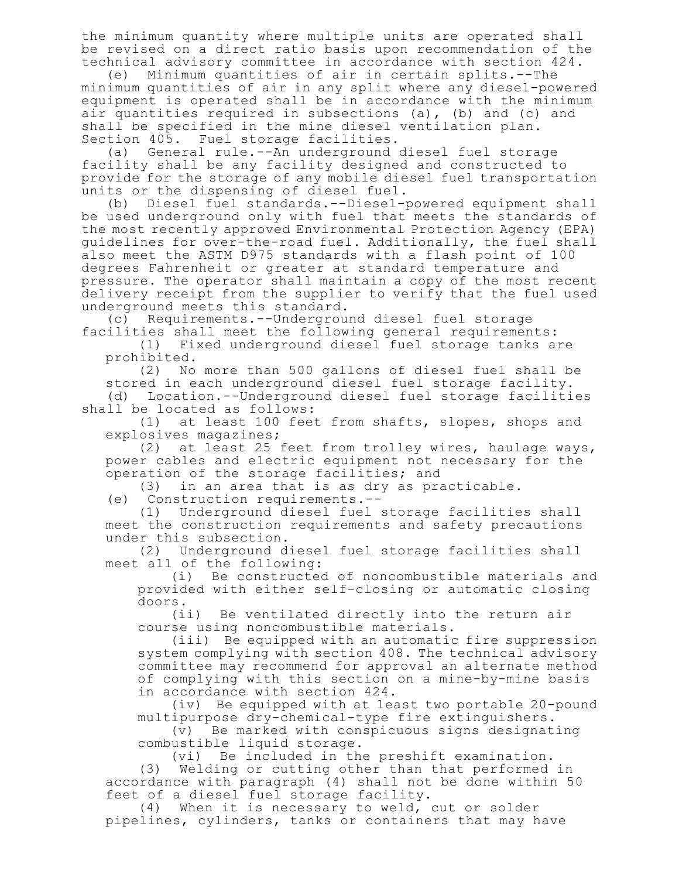the minimum quantity where multiple units are operated shall be revised on a direct ratio basis upon recommendation of the technical advisory committee in accordance with section 424.

(e) Minimum quantities of air in certain splits.--The minimum quantities of air in any split where any diesel-powered equipment is operated shall be in accordance with the minimum air quantities required in subsections (a), (b) and (c) and shall be specified in the mine diesel ventilation plan.

Section 405. Fuel storage facilities.

(a) General rule.--An underground diesel fuel storage facility shall be any facility designed and constructed to provide for the storage of any mobile diesel fuel transportation units or the dispensing of diesel fuel.

(b) Diesel fuel standards.--Diesel-powered equipment shall be used underground only with fuel that meets the standards of the most recently approved Environmental Protection Agency (EPA) guidelines for over-the-road fuel. Additionally, the fuel shall also meet the ASTM D975 standards with a flash point of 100 degrees Fahrenheit or greater at standard temperature and pressure. The operator shall maintain a copy of the most recent delivery receipt from the supplier to verify that the fuel used underground meets this standard.

(c) Requirements.--Underground diesel fuel storage facilities shall meet the following general requirements:

(1) Fixed underground diesel fuel storage tanks are prohibited.

(2) No more than 500 gallons of diesel fuel shall be stored in each underground diesel fuel storage facility.

(d) Location.--Underground diesel fuel storage facilities shall be located as follows:

(1) at least 100 feet from shafts, slopes, shops and explosives magazines;

(2) at least 25 feet from trolley wires, haulage ways, power cables and electric equipment not necessary for the operation of the storage facilities; and

(3) in an area that is as dry as practicable.

(e) Construction requirements.--

(1) Underground diesel fuel storage facilities shall meet the construction requirements and safety precautions under this subsection.

(2) Underground diesel fuel storage facilities shall meet all of the following:

(i) Be constructed of noncombustible materials and provided with either self-closing or automatic closing doors.

(ii) Be ventilated directly into the return air course using noncombustible materials.

(iii) Be equipped with an automatic fire suppression system complying with section 408. The technical advisory committee may recommend for approval an alternate method of complying with this section on a mine-by-mine basis in accordance with section 424.

(iv) Be equipped with at least two portable 20-pound multipurpose dry-chemical-type fire extinguishers.

(v) Be marked with conspicuous signs designating combustible liquid storage.

(vi) Be included in the preshift examination.

(3) Welding or cutting other than that performed in accordance with paragraph (4) shall not be done within 50 feet of a diesel fuel storage facility.

(4) When it is necessary to weld, cut or solder pipelines, cylinders, tanks or containers that may have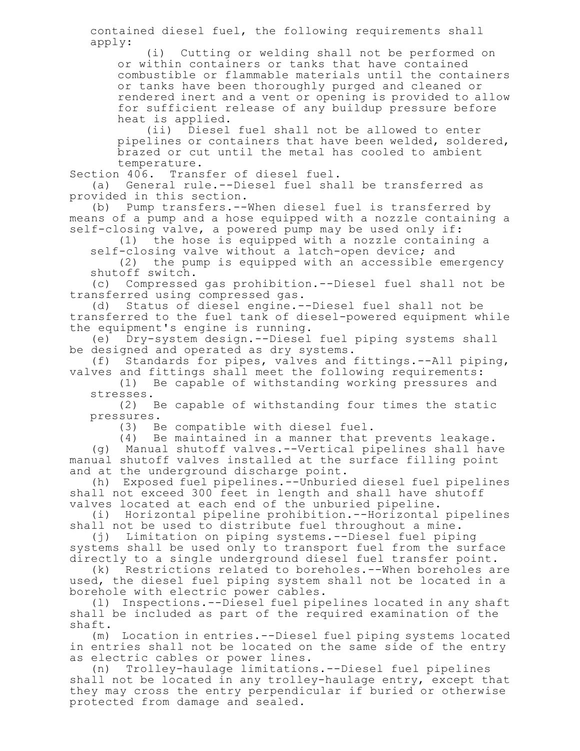contained diesel fuel, the following requirements shall apply:

(i) Cutting or welding shall not be performed on or within containers or tanks that have contained combustible or flammable materials until the containers or tanks have been thoroughly purged and cleaned or rendered inert and a vent or opening is provided to allow for sufficient release of any buildup pressure before heat is applied.

(ii) Diesel fuel shall not be allowed to enter pipelines or containers that have been welded, soldered, brazed or cut until the metal has cooled to ambient temperature.

Section 406. Transfer of diesel fuel.

(a) General rule.--Diesel fuel shall be transferred as provided in this section.

(b) Pump transfers.--When diesel fuel is transferred by means of a pump and a hose equipped with a nozzle containing a self-closing valve, a powered pump may be used only if:

(1) the hose is equipped with a nozzle containing a self-closing valve without a latch-open device; and

(2) the pump is equipped with an accessible emergency shutoff switch.

(c) Compressed gas prohibition.--Diesel fuel shall not be transferred using compressed gas.

(d) Status of diesel engine.--Diesel fuel shall not be transferred to the fuel tank of diesel-powered equipment while the equipment's engine is running.

(e) Dry-system design.--Diesel fuel piping systems shall be designed and operated as dry systems.

(f) Standards for pipes, valves and fittings.--All piping, valves and fittings shall meet the following requirements:

(1) Be capable of withstanding working pressures and stresses.

(2) Be capable of withstanding four times the static pressures.

(3) Be compatible with diesel fuel.

(4) Be maintained in a manner that prevents leakage.

(g) Manual shutoff valves.--Vertical pipelines shall have manual shutoff valves installed at the surface filling point and at the underground discharge point.

(h) Exposed fuel pipelines.--Unburied diesel fuel pipelines shall not exceed 300 feet in length and shall have shutoff valves located at each end of the unburied pipeline.

(i) Horizontal pipeline prohibition.--Horizontal pipelines shall not be used to distribute fuel throughout a mine.

(j) Limitation on piping systems.--Diesel fuel piping systems shall be used only to transport fuel from the surface directly to a single underground diesel fuel transfer point.

(k) Restrictions related to boreholes.--When boreholes are used, the diesel fuel piping system shall not be located in a borehole with electric power cables.

(l) Inspections.--Diesel fuel pipelines located in any shaft shall be included as part of the required examination of the shaft.

(m) Location in entries.--Diesel fuel piping systems located in entries shall not be located on the same side of the entry as electric cables or power lines.

(n) Trolley-haulage limitations.--Diesel fuel pipelines shall not be located in any trolley-haulage entry, except that they may cross the entry perpendicular if buried or otherwise protected from damage and sealed.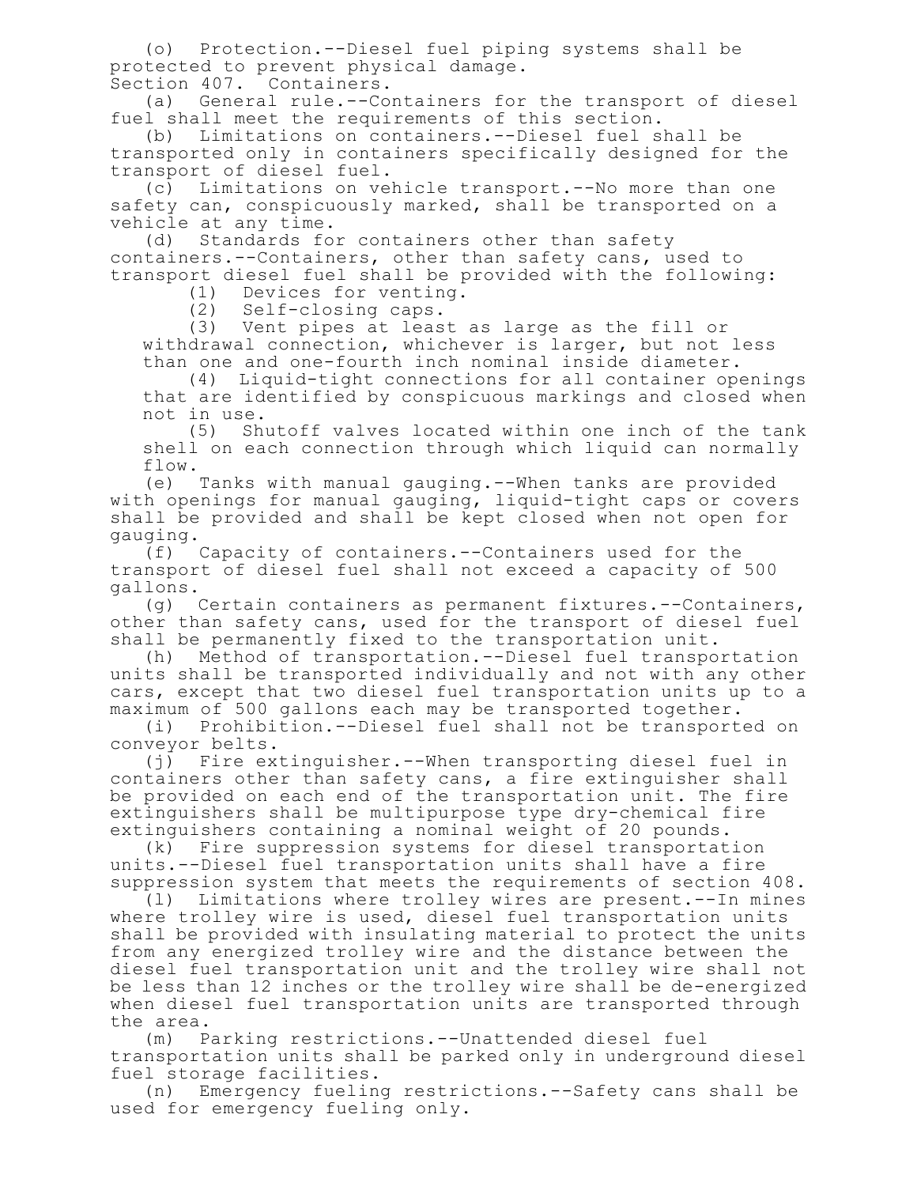(o) Protection.--Diesel fuel piping systems shall be protected to prevent physical damage.

Section 407. Containers.

(a) General rule.--Containers for the transport of diesel fuel shall meet the requirements of this section.

(b) Limitations on containers.--Diesel fuel shall be transported only in containers specifically designed for the transport of diesel fuel.

(c) Limitations on vehicle transport.--No more than one safety can, conspicuously marked, shall be transported on a vehicle at any time.

(d) Standards for containers other than safety containers.--Containers, other than safety cans, used to transport diesel fuel shall be provided with the following:

(1) Devices for venting.

(2) Self-closing caps.

(3) Vent pipes at least as large as the fill or withdrawal connection, whichever is larger, but not less than one and one-fourth inch nominal inside diameter.

(4) Liquid-tight connections for all container openings that are identified by conspicuous markings and closed when not in use.

(5) Shutoff valves located within one inch of the tank shell on each connection through which liquid can normally flow.

(e) Tanks with manual gauging.--When tanks are provided with openings for manual gauging, liquid-tight caps or covers shall be provided and shall be kept closed when not open for gauging.

(f) Capacity of containers.--Containers used for the transport of diesel fuel shall not exceed a capacity of 500 gallons.

(g) Certain containers as permanent fixtures.--Containers, other than safety cans, used for the transport of diesel fuel shall be permanently fixed to the transportation unit.

(h) Method of transportation.--Diesel fuel transportation units shall be transported individually and not with any other cars, except that two diesel fuel transportation units up to a maximum of 500 gallons each may be transported together.

(i) Prohibition.--Diesel fuel shall not be transported on conveyor belts.

(j) Fire extinguisher.--When transporting diesel fuel in containers other than safety cans, a fire extinguisher shall be provided on each end of the transportation unit. The fire extinguishers shall be multipurpose type dry-chemical fire extinguishers containing a nominal weight of 20 pounds.

(k) Fire suppression systems for diesel transportation units.--Diesel fuel transportation units shall have a fire suppression system that meets the requirements of section 408.

(l) Limitations where trolley wires are present.--In mines where trolley wire is used, diesel fuel transportation units shall be provided with insulating material to protect the units from any energized trolley wire and the distance between the diesel fuel transportation unit and the trolley wire shall not be less than 12 inches or the trolley wire shall be de-energized when diesel fuel transportation units are transported through the area.

(m) Parking restrictions.--Unattended diesel fuel transportation units shall be parked only in underground diesel fuel storage facilities.

(n) Emergency fueling restrictions.--Safety cans shall be used for emergency fueling only.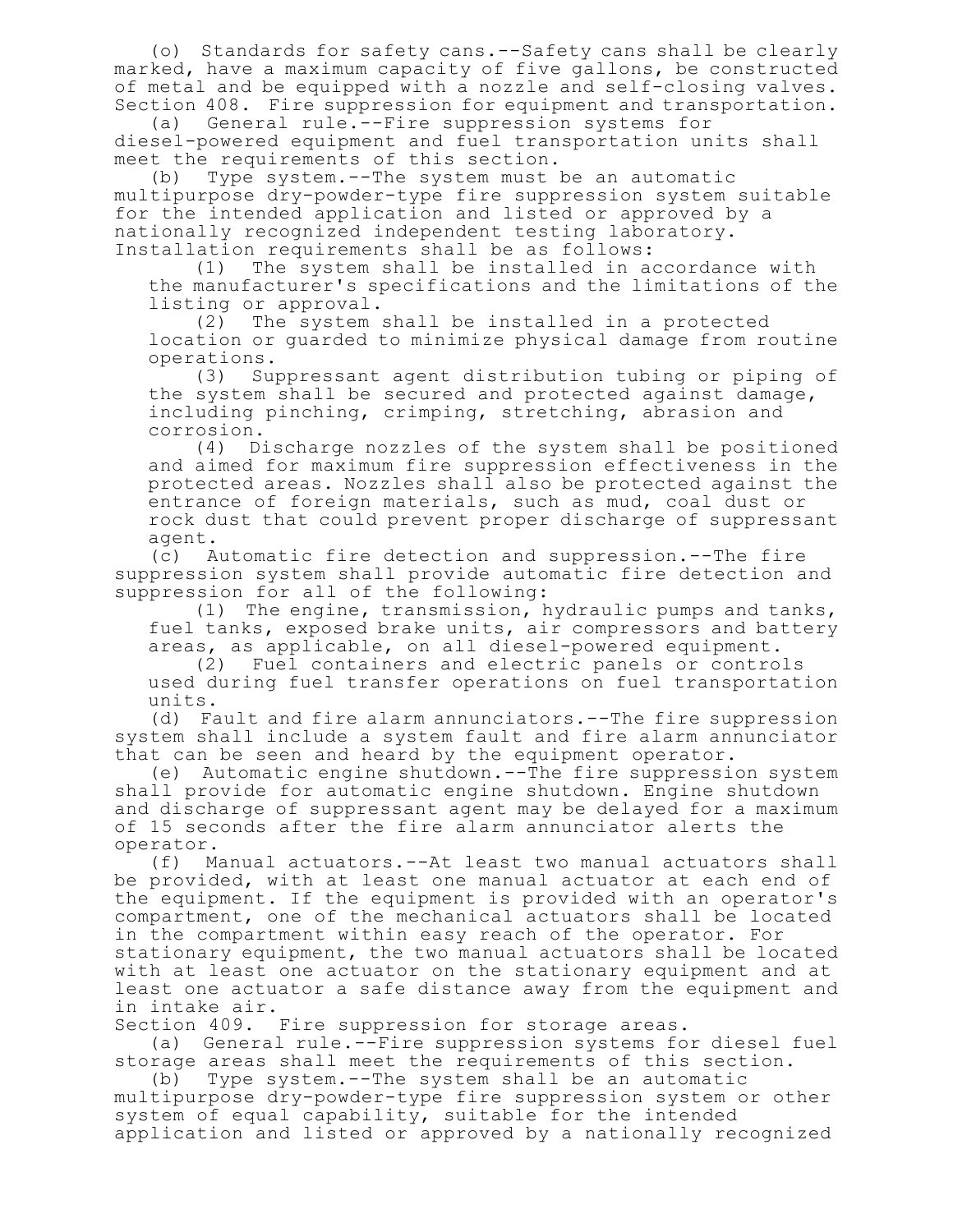(o) Standards for safety cans.--Safety cans shall be clearly marked, have a maximum capacity of five gallons, be constructed of metal and be equipped with a nozzle and self-closing valves.

Section 408. Fire suppression for equipment and transportation.

(a) General rule.--Fire suppression systems for diesel-powered equipment and fuel transportation units shall meet the requirements of this section.

(b) Type system.--The system must be an automatic multipurpose dry-powder-type fire suppression system suitable for the intended application and listed or approved by a nationally recognized independent testing laboratory. Installation requirements shall be as follows:

(1) The system shall be installed in accordance with the manufacturer's specifications and the limitations of the listing or approval.

(2) The system shall be installed in a protected location or guarded to minimize physical damage from routine operations.

(3) Suppressant agent distribution tubing or piping of the system shall be secured and protected against damage, including pinching, crimping, stretching, abrasion and corrosion.

(4) Discharge nozzles of the system shall be positioned and aimed for maximum fire suppression effectiveness in the protected areas. Nozzles shall also be protected against the entrance of foreign materials, such as mud, coal dust or rock dust that could prevent proper discharge of suppressant agent.

(c) Automatic fire detection and suppression.--The fire suppression system shall provide automatic fire detection and suppression for all of the following:

(1) The engine, transmission, hydraulic pumps and tanks, fuel tanks, exposed brake units, air compressors and battery areas, as applicable, on all diesel-powered equipment.

(2) Fuel containers and electric panels or controls used during fuel transfer operations on fuel transportation units.

(d) Fault and fire alarm annunciators.--The fire suppression system shall include a system fault and fire alarm annunciator that can be seen and heard by the equipment operator.

(e) Automatic engine shutdown.--The fire suppression system shall provide for automatic engine shutdown. Engine shutdown and discharge of suppressant agent may be delayed for a maximum of 15 seconds after the fire alarm annunciator alerts the operator.

(f) Manual actuators.--At least two manual actuators shall be provided, with at least one manual actuator at each end of the equipment. If the equipment is provided with an operator's compartment, one of the mechanical actuators shall be located in the compartment within easy reach of the operator. For stationary equipment, the two manual actuators shall be located with at least one actuator on the stationary equipment and at least one actuator a safe distance away from the equipment and in intake air.

Section 409. Fire suppression for storage areas.

(a) General rule.--Fire suppression systems for diesel fuel storage areas shall meet the requirements of this section.

(b) Type system.--The system shall be an automatic multipurpose dry-powder-type fire suppression system or other system of equal capability, suitable for the intended application and listed or approved by a nationally recognized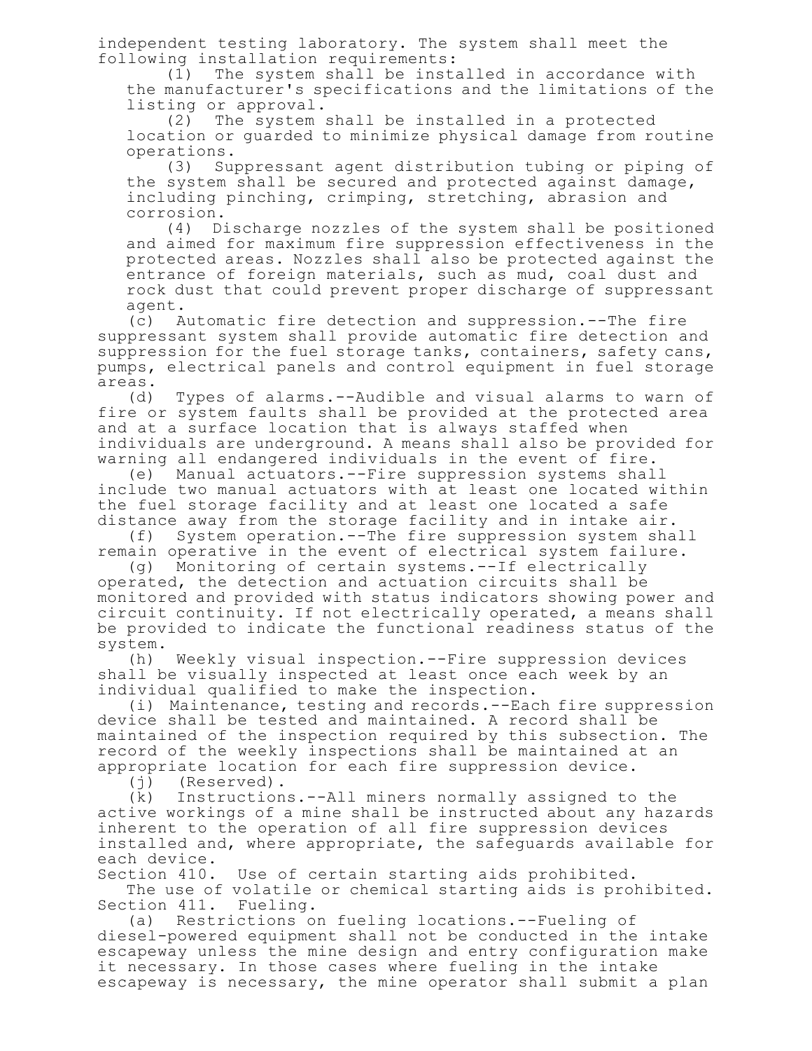independent testing laboratory. The system shall meet the following installation requirements:

(1) The system shall be installed in accordance with the manufacturer's specifications and the limitations of the listing or approval.

(2) The system shall be installed in a protected location or guarded to minimize physical damage from routine operations.

(3) Suppressant agent distribution tubing or piping of the system shall be secured and protected against damage, including pinching, crimping, stretching, abrasion and corrosion.

(4) Discharge nozzles of the system shall be positioned and aimed for maximum fire suppression effectiveness in the protected areas. Nozzles shall also be protected against the entrance of foreign materials, such as mud, coal dust and rock dust that could prevent proper discharge of suppressant agent.

(c) Automatic fire detection and suppression.--The fire suppressant system shall provide automatic fire detection and suppression for the fuel storage tanks, containers, safety cans, pumps, electrical panels and control equipment in fuel storage areas.

(d) Types of alarms.--Audible and visual alarms to warn of fire or system faults shall be provided at the protected area and at a surface location that is always staffed when individuals are underground. A means shall also be provided for warning all endangered individuals in the event of fire.

(e) Manual actuators.--Fire suppression systems shall include two manual actuators with at least one located within the fuel storage facility and at least one located a safe distance away from the storage facility and in intake air.

(f) System operation.--The fire suppression system shall remain operative in the event of electrical system failure.

(g) Monitoring of certain systems.--If electrically operated, the detection and actuation circuits shall be monitored and provided with status indicators showing power and circuit continuity. If not electrically operated, a means shall be provided to indicate the functional readiness status of the system.

(h) Weekly visual inspection.--Fire suppression devices shall be visually inspected at least once each week by an individual qualified to make the inspection.

(i) Maintenance, testing and records.--Each fire suppression device shall be tested and maintained. A record shall be maintained of the inspection required by this subsection. The record of the weekly inspections shall be maintained at an appropriate location for each fire suppression device.

(j) (Reserved).

(k) Instructions.--All miners normally assigned to the active workings of a mine shall be instructed about any hazards inherent to the operation of all fire suppression devices installed and, where appropriate, the safeguards available for each device.

Section 410. Use of certain starting aids prohibited.

The use of volatile or chemical starting aids is prohibited.

Section 411. Fueling.

(a) Restrictions on fueling locations.--Fueling of diesel-powered equipment shall not be conducted in the intake escapeway unless the mine design and entry configuration make it necessary. In those cases where fueling in the intake escapeway is necessary, the mine operator shall submit a plan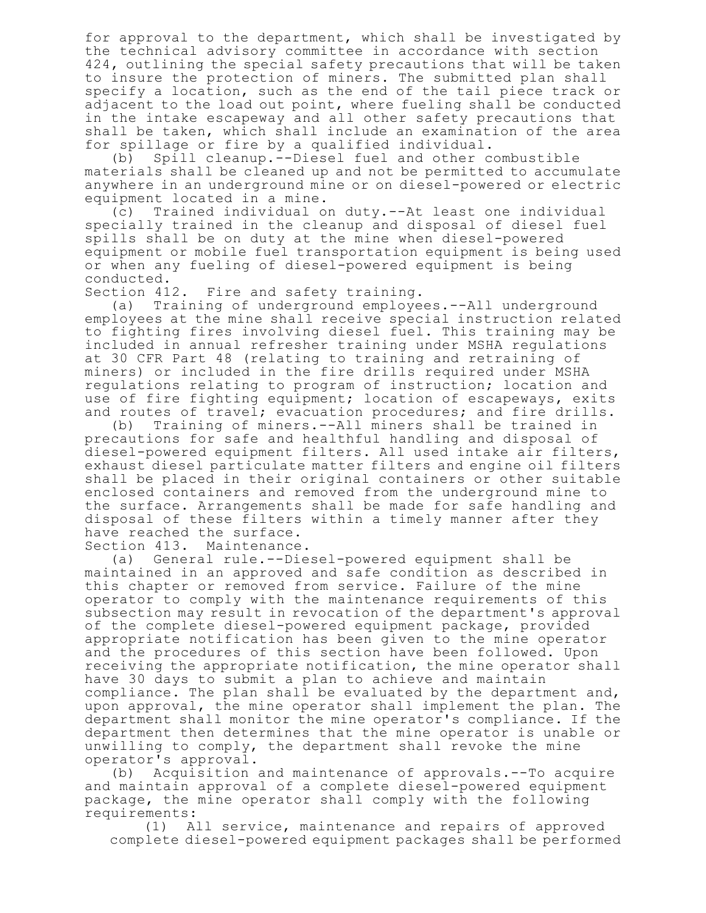for approval to the department, which shall be investigated by the technical advisory committee in accordance with section 424, outlining the special safety precautions that will be taken to insure the protection of miners. The submitted plan shall specify a location, such as the end of the tail piece track or adjacent to the load out point, where fueling shall be conducted in the intake escapeway and all other safety precautions that shall be taken, which shall include an examination of the area for spillage or fire by a qualified individual.

(b) Spill cleanup.--Diesel fuel and other combustible materials shall be cleaned up and not be permitted to accumulate anywhere in an underground mine or on diesel-powered or electric equipment located in a mine.

(c) Trained individual on duty.--At least one individual specially trained in the cleanup and disposal of diesel fuel spills shall be on duty at the mine when diesel-powered equipment or mobile fuel transportation equipment is being used or when any fueling of diesel-powered equipment is being conducted.

Section 412. Fire and safety training.

(a) Training of underground employees.--All underground employees at the mine shall receive special instruction related to fighting fires involving diesel fuel. This training may be included in annual refresher training under MSHA regulations at 30 CFR Part 48 (relating to training and retraining of miners) or included in the fire drills required under MSHA regulations relating to program of instruction; location and use of fire fighting equipment; location of escapeways, exits and routes of travel; evacuation procedures; and fire drills.

(b) Training of miners.--All miners shall be trained in precautions for safe and healthful handling and disposal of diesel-powered equipment filters. All used intake air filters, exhaust diesel particulate matter filters and engine oil filters shall be placed in their original containers or other suitable enclosed containers and removed from the underground mine to the surface. Arrangements shall be made for safe handling and disposal of these filters within a timely manner after they have reached the surface.

Section 413. Maintenance.

(a) General rule.--Diesel-powered equipment shall be maintained in an approved and safe condition as described in this chapter or removed from service. Failure of the mine operator to comply with the maintenance requirements of this subsection may result in revocation of the department's approval of the complete diesel-powered equipment package, provided appropriate notification has been given to the mine operator and the procedures of this section have been followed. Upon receiving the appropriate notification, the mine operator shall have 30 days to submit a plan to achieve and maintain compliance. The plan shall be evaluated by the department and, upon approval, the mine operator shall implement the plan. The department shall monitor the mine operator's compliance. If the department then determines that the mine operator is unable or unwilling to comply, the department shall revoke the mine operator's approval.

(b) Acquisition and maintenance of approvals.--To acquire and maintain approval of a complete diesel-powered equipment package, the mine operator shall comply with the following requirements:

(1) All service, maintenance and repairs of approved complete diesel-powered equipment packages shall be performed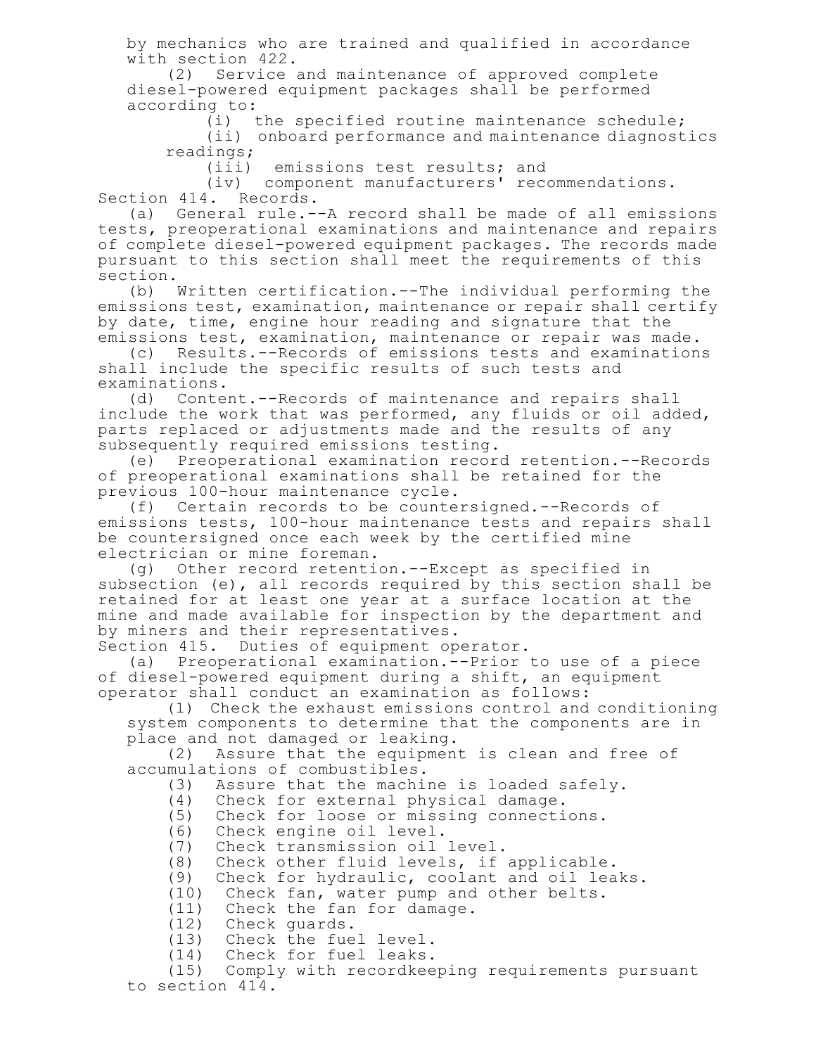by mechanics who are trained and qualified in accordance with section 422.

(2) Service and maintenance of approved complete diesel-powered equipment packages shall be performed according to:

(i) the specified routine maintenance schedule;

(ii) onboard performance and maintenance diagnostics readings;

(iii) emissions test results; and

(iv) component manufacturers' recommendations.

Section 414. Records.

(a) General rule.--A record shall be made of all emissions tests, preoperational examinations and maintenance and repairs of complete diesel-powered equipment packages. The records made pursuant to this section shall meet the requirements of this section.

(b) Written certification.--The individual performing the emissions test, examination, maintenance or repair shall certify by date, time, engine hour reading and signature that the emissions test, examination, maintenance or repair was made.

(c) Results.--Records of emissions tests and examinations shall include the specific results of such tests and examinations.

(d) Content.--Records of maintenance and repairs shall include the work that was performed, any fluids or oil added, parts replaced or adjustments made and the results of any subsequently required emissions testing.

(e) Preoperational examination record retention.--Records of preoperational examinations shall be retained for the previous 100-hour maintenance cycle.

(f) Certain records to be countersigned.--Records of emissions tests, 100-hour maintenance tests and repairs shall be countersigned once each week by the certified mine electrician or mine foreman.

(g) Other record retention.--Except as specified in subsection (e), all records required by this section shall be retained for at least one year at a surface location at the mine and made available for inspection by the department and by miners and their representatives.

Section 415. Duties of equipment operator.

(a) Preoperational examination.--Prior to use of a piece of diesel-powered equipment during a shift, an equipment operator shall conduct an examination as follows:

(1) Check the exhaust emissions control and conditioning system components to determine that the components are in place and not damaged or leaking.

(2) Assure that the equipment is clean and free of accumulations of combustibles.

(3) Assure that the machine is loaded safely.

(4) Check for external physical damage.

(5) Check for loose or missing connections.

(6) Check engine oil level.

(7) Check transmission oil level.

(8) Check other fluid levels, if applicable.

(9) Check for hydraulic, coolant and oil leaks.

(10) Check fan, water pump and other belts.

(11) Check the fan for damage.

(12) Check guards.

(13) Check the fuel level.

(14) Check for fuel leaks.

(15) Comply with recordkeeping requirements pursuant to section 414.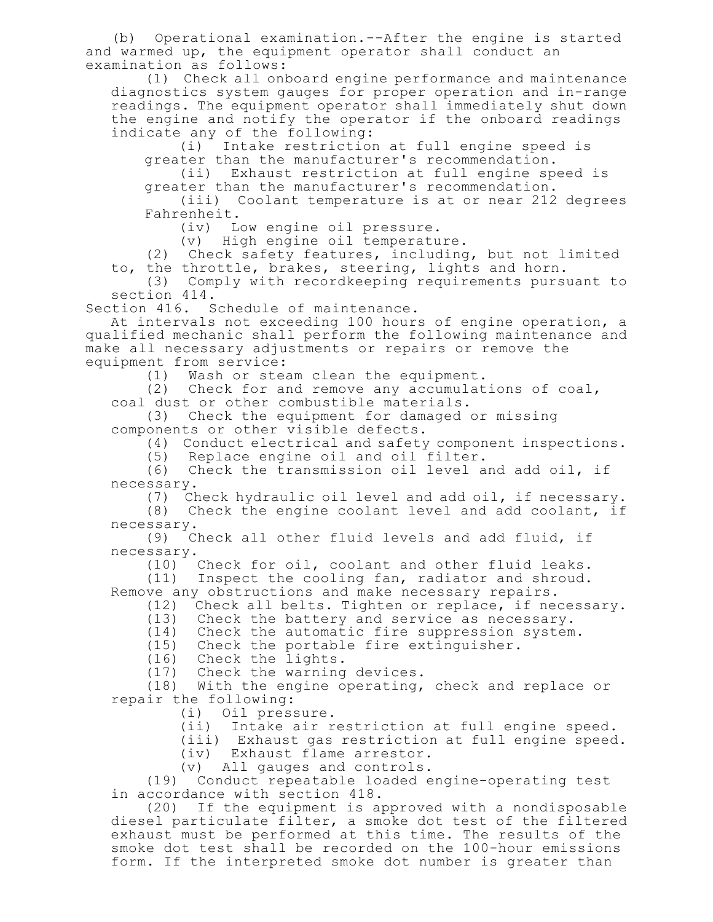(b) Operational examination.--After the engine is started and warmed up, the equipment operator shall conduct an examination as follows:

(1) Check all onboard engine performance and maintenance diagnostics system gauges for proper operation and in-range readings. The equipment operator shall immediately shut down the engine and notify the operator if the onboard readings indicate any of the following:

(i) Intake restriction at full engine speed is greater than the manufacturer's recommendation.

(ii) Exhaust restriction at full engine speed is greater than the manufacturer's recommendation.

(iii) Coolant temperature is at or near 212 degrees Fahrenheit.

(iv) Low engine oil pressure.

(v) High engine oil temperature.

(2) Check safety features, including, but not limited to, the throttle, brakes, steering, lights and horn.

(3) Comply with recordkeeping requirements pursuant to section 414.

Section 416. Schedule of maintenance.

At intervals not exceeding 100 hours of engine operation, a qualified mechanic shall perform the following maintenance and make all necessary adjustments or repairs or remove the equipment from service:

(1) Wash or steam clean the equipment.

(2) Check for and remove any accumulations of coal, coal dust or other combustible materials.

(3) Check the equipment for damaged or missing components or other visible defects.

(4) Conduct electrical and safety component inspections.

(5) Replace engine oil and oil filter.

(6) Check the transmission oil level and add oil, if necessary.

(7) Check hydraulic oil level and add oil, if necessary.

(8) Check the engine coolant level and add coolant, if necessary.

(9) Check all other fluid levels and add fluid, if necessary.

(10) Check for oil, coolant and other fluid leaks.

(11) Inspect the cooling fan, radiator and shroud. Remove any obstructions and make necessary repairs.

(12) Check all belts. Tighten or replace, if necessary.

(13) Check the battery and service as necessary.

(14) Check the automatic fire suppression system.

(15) Check the portable fire extinguisher.

(16) Check the lights.

(17) Check the warning devices.

(18) With the engine operating, check and replace or repair the following:

(i) Oil pressure.

(ii) Intake air restriction at full engine speed.

(iii) Exhaust gas restriction at full engine speed.

(iv) Exhaust flame arrestor.

(v) All gauges and controls.

(19) Conduct repeatable loaded engine-operating test in accordance with section 418.

(20) If the equipment is approved with a nondisposable diesel particulate filter, a smoke dot test of the filtered exhaust must be performed at this time. The results of the smoke dot test shall be recorded on the 100-hour emissions form. If the interpreted smoke dot number is greater than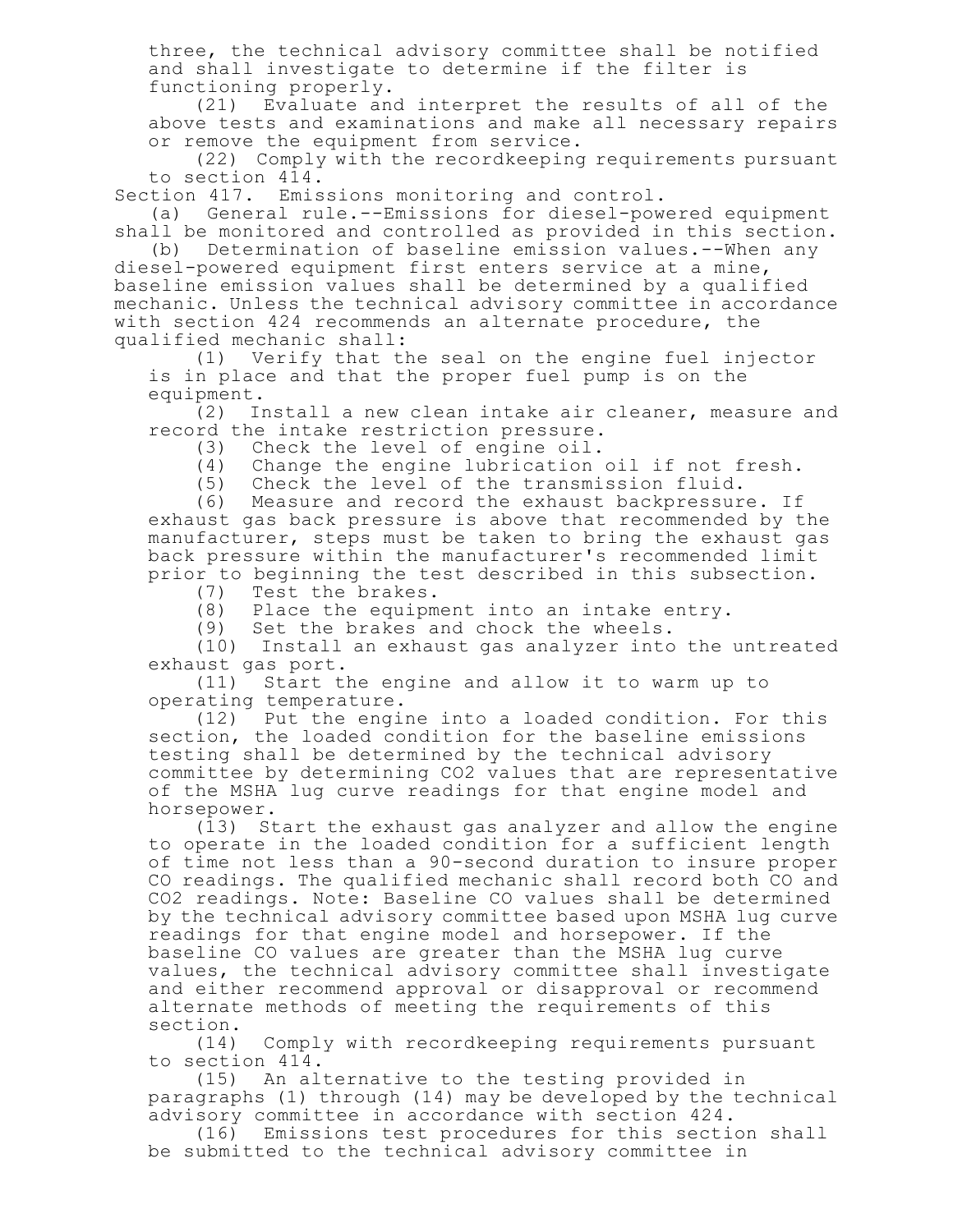three, the technical advisory committee shall be notified and shall investigate to determine if the filter is functioning properly.

(21) Evaluate and interpret the results of all of the above tests and examinations and make all necessary repairs or remove the equipment from service.

(22) Comply with the recordkeeping requirements pursuant to section 414.

Section 417. Emissions monitoring and control.

(a) General rule.--Emissions for diesel-powered equipment shall be monitored and controlled as provided in this section.

(b) Determination of baseline emission values.--When any diesel-powered equipment first enters service at a mine, baseline emission values shall be determined by a qualified mechanic. Unless the technical advisory committee in accordance with section 424 recommends an alternate procedure, the qualified mechanic shall:

(1) Verify that the seal on the engine fuel injector is in place and that the proper fuel pump is on the equipment.

(2) Install a new clean intake air cleaner, measure and record the intake restriction pressure.

(3) Check the level of engine oil.

(4) Change the engine lubrication oil if not fresh.

(5) Check the level of the transmission fluid.

(6) Measure and record the exhaust backpressure. If exhaust gas back pressure is above that recommended by the manufacturer, steps must be taken to bring the exhaust gas back pressure within the manufacturer's recommended limit prior to beginning the test described in this subsection.

(7) Test the brakes.

(8) Place the equipment into an intake entry.

(9) Set the brakes and chock the wheels.

(10) Install an exhaust gas analyzer into the untreated exhaust gas port.

(11) Start the engine and allow it to warm up to operating temperature.

(12) Put the engine into a loaded condition. For this section, the loaded condition for the baseline emissions testing shall be determined by the technical advisory committee by determining $CO_2$ values that are representative of the MSHA lug curve readings for that engine model and horsepower.

(13) Start the exhaust gas analyzer and allow the engine to operate in the loaded condition for a sufficient length of time not less than a 90-second duration to insure proper CO readings. The qualified mechanic shall record both CO and $CO_2$ readings. Note: Baseline CO values shall be determined by the technical advisory committee based upon MSHA lug curve readings for that engine model and horsepower. If the baseline CO values are greater than the MSHA lug curve values, the technical advisory committee shall investigate and either recommend approval or disapproval or recommend alternate methods of meeting the requirements of this section.

(14) Comply with recordkeeping requirements pursuant to section 414.

(15) An alternative to the testing provided in paragraphs (1) through (14) may be developed by the technical advisory committee in accordance with section 424.

(16) Emissions test procedures for this section shall be submitted to the technical advisory committee in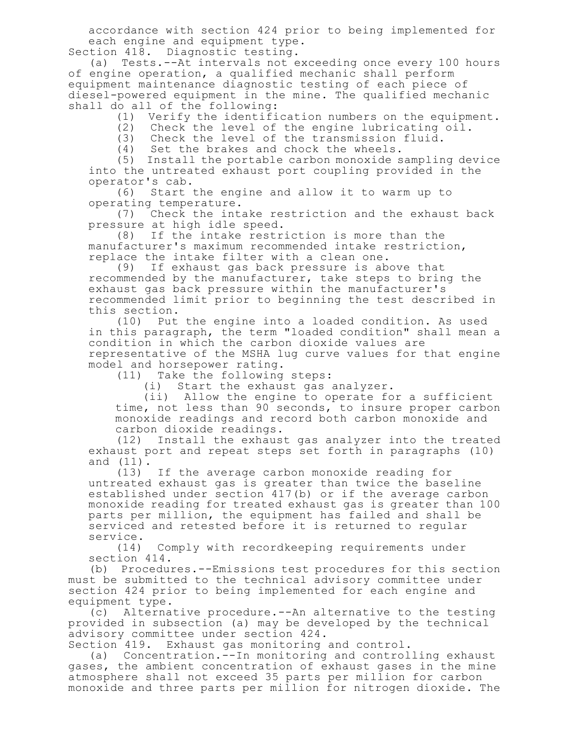accordance with section 424 prior to being implemented for each engine and equipment type.

Section 418. Diagnostic testing.

(a) Tests.--At intervals not exceeding once every 100 hours of engine operation, a qualified mechanic shall perform equipment maintenance diagnostic testing of each piece of diesel-powered equipment in the mine. The qualified mechanic shall do all of the following:

(1) Verify the identification numbers on the equipment.

(2) Check the level of the engine lubricating oil.

(3) Check the level of the transmission fluid.

(4) Set the brakes and chock the wheels.

(5) Install the portable carbon monoxide sampling device into the untreated exhaust port coupling provided in the operator's cab.

(6) Start the engine and allow it to warm up to operating temperature.

(7) Check the intake restriction and the exhaust back pressure at high idle speed.

(8) If the intake restriction is more than the manufacturer's maximum recommended intake restriction, replace the intake filter with a clean one.

(9) If exhaust gas back pressure is above that recommended by the manufacturer, take steps to bring the exhaust gas back pressure within the manufacturer's recommended limit prior to beginning the test described in this section.

(10) Put the engine into a loaded condition. As used in this paragraph, the term "loaded condition" shall mean a condition in which the carbon dioxide values are representative of the MSHA lug curve values for that engine model and horsepower rating.

(11) Take the following steps:

(i) Start the exhaust gas analyzer.

(ii) Allow the engine to operate for a sufficient time, not less than 90 seconds, to insure proper carbon monoxide readings and record both carbon monoxide and carbon dioxide readings.

(12) Install the exhaust gas analyzer into the treated exhaust port and repeat steps set forth in paragraphs (10) and (11).

(13) If the average carbon monoxide reading for untreated exhaust gas is greater than twice the baseline established under section 417(b) or if the average carbon monoxide reading for treated exhaust gas is greater than 100 parts per million, the equipment has failed and shall be serviced and retested before it is returned to regular service.

(14) Comply with recordkeeping requirements under section 414.

(b) Procedures.--Emissions test procedures for this section must be submitted to the technical advisory committee under section 424 prior to being implemented for each engine and equipment type.

(c) Alternative procedure.--An alternative to the testing provided in subsection (a) may be developed by the technical advisory committee under section 424.

Section 419. Exhaust gas monitoring and control.

(a) Concentration.--In monitoring and controlling exhaust gases, the ambient concentration of exhaust gases in the mine atmosphere shall not exceed 35 parts per million for carbon monoxide and three parts per million for nitrogen dioxide. The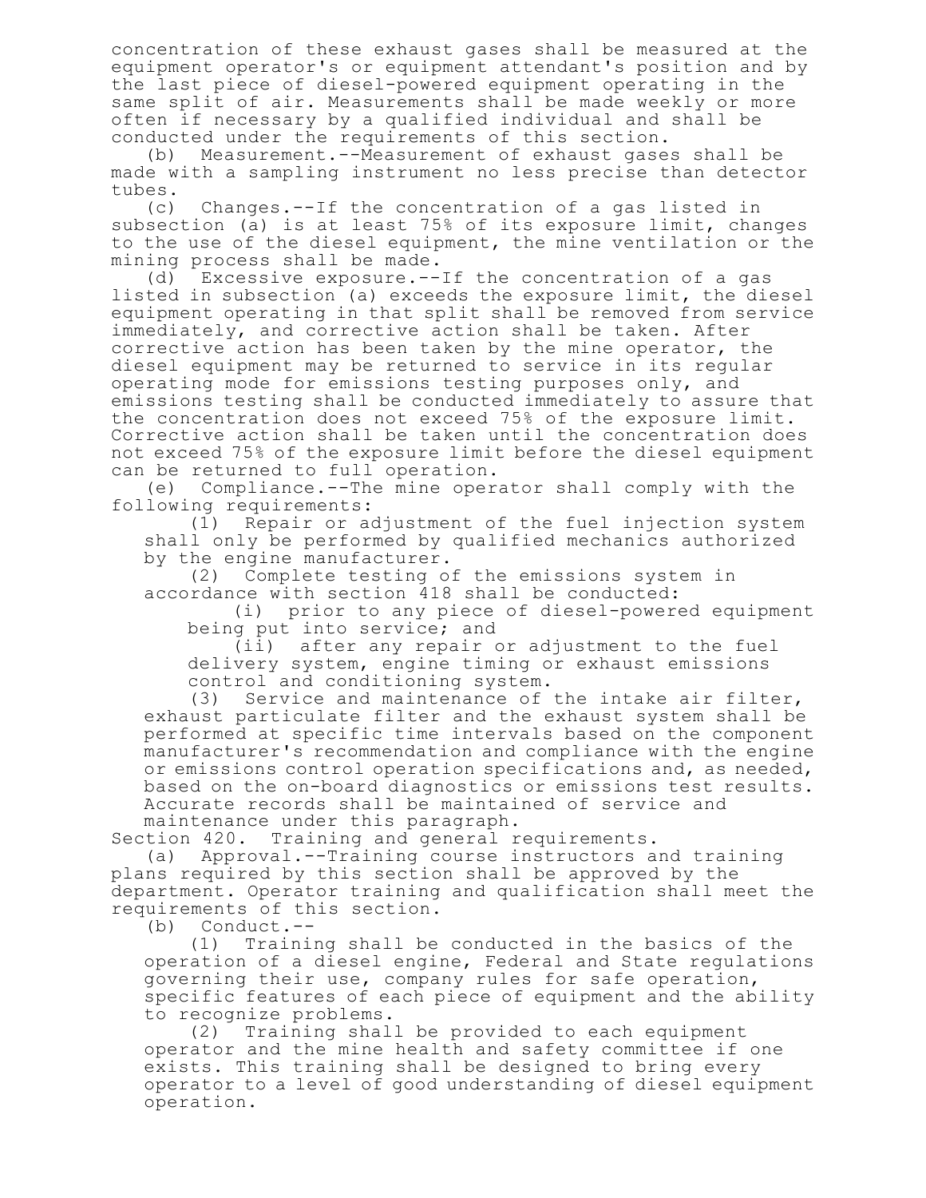concentration of these exhaust gases shall be measured at the equipment operator's or equipment attendant's position and by the last piece of diesel-powered equipment operating in the same split of air. Measurements shall be made weekly or more often if necessary by a qualified individual and shall be conducted under the requirements of this section.

(b) Measurement.--Measurement of exhaust gases shall be made with a sampling instrument no less precise than detector tubes.

(c) Changes.--If the concentration of a gas listed in subsection (a) is at least 75% of its exposure limit, changes to the use of the diesel equipment, the mine ventilation or the mining process shall be made.

(d) Excessive exposure.--If the concentration of a gas listed in subsection (a) exceeds the exposure limit, the diesel equipment operating in that split shall be removed from service immediately, and corrective action shall be taken. After corrective action has been taken by the mine operator, the diesel equipment may be returned to service in its regular operating mode for emissions testing purposes only, and emissions testing shall be conducted immediately to assure that the concentration does not exceed 75% of the exposure limit. Corrective action shall be taken until the concentration does not exceed 75% of the exposure limit before the diesel equipment can be returned to full operation.

(e) Compliance.--The mine operator shall comply with the following requirements:

(1) Repair or adjustment of the fuel injection system shall only be performed by qualified mechanics authorized by the engine manufacturer.

(2) Complete testing of the emissions system in accordance with section 418 shall be conducted:

(i) prior to any piece of diesel-powered equipment being put into service; and

(ii) after any repair or adjustment to the fuel delivery system, engine timing or exhaust emissions control and conditioning system.

(3) Service and maintenance of the intake air filter, exhaust particulate filter and the exhaust system shall be performed at specific time intervals based on the component manufacturer's recommendation and compliance with the engine or emissions control operation specifications and, as needed, based on the on-board diagnostics or emissions test results. Accurate records shall be maintained of service and maintenance under this paragraph.

Section 420. Training and general requirements.

(a) Approval.--Training course instructors and training plans required by this section shall be approved by the department. Operator training and qualification shall meet the requirements of this section.

(b) Conduct.--

(1) Training shall be conducted in the basics of the operation of a diesel engine, Federal and State regulations governing their use, company rules for safe operation, specific features of each piece of equipment and the ability to recognize problems.

(2) Training shall be provided to each equipment operator and the mine health and safety committee if one exists. This training shall be designed to bring every operator to a level of good understanding of diesel equipment operation.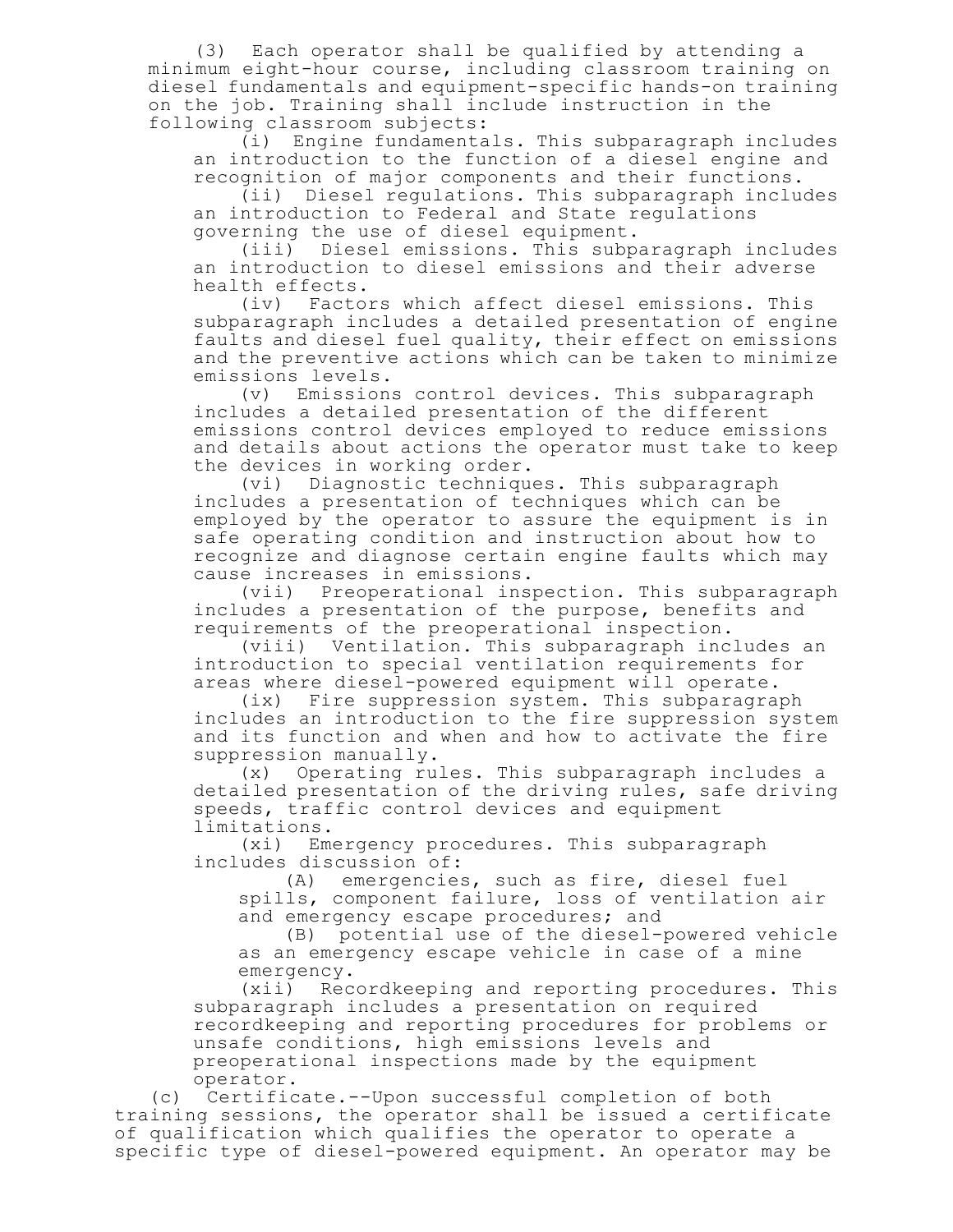(3) Each operator shall be qualified by attending a minimum eight-hour course, including classroom training on diesel fundamentals and equipment-specific hands-on training on the job. Training shall include instruction in the following classroom subjects:

(i) Engine fundamentals. This subparagraph includes an introduction to the function of a diesel engine and recognition of major components and their functions.

(ii) Diesel regulations. This subparagraph includes an introduction to Federal and State regulations governing the use of diesel equipment.

(iii) Diesel emissions. This subparagraph includes an introduction to diesel emissions and their adverse health effects.

(iv) Factors which affect diesel emissions. This subparagraph includes a detailed presentation of engine faults and diesel fuel quality, their effect on emissions and the preventive actions which can be taken to minimize emissions levels.

(v) Emissions control devices. This subparagraph includes a detailed presentation of the different emissions control devices employed to reduce emissions and details about actions the operator must take to keep the devices in working order.

(vi) Diagnostic techniques. This subparagraph includes a presentation of techniques which can be employed by the operator to assure the equipment is in safe operating condition and instruction about how to recognize and diagnose certain engine faults which may cause increases in emissions.

(vii) Preoperational inspection. This subparagraph includes a presentation of the purpose, benefits and requirements of the preoperational inspection.

(viii) Ventilation. This subparagraph includes an introduction to special ventilation requirements for areas where diesel-powered equipment will operate.

(ix) Fire suppression system. This subparagraph includes an introduction to the fire suppression system and its function and when and how to activate the fire suppression manually.

(x) Operating rules. This subparagraph includes a detailed presentation of the driving rules, safe driving speeds, traffic control devices and equipment limitations.

(xi) Emergency procedures. This subparagraph includes discussion of:

(A) emergencies, such as fire, diesel fuel spills, component failure, loss of ventilation air and emergency escape procedures; and

(B) potential use of the diesel-powered vehicle as an emergency escape vehicle in case of a mine emergency.

(xii) Recordkeeping and reporting procedures. This subparagraph includes a presentation on required recordkeeping and reporting procedures for problems or unsafe conditions, high emissions levels and preoperational inspections made by the equipment operator.

(c) Certificate.--Upon successful completion of both training sessions, the operator shall be issued a certificate of qualification which qualifies the operator to operate a specific type of diesel-powered equipment. An operator may be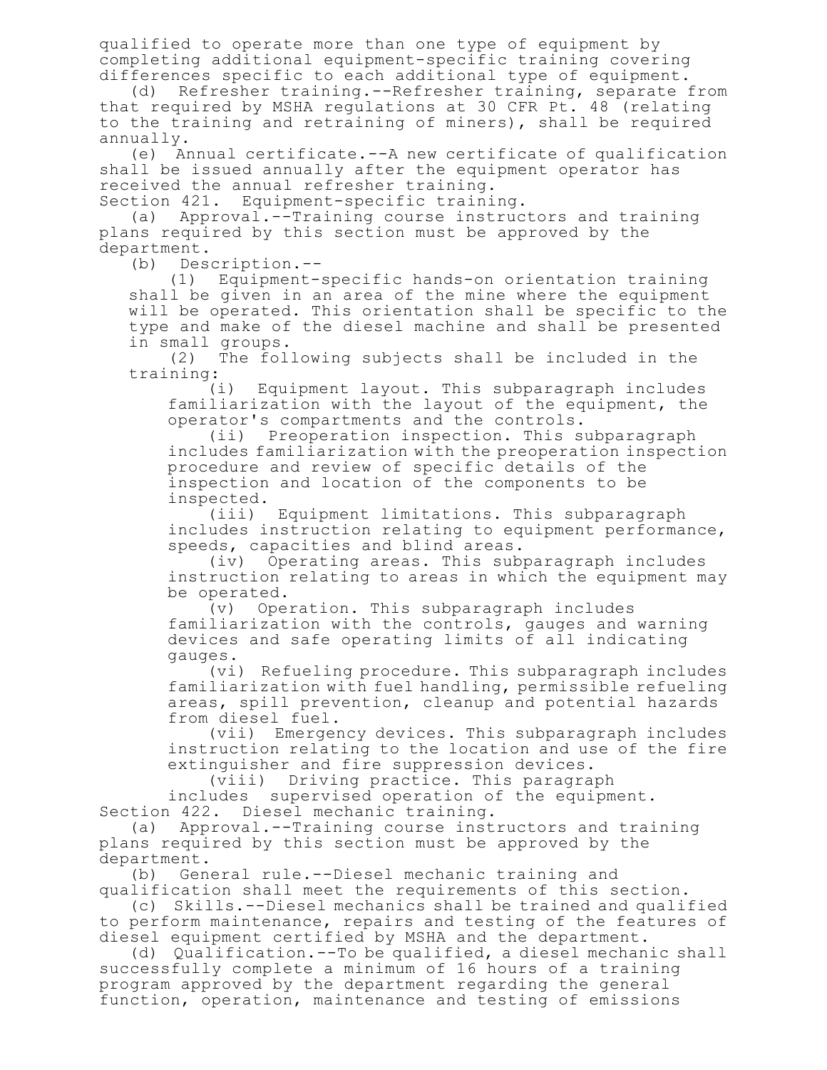qualified to operate more than one type of equipment by completing additional equipment-specific training covering differences specific to each additional type of equipment.

(d) Refresher training.--Refresher training, separate from that required by MSHA regulations at 30 CFR Pt. 48 (relating to the training and retraining of miners), shall be required annually.

(e) Annual certificate.--A new certificate of qualification shall be issued annually after the equipment operator has received the annual refresher training.

Section 421. Equipment-specific training.

(a) Approval.--Training course instructors and training plans required by this section must be approved by the department.

(b) Description.--

(1) Equipment-specific hands-on orientation training shall be given in an area of the mine where the equipment will be operated. This orientation shall be specific to the type and make of the diesel machine and shall be presented in small groups.

(2) The following subjects shall be included in the training:

(i) Equipment layout. This subparagraph includes familiarization with the layout of the equipment, the operator's compartments and the controls.

(ii) Preoperation inspection. This subparagraph includes familiarization with the preoperation inspection procedure and review of specific details of the inspection and location of the components to be inspected.

(iii) Equipment limitations. This subparagraph includes instruction relating to equipment performance, speeds, capacities and blind areas.

(iv) Operating areas. This subparagraph includes instruction relating to areas in which the equipment may be operated.

(v) Operation. This subparagraph includes familiarization with the controls, gauges and warning devices and safe operating limits of all indicating gauges.

(vi) Refueling procedure. This subparagraph includes familiarization with fuel handling, permissible refueling areas, spill prevention, cleanup and potential hazards from diesel fuel.

(vii) Emergency devices. This subparagraph includes instruction relating to the location and use of the fire extinguisher and fire suppression devices.

(viii) Driving practice. This paragraph includes supervised operation of the equipment.

Section 422. Diesel mechanic training.

(a) Approval.--Training course instructors and training plans required by this section must be approved by the department.

(b) General rule.--Diesel mechanic training and qualification shall meet the requirements of this section.

(c) Skills.--Diesel mechanics shall be trained and qualified to perform maintenance, repairs and testing of the features of diesel equipment certified by MSHA and the department.

(d) Qualification.--To be qualified, a diesel mechanic shall successfully complete a minimum of 16 hours of a training program approved by the department regarding the general function, operation, maintenance and testing of emissions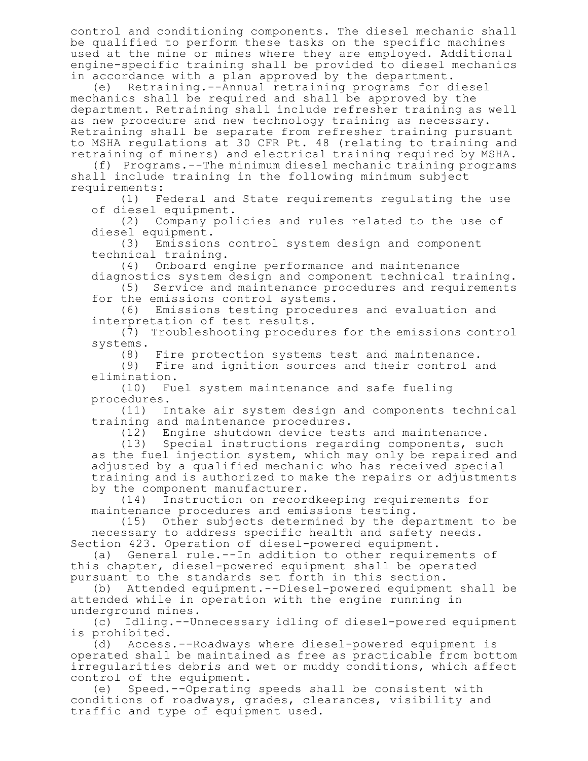control and conditioning components. The diesel mechanic shall be qualified to perform these tasks on the specific machines used at the mine or mines where they are employed. Additional engine-specific training shall be provided to diesel mechanics in accordance with a plan approved by the department.

(e) Retraining.--Annual retraining programs for diesel mechanics shall be required and shall be approved by the department. Retraining shall include refresher training as well as new procedure and new technology training as necessary. Retraining shall be separate from refresher training pursuant to MSHA regulations at 30 CFR Pt. 48 (relating to training and retraining of miners) and electrical training required by MSHA.

(f) Programs.--The minimum diesel mechanic training programs shall include training in the following minimum subject requirements:

(1) Federal and State requirements regulating the use of diesel equipment.

(2) Company policies and rules related to the use of diesel equipment.

(3) Emissions control system design and component technical training.

(4) Onboard engine performance and maintenance diagnostics system design and component technical training.

(5) Service and maintenance procedures and requirements for the emissions control systems.

(6) Emissions testing procedures and evaluation and interpretation of test results.

(7) Troubleshooting procedures for the emissions control systems.

(8) Fire protection systems test and maintenance.

(9) Fire and ignition sources and their control and elimination.

(10) Fuel system maintenance and safe fueling procedures.

(11) Intake air system design and components technical training and maintenance procedures.

(12) Engine shutdown device tests and maintenance.

(13) Special instructions regarding components, such as the fuel injection system, which may only be repaired and adjusted by a qualified mechanic who has received special training and is authorized to make the repairs or adjustments by the component manufacturer.

(14) Instruction on recordkeeping requirements for maintenance procedures and emissions testing.

(15) Other subjects determined by the department to be necessary to address specific health and safety needs.

Section 423. Operation of diesel-powered equipment.

(a) General rule.--In addition to other requirements of this chapter, diesel-powered equipment shall be operated pursuant to the standards set forth in this section.

(b) Attended equipment.--Diesel-powered equipment shall be attended while in operation with the engine running in underground mines.

(c) Idling.--Unnecessary idling of diesel-powered equipment is prohibited.

(d) Access.--Roadways where diesel-powered equipment is operated shall be maintained as free as practicable from bottom irregularities debris and wet or muddy conditions, which affect control of the equipment.

(e) Speed.--Operating speeds shall be consistent with conditions of roadways, grades, clearances, visibility and traffic and type of equipment used.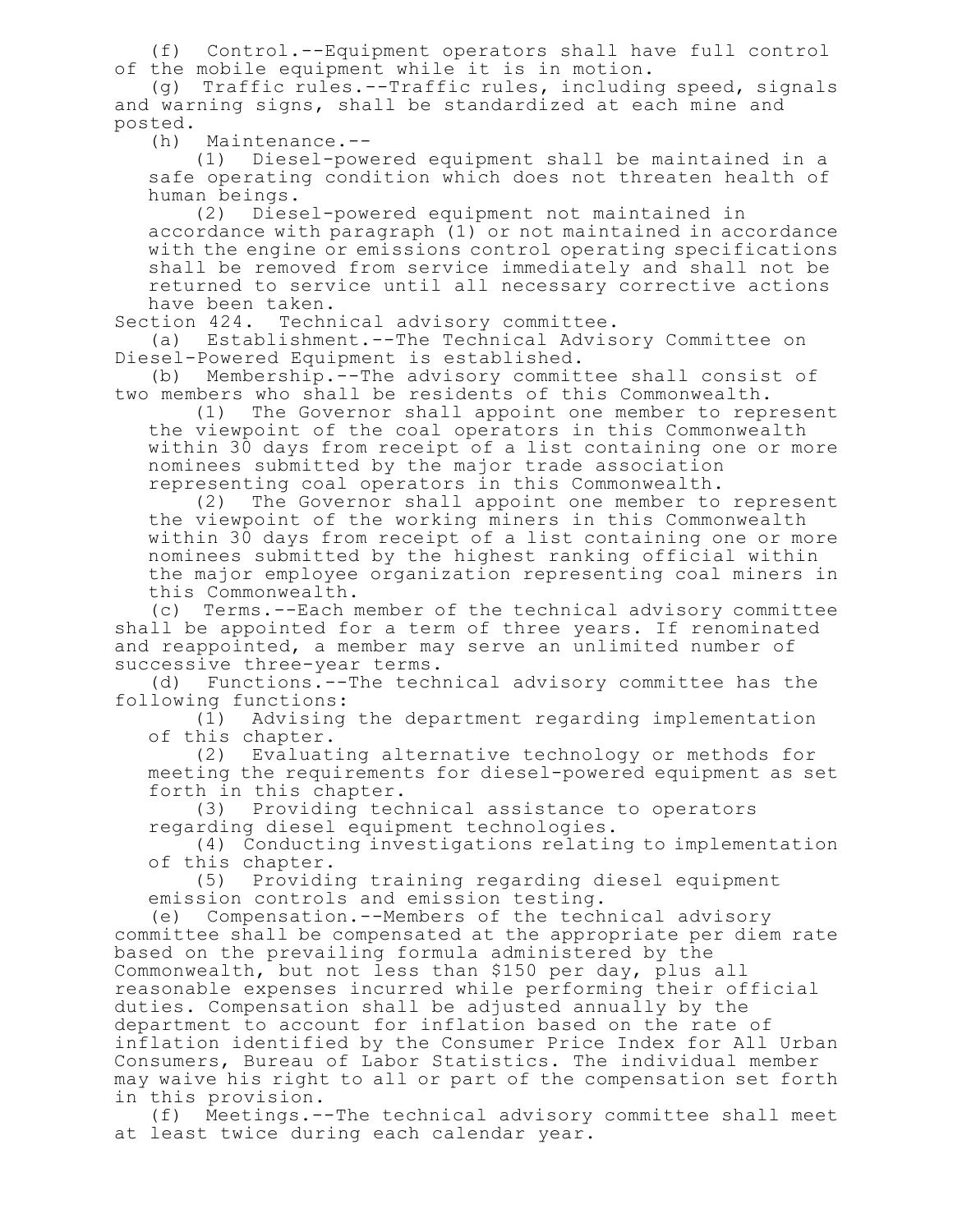(f) Control.--Equipment operators shall have full control of the mobile equipment while it is in motion.

(g) Traffic rules.--Traffic rules, including speed, signals and warning signs, shall be standardized at each mine and posted.

(h) Maintenance.--

(1) Diesel-powered equipment shall be maintained in a safe operating condition which does not threaten health of human beings.

(2) Diesel-powered equipment not maintained in accordance with paragraph (1) or not maintained in accordance with the engine or emissions control operating specifications shall be removed from service immediately and shall not be returned to service until all necessary corrective actions have been taken.

Section 424. Technical advisory committee.

(a) Establishment.--The Technical Advisory Committee on Diesel-Powered Equipment is established.

(b) Membership.--The advisory committee shall consist of two members who shall be residents of this Commonwealth.

(1) The Governor shall appoint one member to represent the viewpoint of the coal operators in this Commonwealth within 30 days from receipt of a list containing one or more nominees submitted by the major trade association representing coal operators in this Commonwealth.

(2) The Governor shall appoint one member to represent the viewpoint of the working miners in this Commonwealth within 30 days from receipt of a list containing one or more nominees submitted by the highest ranking official within the major employee organization representing coal miners in this Commonwealth.

(c) Terms.--Each member of the technical advisory committee shall be appointed for a term of three years. If renominated and reappointed, a member may serve an unlimited number of successive three-year terms.

(d) Functions.--The technical advisory committee has the following functions:

(1) Advising the department regarding implementation of this chapter.

(2) Evaluating alternative technology or methods for meeting the requirements for diesel-powered equipment as set forth in this chapter.

(3) Providing technical assistance to operators regarding diesel equipment technologies.

(4) Conducting investigations relating to implementation of this chapter.

(5) Providing training regarding diesel equipment emission controls and emission testing.

(e) Compensation.--Members of the technical advisory committee shall be compensated at the appropriate per diem rate based on the prevailing formula administered by the Commonwealth, but not less than $150 per day, plus all reasonable expenses incurred while performing their official duties. Compensation shall be adjusted annually by the department to account for inflation based on the rate of inflation identified by the Consumer Price Index for All Urban Consumers, Bureau of Labor Statistics. The individual member may waive his right to all or part of the compensation set forth in this provision.

(f) Meetings.--The technical advisory committee shall meet at least twice during each calendar year.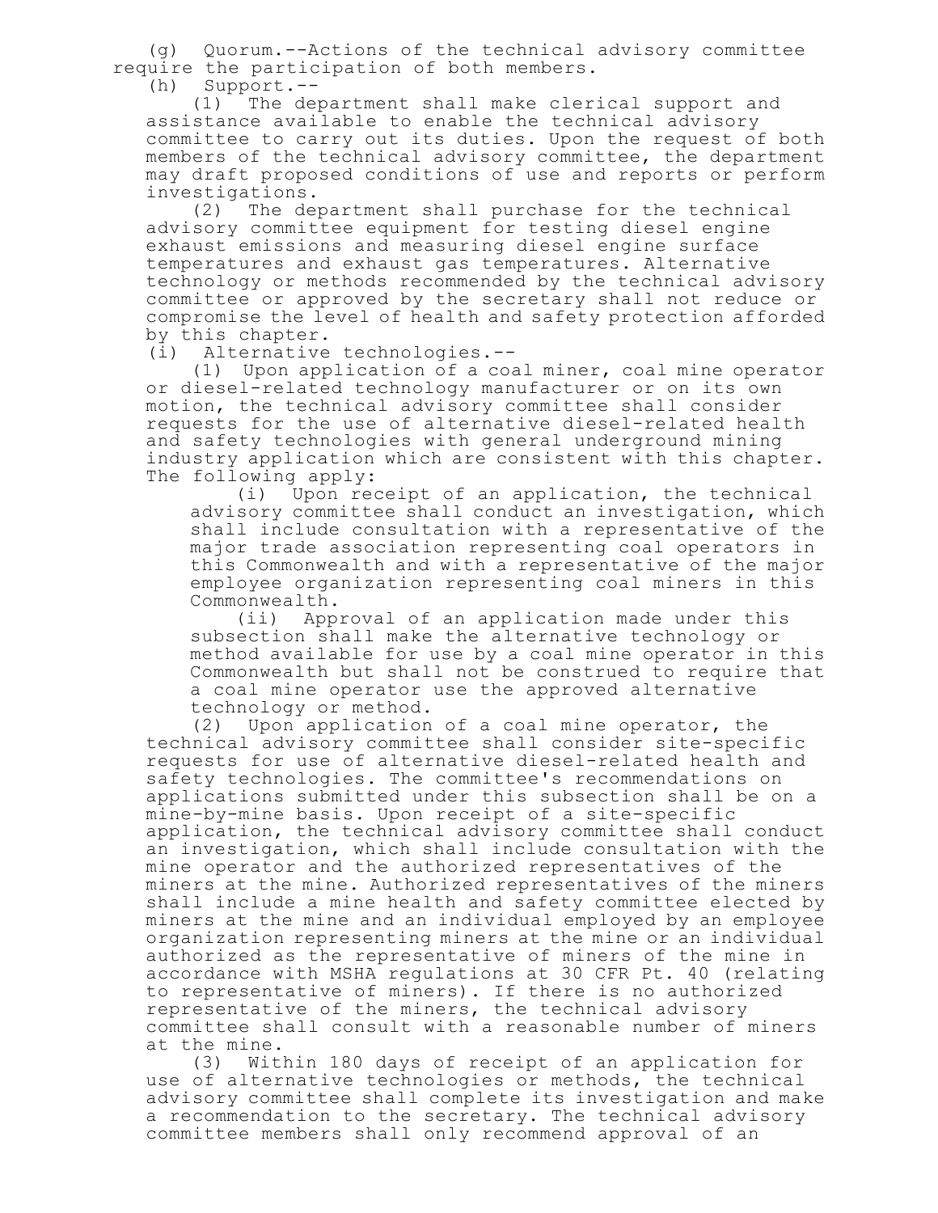(g) Quorum.--Actions of the technical advisory committee require the participation of both members.

(h) Support.--

(1) The department shall make clerical support and assistance available to enable the technical advisory committee to carry out its duties. Upon the request of both members of the technical advisory committee, the department may draft proposed conditions of use and reports or perform investigations.

(2) The department shall purchase for the technical advisory committee equipment for testing diesel engine exhaust emissions and measuring diesel engine surface temperatures and exhaust gas temperatures. Alternative technology or methods recommended by the technical advisory committee or approved by the secretary shall not reduce or compromise the level of health and safety protection afforded by this chapter.

(i) Alternative technologies.--

(1) Upon application of a coal miner, coal mine operator or diesel-related technology manufacturer or on its own motion, the technical advisory committee shall consider requests for the use of alternative diesel-related health and safety technologies with general underground mining industry application which are consistent with this chapter. The following apply:

(i) Upon receipt of an application, the technical advisory committee shall conduct an investigation, which shall include consultation with a representative of the major trade association representing coal operators in this Commonwealth and with a representative of the major employee organization representing coal miners in this Commonwealth.

(ii) Approval of an application made under this subsection shall make the alternative technology or method available for use by a coal mine operator in this Commonwealth but shall not be construed to require that a coal mine operator use the approved alternative technology or method.

(2) Upon application of a coal mine operator, the technical advisory committee shall consider site-specific requests for use of alternative diesel-related health and safety technologies. The committee's recommendations on applications submitted under this subsection shall be on a mine-by-mine basis. Upon receipt of a site-specific application, the technical advisory committee shall conduct an investigation, which shall include consultation with the mine operator and the authorized representatives of the miners at the mine. Authorized representatives of the miners shall include a mine health and safety committee elected by miners at the mine and an individual employed by an employee organization representing miners at the mine or an individual authorized as the representative of miners of the mine in accordance with MSHA regulations at 30 CFR Pt. 40 (relating to representative of miners). If there is no authorized representative of the miners, the technical advisory committee shall consult with a reasonable number of miners at the mine.

(3) Within 180 days of receipt of an application for use of alternative technologies or methods, the technical advisory committee shall complete its investigation and make a recommendation to the secretary. The technical advisory committee members shall only recommend approval of an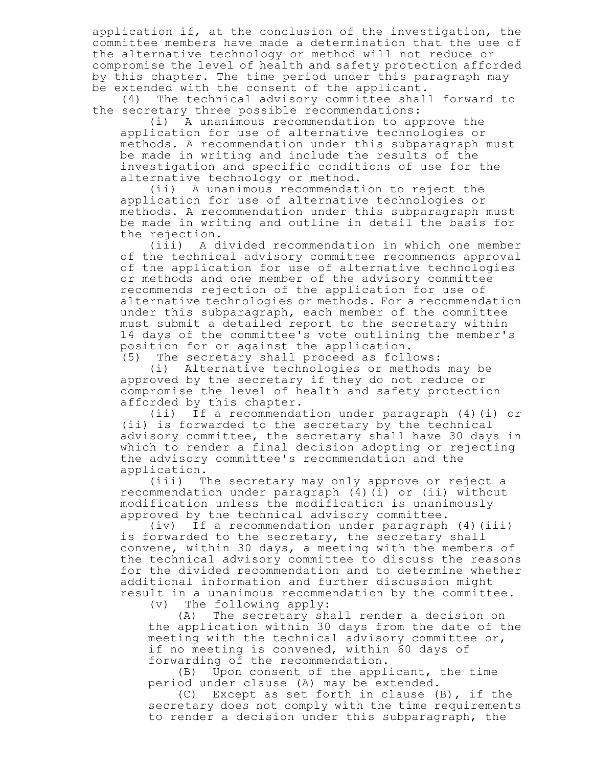application if, at the conclusion of the investigation, the committee members have made a determination that the use of the alternative technology or method will not reduce or compromise the level of health and safety protection afforded by this chapter. The time period under this paragraph may be extended with the consent of the applicant.

(4) The technical advisory committee shall forward to the secretary three possible recommendations:

(i) A unanimous recommendation to approve the application for use of alternative technologies or methods. A recommendation under this subparagraph must be made in writing and include the results of the investigation and specific conditions of use for the alternative technology or method.

(ii) A unanimous recommendation to reject the application for use of alternative technologies or methods. A recommendation under this subparagraph must be made in writing and outline in detail the basis for the rejection.

(iii) A divided recommendation in which one member of the technical advisory committee recommends approval of the application for use of alternative technologies or methods and one member of the advisory committee recommends rejection of the application for use of alternative technologies or methods. For a recommendation under this subparagraph, each member of the committee must submit a detailed report to the secretary within 14 days of the committee's vote outlining the member's position for or against the application.

(5) The secretary shall proceed as follows:

(i) Alternative technologies or methods may be approved by the secretary if they do not reduce or compromise the level of health and safety protection afforded by this chapter.

(ii) If a recommendation under paragraph (4)(i) or (ii) is forwarded to the secretary by the technical advisory committee, the secretary shall have 30 days in which to render a final decision adopting or rejecting the advisory committee's recommendation and the application.

(iii) The secretary may only approve or reject a recommendation under paragraph (4)(i) or (ii) without modification unless the modification is unanimously approved by the technical advisory committee.

(iv) If a recommendation under paragraph (4)(iii) is forwarded to the secretary, the secretary shall convene, within 30 days, a meeting with the members of the technical advisory committee to discuss the reasons for the divided recommendation and to determine whether additional information and further discussion might result in a unanimous recommendation by the committee.

(v) The following apply:

(A) The secretary shall render a decision on the application within 30 days from the date of the meeting with the technical advisory committee or, if no meeting is convened, within 60 days of forwarding of the recommendation.

(B) Upon consent of the applicant, the time period under clause (A) may be extended.

(C) Except as set forth in clause (B), if the secretary does not comply with the time requirements to render a decision under this subparagraph, the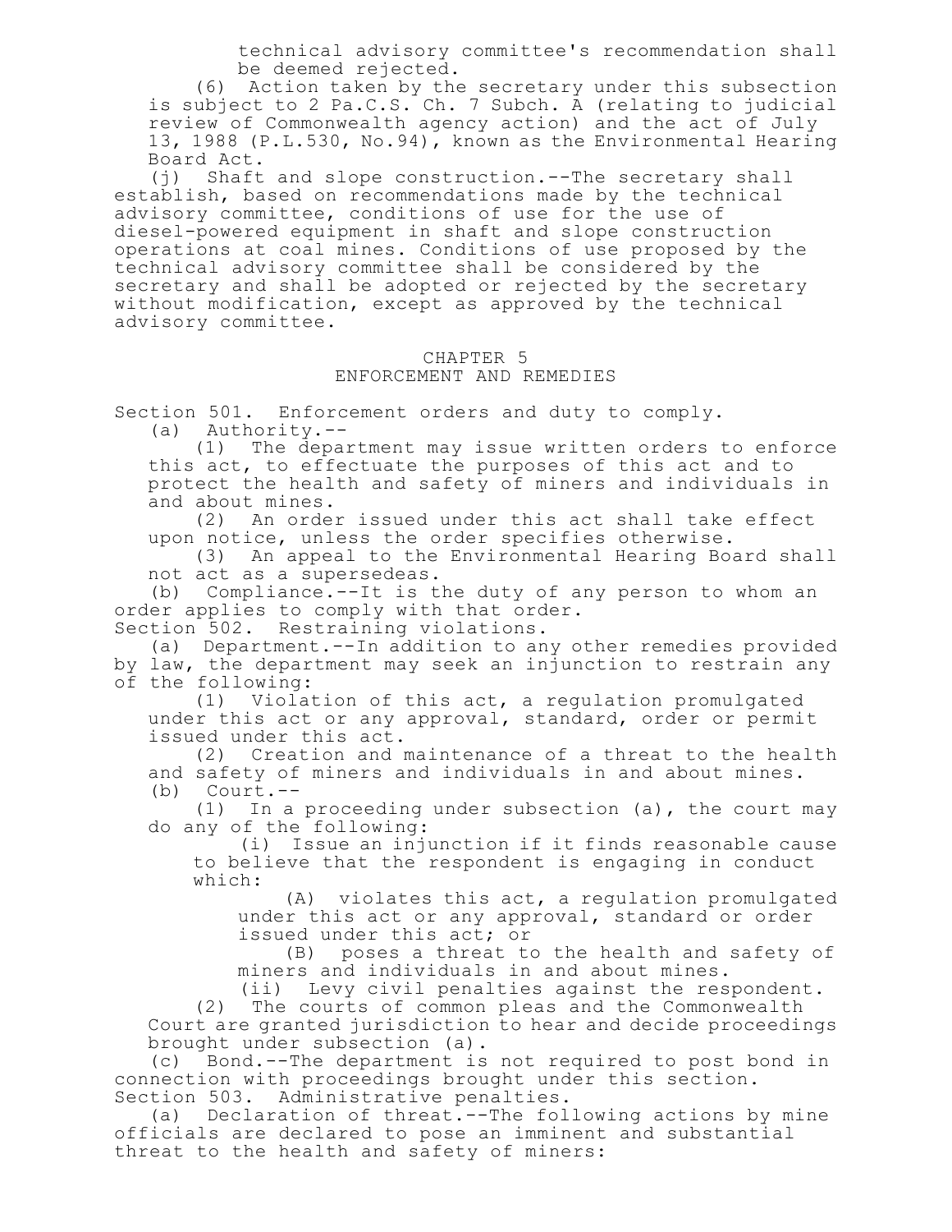technical advisory committee's recommendation shall be deemed rejected.

(6) Action taken by the secretary under this subsection is subject to 2 Pa.C.S. Ch. 7 Subch. A (relating to judicial review of Commonwealth agency action) and the act of July 13, 1988 (P.L.530, No.94), known as the Environmental Hearing Board Act.

(j) Shaft and slope construction.--The secretary shall establish, based on recommendations made by the technical advisory committee, conditions of use for the use of diesel-powered equipment in shaft and slope construction operations at coal mines. Conditions of use proposed by the technical advisory committee shall be considered by the secretary and shall be adopted or rejected by the secretary without modification, except as approved by the technical advisory committee.

## CHAPTER 5
## ENFORCEMENT AND REMEDIES

Section 501. Enforcement orders and duty to comply.

(a) Authority.--

(1) The department may issue written orders to enforce this act, to effectuate the purposes of this act and to protect the health and safety of miners and individuals in and about mines.

(2) An order issued under this act shall take effect upon notice, unless the order specifies otherwise.

(3) An appeal to the Environmental Hearing Board shall not act as a supersedeas.

(b) Compliance.--It is the duty of any person to whom an order applies to comply with that order.

Section 502. Restraining violations.

(a) Department.--In addition to any other remedies provided by law, the department may seek an injunction to restrain any of the following:

(1) Violation of this act, a regulation promulgated under this act or any approval, standard, order or permit issued under this act.

(2) Creation and maintenance of a threat to the health and safety of miners and individuals in and about mines.

(b) Court.--

(1) In a proceeding under subsection (a), the court may do any of the following:

(i) Issue an injunction if it finds reasonable cause to believe that the respondent is engaging in conduct which:

(A) violates this act, a regulation promulgated under this act or any approval, standard or order issued under this act; or

(B) poses a threat to the health and safety of miners and individuals in and about mines.

(ii) Levy civil penalties against the respondent.

(2) The courts of common pleas and the Commonwealth Court are granted jurisdiction to hear and decide proceedings brought under subsection (a).

(c) Bond.--The department is not required to post bond in connection with proceedings brought under this section.

Section 503. Administrative penalties.

(a) Declaration of threat.--The following actions by mine officials are declared to pose an imminent and substantial threat to the health and safety of miners: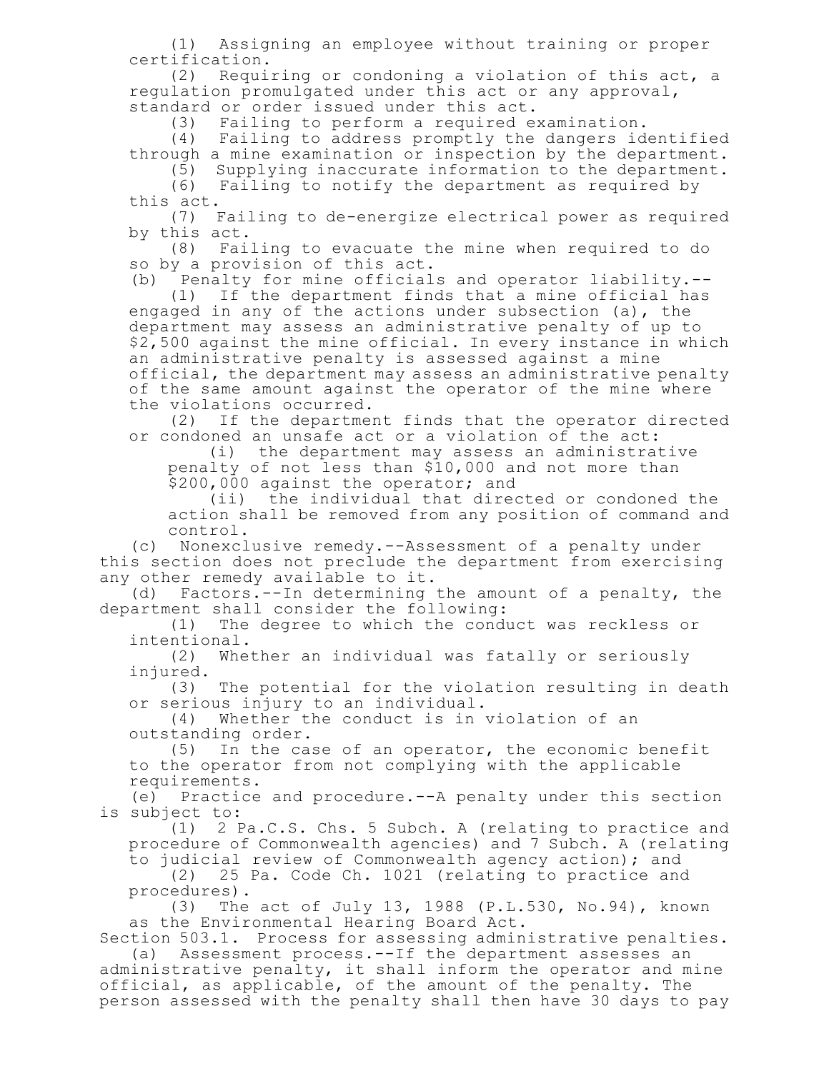(1) Assigning an employee without training or proper certification.

(2) Requiring or condoning a violation of this act, a regulation promulgated under this act or any approval, standard or order issued under this act.

(3) Failing to perform a required examination.

(4) Failing to address promptly the dangers identified through a mine examination or inspection by the department.

(5) Supplying inaccurate information to the department.

(6) Failing to notify the department as required by this act.

(7) Failing to de-energize electrical power as required by this act.

(8) Failing to evacuate the mine when required to do so by a provision of this act.

(b) Penalty for mine officials and operator liability.--

(1) If the department finds that a mine official has engaged in any of the actions under subsection (a), the department may assess an administrative penalty of up to $2,500 against the mine official. In every instance in which an administrative penalty is assessed against a mine official, the department may assess an administrative penalty of the same amount against the operator of the mine where the violations occurred.

(2) If the department finds that the operator directed or condoned an unsafe act or a violation of the act:

(i) the department may assess an administrative penalty of not less than $10,000 and not more than $200,000 against the operator; and

(ii) the individual that directed or condoned the action shall be removed from any position of command and control.

(c) Nonexclusive remedy.--Assessment of a penalty under this section does not preclude the department from exercising any other remedy available to it.

(d) Factors.--In determining the amount of a penalty, the department shall consider the following:

(1) The degree to which the conduct was reckless or intentional.

(2) Whether an individual was fatally or seriously injured.

(3) The potential for the violation resulting in death or serious injury to an individual.

(4) Whether the conduct is in violation of an outstanding order.

(5) In the case of an operator, the economic benefit to the operator from not complying with the applicable requirements.

(e) Practice and procedure.--A penalty under this section is subject to:

(1) 2 Pa.C.S. Chs. 5 Subch. A (relating to practice and procedure of Commonwealth agencies) and 7 Subch. A (relating to judicial review of Commonwealth agency action); and

(2) 25 Pa. Code Ch. 1021 (relating to practice and procedures).

(3) The act of July 13, 1988 (P.L.530, No.94), known as the Environmental Hearing Board Act.

Section 503.1. Process for assessing administrative penalties.

(a) Assessment process.--If the department assesses an administrative penalty, it shall inform the operator and mine official, as applicable, of the amount of the penalty. The person assessed with the penalty shall then have 30 days to pay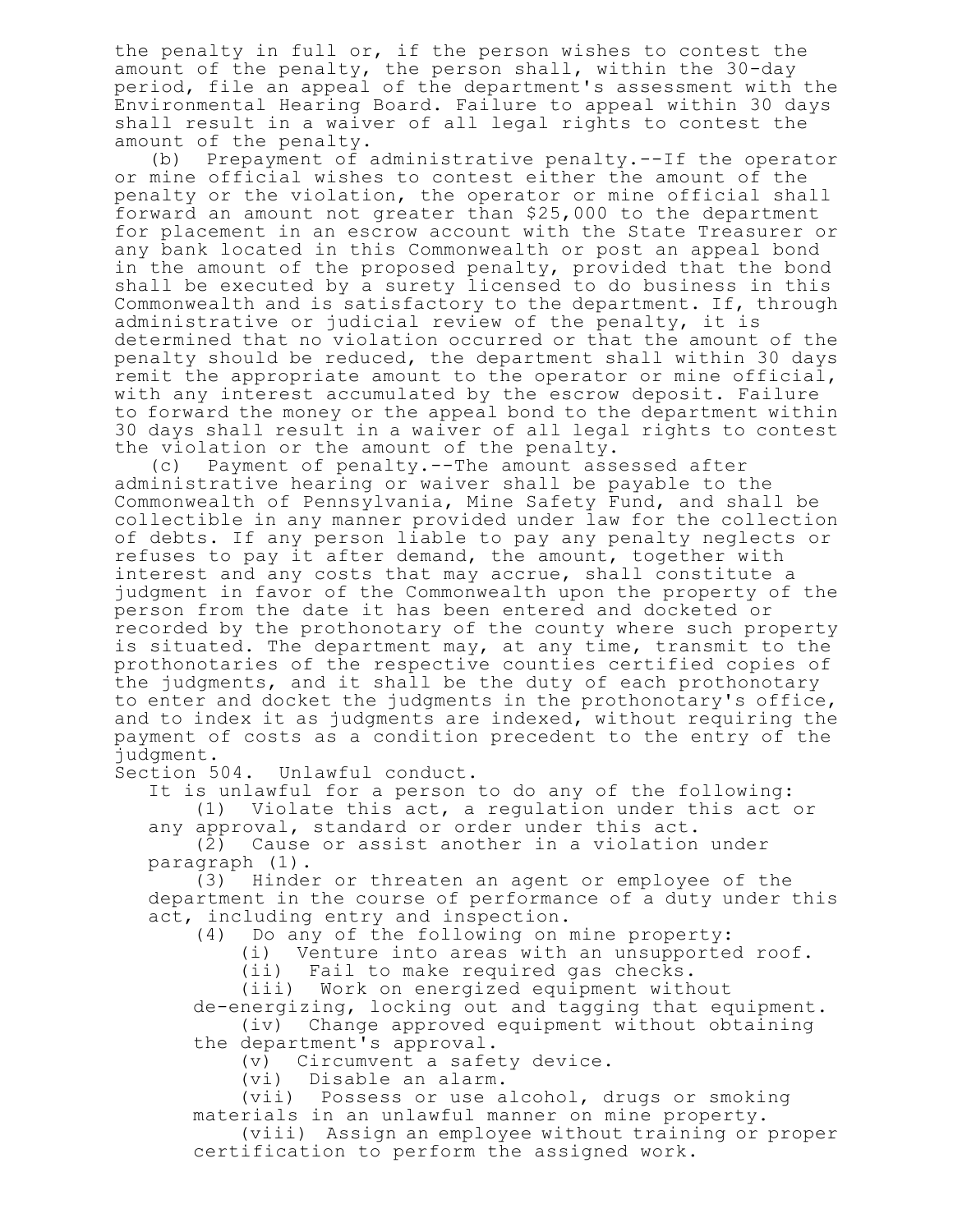the penalty in full or, if the person wishes to contest the amount of the penalty, the person shall, within the 30-day period, file an appeal of the department's assessment with the Environmental Hearing Board. Failure to appeal within 30 days shall result in a waiver of all legal rights to contest the amount of the penalty.

(b) Prepayment of administrative penalty.--If the operator or mine official wishes to contest either the amount of the penalty or the violation, the operator or mine official shall forward an amount not greater than $25,000 to the department for placement in an escrow account with the State Treasurer or any bank located in this Commonwealth or post an appeal bond in the amount of the proposed penalty, provided that the bond shall be executed by a surety licensed to do business in this Commonwealth and is satisfactory to the department. If, through administrative or judicial review of the penalty, it is determined that no violation occurred or that the amount of the penalty should be reduced, the department shall within 30 days remit the appropriate amount to the operator or mine official, with any interest accumulated by the escrow deposit. Failure to forward the money or the appeal bond to the department within 30 days shall result in a waiver of all legal rights to contest the violation or the amount of the penalty.

(c) Payment of penalty.--The amount assessed after administrative hearing or waiver shall be payable to the Commonwealth of Pennsylvania, Mine Safety Fund, and shall be collectible in any manner provided under law for the collection of debts. If any person liable to pay any penalty neglects or refuses to pay it after demand, the amount, together with interest and any costs that may accrue, shall constitute a judgment in favor of the Commonwealth upon the property of the person from the date it has been entered and docketed or recorded by the prothonotary of the county where such property is situated. The department may, at any time, transmit to the prothonotaries of the respective counties certified copies of the judgments, and it shall be the duty of each prothonotary to enter and docket the judgments in the prothonotary's office, and to index it as judgments are indexed, without requiring the payment of costs as a condition precedent to the entry of the judgment.

Section 504. Unlawful conduct.

It is unlawful for a person to do any of the following:

(1) Violate this act, a regulation under this act or any approval, standard or order under this act.

(2) Cause or assist another in a violation under paragraph (1).

(3) Hinder or threaten an agent or employee of the department in the course of performance of a duty under this act, including entry and inspection.

(4) Do any of the following on mine property:

(i) Venture into areas with an unsupported roof.

(ii) Fail to make required gas checks.

(iii) Work on energized equipment without de-energizing, locking out and tagging that equipment.

(iv) Change approved equipment without obtaining the department's approval.

(v) Circumvent a safety device.

(vi) Disable an alarm.

(vii) Possess or use alcohol, drugs or smoking materials in an unlawful manner on mine property.

(viii) Assign an employee without training or proper certification to perform the assigned work.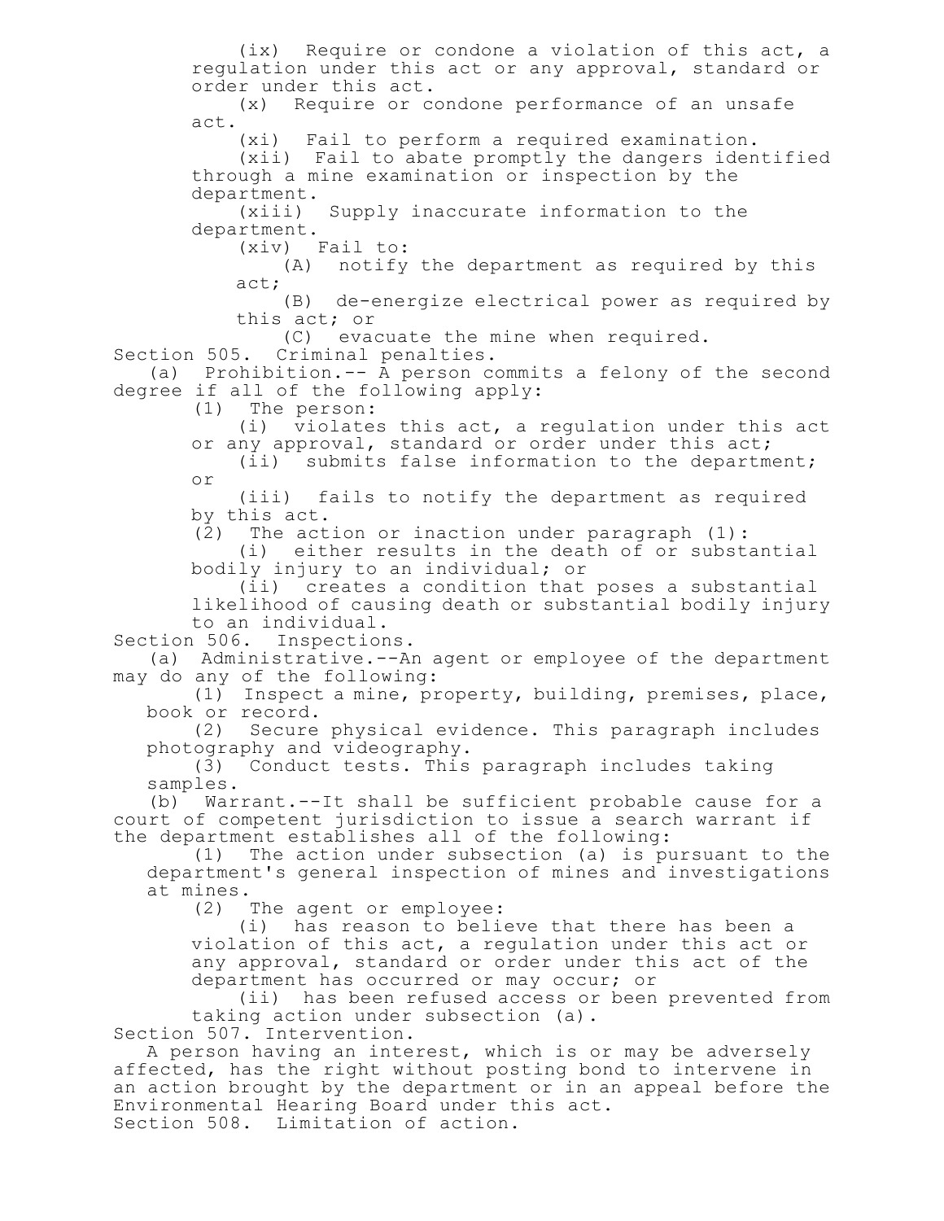(ix) Require or condone a violation of this act, a regulation under this act or any approval, standard or order under this act.

(x) Require or condone performance of an unsafe act.

(xi) Fail to perform a required examination.

(xii) Fail to abate promptly the dangers identified through a mine examination or inspection by the department.

(xiii) Supply inaccurate information to the department.

(xiv) Fail to:

(A) notify the department as required by this act;

(B) de-energize electrical power as required by this act; or

(C) evacuate the mine when required.

Section 505. Criminal penalties.

(a) Prohibition.-- A person commits a felony of the second degree if all of the following apply:

(1) The person:

(i) violates this act, a regulation under this act or any approval, standard or order under this act;

(ii) submits false information to the department; or

(iii) fails to notify the department as required by this act.

(2) The action or inaction under paragraph (1):

(i) either results in the death of or substantial bodily injury to an individual; or

(ii) creates a condition that poses a substantial likelihood of causing death or substantial bodily injury to an individual.

Section 506. Inspections.

(a) Administrative.--An agent or employee of the department may do any of the following:

(1) Inspect a mine, property, building, premises, place, book or record.

(2) Secure physical evidence. This paragraph includes photography and videography.

(3) Conduct tests. This paragraph includes taking samples.

(b) Warrant.--It shall be sufficient probable cause for a court of competent jurisdiction to issue a search warrant if the department establishes all of the following:

(1) The action under subsection (a) is pursuant to the department's general inspection of mines and investigations at mines.

(2) The agent or employee:

(i) has reason to believe that there has been a violation of this act, a regulation under this act or any approval, standard or order under this act of the department has occurred or may occur; or

(ii) has been refused access or been prevented from taking action under subsection (a).

Section 507. Intervention.

A person having an interest, which is or may be adversely affected, has the right without posting bond to intervene in an action brought by the department or in an appeal before the Environmental Hearing Board under this act.

Section 508. Limitation of action.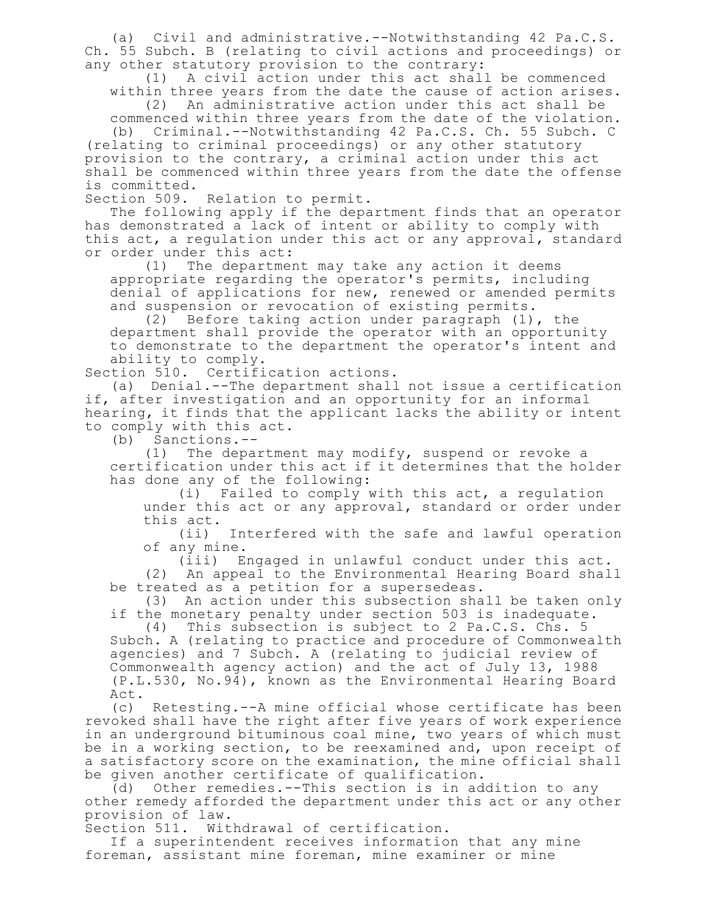(a) Civil and administrative.--Notwithstanding 42 Pa.C.S. Ch. 55 Subch. B (relating to civil actions and proceedings) or any other statutory provision to the contrary:

(1) A civil action under this act shall be commenced within three years from the date the cause of action arises.

(2) An administrative action under this act shall be commenced within three years from the date of the violation.

(b) Criminal.--Notwithstanding 42 Pa.C.S. Ch. 55 Subch. C (relating to criminal proceedings) or any other statutory provision to the contrary, a criminal action under this act shall be commenced within three years from the date the offense is committed.

Section 509. Relation to permit.

The following apply if the department finds that an operator has demonstrated a lack of intent or ability to comply with this act, a regulation under this act or any approval, standard or order under this act:

(1) The department may take any action it deems appropriate regarding the operator's permits, including denial of applications for new, renewed or amended permits and suspension or revocation of existing permits.

(2) Before taking action under paragraph (1), the department shall provide the operator with an opportunity to demonstrate to the department the operator's intent and ability to comply.

Section 510. Certification actions.

(a) Denial.--The department shall not issue a certification if, after investigation and an opportunity for an informal hearing, it finds that the applicant lacks the ability or intent to comply with this act.

(b) Sanctions.--

(1) The department may modify, suspend or revoke a certification under this act if it determines that the holder has done any of the following:

(i) Failed to comply with this act, a regulation under this act or any approval, standard or order under this act.

(ii) Interfered with the safe and lawful operation of any mine.

(iii) Engaged in unlawful conduct under this act.

(2) An appeal to the Environmental Hearing Board shall be treated as a petition for a supersedeas.

(3) An action under this subsection shall be taken only if the monetary penalty under section 503 is inadequate.

(4) This subsection is subject to 2 Pa.C.S. Chs. 5 Subch. A (relating to practice and procedure of Commonwealth agencies) and 7 Subch. A (relating to judicial review of Commonwealth agency action) and the act of July 13, 1988 (P.L.530, No.94), known as the Environmental Hearing Board Act.

(c) Retesting.--A mine official whose certificate has been revoked shall have the right after five years of work experience in an underground bituminous coal mine, two years of which must be in a working section, to be reexamined and, upon receipt of a satisfactory score on the examination, the mine official shall be given another certificate of qualification.

(d) Other remedies.--This section is in addition to any other remedy afforded the department under this act or any other provision of law.

Section 511. Withdrawal of certification.

If a superintendent receives information that any mine foreman, assistant mine foreman, mine examiner or mine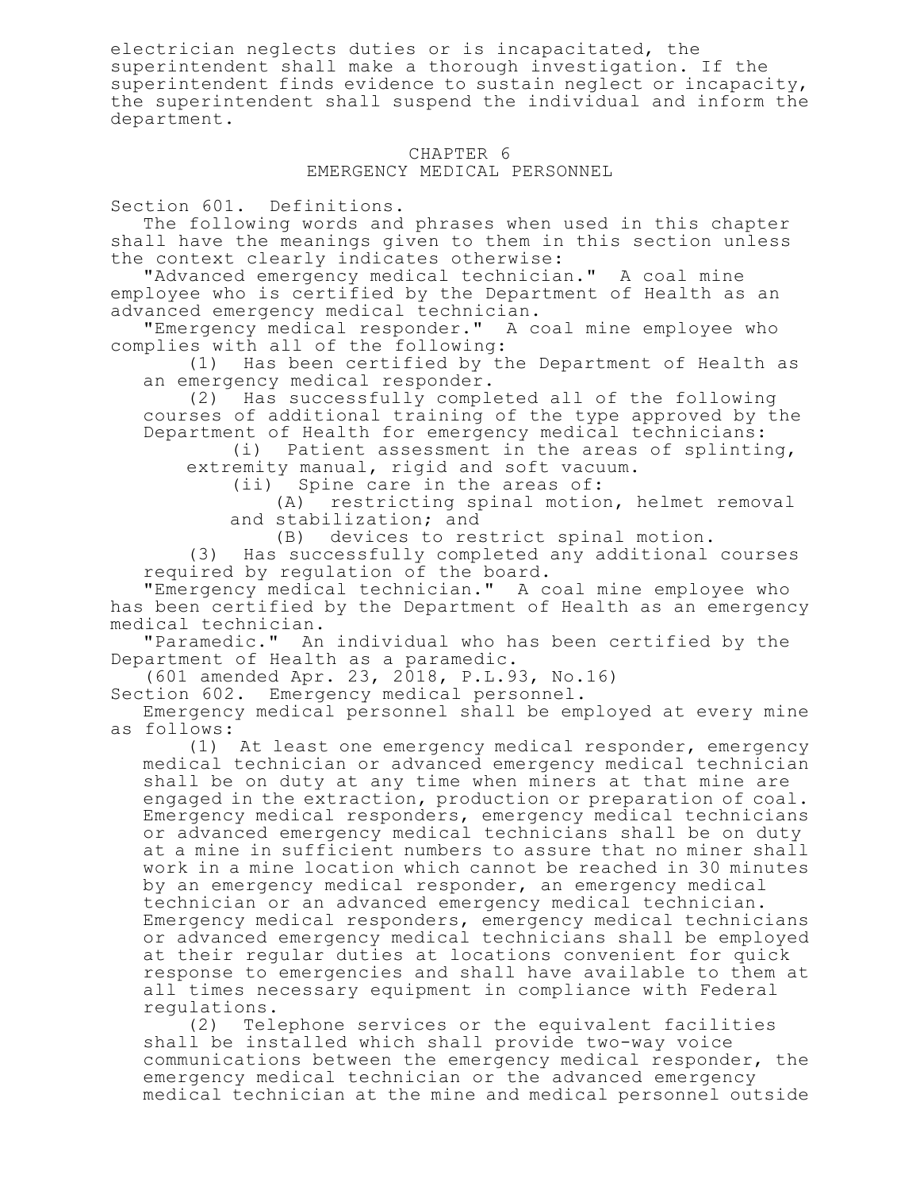electrician neglects duties or is incapacitated, the superintendent shall make a thorough investigation. If the superintendent finds evidence to sustain neglect or incapacity, the superintendent shall suspend the individual and inform the department.

## CHAPTER 6
## EMERGENCY MEDICAL PERSONNEL

Section 601. Definitions.

The following words and phrases when used in this chapter shall have the meanings given to them in this section unless the context clearly indicates otherwise:

"Advanced emergency medical technician." A coal mine employee who is certified by the Department of Health as an advanced emergency medical technician.

"Emergency medical responder." A coal mine employee who complies with all of the following:

(1) Has been certified by the Department of Health as an emergency medical responder.

(2) Has successfully completed all of the following courses of additional training of the type approved by the Department of Health for emergency medical technicians:

(i) Patient assessment in the areas of splinting, extremity manual, rigid and soft vacuum.

(ii) Spine care in the areas of:

(A) restricting spinal motion, helmet removal and stabilization; and

(B) devices to restrict spinal motion.

(3) Has successfully completed any additional courses required by regulation of the board.

"Emergency medical technician." A coal mine employee who has been certified by the Department of Health as an emergency medical technician.

"Paramedic." An individual who has been certified by the Department of Health as a paramedic.

(601 amended Apr. 23, 2018, P.L.93, No.16)

Section 602. Emergency medical personnel.

Emergency medical personnel shall be employed at every mine as follows:

(1) At least one emergency medical responder, emergency medical technician or advanced emergency medical technician shall be on duty at any time when miners at that mine are engaged in the extraction, production or preparation of coal. Emergency medical responders, emergency medical technicians or advanced emergency medical technicians shall be on duty at a mine in sufficient numbers to assure that no miner shall work in a mine location which cannot be reached in 30 minutes by an emergency medical responder, an emergency medical technician or an advanced emergency medical technician. Emergency medical responders, emergency medical technicians or advanced emergency medical technicians shall be employed at their regular duties at locations convenient for quick response to emergencies and shall have available to them at all times necessary equipment in compliance with Federal regulations.

(2) Telephone services or the equivalent facilities shall be installed which shall provide two-way voice communications between the emergency medical responder, the emergency medical technician or the advanced emergency medical technician at the mine and medical personnel outside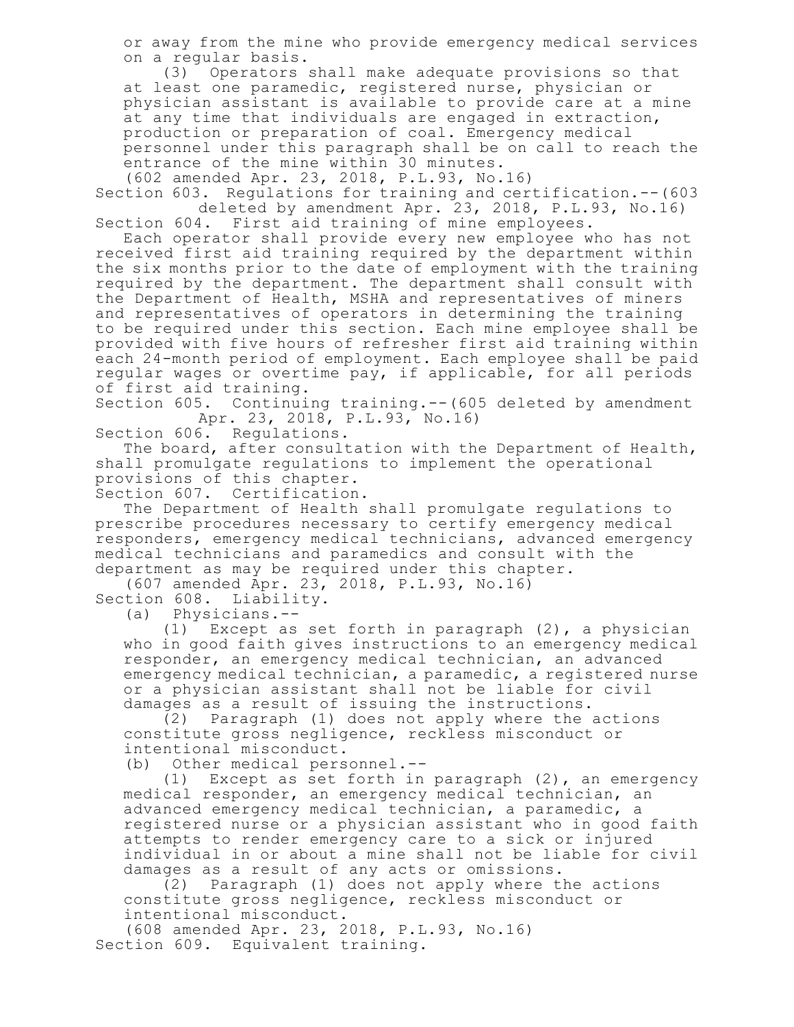or away from the mine who provide emergency medical services on a regular basis.

(3) Operators shall make adequate provisions so that at least one paramedic, registered nurse, physician or physician assistant is available to provide care at a mine at any time that individuals are engaged in extraction, production or preparation of coal. Emergency medical personnel under this paragraph shall be on call to reach the entrance of the mine within 30 minutes.

(602 amended Apr. 23, 2018, P.L.93, No.16)

Section 603. Regulations for training and certification.--(603 deleted by amendment Apr. 23, 2018, P.L.93, No.16)

Section 604. First aid training of mine employees.

Each operator shall provide every new employee who has not received first aid training required by the department within the six months prior to the date of employment with the training required by the department. The department shall consult with the Department of Health, MSHA and representatives of miners and representatives of operators in determining the training to be required under this section. Each mine employee shall be provided with five hours of refresher first aid training within each 24-month period of employment. Each employee shall be paid regular wages or overtime pay, if applicable, for all periods of first aid training.

Section 605. Continuing training.--(605 deleted by amendment Apr. 23, 2018, P.L.93, No.16)

Section 606. Regulations.

The board, after consultation with the Department of Health, shall promulgate regulations to implement the operational provisions of this chapter.

Section 607. Certification.

The Department of Health shall promulgate regulations to prescribe procedures necessary to certify emergency medical responders, emergency medical technicians, advanced emergency medical technicians and paramedics and consult with the department as may be required under this chapter.

(607 amended Apr. 23, 2018, P.L.93, No.16)

Section 608. Liability.

(a) Physicians.--

(1) Except as set forth in paragraph (2), a physician who in good faith gives instructions to an emergency medical responder, an emergency medical technician, an advanced emergency medical technician, a paramedic, a registered nurse or a physician assistant shall not be liable for civil damages as a result of issuing the instructions.

(2) Paragraph (1) does not apply where the actions constitute gross negligence, reckless misconduct or intentional misconduct.

(b) Other medical personnel.--

(1) Except as set forth in paragraph (2), an emergency medical responder, an emergency medical technician, an advanced emergency medical technician, a paramedic, a registered nurse or a physician assistant who in good faith attempts to render emergency care to a sick or injured individual in or about a mine shall not be liable for civil damages as a result of any acts or omissions.

(2) Paragraph (1) does not apply where the actions constitute gross negligence, reckless misconduct or intentional misconduct.

(608 amended Apr. 23, 2018, P.L.93, No.16)

Section 609. Equivalent training.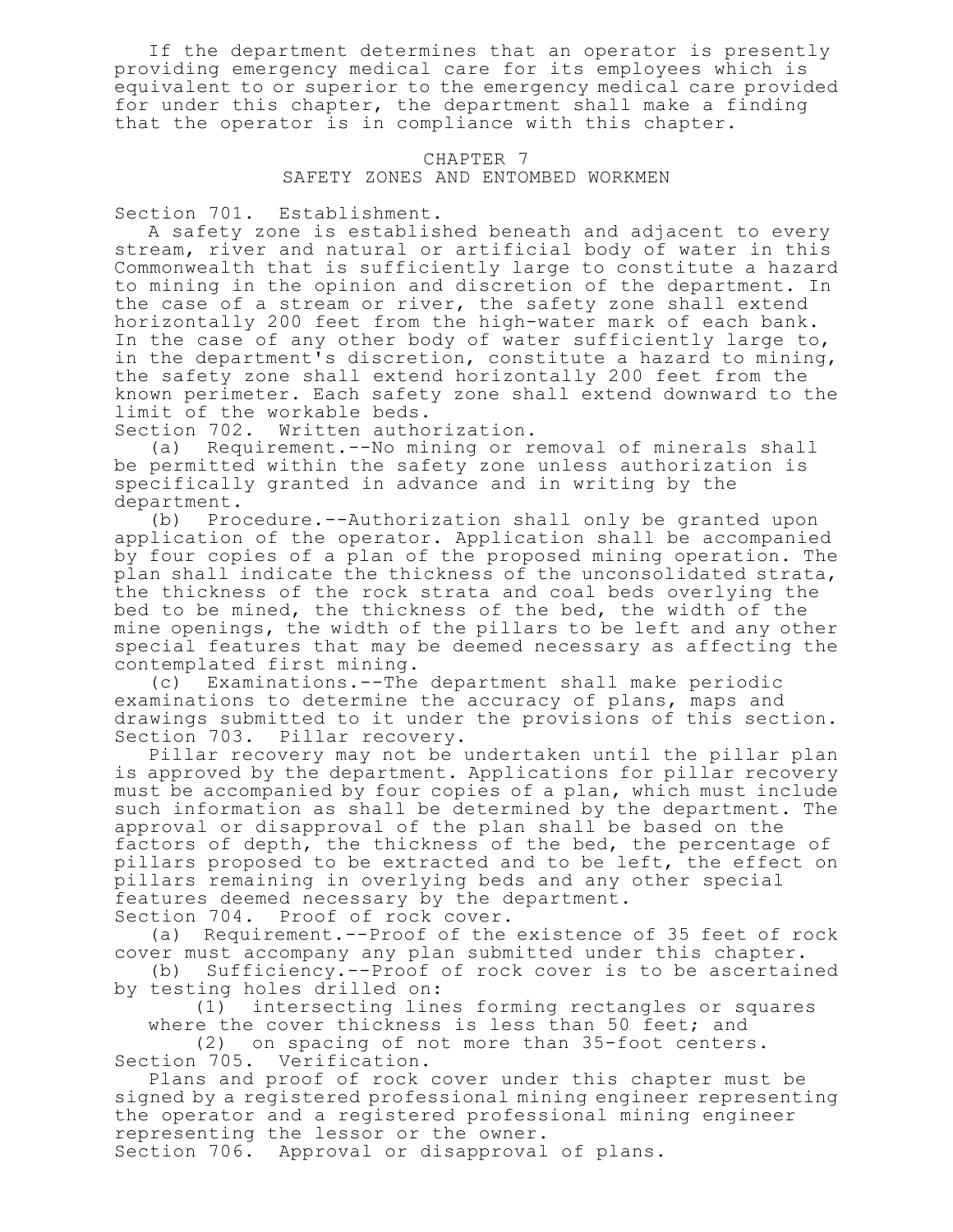If the department determines that an operator is presently providing emergency medical care for its employees which is equivalent to or superior to the emergency medical care provided for under this chapter, the department shall make a finding that the operator is in compliance with this chapter.

## CHAPTER 7
## SAFETY ZONES AND ENTOMBED WORKMEN

Section 701. Establishment.

A safety zone is established beneath and adjacent to every stream, river and natural or artificial body of water in this Commonwealth that is sufficiently large to constitute a hazard to mining in the opinion and discretion of the department. In the case of a stream or river, the safety zone shall extend horizontally 200 feet from the high-water mark of each bank. In the case of any other body of water sufficiently large to, in the department's discretion, constitute a hazard to mining, the safety zone shall extend horizontally 200 feet from the known perimeter. Each safety zone shall extend downward to the limit of the workable beds.

Section 702. Written authorization.

(a) Requirement.--No mining or removal of minerals shall be permitted within the safety zone unless authorization is specifically granted in advance and in writing by the department.

(b) Procedure.--Authorization shall only be granted upon application of the operator. Application shall be accompanied by four copies of a plan of the proposed mining operation. The plan shall indicate the thickness of the unconsolidated strata, the thickness of the rock strata and coal beds overlying the bed to be mined, the thickness of the bed, the width of the mine openings, the width of the pillars to be left and any other special features that may be deemed necessary as affecting the contemplated first mining.

(c) Examinations.--The department shall make periodic examinations to determine the accuracy of plans, maps and drawings submitted to it under the provisions of this section.

Section 703. Pillar recovery.

Pillar recovery may not be undertaken until the pillar plan is approved by the department. Applications for pillar recovery must be accompanied by four copies of a plan, which must include such information as shall be determined by the department. The approval or disapproval of the plan shall be based on the factors of depth, the thickness of the bed, the percentage of pillars proposed to be extracted and to be left, the effect on pillars remaining in overlying beds and any other special features deemed necessary by the department.

Section 704. Proof of rock cover.

(a) Requirement.--Proof of the existence of 35 feet of rock cover must accompany any plan submitted under this chapter.

(b) Sufficiency.--Proof of rock cover is to be ascertained by testing holes drilled on:

(1) intersecting lines forming rectangles or squares where the cover thickness is less than 50 feet; and

(2) on spacing of not more than 35-foot centers.

Section 705. Verification.

Plans and proof of rock cover under this chapter must be signed by a registered professional mining engineer representing the operator and a registered professional mining engineer representing the lessor or the owner.

Section 706. Approval or disapproval of plans.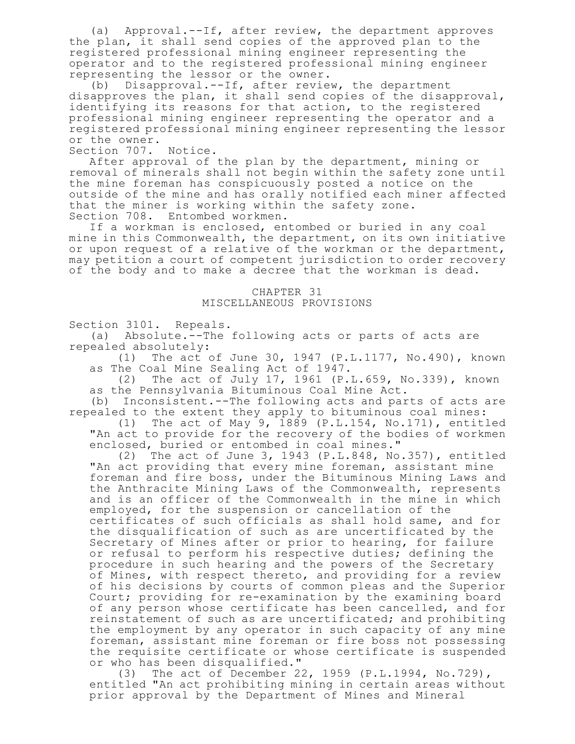(a) Approval.--If, after review, the department approves the plan, it shall send copies of the approved plan to the registered professional mining engineer representing the operator and to the registered professional mining engineer representing the lessor or the owner.

(b) Disapproval.--If, after review, the department disapproves the plan, it shall send copies of the disapproval, identifying its reasons for that action, to the registered professional mining engineer representing the operator and a registered professional mining engineer representing the lessor or the owner.

Section 707. Notice.

After approval of the plan by the department, mining or removal of minerals shall not begin within the safety zone until the mine foreman has conspicuously posted a notice on the outside of the mine and has orally notified each miner affected that the miner is working within the safety zone.

Section 708. Entombed workmen.

If a workman is enclosed, entombed or buried in any coal mine in this Commonwealth, the department, on its own initiative or upon request of a relative of the workman or the department, may petition a court of competent jurisdiction to order recovery of the body and to make a decree that the workman is dead.

## CHAPTER 31
## MISCELLANEOUS PROVISIONS

Section 3101. Repeals.

(a) Absolute.--The following acts or parts of acts are repealed absolutely:

(1) The act of June 30, 1947 (P.L.1177, No.490), known as The Coal Mine Sealing Act of 1947.

(2) The act of July 17, 1961 (P.L.659, No.339), known as the Pennsylvania Bituminous Coal Mine Act.

(b) Inconsistent.--The following acts and parts of acts are repealed to the extent they apply to bituminous coal mines:

(1) The act of May 9, 1889 (P.L.154, No.171), entitled "An act to provide for the recovery of the bodies of workmen enclosed, buried or entombed in coal mines."

(2) The act of June 3, 1943 (P.L.848, No.357), entitled "An act providing that every mine foreman, assistant mine foreman and fire boss, under the Bituminous Mining Laws and the Anthracite Mining Laws of the Commonwealth, represents and is an officer of the Commonwealth in the mine in which employed, for the suspension or cancellation of the certificates of such officials as shall hold same, and for the disqualification of such as are uncertificated by the Secretary of Mines after or prior to hearing, for failure or refusal to perform his respective duties; defining the procedure in such hearing and the powers of the Secretary of Mines, with respect thereto, and providing for a review of his decisions by courts of common pleas and the Superior Court; providing for re-examination by the examining board of any person whose certificate has been cancelled, and for reinstatement of such as are uncertificated; and prohibiting the employment by any operator in such capacity of any mine foreman, assistant mine foreman or fire boss not possessing the requisite certificate or whose certificate is suspended or who has been disqualified."

(3) The act of December 22, 1959 (P.L.1994, No.729), entitled "An act prohibiting mining in certain areas without prior approval by the Department of Mines and Mineral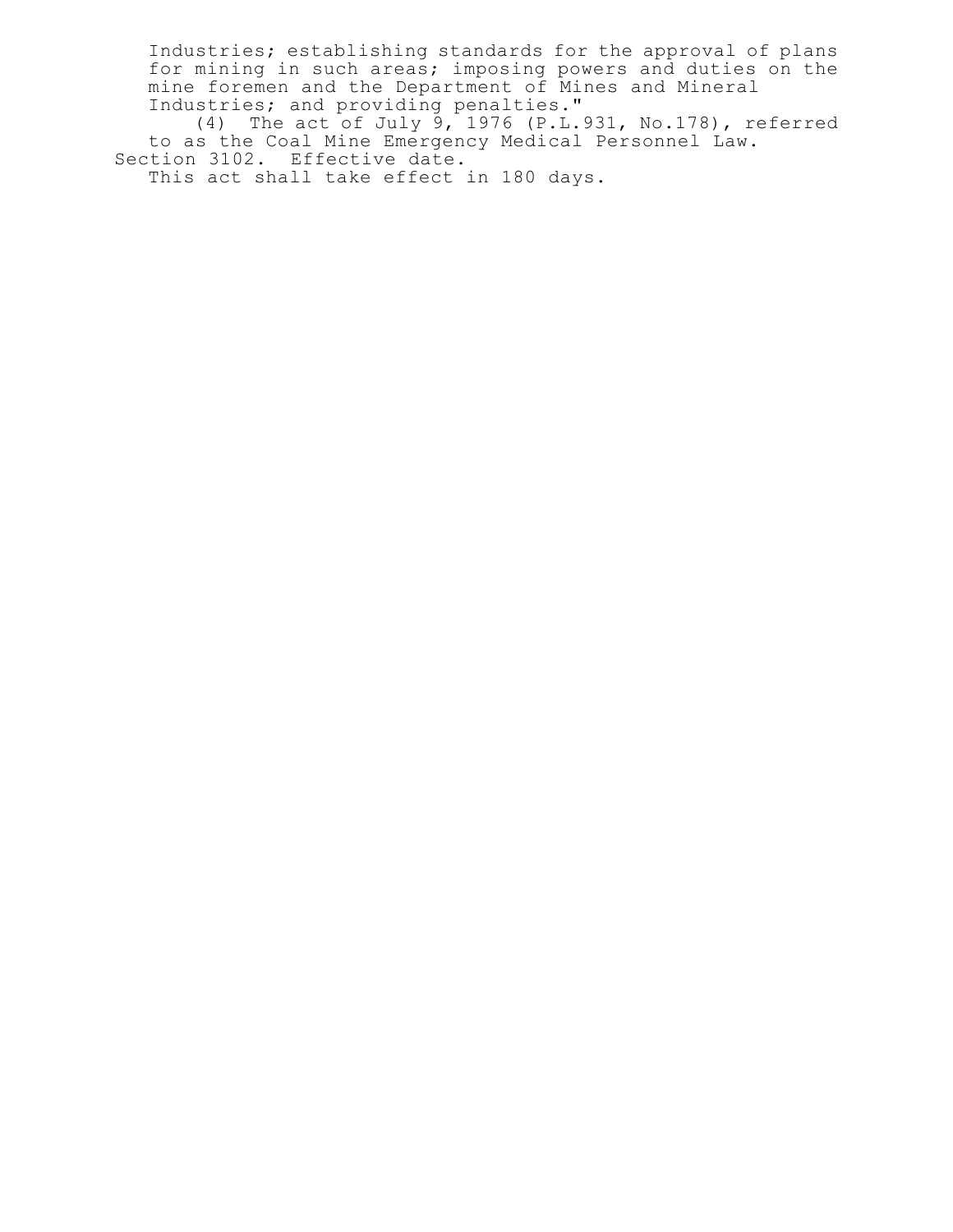Industries; establishing standards for the approval of plans for mining in such areas; imposing powers and duties on the mine foremen and the Department of Mines and Mineral Industries; and providing penalties."

(4) The act of July 9, 1976 (P.L.931, No.178), referred to as the Coal Mine Emergency Medical Personnel Law.

Section 3102. Effective date.

This act shall take effect in 180 days.